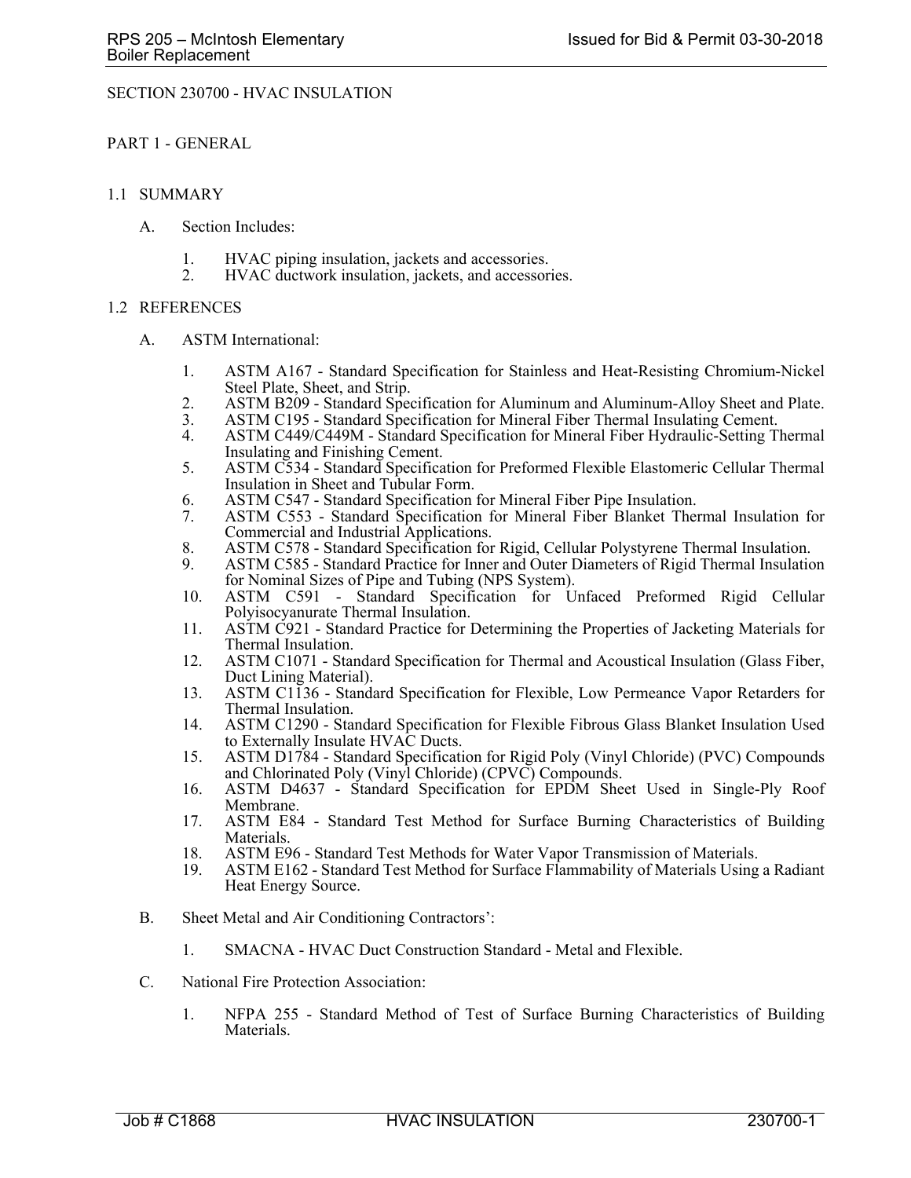# SECTION 230700 - HVAC INSULATION

## PART 1 - GENERAL

### 1.1 SUMMARY

A. Section Includes:

1. HVAC piping insulation, jackets and accessories.
2. HVAC ductwork insulation, jackets, and accessories.

### 1.2 REFERENCES

A. ASTM International:

1. ASTM A167 - Standard Specification for Stainless and Heat-Resisting Chromium-Nickel Steel Plate, Sheet, and Strip.
2. ASTM B209 - Standard Specification for Aluminum and Aluminum-Alloy Sheet and Plate.
3. ASTM C195 - Standard Specification for Mineral Fiber Thermal Insulating Cement.
4. ASTM C449/C449M - Standard Specification for Mineral Fiber Hydraulic-Setting Thermal Insulating and Finishing Cement.
5. ASTM C534 - Standard Specification for Preformed Flexible Elastomeric Cellular Thermal Insulation in Sheet and Tubular Form.
6. ASTM C547 - Standard Specification for Mineral Fiber Pipe Insulation.
7. ASTM C553 - Standard Specification for Mineral Fiber Blanket Thermal Insulation for Commercial and Industrial Applications.
8. ASTM C578 - Standard Specification for Rigid, Cellular Polystyrene Thermal Insulation.
9. ASTM C585 - Standard Practice for Inner and Outer Diameters of Rigid Thermal Insulation for Nominal Sizes of Pipe and Tubing (NPS System).
10. ASTM C591 - Standard Specification for Unfaced Preformed Rigid Cellular Polyisocyanurate Thermal Insulation.
11. ASTM C921 - Standard Practice for Determining the Properties of Jacketing Materials for Thermal Insulation.
12. ASTM C1071 - Standard Specification for Thermal and Acoustical Insulation (Glass Fiber, Duct Lining Material).
13. ASTM C1136 - Standard Specification for Flexible, Low Permeance Vapor Retarders for Thermal Insulation.
14. ASTM C1290 - Standard Specification for Flexible Fibrous Glass Blanket Insulation Used to Externally Insulate HVAC Ducts.
15. ASTM D1784 - Standard Specification for Rigid Poly (Vinyl Chloride) (PVC) Compounds and Chlorinated Poly (Vinyl Chloride) (CPVC) Compounds.
16. ASTM D4637 - Standard Specification for EPDM Sheet Used in Single-Ply Roof Membrane.
17. ASTM E84 - Standard Test Method for Surface Burning Characteristics of Building Materials.
18. ASTM E96 - Standard Test Methods for Water Vapor Transmission of Materials.
19. ASTM E162 - Standard Test Method for Surface Flammability of Materials Using a Radiant Heat Energy Source.

B. Sheet Metal and Air Conditioning Contractors':

1. SMACNA - HVAC Duct Construction Standard - Metal and Flexible.

C. National Fire Protection Association:

1. NFPA 255 - Standard Method of Test of Surface Burning Characteristics of Building Materials.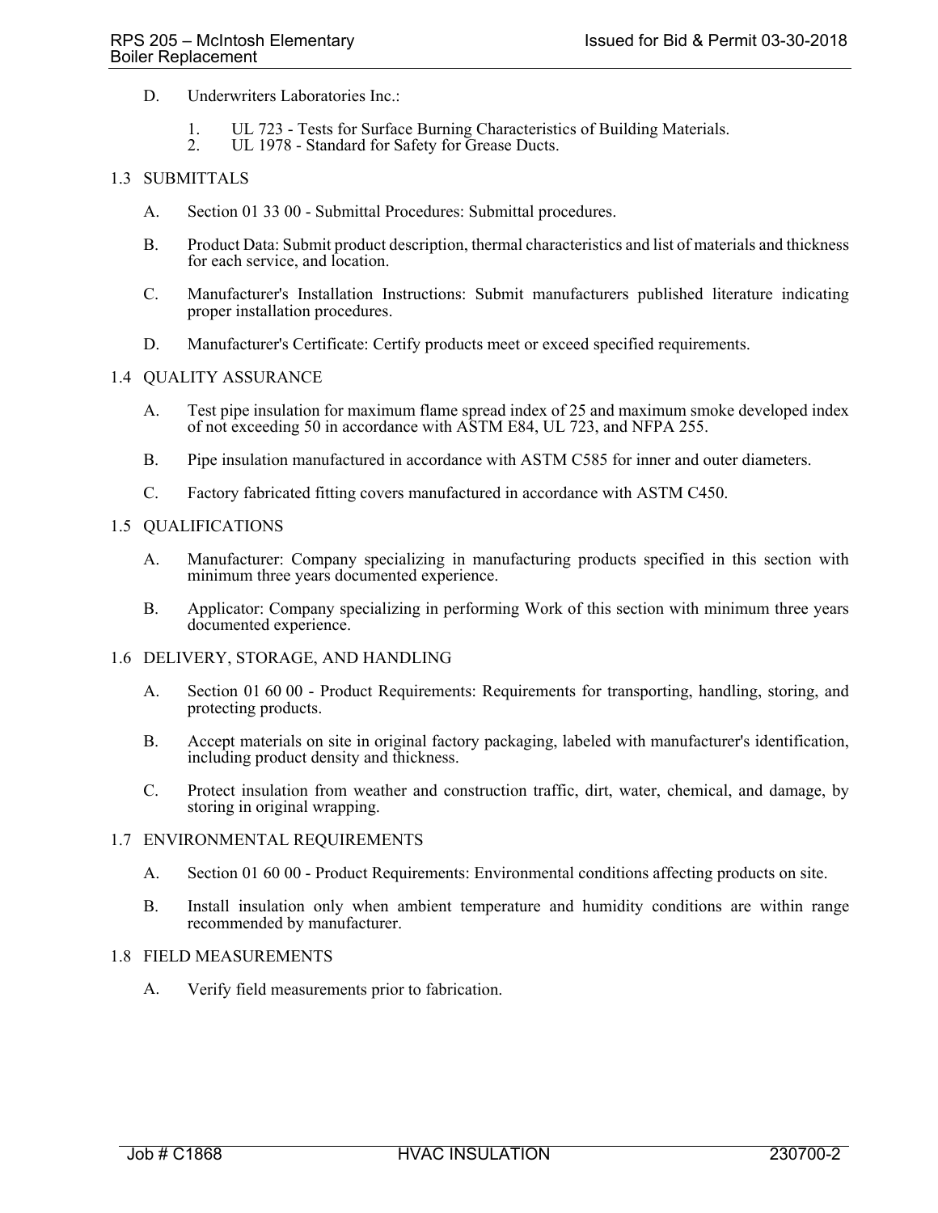D. Underwriters Laboratories Inc.:

1. UL 723 - Tests for Surface Burning Characteristics of Building Materials.
2. UL 1978 - Standard for Safety for Grease Ducts.

## 1.3 SUBMITTALS

A. Section 01 33 00 - Submittal Procedures: Submittal procedures.

B. Product Data: Submit product description, thermal characteristics and list of materials and thickness for each service, and location.

C. Manufacturer's Installation Instructions: Submit manufacturers published literature indicating proper installation procedures.

D. Manufacturer's Certificate: Certify products meet or exceed specified requirements.

## 1.4 QUALITY ASSURANCE

A. Test pipe insulation for maximum flame spread index of 25 and maximum smoke developed index of not exceeding 50 in accordance with ASTM E84, UL 723, and NFPA 255.

B. Pipe insulation manufactured in accordance with ASTM C585 for inner and outer diameters.

C. Factory fabricated fitting covers manufactured in accordance with ASTM C450.

## 1.5 QUALIFICATIONS

A. Manufacturer: Company specializing in manufacturing products specified in this section with minimum three years documented experience.

B. Applicator: Company specializing in performing Work of this section with minimum three years documented experience.

## 1.6 DELIVERY, STORAGE, AND HANDLING

A. Section 01 60 00 - Product Requirements: Requirements for transporting, handling, storing, and protecting products.

B. Accept materials on site in original factory packaging, labeled with manufacturer's identification, including product density and thickness.

C. Protect insulation from weather and construction traffic, dirt, water, chemical, and damage, by storing in original wrapping.

## 1.7 ENVIRONMENTAL REQUIREMENTS

A. Section 01 60 00 - Product Requirements: Environmental conditions affecting products on site.

B. Install insulation only when ambient temperature and humidity conditions are within range recommended by manufacturer.

## 1.8 FIELD MEASUREMENTS

A. Verify field measurements prior to fabrication.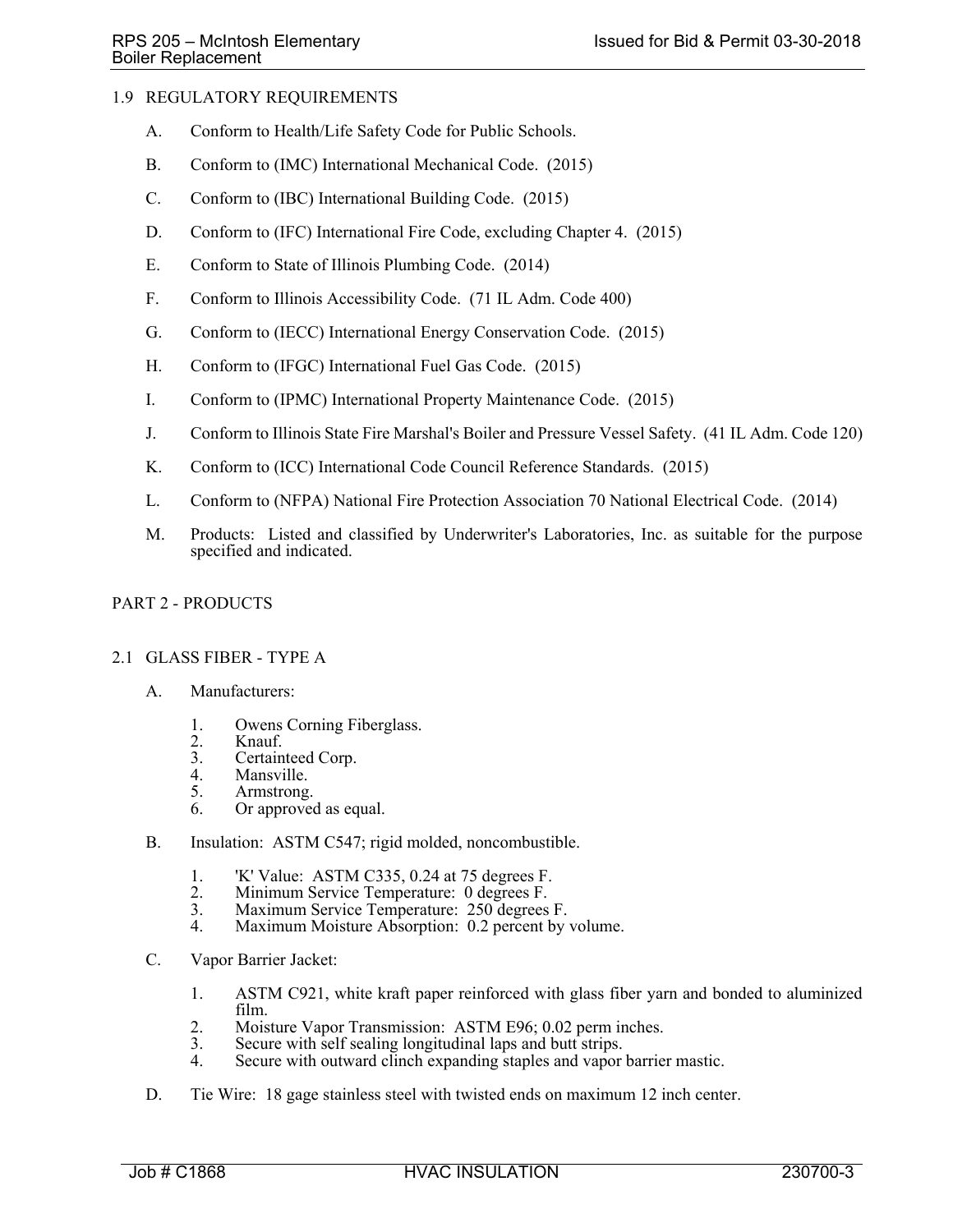## 1.9 REGULATORY REQUIREMENTS

A. Conform to Health/Life Safety Code for Public Schools.

B. Conform to (IMC) International Mechanical Code. (2015)

C. Conform to (IBC) International Building Code. (2015)

D. Conform to (IFC) International Fire Code, excluding Chapter 4. (2015)

E. Conform to State of Illinois Plumbing Code. (2014)

F. Conform to Illinois Accessibility Code. (71 IL Adm. Code 400)

G. Conform to (IECC) International Energy Conservation Code. (2015)

H. Conform to (IFGC) International Fuel Gas Code. (2015)

I. Conform to (IPMC) International Property Maintenance Code. (2015)

J. Conform to Illinois State Fire Marshal's Boiler and Pressure Vessel Safety. (41 IL Adm. Code 120)

K. Conform to (ICC) International Code Council Reference Standards. (2015)

L. Conform to (NFPA) National Fire Protection Association 70 National Electrical Code. (2014)

M. Products: Listed and classified by Underwriter's Laboratories, Inc. as suitable for the purpose specified and indicated.

# PART 2 - PRODUCTS

## 2.1 GLASS FIBER - TYPE A

A. Manufacturers:

1. Owens Corning Fiberglass.
2. Knauf.
3. Certainteed Corp.
4. Mansville.
5. Armstrong.
6. Or approved as equal.

B. Insulation: ASTM C547; rigid molded, noncombustible.

1. 'K' Value: ASTM C335, 0.24 at 75 degrees F.
2. Minimum Service Temperature: 0 degrees F.
3. Maximum Service Temperature: 250 degrees F.
4. Maximum Moisture Absorption: 0.2 percent by volume.

C. Vapor Barrier Jacket:

1. ASTM C921, white kraft paper reinforced with glass fiber yarn and bonded to aluminized film.
2. Moisture Vapor Transmission: ASTM E96; 0.02 perm inches.
3. Secure with self sealing longitudinal laps and butt strips.
4. Secure with outward clinch expanding staples and vapor barrier mastic.

D. Tie Wire: 18 gage stainless steel with twisted ends on maximum 12 inch center.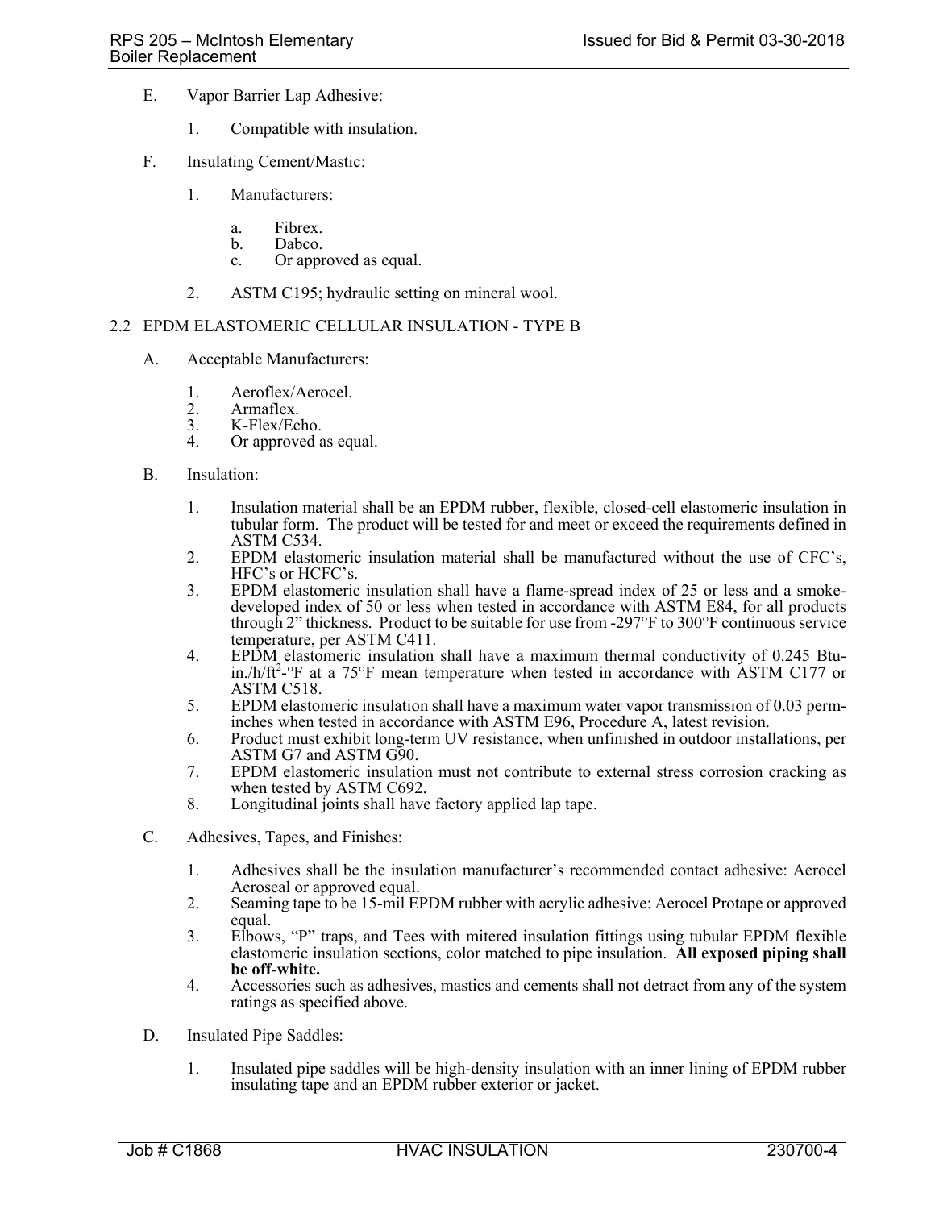E. Vapor Barrier Lap Adhesive:

1. Compatible with insulation.

F. Insulating Cement/Mastic:

1. Manufacturers:

    a. Fibrex.
    b. Dabco.
    c. Or approved as equal.

2. ASTM C195; hydraulic setting on mineral wool.

## 2.2 EPDM ELASTOMERIC CELLULAR INSULATION - TYPE B

A. Acceptable Manufacturers:

1. Aeroflex/Aerocel.
2. Armaflex.
3. K-Flex/Echo.
4. Or approved as equal.

B. Insulation:

1. Insulation material shall be an EPDM rubber, flexible, closed-cell elastomeric insulation in tubular form. The product will be tested for and meet or exceed the requirements defined in ASTM C534.
2. EPDM elastomeric insulation material shall be manufactured without the use of CFC's, HFC's or HCFC's.
3. EPDM elastomeric insulation shall have a flame-spread index of 25 or less and a smoke-developed index of 50 or less when tested in accordance with ASTM E84, for all products through 2" thickness. Product to be suitable for use from -297°F to 300°F continuous service temperature, per ASTM C411.
4. EPDM elastomeric insulation shall have a maximum thermal conductivity of 0.245 Btu-in./h/ft$^2$-°F at a 75°F mean temperature when tested in accordance with ASTM C177 or ASTM C518.
5. EPDM elastomeric insulation shall have a maximum water vapor transmission of 0.03 perm-inches when tested in accordance with ASTM E96, Procedure A, latest revision.
6. Product must exhibit long-term UV resistance, when unfinished in outdoor installations, per ASTM G7 and ASTM G90.
7. EPDM elastomeric insulation must not contribute to external stress corrosion cracking as when tested by ASTM C692.
8. Longitudinal joints shall have factory applied lap tape.

C. Adhesives, Tapes, and Finishes:

1. Adhesives shall be the insulation manufacturer's recommended contact adhesive: Aerocel Aeroseal or approved equal.
2. Seaming tape to be 15-mil EPDM rubber with acrylic adhesive: Aerocel Protape or approved equal.
3. Elbows, "P" traps, and Tees with mitered insulation fittings using tubular EPDM flexible elastomeric insulation sections, color matched to pipe insulation. **All exposed piping shall be off-white.**
4. Accessories such as adhesives, mastics and cements shall not detract from any of the system ratings as specified above.

D. Insulated Pipe Saddles:

1. Insulated pipe saddles will be high-density insulation with an inner lining of EPDM rubber insulating tape and an EPDM rubber exterior or jacket.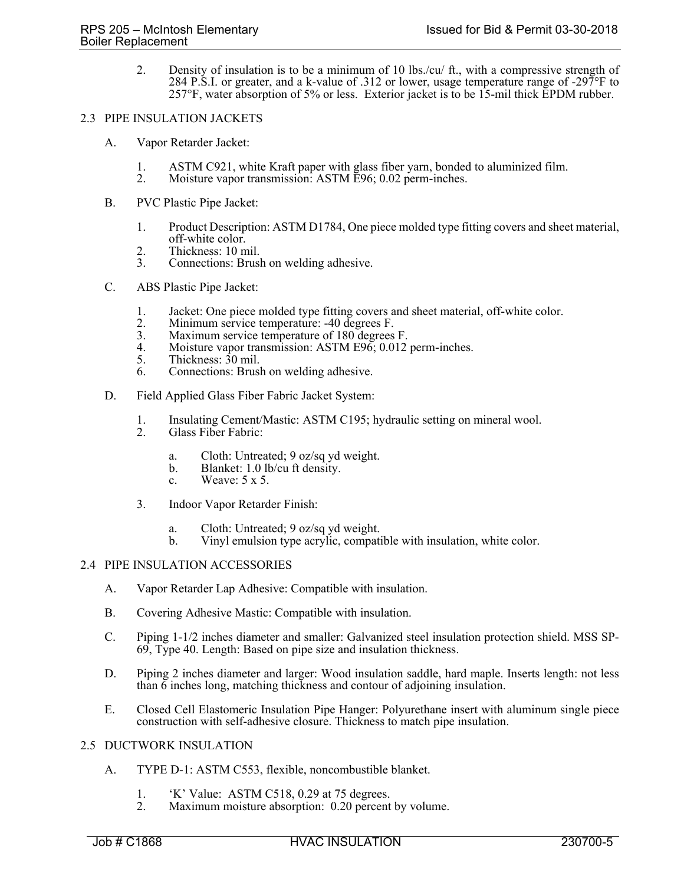2. Density of insulation is to be a minimum of 10 lbs./cu/ ft., with a compressive strength of 284 P.S.I. or greater, and a k-value of .312 or lower, usage temperature range of -297°F to 257°F, water absorption of 5% or less. Exterior jacket is to be 15-mil thick EPDM rubber.

## 2.3 PIPE INSULATION JACKETS

A. Vapor Retarder Jacket:

1. ASTM C921, white Kraft paper with glass fiber yarn, bonded to aluminized film.
2. Moisture vapor transmission: ASTM E96; 0.02 perm-inches.

B. PVC Plastic Pipe Jacket:

1. Product Description: ASTM D1784, One piece molded type fitting covers and sheet material, off-white color.
2. Thickness: 10 mil.
3. Connections: Brush on welding adhesive.

C. ABS Plastic Pipe Jacket:

1. Jacket: One piece molded type fitting covers and sheet material, off-white color.
2. Minimum service temperature: -40 degrees F.
3. Maximum service temperature of 180 degrees F.
4. Moisture vapor transmission: ASTM E96; 0.012 perm-inches.
5. Thickness: 30 mil.
6. Connections: Brush on welding adhesive.

D. Field Applied Glass Fiber Fabric Jacket System:

1. Insulating Cement/Mastic: ASTM C195; hydraulic setting on mineral wool.
2. Glass Fiber Fabric:

   a. Cloth: Untreated; 9 oz/sq yd weight.
   b. Blanket: 1.0 lb/cu ft density.
   c. Weave: 5 x 5.

3. Indoor Vapor Retarder Finish:

   a. Cloth: Untreated; 9 oz/sq yd weight.
   b. Vinyl emulsion type acrylic, compatible with insulation, white color.

## 2.4 PIPE INSULATION ACCESSORIES

A. Vapor Retarder Lap Adhesive: Compatible with insulation.

B. Covering Adhesive Mastic: Compatible with insulation.

C. Piping 1-1/2 inches diameter and smaller: Galvanized steel insulation protection shield. MSS SP-69, Type 40. Length: Based on pipe size and insulation thickness.

D. Piping 2 inches diameter and larger: Wood insulation saddle, hard maple. Inserts length: not less than 6 inches long, matching thickness and contour of adjoining insulation.

E. Closed Cell Elastomeric Insulation Pipe Hanger: Polyurethane insert with aluminum single piece construction with self-adhesive closure. Thickness to match pipe insulation.

## 2.5 DUCTWORK INSULATION

A. TYPE D-1: ASTM C553, flexible, noncombustible blanket.

1. 'K' Value: ASTM C518, 0.29 at 75 degrees.
2. Maximum moisture absorption: 0.20 percent by volume.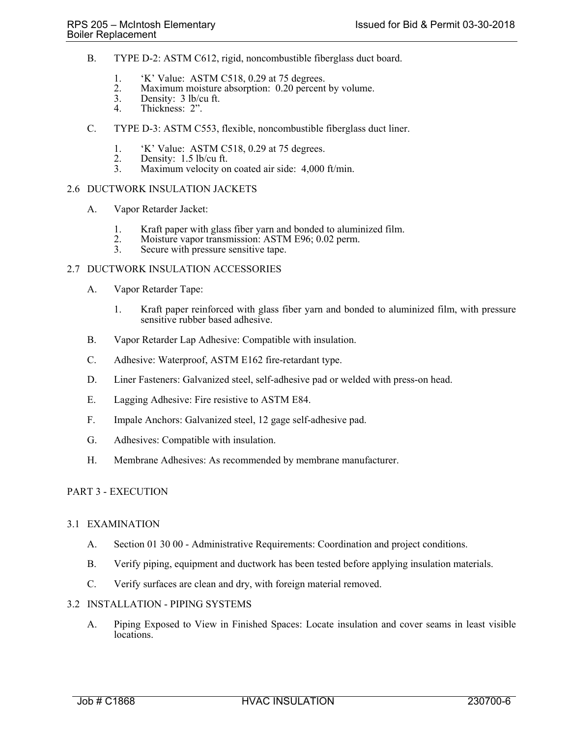B. TYPE D-2: ASTM C612, rigid, noncombustible fiberglass duct board.

1. 'K' Value: ASTM C518, 0.29 at 75 degrees.
2. Maximum moisture absorption: 0.20 percent by volume.
3. Density: 3 lb/cu ft.
4. Thickness: 2".

C. TYPE D-3: ASTM C553, flexible, noncombustible fiberglass duct liner.

1. 'K' Value: ASTM C518, 0.29 at 75 degrees.
2. Density: 1.5 lb/cu ft.
3. Maximum velocity on coated air side: 4,000 ft/min.

## 2.6 DUCTWORK INSULATION JACKETS

A. Vapor Retarder Jacket:

1. Kraft paper with glass fiber yarn and bonded to aluminized film.
2. Moisture vapor transmission: ASTM E96; 0.02 perm.
3. Secure with pressure sensitive tape.

## 2.7 DUCTWORK INSULATION ACCESSORIES

A. Vapor Retarder Tape:

1. Kraft paper reinforced with glass fiber yarn and bonded to aluminized film, with pressure sensitive rubber based adhesive.

B. Vapor Retarder Lap Adhesive: Compatible with insulation.

C. Adhesive: Waterproof, ASTM E162 fire-retardant type.

D. Liner Fasteners: Galvanized steel, self-adhesive pad or welded with press-on head.

E. Lagging Adhesive: Fire resistive to ASTM E84.

F. Impale Anchors: Galvanized steel, 12 gage self-adhesive pad.

G. Adhesives: Compatible with insulation.

H. Membrane Adhesives: As recommended by membrane manufacturer.

# PART 3 - EXECUTION

## 3.1 EXAMINATION

A. Section 01 30 00 - Administrative Requirements: Coordination and project conditions.

B. Verify piping, equipment and ductwork has been tested before applying insulation materials.

C. Verify surfaces are clean and dry, with foreign material removed.

## 3.2 INSTALLATION - PIPING SYSTEMS

A. Piping Exposed to View in Finished Spaces: Locate insulation and cover seams in least visible locations.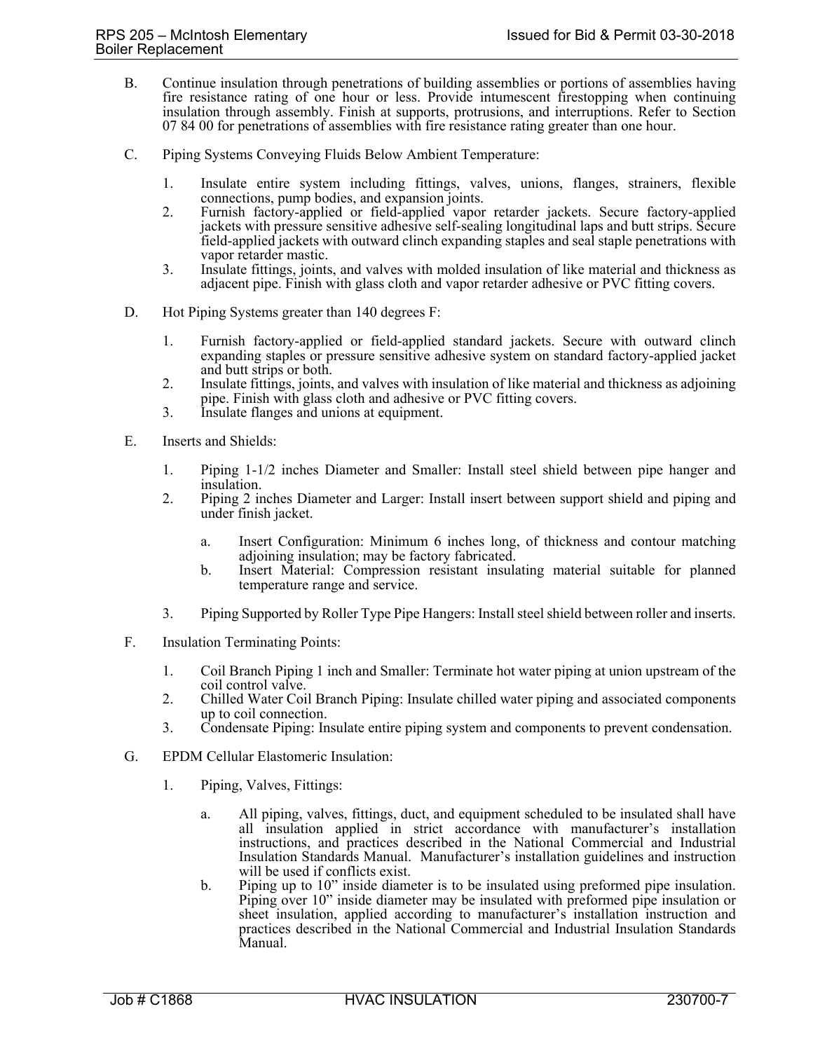B. Continue insulation through penetrations of building assemblies or portions of assemblies having fire resistance rating of one hour or less. Provide intumescent firestopping when continuing insulation through assembly. Finish at supports, protrusions, and interruptions. Refer to Section 07 84 00 for penetrations of assemblies with fire resistance rating greater than one hour.

C. Piping Systems Conveying Fluids Below Ambient Temperature:

1. Insulate entire system including fittings, valves, unions, flanges, strainers, flexible connections, pump bodies, and expansion joints.
2. Furnish factory-applied or field-applied vapor retarder jackets. Secure factory-applied jackets with pressure sensitive adhesive self-sealing longitudinal laps and butt strips. Secure field-applied jackets with outward clinch expanding staples and seal staple penetrations with vapor retarder mastic.
3. Insulate fittings, joints, and valves with molded insulation of like material and thickness as adjacent pipe. Finish with glass cloth and vapor retarder adhesive or PVC fitting covers.

D. Hot Piping Systems greater than 140 degrees F:

1. Furnish factory-applied or field-applied standard jackets. Secure with outward clinch expanding staples or pressure sensitive adhesive system on standard factory-applied jacket and butt strips or both.
2. Insulate fittings, joints, and valves with insulation of like material and thickness as adjoining pipe. Finish with glass cloth and adhesive or PVC fitting covers.
3. Insulate flanges and unions at equipment.

E. Inserts and Shields:

1. Piping 1-1/2 inches Diameter and Smaller: Install steel shield between pipe hanger and insulation.
2. Piping 2 inches Diameter and Larger: Install insert between support shield and piping and under finish jacket.

   a. Insert Configuration: Minimum 6 inches long, of thickness and contour matching adjoining insulation; may be factory fabricated.
   b. Insert Material: Compression resistant insulating material suitable for planned temperature range and service.

3. Piping Supported by Roller Type Pipe Hangers: Install steel shield between roller and inserts.

F. Insulation Terminating Points:

1. Coil Branch Piping 1 inch and Smaller: Terminate hot water piping at union upstream of the coil control valve.
2. Chilled Water Coil Branch Piping: Insulate chilled water piping and associated components up to coil connection.
3. Condensate Piping: Insulate entire piping system and components to prevent condensation.

G. EPDM Cellular Elastomeric Insulation:

1. Piping, Valves, Fittings:

   a. All piping, valves, fittings, duct, and equipment scheduled to be insulated shall have all insulation applied in strict accordance with manufacturer's installation instructions, and practices described in the National Commercial and Industrial Insulation Standards Manual. Manufacturer's installation guidelines and instruction will be used if conflicts exist.
   b. Piping up to 10" inside diameter is to be insulated using preformed pipe insulation. Piping over 10" inside diameter may be insulated with preformed pipe insulation or sheet insulation, applied according to manufacturer's installation instruction and practices described in the National Commercial and Industrial Insulation Standards Manual.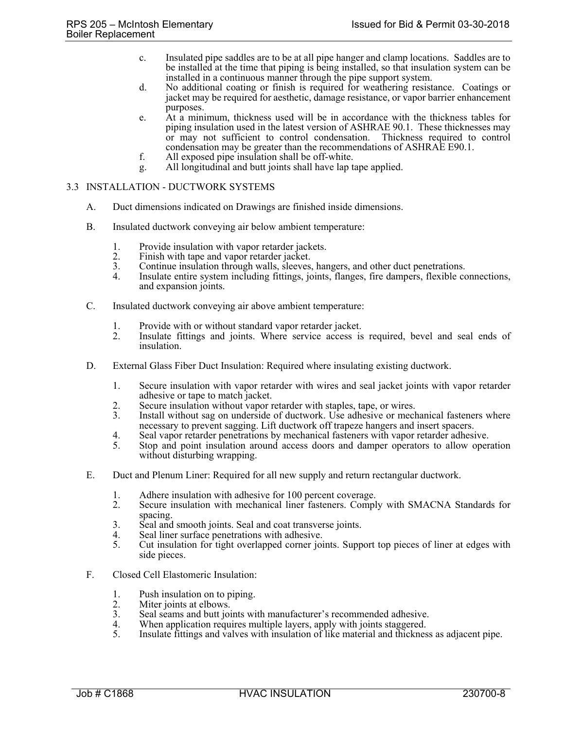c. Insulated pipe saddles are to be at all pipe hanger and clamp locations. Saddles are to be installed at the time that piping is being installed, so that insulation system can be installed in a continuous manner through the pipe support system.

d. No additional coating or finish is required for weathering resistance. Coatings or jacket may be required for aesthetic, damage resistance, or vapor barrier enhancement purposes.

e. At a minimum, thickness used will be in accordance with the thickness tables for piping insulation used in the latest version of ASHRAE 90.1. These thicknesses may or may not sufficient to control condensation. Thickness required to control condensation may be greater than the recommendations of ASHRAE E90.1.

f. All exposed pipe insulation shall be off-white.

g. All longitudinal and butt joints shall have lap tape applied.

## 3.3 INSTALLATION - DUCTWORK SYSTEMS

A. Duct dimensions indicated on Drawings are finished inside dimensions.

B. Insulated ductwork conveying air below ambient temperature:

1. Provide insulation with vapor retarder jackets.
2. Finish with tape and vapor retarder jacket.
3. Continue insulation through walls, sleeves, hangers, and other duct penetrations.
4. Insulate entire system including fittings, joints, flanges, fire dampers, flexible connections, and expansion joints.

C. Insulated ductwork conveying air above ambient temperature:

1. Provide with or without standard vapor retarder jacket.
2. Insulate fittings and joints. Where service access is required, bevel and seal ends of insulation.

D. External Glass Fiber Duct Insulation: Required where insulating existing ductwork.

1. Secure insulation with vapor retarder with wires and seal jacket joints with vapor retarder adhesive or tape to match jacket.
2. Secure insulation without vapor retarder with staples, tape, or wires.
3. Install without sag on underside of ductwork. Use adhesive or mechanical fasteners where necessary to prevent sagging. Lift ductwork off trapeze hangers and insert spacers.
4. Seal vapor retarder penetrations by mechanical fasteners with vapor retarder adhesive.
5. Stop and point insulation around access doors and damper operators to allow operation without disturbing wrapping.

E. Duct and Plenum Liner: Required for all new supply and return rectangular ductwork.

1. Adhere insulation with adhesive for 100 percent coverage.
2. Secure insulation with mechanical liner fasteners. Comply with SMACNA Standards for spacing.
3. Seal and smooth joints. Seal and coat transverse joints.
4. Seal liner surface penetrations with adhesive.
5. Cut insulation for tight overlapped corner joints. Support top pieces of liner at edges with side pieces.

F. Closed Cell Elastomeric Insulation:

1. Push insulation on to piping.
2. Miter joints at elbows.
3. Seal seams and butt joints with manufacturer's recommended adhesive.
4. When application requires multiple layers, apply with joints staggered.
5. Insulate fittings and valves with insulation of like material and thickness as adjacent pipe.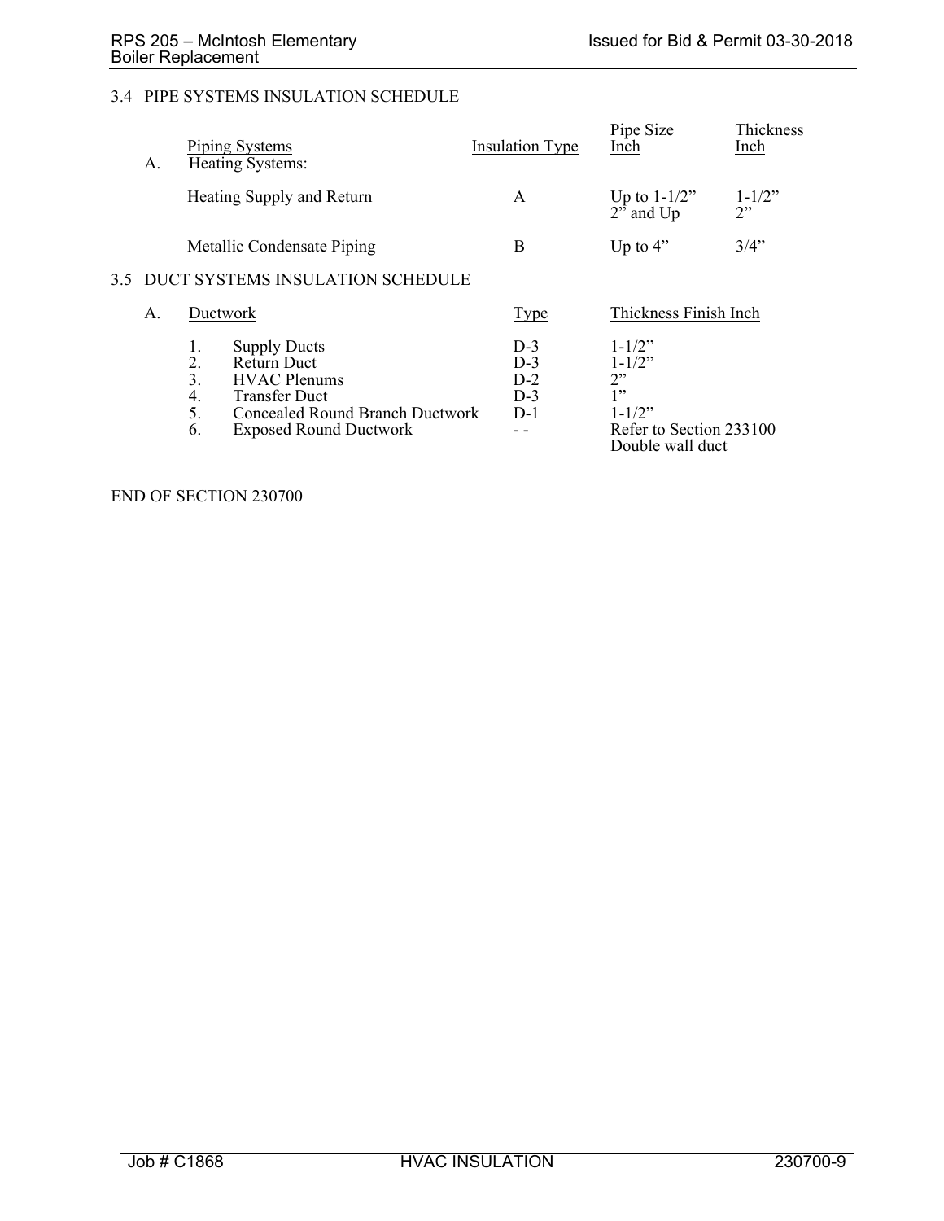## 3.4 PIPE SYSTEMS INSULATION SCHEDULE

| A. Piping Systems | Insulation Type | Pipe Size Inch | Thickness Inch |
|---|---|---|---|
| Heating Systems: | | | |
| Heating Supply and Return | A | Up to 1-1/2" | 1-1/2" |
| | | 2" and Up | 2" |
| Metallic Condensate Piping | B | Up to 4" | 3/4" |

## 3.5 DUCT SYSTEMS INSULATION SCHEDULE

| A. Ductwork | Type | Thickness Finish Inch |
|---|---|---|
| 1. Supply Ducts | D-3 | 1-1/2" |
| 2. Return Duct | D-3 | 1-1/2" |
| 3. HVAC Plenums | D-2 | 2" |
| 4. Transfer Duct | D-3 | 1" |
| 5. Concealed Round Branch Ductwork | D-1 | 1-1/2" |
| 6. Exposed Round Ductwork | - - | Refer to Section 233100 Double wall duct |

END OF SECTION 230700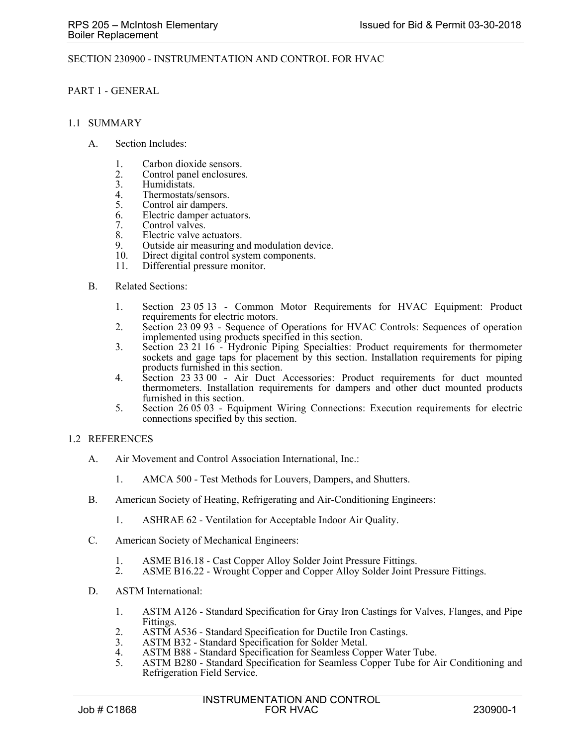# SECTION 230900 - INSTRUMENTATION AND CONTROL FOR HVAC

## PART 1 - GENERAL

### 1.1 SUMMARY

A. Section Includes:

1. Carbon dioxide sensors.
2. Control panel enclosures.
3. Humidistats.
4. Thermostats/sensors.
5. Control air dampers.
6. Electric damper actuators.
7. Control valves.
8. Electric valve actuators.
9. Outside air measuring and modulation device.
10. Direct digital control system components.
11. Differential pressure monitor.

B. Related Sections:

1. Section 23 05 13 - Common Motor Requirements for HVAC Equipment: Product requirements for electric motors.
2. Section 23 09 93 - Sequence of Operations for HVAC Controls: Sequences of operation implemented using products specified in this section.
3. Section 23 21 16 - Hydronic Piping Specialties: Product requirements for thermometer sockets and gage taps for placement by this section. Installation requirements for piping products furnished in this section.
4. Section 23 33 00 - Air Duct Accessories: Product requirements for duct mounted thermometers. Installation requirements for dampers and other duct mounted products furnished in this section.
5. Section 26 05 03 - Equipment Wiring Connections: Execution requirements for electric connections specified by this section.

### 1.2 REFERENCES

A. Air Movement and Control Association International, Inc.:

1. AMCA 500 - Test Methods for Louvers, Dampers, and Shutters.

B. American Society of Heating, Refrigerating and Air-Conditioning Engineers:

1. ASHRAE 62 - Ventilation for Acceptable Indoor Air Quality.

C. American Society of Mechanical Engineers:

1. ASME B16.18 - Cast Copper Alloy Solder Joint Pressure Fittings.
2. ASME B16.22 - Wrought Copper and Copper Alloy Solder Joint Pressure Fittings.

D. ASTM International:

1. ASTM A126 - Standard Specification for Gray Iron Castings for Valves, Flanges, and Pipe Fittings.
2. ASTM A536 - Standard Specification for Ductile Iron Castings.
3. ASTM B32 - Standard Specification for Solder Metal.
4. ASTM B88 - Standard Specification for Seamless Copper Water Tube.
5. ASTM B280 - Standard Specification for Seamless Copper Tube for Air Conditioning and Refrigeration Field Service.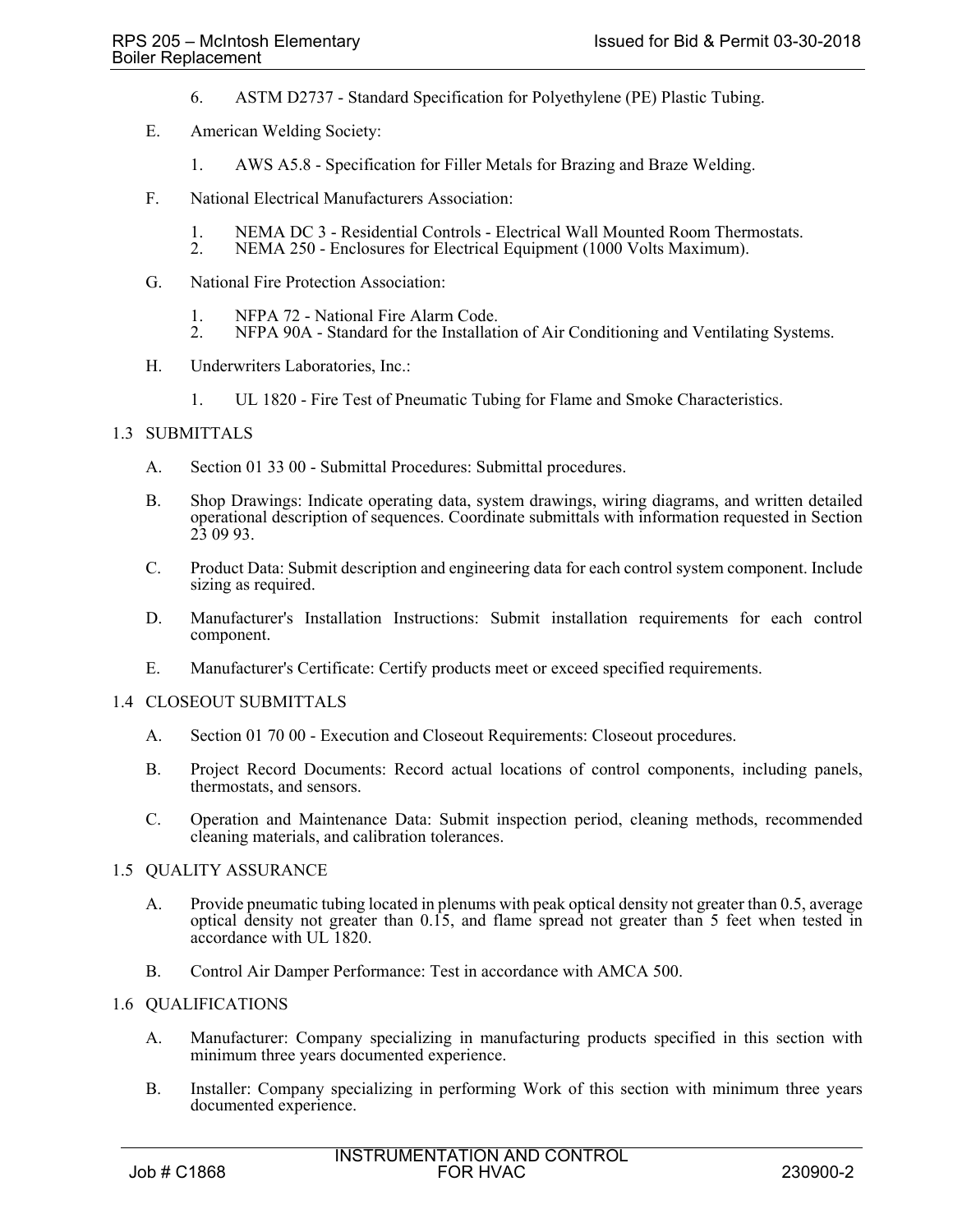6. ASTM D2737 - Standard Specification for Polyethylene (PE) Plastic Tubing.

E. American Welding Society:

1. AWS A5.8 - Specification for Filler Metals for Brazing and Braze Welding.

F. National Electrical Manufacturers Association:

1. NEMA DC 3 - Residential Controls - Electrical Wall Mounted Room Thermostats.
2. NEMA 250 - Enclosures for Electrical Equipment (1000 Volts Maximum).

G. National Fire Protection Association:

1. NFPA 72 - National Fire Alarm Code.
2. NFPA 90A - Standard for the Installation of Air Conditioning and Ventilating Systems.

H. Underwriters Laboratories, Inc.:

1. UL 1820 - Fire Test of Pneumatic Tubing for Flame and Smoke Characteristics.

1.3 SUBMITTALS

A. Section 01 33 00 - Submittal Procedures: Submittal procedures.

B. Shop Drawings: Indicate operating data, system drawings, wiring diagrams, and written detailed operational description of sequences. Coordinate submittals with information requested in Section 23 09 93.

C. Product Data: Submit description and engineering data for each control system component. Include sizing as required.

D. Manufacturer's Installation Instructions: Submit installation requirements for each control component.

E. Manufacturer's Certificate: Certify products meet or exceed specified requirements.

1.4 CLOSEOUT SUBMITTALS

A. Section 01 70 00 - Execution and Closeout Requirements: Closeout procedures.

B. Project Record Documents: Record actual locations of control components, including panels, thermostats, and sensors.

C. Operation and Maintenance Data: Submit inspection period, cleaning methods, recommended cleaning materials, and calibration tolerances.

1.5 QUALITY ASSURANCE

A. Provide pneumatic tubing located in plenums with peak optical density not greater than 0.5, average optical density not greater than 0.15, and flame spread not greater than 5 feet when tested in accordance with UL 1820.

B. Control Air Damper Performance: Test in accordance with AMCA 500.

1.6 QUALIFICATIONS

A. Manufacturer: Company specializing in manufacturing products specified in this section with minimum three years documented experience.

B. Installer: Company specializing in performing Work of this section with minimum three years documented experience.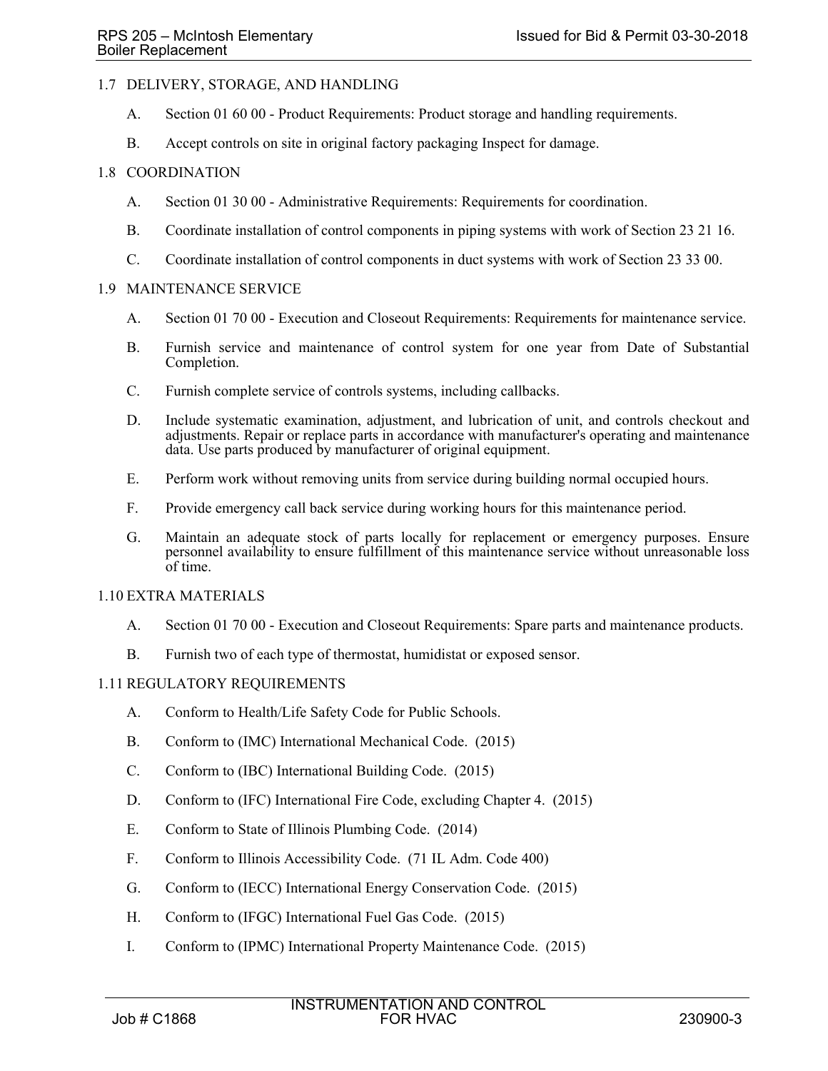## 1.7 DELIVERY, STORAGE, AND HANDLING

A. Section 01 60 00 - Product Requirements: Product storage and handling requirements.

B. Accept controls on site in original factory packaging Inspect for damage.

## 1.8 COORDINATION

A. Section 01 30 00 - Administrative Requirements: Requirements for coordination.

B. Coordinate installation of control components in piping systems with work of Section 23 21 16.

C. Coordinate installation of control components in duct systems with work of Section 23 33 00.

## 1.9 MAINTENANCE SERVICE

A. Section 01 70 00 - Execution and Closeout Requirements: Requirements for maintenance service.

B. Furnish service and maintenance of control system for one year from Date of Substantial Completion.

C. Furnish complete service of controls systems, including callbacks.

D. Include systematic examination, adjustment, and lubrication of unit, and controls checkout and adjustments. Repair or replace parts in accordance with manufacturer's operating and maintenance data. Use parts produced by manufacturer of original equipment.

E. Perform work without removing units from service during building normal occupied hours.

F. Provide emergency call back service during working hours for this maintenance period.

G. Maintain an adequate stock of parts locally for replacement or emergency purposes. Ensure personnel availability to ensure fulfillment of this maintenance service without unreasonable loss of time.

## 1.10 EXTRA MATERIALS

A. Section 01 70 00 - Execution and Closeout Requirements: Spare parts and maintenance products.

B. Furnish two of each type of thermostat, humidistat or exposed sensor.

## 1.11 REGULATORY REQUIREMENTS

A. Conform to Health/Life Safety Code for Public Schools.

B. Conform to (IMC) International Mechanical Code. (2015)

C. Conform to (IBC) International Building Code. (2015)

D. Conform to (IFC) International Fire Code, excluding Chapter 4. (2015)

E. Conform to State of Illinois Plumbing Code. (2014)

F. Conform to Illinois Accessibility Code. (71 IL Adm. Code 400)

G. Conform to (IECC) International Energy Conservation Code. (2015)

H. Conform to (IFGC) International Fuel Gas Code. (2015)

I. Conform to (IPMC) International Property Maintenance Code. (2015)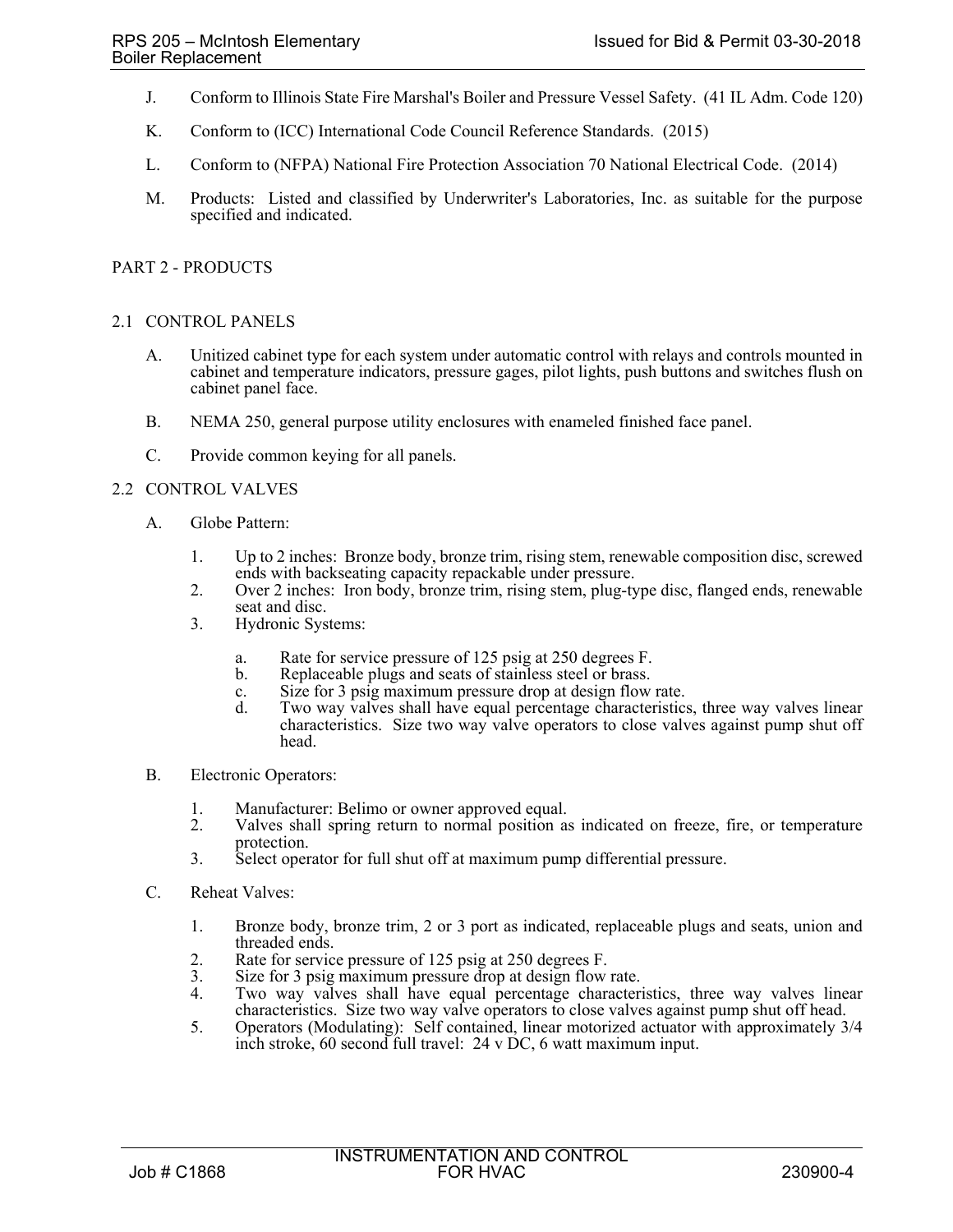J. Conform to Illinois State Fire Marshal's Boiler and Pressure Vessel Safety. (41 IL Adm. Code 120)

K. Conform to (ICC) International Code Council Reference Standards. (2015)

L. Conform to (NFPA) National Fire Protection Association 70 National Electrical Code. (2014)

M. Products: Listed and classified by Underwriter's Laboratories, Inc. as suitable for the purpose specified and indicated.

## PART 2 - PRODUCTS

### 2.1 CONTROL PANELS

A. Unitized cabinet type for each system under automatic control with relays and controls mounted in cabinet and temperature indicators, pressure gages, pilot lights, push buttons and switches flush on cabinet panel face.

B. NEMA 250, general purpose utility enclosures with enameled finished face panel.

C. Provide common keying for all panels.

### 2.2 CONTROL VALVES

A. Globe Pattern:

1. Up to 2 inches: Bronze body, bronze trim, rising stem, renewable composition disc, screwed ends with backseating capacity repackable under pressure.
2. Over 2 inches: Iron body, bronze trim, rising stem, plug-type disc, flanged ends, renewable seat and disc.
3. Hydronic Systems:
   a. Rate for service pressure of 125 psig at 250 degrees F.
   b. Replaceable plugs and seats of stainless steel or brass.
   c. Size for 3 psig maximum pressure drop at design flow rate.
   d. Two way valves shall have equal percentage characteristics, three way valves linear characteristics. Size two way valve operators to close valves against pump shut off head.

B. Electronic Operators:

1. Manufacturer: Belimo or owner approved equal.
2. Valves shall spring return to normal position as indicated on freeze, fire, or temperature protection.
3. Select operator for full shut off at maximum pump differential pressure.

C. Reheat Valves:

1. Bronze body, bronze trim, 2 or 3 port as indicated, replaceable plugs and seats, union and threaded ends.
2. Rate for service pressure of 125 psig at 250 degrees F.
3. Size for 3 psig maximum pressure drop at design flow rate.
4. Two way valves shall have equal percentage characteristics, three way valves linear characteristics. Size two way valve operators to close valves against pump shut off head.
5. Operators (Modulating): Self contained, linear motorized actuator with approximately 3/4 inch stroke, 60 second full travel: 24 v DC, 6 watt maximum input.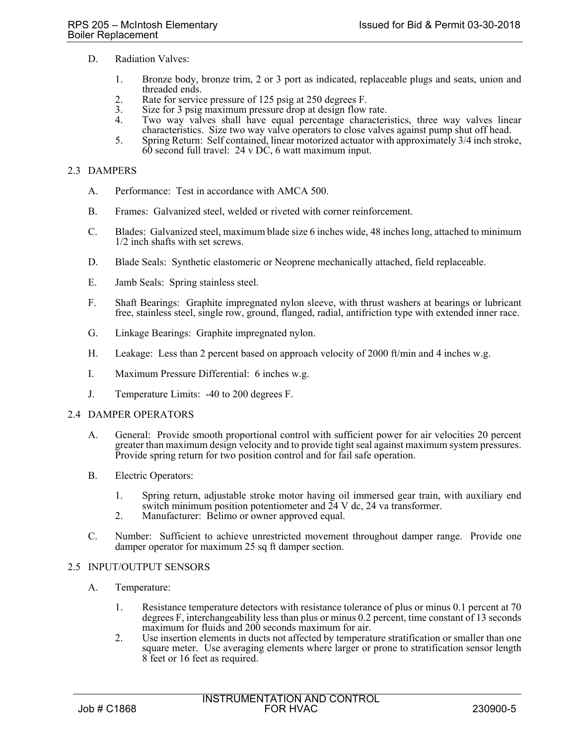D. Radiation Valves:

1. Bronze body, bronze trim, 2 or 3 port as indicated, replaceable plugs and seats, union and threaded ends.
2. Rate for service pressure of 125 psig at 250 degrees F.
3. Size for 3 psig maximum pressure drop at design flow rate.
4. Two way valves shall have equal percentage characteristics, three way valves linear characteristics. Size two way valve operators to close valves against pump shut off head.
5. Spring Return: Self contained, linear motorized actuator with approximately 3/4 inch stroke, 60 second full travel: 24 v DC, 6 watt maximum input.

## 2.3 DAMPERS

A. Performance: Test in accordance with AMCA 500.

B. Frames: Galvanized steel, welded or riveted with corner reinforcement.

C. Blades: Galvanized steel, maximum blade size 6 inches wide, 48 inches long, attached to minimum 1/2 inch shafts with set screws.

D. Blade Seals: Synthetic elastomeric or Neoprene mechanically attached, field replaceable.

E. Jamb Seals: Spring stainless steel.

F. Shaft Bearings: Graphite impregnated nylon sleeve, with thrust washers at bearings or lubricant free, stainless steel, single row, ground, flanged, radial, antifriction type with extended inner race.

G. Linkage Bearings: Graphite impregnated nylon.

H. Leakage: Less than 2 percent based on approach velocity of 2000 ft/min and 4 inches w.g.

I. Maximum Pressure Differential: 6 inches w.g.

J. Temperature Limits: -40 to 200 degrees F.

## 2.4 DAMPER OPERATORS

A. General: Provide smooth proportional control with sufficient power for air velocities 20 percent greater than maximum design velocity and to provide tight seal against maximum system pressures. Provide spring return for two position control and for fail safe operation.

B. Electric Operators:

1. Spring return, adjustable stroke motor having oil immersed gear train, with auxiliary end switch minimum position potentiometer and 24 V dc, 24 va transformer.
2. Manufacturer: Belimo or owner approved equal.

C. Number: Sufficient to achieve unrestricted movement throughout damper range. Provide one damper operator for maximum 25 sq ft damper section.

## 2.5 INPUT/OUTPUT SENSORS

A. Temperature:

1. Resistance temperature detectors with resistance tolerance of plus or minus 0.1 percent at 70 degrees F, interchangeability less than plus or minus 0.2 percent, time constant of 13 seconds maximum for fluids and 200 seconds maximum for air.
2. Use insertion elements in ducts not affected by temperature stratification or smaller than one square meter. Use averaging elements where larger or prone to stratification sensor length 8 feet or 16 feet as required.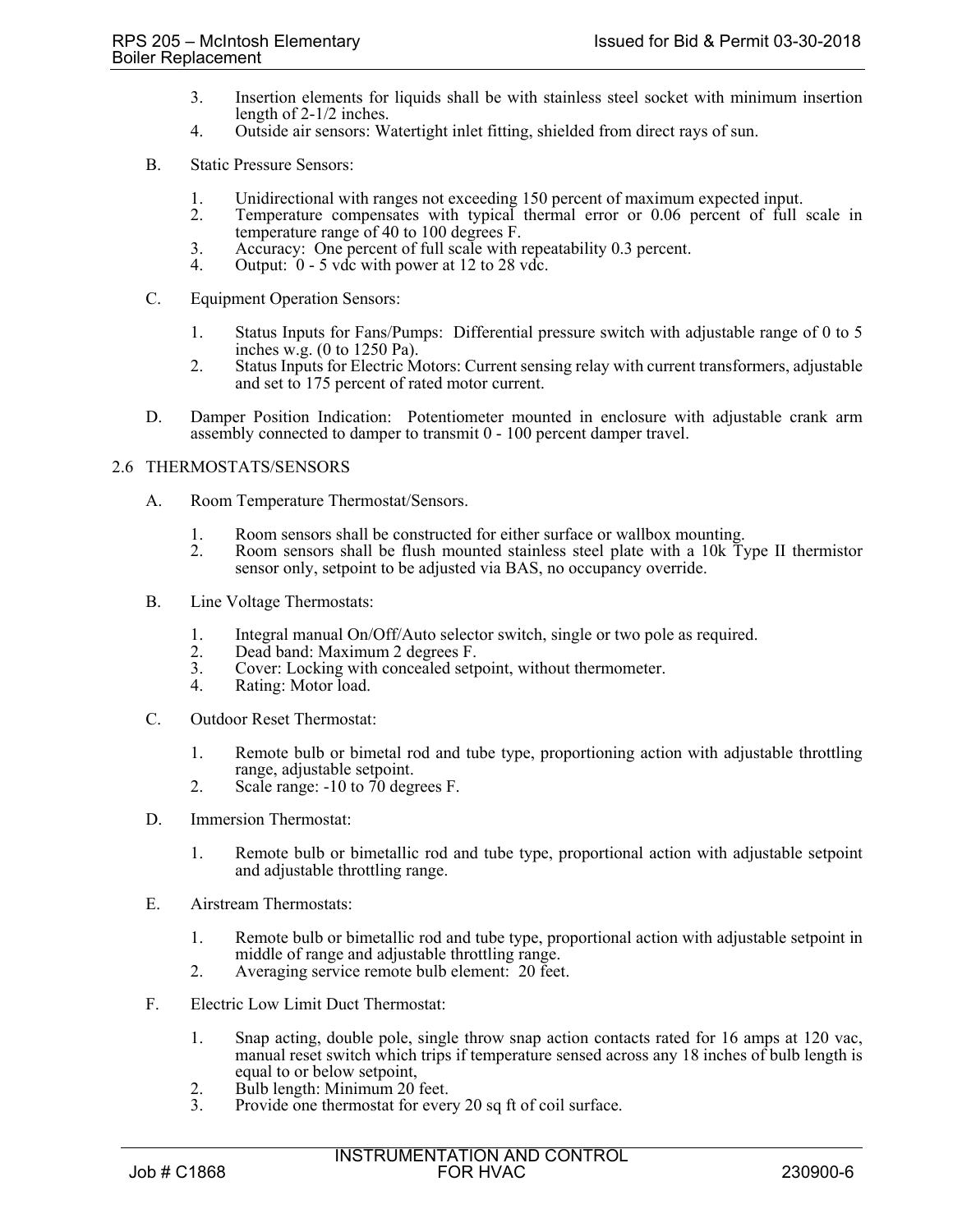3. Insertion elements for liquids shall be with stainless steel socket with minimum insertion length of 2-1/2 inches.
4. Outside air sensors: Watertight inlet fitting, shielded from direct rays of sun.

B. Static Pressure Sensors:

1. Unidirectional with ranges not exceeding 150 percent of maximum expected input.
2. Temperature compensates with typical thermal error or 0.06 percent of full scale in temperature range of 40 to 100 degrees F.
3. Accuracy: One percent of full scale with repeatability 0.3 percent.
4. Output: 0 - 5 vdc with power at 12 to 28 vdc.

C. Equipment Operation Sensors:

1. Status Inputs for Fans/Pumps: Differential pressure switch with adjustable range of 0 to 5 inches w.g. (0 to 1250 Pa).
2. Status Inputs for Electric Motors: Current sensing relay with current transformers, adjustable and set to 175 percent of rated motor current.

D. Damper Position Indication: Potentiometer mounted in enclosure with adjustable crank arm assembly connected to damper to transmit 0 - 100 percent damper travel.

## 2.6 THERMOSTATS/SENSORS

A. Room Temperature Thermostat/Sensors.

1. Room sensors shall be constructed for either surface or wallbox mounting.
2. Room sensors shall be flush mounted stainless steel plate with a 10k Type II thermistor sensor only, setpoint to be adjusted via BAS, no occupancy override.

B. Line Voltage Thermostats:

1. Integral manual On/Off/Auto selector switch, single or two pole as required.
2. Dead band: Maximum 2 degrees F.
3. Cover: Locking with concealed setpoint, without thermometer.
4. Rating: Motor load.

C. Outdoor Reset Thermostat:

1. Remote bulb or bimetal rod and tube type, proportioning action with adjustable throttling range, adjustable setpoint.
2. Scale range: -10 to 70 degrees F.

D. Immersion Thermostat:

1. Remote bulb or bimetallic rod and tube type, proportional action with adjustable setpoint and adjustable throttling range.

E. Airstream Thermostats:

1. Remote bulb or bimetallic rod and tube type, proportional action with adjustable setpoint in middle of range and adjustable throttling range.
2. Averaging service remote bulb element: 20 feet.

F. Electric Low Limit Duct Thermostat:

1. Snap acting, double pole, single throw snap action contacts rated for 16 amps at 120 vac, manual reset switch which trips if temperature sensed across any 18 inches of bulb length is equal to or below setpoint,
2. Bulb length: Minimum 20 feet.
3. Provide one thermostat for every 20 sq ft of coil surface.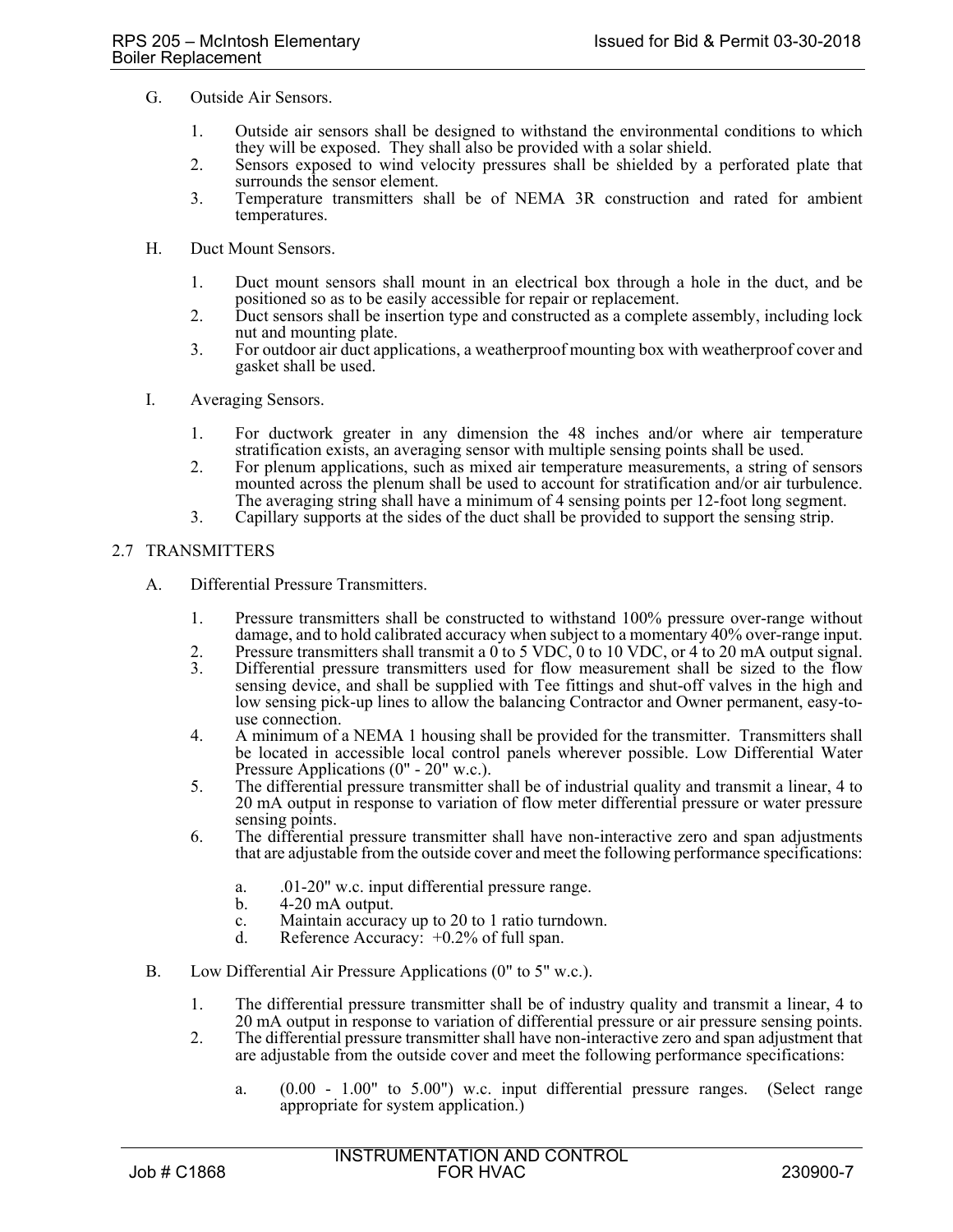G. Outside Air Sensors.

1. Outside air sensors shall be designed to withstand the environmental conditions to which they will be exposed. They shall also be provided with a solar shield.
2. Sensors exposed to wind velocity pressures shall be shielded by a perforated plate that surrounds the sensor element.
3. Temperature transmitters shall be of NEMA 3R construction and rated for ambient temperatures.

H. Duct Mount Sensors.

1. Duct mount sensors shall mount in an electrical box through a hole in the duct, and be positioned so as to be easily accessible for repair or replacement.
2. Duct sensors shall be insertion type and constructed as a complete assembly, including lock nut and mounting plate.
3. For outdoor air duct applications, a weatherproof mounting box with weatherproof cover and gasket shall be used.

I. Averaging Sensors.

1. For ductwork greater in any dimension the 48 inches and/or where air temperature stratification exists, an averaging sensor with multiple sensing points shall be used.
2. For plenum applications, such as mixed air temperature measurements, a string of sensors mounted across the plenum shall be used to account for stratification and/or air turbulence. The averaging string shall have a minimum of 4 sensing points per 12-foot long segment.
3. Capillary supports at the sides of the duct shall be provided to support the sensing strip.

## 2.7 TRANSMITTERS

A. Differential Pressure Transmitters.

1. Pressure transmitters shall be constructed to withstand 100% pressure over-range without damage, and to hold calibrated accuracy when subject to a momentary 40% over-range input.
2. Pressure transmitters shall transmit a 0 to 5 VDC, 0 to 10 VDC, or 4 to 20 mA output signal.
3. Differential pressure transmitters used for flow measurement shall be sized to the flow sensing device, and shall be supplied with Tee fittings and shut-off valves in the high and low sensing pick-up lines to allow the balancing Contractor and Owner permanent, easy-to-use connection.
4. A minimum of a NEMA 1 housing shall be provided for the transmitter. Transmitters shall be located in accessible local control panels wherever possible. Low Differential Water Pressure Applications (0" - 20" w.c.).
5. The differential pressure transmitter shall be of industrial quality and transmit a linear, 4 to 20 mA output in response to variation of flow meter differential pressure or water pressure sensing points.
6. The differential pressure transmitter shall have non-interactive zero and span adjustments that are adjustable from the outside cover and meet the following performance specifications:

   a. .01-20" w.c. input differential pressure range.
   b. 4-20 mA output.
   c. Maintain accuracy up to 20 to 1 ratio turndown.
   d. Reference Accuracy: +0.2% of full span.

B. Low Differential Air Pressure Applications (0" to 5" w.c.).

1. The differential pressure transmitter shall be of industry quality and transmit a linear, 4 to 20 mA output in response to variation of differential pressure or air pressure sensing points.
2. The differential pressure transmitter shall have non-interactive zero and span adjustment that are adjustable from the outside cover and meet the following performance specifications:

   a. (0.00 - 1.00" to 5.00") w.c. input differential pressure ranges. (Select range appropriate for system application.)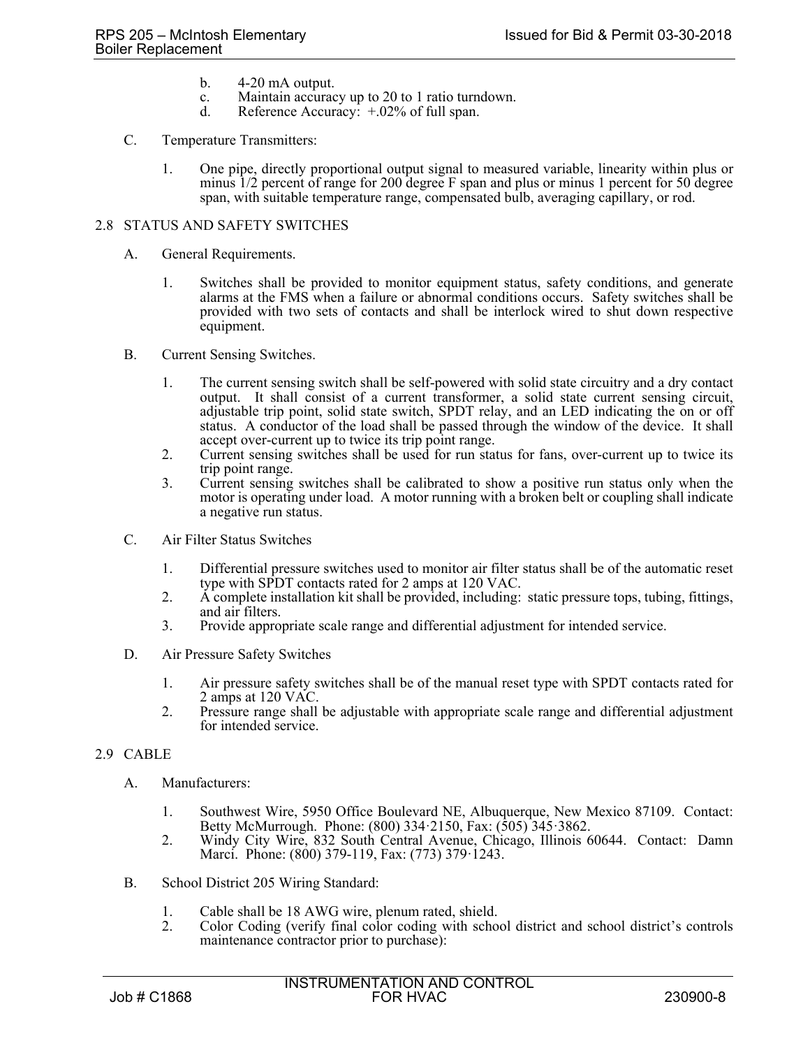b. 4-20 mA output.
c. Maintain accuracy up to 20 to 1 ratio turndown.
d. Reference Accuracy: +.02% of full span.

C. Temperature Transmitters:

1. One pipe, directly proportional output signal to measured variable, linearity within plus or minus 1/2 percent of range for 200 degree F span and plus or minus 1 percent for 50 degree span, with suitable temperature range, compensated bulb, averaging capillary, or rod.

## 2.8 STATUS AND SAFETY SWITCHES

A. General Requirements.

1. Switches shall be provided to monitor equipment status, safety conditions, and generate alarms at the FMS when a failure or abnormal conditions occurs. Safety switches shall be provided with two sets of contacts and shall be interlock wired to shut down respective equipment.

B. Current Sensing Switches.

1. The current sensing switch shall be self-powered with solid state circuitry and a dry contact output. It shall consist of a current transformer, a solid state current sensing circuit, adjustable trip point, solid state switch, SPDT relay, and an LED indicating the on or off status. A conductor of the load shall be passed through the window of the device. It shall accept over-current up to twice its trip point range.
2. Current sensing switches shall be used for run status for fans, over-current up to twice its trip point range.
3. Current sensing switches shall be calibrated to show a positive run status only when the motor is operating under load. A motor running with a broken belt or coupling shall indicate a negative run status.

C. Air Filter Status Switches

1. Differential pressure switches used to monitor air filter status shall be of the automatic reset type with SPDT contacts rated for 2 amps at 120 VAC.
2. A complete installation kit shall be provided, including: static pressure tops, tubing, fittings, and air filters.
3. Provide appropriate scale range and differential adjustment for intended service.

D. Air Pressure Safety Switches

1. Air pressure safety switches shall be of the manual reset type with SPDT contacts rated for 2 amps at 120 VAC.
2. Pressure range shall be adjustable with appropriate scale range and differential adjustment for intended service.

## 2.9 CABLE

A. Manufacturers:

1. Southwest Wire, 5950 Office Boulevard NE, Albuquerque, New Mexico 87109. Contact: Betty McMurrough. Phone: (800) 334·2150, Fax: (505) 345·3862.
2. Windy City Wire, 832 South Central Avenue, Chicago, Illinois 60644. Contact: Damn Marci. Phone: (800) 379-119, Fax: (773) 379·1243.

B. School District 205 Wiring Standard:

1. Cable shall be 18 AWG wire, plenum rated, shield.
2. Color Coding (verify final color coding with school district and school district's controls maintenance contractor prior to purchase):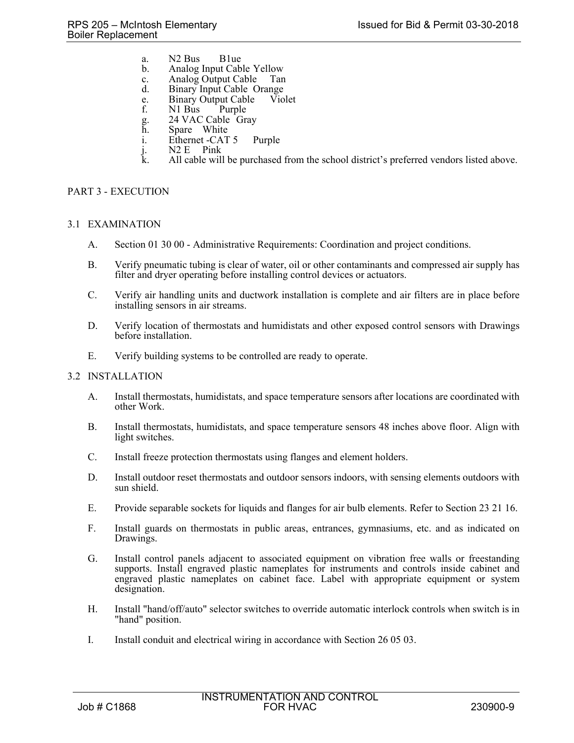a. N2 Bus B1ue
b. Analog Input Cable Yellow
c. Analog Output Cable Tan
d. Binary Input Cable Orange
e. Binary Output Cable Violet
f. N1 Bus Purple
g. 24 VAC Cable Gray
h. Spare White
i. Ethernet -CAT 5 Purple
j. N2 E Pink
k. All cable will be purchased from the school district's preferred vendors listed above.

## PART 3 - EXECUTION

### 3.1 EXAMINATION

A. Section 01 30 00 - Administrative Requirements: Coordination and project conditions.

B. Verify pneumatic tubing is clear of water, oil or other contaminants and compressed air supply has filter and dryer operating before installing control devices or actuators.

C. Verify air handling units and ductwork installation is complete and air filters are in place before installing sensors in air streams.

D. Verify location of thermostats and humidistats and other exposed control sensors with Drawings before installation.

E. Verify building systems to be controlled are ready to operate.

### 3.2 INSTALLATION

A. Install thermostats, humidistats, and space temperature sensors after locations are coordinated with other Work.

B. Install thermostats, humidistats, and space temperature sensors 48 inches above floor. Align with light switches.

C. Install freeze protection thermostats using flanges and element holders.

D. Install outdoor reset thermostats and outdoor sensors indoors, with sensing elements outdoors with sun shield.

E. Provide separable sockets for liquids and flanges for air bulb elements. Refer to Section 23 21 16.

F. Install guards on thermostats in public areas, entrances, gymnasiums, etc. and as indicated on Drawings.

G. Install control panels adjacent to associated equipment on vibration free walls or freestanding supports. Install engraved plastic nameplates for instruments and controls inside cabinet and engraved plastic nameplates on cabinet face. Label with appropriate equipment or system designation.

H. Install "hand/off/auto" selector switches to override automatic interlock controls when switch is in "hand" position.

I. Install conduit and electrical wiring in accordance with Section 26 05 03.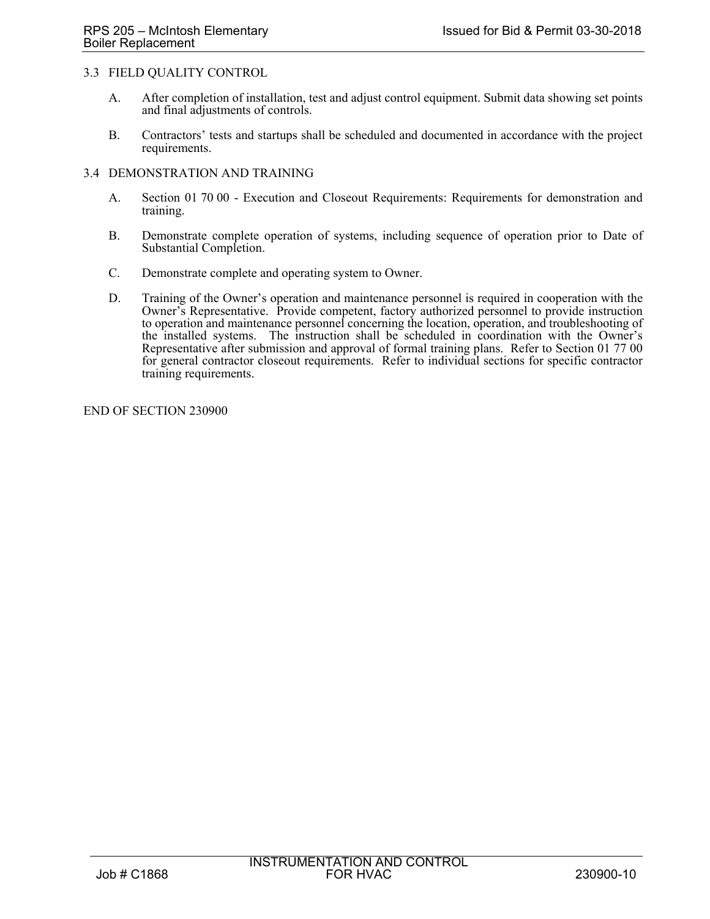## 3.3 FIELD QUALITY CONTROL

A. After completion of installation, test and adjust control equipment. Submit data showing set points and final adjustments of controls.

B. Contractors' tests and startups shall be scheduled and documented in accordance with the project requirements.

## 3.4 DEMONSTRATION AND TRAINING

A. Section 01 70 00 - Execution and Closeout Requirements: Requirements for demonstration and training.

B. Demonstrate complete operation of systems, including sequence of operation prior to Date of Substantial Completion.

C. Demonstrate complete and operating system to Owner.

D. Training of the Owner's operation and maintenance personnel is required in cooperation with the Owner's Representative. Provide competent, factory authorized personnel to provide instruction to operation and maintenance personnel concerning the location, operation, and troubleshooting of the installed systems. The instruction shall be scheduled in coordination with the Owner's Representative after submission and approval of formal training plans. Refer to Section 01 77 00 for general contractor closeout requirements. Refer to individual sections for specific contractor training requirements.

END OF SECTION 230900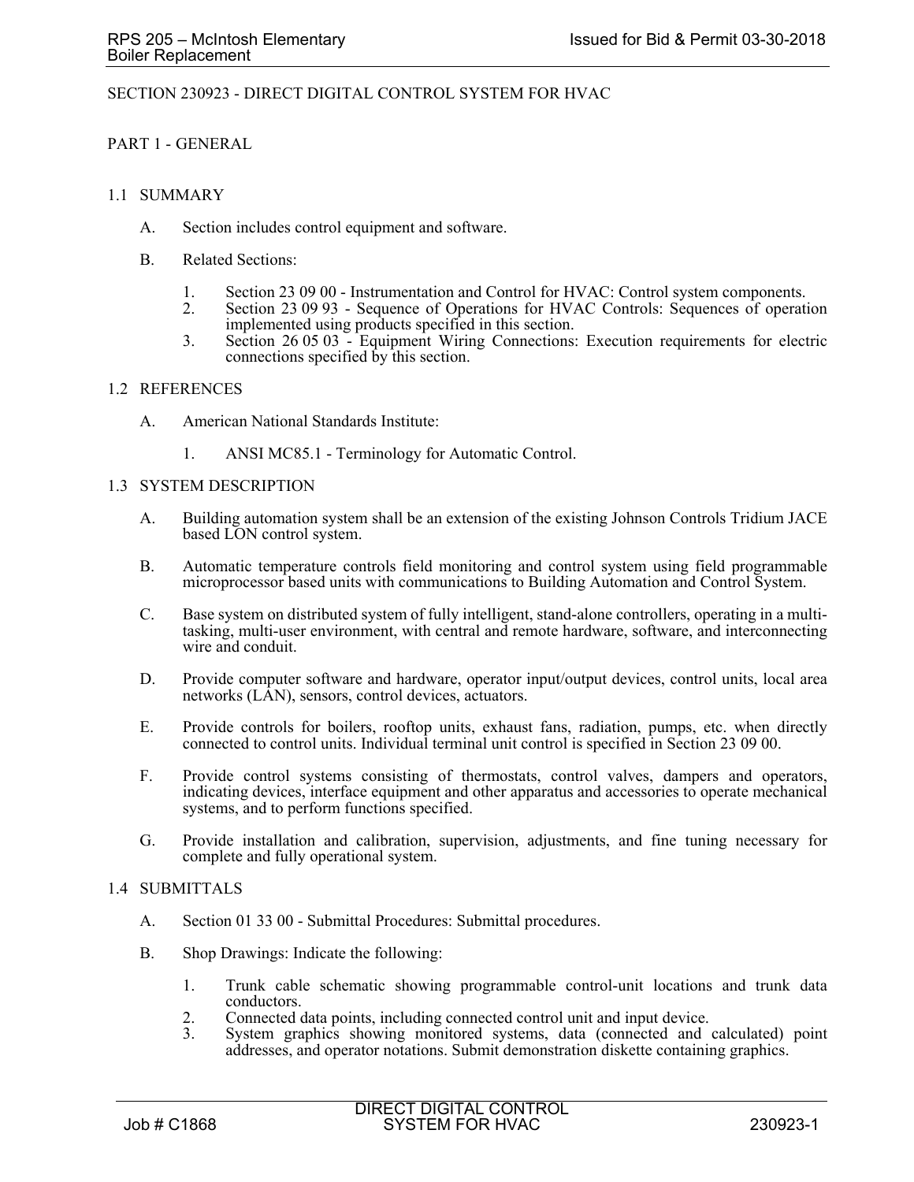# SECTION 230923 - DIRECT DIGITAL CONTROL SYSTEM FOR HVAC

## PART 1 - GENERAL

### 1.1 SUMMARY

A. Section includes control equipment and software.

B. Related Sections:

1. Section 23 09 00 - Instrumentation and Control for HVAC: Control system components.
2. Section 23 09 93 - Sequence of Operations for HVAC Controls: Sequences of operation implemented using products specified in this section.
3. Section 26 05 03 - Equipment Wiring Connections: Execution requirements for electric connections specified by this section.

### 1.2 REFERENCES

A. American National Standards Institute:

1. ANSI MC85.1 - Terminology for Automatic Control.

### 1.3 SYSTEM DESCRIPTION

A. Building automation system shall be an extension of the existing Johnson Controls Tridium JACE based LON control system.

B. Automatic temperature controls field monitoring and control system using field programmable microprocessor based units with communications to Building Automation and Control System.

C. Base system on distributed system of fully intelligent, stand-alone controllers, operating in a multi-tasking, multi-user environment, with central and remote hardware, software, and interconnecting wire and conduit.

D. Provide computer software and hardware, operator input/output devices, control units, local area networks (LAN), sensors, control devices, actuators.

E. Provide controls for boilers, rooftop units, exhaust fans, radiation, pumps, etc. when directly connected to control units. Individual terminal unit control is specified in Section 23 09 00.

F. Provide control systems consisting of thermostats, control valves, dampers and operators, indicating devices, interface equipment and other apparatus and accessories to operate mechanical systems, and to perform functions specified.

G. Provide installation and calibration, supervision, adjustments, and fine tuning necessary for complete and fully operational system.

### 1.4 SUBMITTALS

A. Section 01 33 00 - Submittal Procedures: Submittal procedures.

B. Shop Drawings: Indicate the following:

1. Trunk cable schematic showing programmable control-unit locations and trunk data conductors.
2. Connected data points, including connected control unit and input device.
3. System graphics showing monitored systems, data (connected and calculated) point addresses, and operator notations. Submit demonstration diskette containing graphics.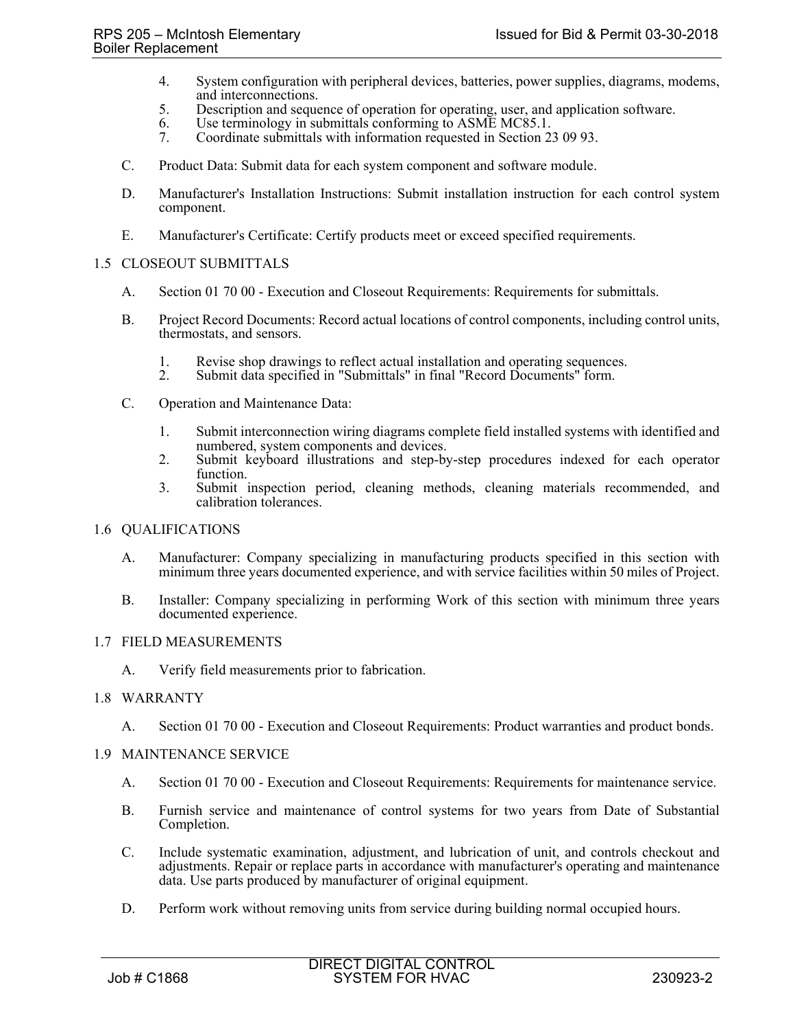4. System configuration with peripheral devices, batteries, power supplies, diagrams, modems, and interconnections.
5. Description and sequence of operation for operating, user, and application software.
6. Use terminology in submittals conforming to ASME MC85.1.
7. Coordinate submittals with information requested in Section 23 09 93.

C. Product Data: Submit data for each system component and software module.

D. Manufacturer's Installation Instructions: Submit installation instruction for each control system component.

E. Manufacturer's Certificate: Certify products meet or exceed specified requirements.

## 1.5 CLOSEOUT SUBMITTALS

A. Section 01 70 00 - Execution and Closeout Requirements: Requirements for submittals.

B. Project Record Documents: Record actual locations of control components, including control units, thermostats, and sensors.

1. Revise shop drawings to reflect actual installation and operating sequences.
2. Submit data specified in "Submittals" in final "Record Documents" form.

C. Operation and Maintenance Data:

1. Submit interconnection wiring diagrams complete field installed systems with identified and numbered, system components and devices.
2. Submit keyboard illustrations and step-by-step procedures indexed for each operator function.
3. Submit inspection period, cleaning methods, cleaning materials recommended, and calibration tolerances.

## 1.6 QUALIFICATIONS

A. Manufacturer: Company specializing in manufacturing products specified in this section with minimum three years documented experience, and with service facilities within 50 miles of Project.

B. Installer: Company specializing in performing Work of this section with minimum three years documented experience.

## 1.7 FIELD MEASUREMENTS

A. Verify field measurements prior to fabrication.

## 1.8 WARRANTY

A. Section 01 70 00 - Execution and Closeout Requirements: Product warranties and product bonds.

## 1.9 MAINTENANCE SERVICE

A. Section 01 70 00 - Execution and Closeout Requirements: Requirements for maintenance service.

B. Furnish service and maintenance of control systems for two years from Date of Substantial Completion.

C. Include systematic examination, adjustment, and lubrication of unit, and controls checkout and adjustments. Repair or replace parts in accordance with manufacturer's operating and maintenance data. Use parts produced by manufacturer of original equipment.

D. Perform work without removing units from service during building normal occupied hours.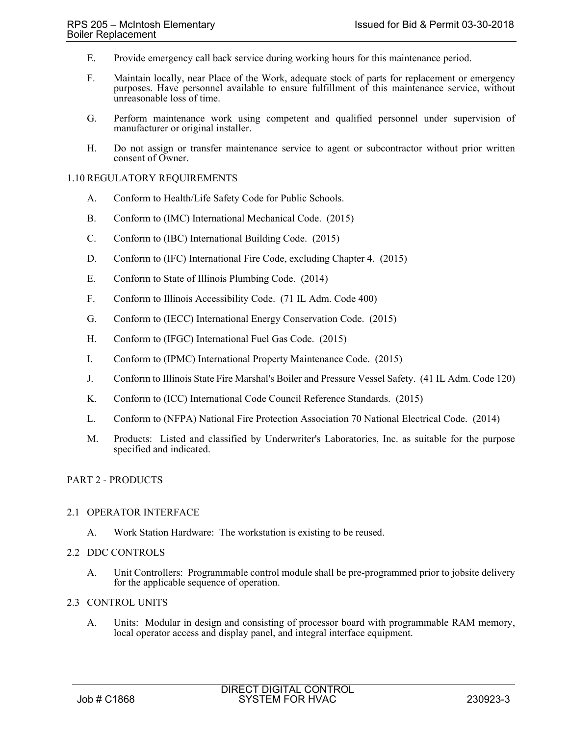E. Provide emergency call back service during working hours for this maintenance period.

F. Maintain locally, near Place of the Work, adequate stock of parts for replacement or emergency purposes. Have personnel available to ensure fulfillment of this maintenance service, without unreasonable loss of time.

G. Perform maintenance work using competent and qualified personnel under supervision of manufacturer or original installer.

H. Do not assign or transfer maintenance service to agent or subcontractor without prior written consent of Owner.

## 1.10 REGULATORY REQUIREMENTS

A. Conform to Health/Life Safety Code for Public Schools.

B. Conform to (IMC) International Mechanical Code. (2015)

C. Conform to (IBC) International Building Code. (2015)

D. Conform to (IFC) International Fire Code, excluding Chapter 4. (2015)

E. Conform to State of Illinois Plumbing Code. (2014)

F. Conform to Illinois Accessibility Code. (71 IL Adm. Code 400)

G. Conform to (IECC) International Energy Conservation Code. (2015)

H. Conform to (IFGC) International Fuel Gas Code. (2015)

I. Conform to (IPMC) International Property Maintenance Code. (2015)

J. Conform to Illinois State Fire Marshal's Boiler and Pressure Vessel Safety. (41 IL Adm. Code 120)

K. Conform to (ICC) International Code Council Reference Standards. (2015)

L. Conform to (NFPA) National Fire Protection Association 70 National Electrical Code. (2014)

M. Products: Listed and classified by Underwriter's Laboratories, Inc. as suitable for the purpose specified and indicated.

# PART 2 - PRODUCTS

## 2.1 OPERATOR INTERFACE

A. Work Station Hardware: The workstation is existing to be reused.

## 2.2 DDC CONTROLS

A. Unit Controllers: Programmable control module shall be pre-programmed prior to jobsite delivery for the applicable sequence of operation.

## 2.3 CONTROL UNITS

A. Units: Modular in design and consisting of processor board with programmable RAM memory, local operator access and display panel, and integral interface equipment.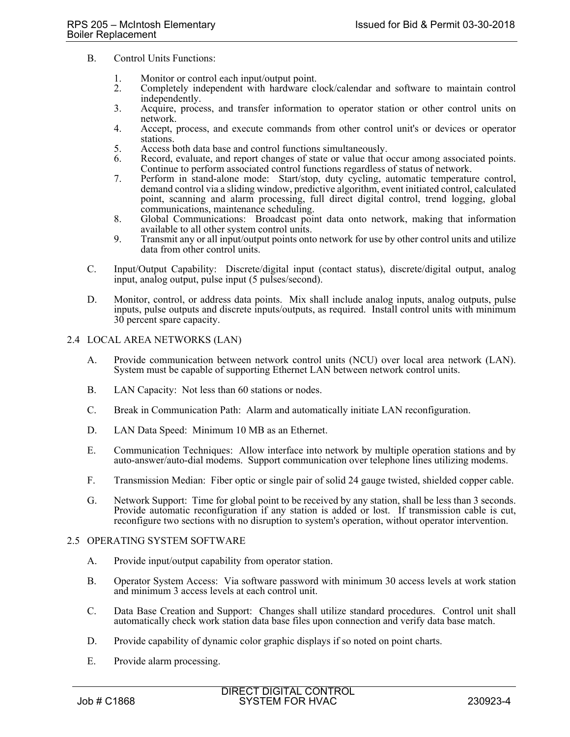B. Control Units Functions:

1. Monitor or control each input/output point.
2. Completely independent with hardware clock/calendar and software to maintain control independently.
3. Acquire, process, and transfer information to operator station or other control units on network.
4. Accept, process, and execute commands from other control unit's or devices or operator stations.
5. Access both data base and control functions simultaneously.
6. Record, evaluate, and report changes of state or value that occur among associated points. Continue to perform associated control functions regardless of status of network.
7. Perform in stand-alone mode: Start/stop, duty cycling, automatic temperature control, demand control via a sliding window, predictive algorithm, event initiated control, calculated point, scanning and alarm processing, full direct digital control, trend logging, global communications, maintenance scheduling.
8. Global Communications: Broadcast point data onto network, making that information available to all other system control units.
9. Transmit any or all input/output points onto network for use by other control units and utilize data from other control units.

C. Input/Output Capability: Discrete/digital input (contact status), discrete/digital output, analog input, analog output, pulse input (5 pulses/second).

D. Monitor, control, or address data points. Mix shall include analog inputs, analog outputs, pulse inputs, pulse outputs and discrete inputs/outputs, as required. Install control units with minimum 30 percent spare capacity.

## 2.4 LOCAL AREA NETWORKS (LAN)

A. Provide communication between network control units (NCU) over local area network (LAN). System must be capable of supporting Ethernet LAN between network control units.

B. LAN Capacity: Not less than 60 stations or nodes.

C. Break in Communication Path: Alarm and automatically initiate LAN reconfiguration.

D. LAN Data Speed: Minimum 10 MB as an Ethernet.

E. Communication Techniques: Allow interface into network by multiple operation stations and by auto-answer/auto-dial modems. Support communication over telephone lines utilizing modems.

F. Transmission Median: Fiber optic or single pair of solid 24 gauge twisted, shielded copper cable.

G. Network Support: Time for global point to be received by any station, shall be less than 3 seconds. Provide automatic reconfiguration if any station is added or lost. If transmission cable is cut, reconfigure two sections with no disruption to system's operation, without operator intervention.

## 2.5 OPERATING SYSTEM SOFTWARE

A. Provide input/output capability from operator station.

B. Operator System Access: Via software password with minimum 30 access levels at work station and minimum 3 access levels at each control unit.

C. Data Base Creation and Support: Changes shall utilize standard procedures. Control unit shall automatically check work station data base files upon connection and verify data base match.

D. Provide capability of dynamic color graphic displays if so noted on point charts.

E. Provide alarm processing.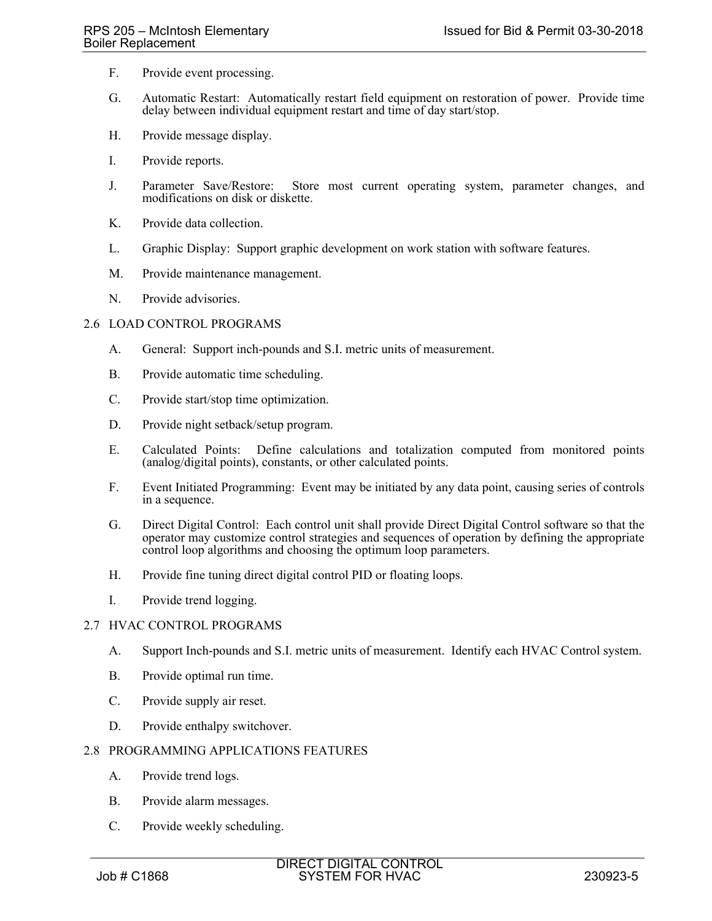F. Provide event processing.

G. Automatic Restart: Automatically restart field equipment on restoration of power. Provide time delay between individual equipment restart and time of day start/stop.

H. Provide message display.

I. Provide reports.

J. Parameter Save/Restore: Store most current operating system, parameter changes, and modifications on disk or diskette.

K. Provide data collection.

L. Graphic Display: Support graphic development on work station with software features.

M. Provide maintenance management.

N. Provide advisories.

## 2.6 LOAD CONTROL PROGRAMS

A. General: Support inch-pounds and S.I. metric units of measurement.

B. Provide automatic time scheduling.

C. Provide start/stop time optimization.

D. Provide night setback/setup program.

E. Calculated Points: Define calculations and totalization computed from monitored points (analog/digital points), constants, or other calculated points.

F. Event Initiated Programming: Event may be initiated by any data point, causing series of controls in a sequence.

G. Direct Digital Control: Each control unit shall provide Direct Digital Control software so that the operator may customize control strategies and sequences of operation by defining the appropriate control loop algorithms and choosing the optimum loop parameters.

H. Provide fine tuning direct digital control PID or floating loops.

I. Provide trend logging.

## 2.7 HVAC CONTROL PROGRAMS

A. Support Inch-pounds and S.I. metric units of measurement. Identify each HVAC Control system.

B. Provide optimal run time.

C. Provide supply air reset.

D. Provide enthalpy switchover.

## 2.8 PROGRAMMING APPLICATIONS FEATURES

A. Provide trend logs.

B. Provide alarm messages.

C. Provide weekly scheduling.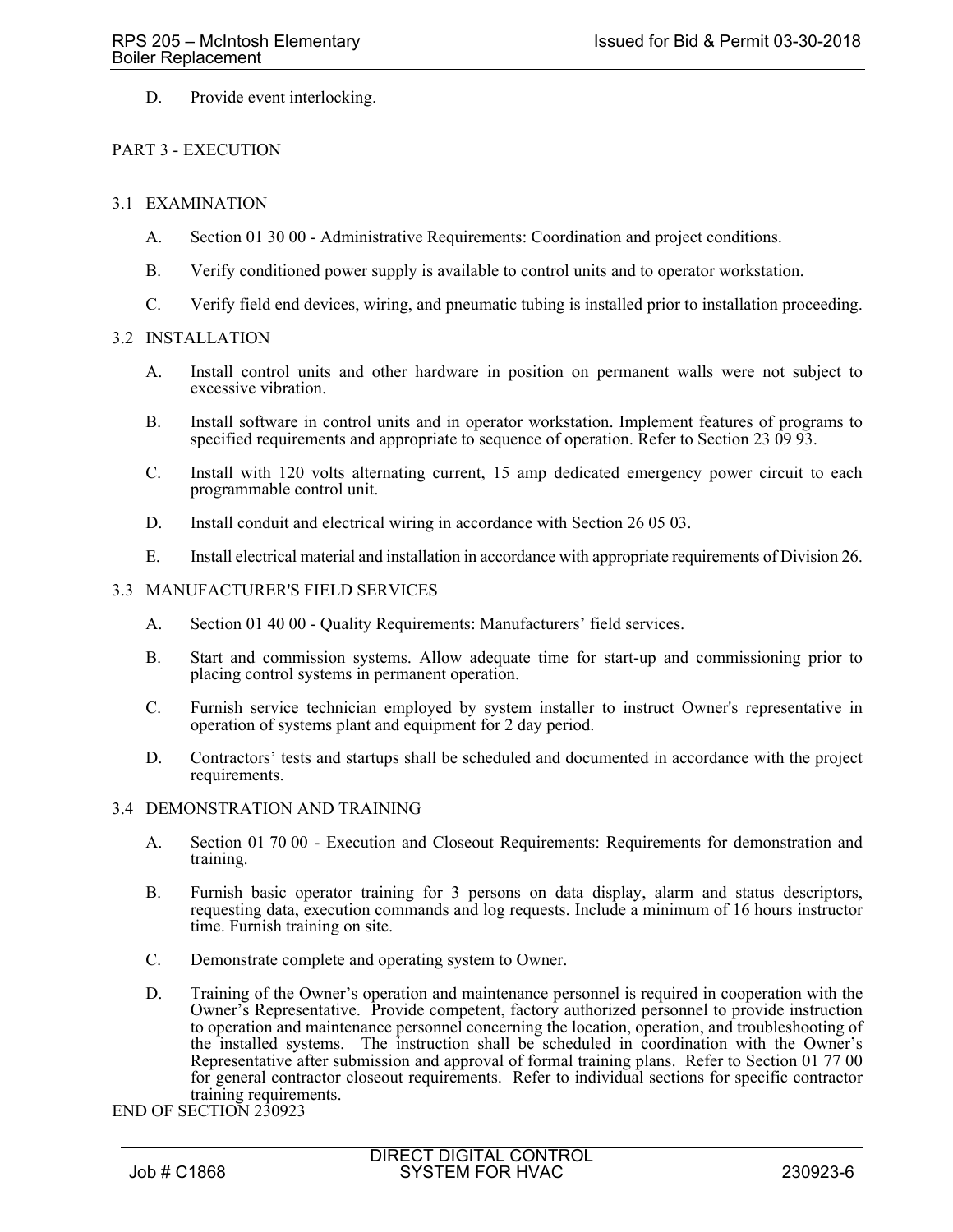D. Provide event interlocking.

## PART 3 - EXECUTION

### 3.1 EXAMINATION

A. Section 01 30 00 - Administrative Requirements: Coordination and project conditions.

B. Verify conditioned power supply is available to control units and to operator workstation.

C. Verify field end devices, wiring, and pneumatic tubing is installed prior to installation proceeding.

### 3.2 INSTALLATION

A. Install control units and other hardware in position on permanent walls were not subject to excessive vibration.

B. Install software in control units and in operator workstation. Implement features of programs to specified requirements and appropriate to sequence of operation. Refer to Section 23 09 93.

C. Install with 120 volts alternating current, 15 amp dedicated emergency power circuit to each programmable control unit.

D. Install conduit and electrical wiring in accordance with Section 26 05 03.

E. Install electrical material and installation in accordance with appropriate requirements of Division 26.

### 3.3 MANUFACTURER'S FIELD SERVICES

A. Section 01 40 00 - Quality Requirements: Manufacturers' field services.

B. Start and commission systems. Allow adequate time for start-up and commissioning prior to placing control systems in permanent operation.

C. Furnish service technician employed by system installer to instruct Owner's representative in operation of systems plant and equipment for 2 day period.

D. Contractors' tests and startups shall be scheduled and documented in accordance with the project requirements.

### 3.4 DEMONSTRATION AND TRAINING

A. Section 01 70 00 - Execution and Closeout Requirements: Requirements for demonstration and training.

B. Furnish basic operator training for 3 persons on data display, alarm and status descriptors, requesting data, execution commands and log requests. Include a minimum of 16 hours instructor time. Furnish training on site.

C. Demonstrate complete and operating system to Owner.

D. Training of the Owner's operation and maintenance personnel is required in cooperation with the Owner's Representative. Provide competent, factory authorized personnel to provide instruction to operation and maintenance personnel concerning the location, operation, and troubleshooting of the installed systems. The instruction shall be scheduled in coordination with the Owner's Representative after submission and approval of formal training plans. Refer to Section 01 77 00 for general contractor closeout requirements. Refer to individual sections for specific contractor training requirements.

END OF SECTION 230923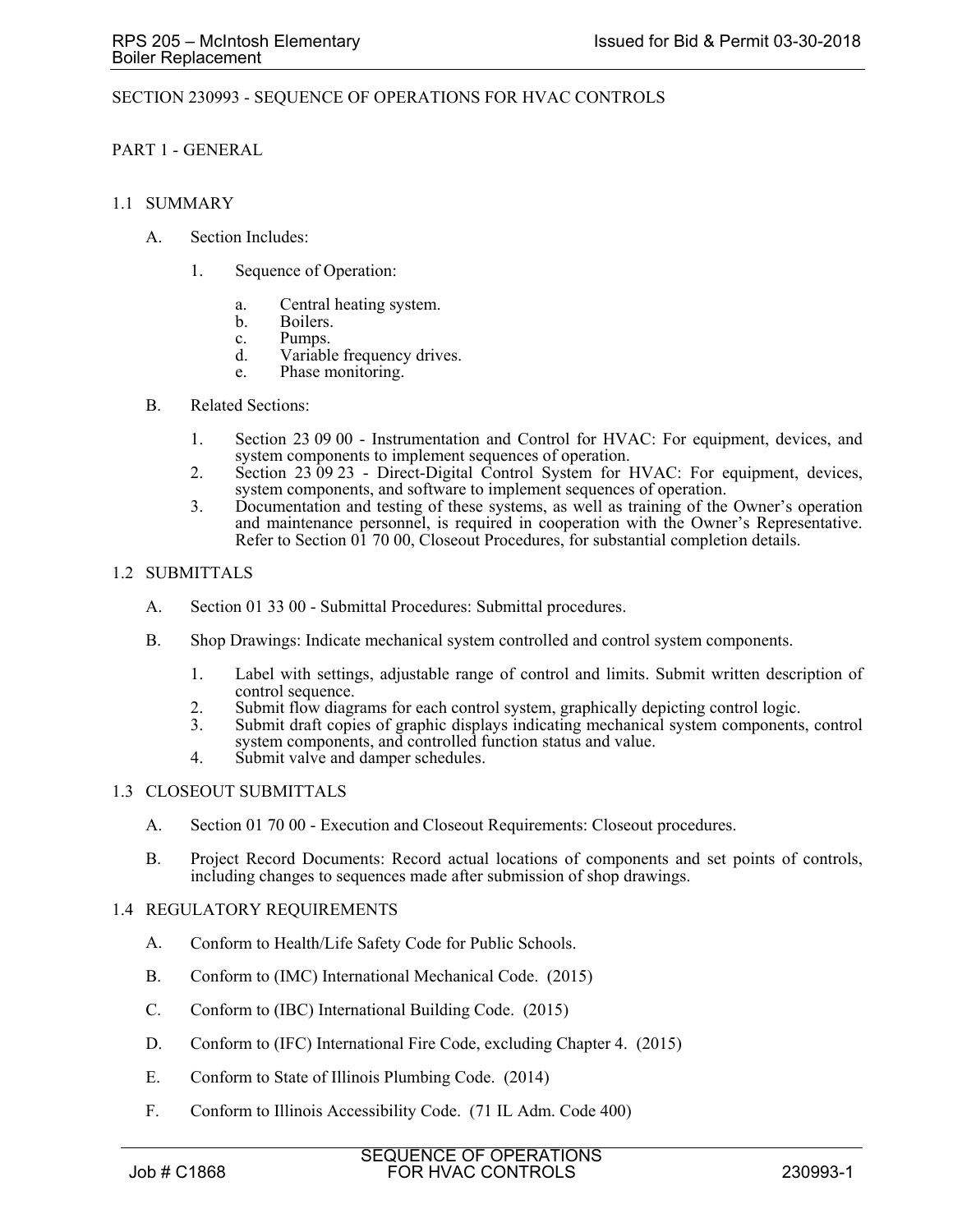# SECTION 230993 - SEQUENCE OF OPERATIONS FOR HVAC CONTROLS

## PART 1 - GENERAL

### 1.1 SUMMARY

A. Section Includes:

1. Sequence of Operation:

   a. Central heating system.
   b. Boilers.
   c. Pumps.
   d. Variable frequency drives.
   e. Phase monitoring.

B. Related Sections:

1. Section 23 09 00 - Instrumentation and Control for HVAC: For equipment, devices, and system components to implement sequences of operation.
2. Section 23 09 23 - Direct-Digital Control System for HVAC: For equipment, devices, system components, and software to implement sequences of operation.
3. Documentation and testing of these systems, as well as training of the Owner's operation and maintenance personnel, is required in cooperation with the Owner's Representative. Refer to Section 01 70 00, Closeout Procedures, for substantial completion details.

### 1.2 SUBMITTALS

A. Section 01 33 00 - Submittal Procedures: Submittal procedures.

B. Shop Drawings: Indicate mechanical system controlled and control system components.

1. Label with settings, adjustable range of control and limits. Submit written description of control sequence.
2. Submit flow diagrams for each control system, graphically depicting control logic.
3. Submit draft copies of graphic displays indicating mechanical system components, control system components, and controlled function status and value.
4. Submit valve and damper schedules.

### 1.3 CLOSEOUT SUBMITTALS

A. Section 01 70 00 - Execution and Closeout Requirements: Closeout procedures.

B. Project Record Documents: Record actual locations of components and set points of controls, including changes to sequences made after submission of shop drawings.

### 1.4 REGULATORY REQUIREMENTS

A. Conform to Health/Life Safety Code for Public Schools.

B. Conform to (IMC) International Mechanical Code. (2015)

C. Conform to (IBC) International Building Code. (2015)

D. Conform to (IFC) International Fire Code, excluding Chapter 4. (2015)

E. Conform to State of Illinois Plumbing Code. (2014)

F. Conform to Illinois Accessibility Code. (71 IL Adm. Code 400)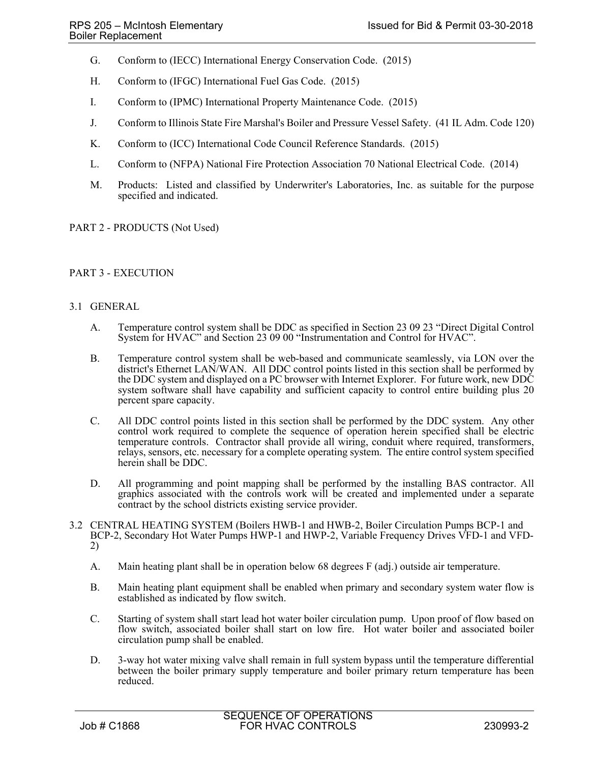G. Conform to (IECC) International Energy Conservation Code. (2015)

H. Conform to (IFGC) International Fuel Gas Code. (2015)

I. Conform to (IPMC) International Property Maintenance Code. (2015)

J. Conform to Illinois State Fire Marshal's Boiler and Pressure Vessel Safety. (41 IL Adm. Code 120)

K. Conform to (ICC) International Code Council Reference Standards. (2015)

L. Conform to (NFPA) National Fire Protection Association 70 National Electrical Code. (2014)

M. Products: Listed and classified by Underwriter's Laboratories, Inc. as suitable for the purpose specified and indicated.

## PART 2 - PRODUCTS (Not Used)

## PART 3 - EXECUTION

### 3.1 GENERAL

A. Temperature control system shall be DDC as specified in Section 23 09 23 "Direct Digital Control System for HVAC" and Section 23 09 00 "Instrumentation and Control for HVAC".

B. Temperature control system shall be web-based and communicate seamlessly, via LON over the district's Ethernet LAN/WAN. All DDC control points listed in this section shall be performed by the DDC system and displayed on a PC browser with Internet Explorer. For future work, new DDC system software shall have capability and sufficient capacity to control entire building plus 20 percent spare capacity.

C. All DDC control points listed in this section shall be performed by the DDC system. Any other control work required to complete the sequence of operation herein specified shall be electric temperature controls. Contractor shall provide all wiring, conduit where required, transformers, relays, sensors, etc. necessary for a complete operating system. The entire control system specified herein shall be DDC.

D. All programming and point mapping shall be performed by the installing BAS contractor. All graphics associated with the controls work will be created and implemented under a separate contract by the school districts existing service provider.

### 3.2 CENTRAL HEATING SYSTEM (Boilers HWB-1 and HWB-2, Boiler Circulation Pumps BCP-1 and BCP-2, Secondary Hot Water Pumps HWP-1 and HWP-2, Variable Frequency Drives VFD-1 and VFD-2)

A. Main heating plant shall be in operation below 68 degrees F (adj.) outside air temperature.

B. Main heating plant equipment shall be enabled when primary and secondary system water flow is established as indicated by flow switch.

C. Starting of system shall start lead hot water boiler circulation pump. Upon proof of flow based on flow switch, associated boiler shall start on low fire. Hot water boiler and associated boiler circulation pump shall be enabled.

D. 3-way hot water mixing valve shall remain in full system bypass until the temperature differential between the boiler primary supply temperature and boiler primary return temperature has been reduced.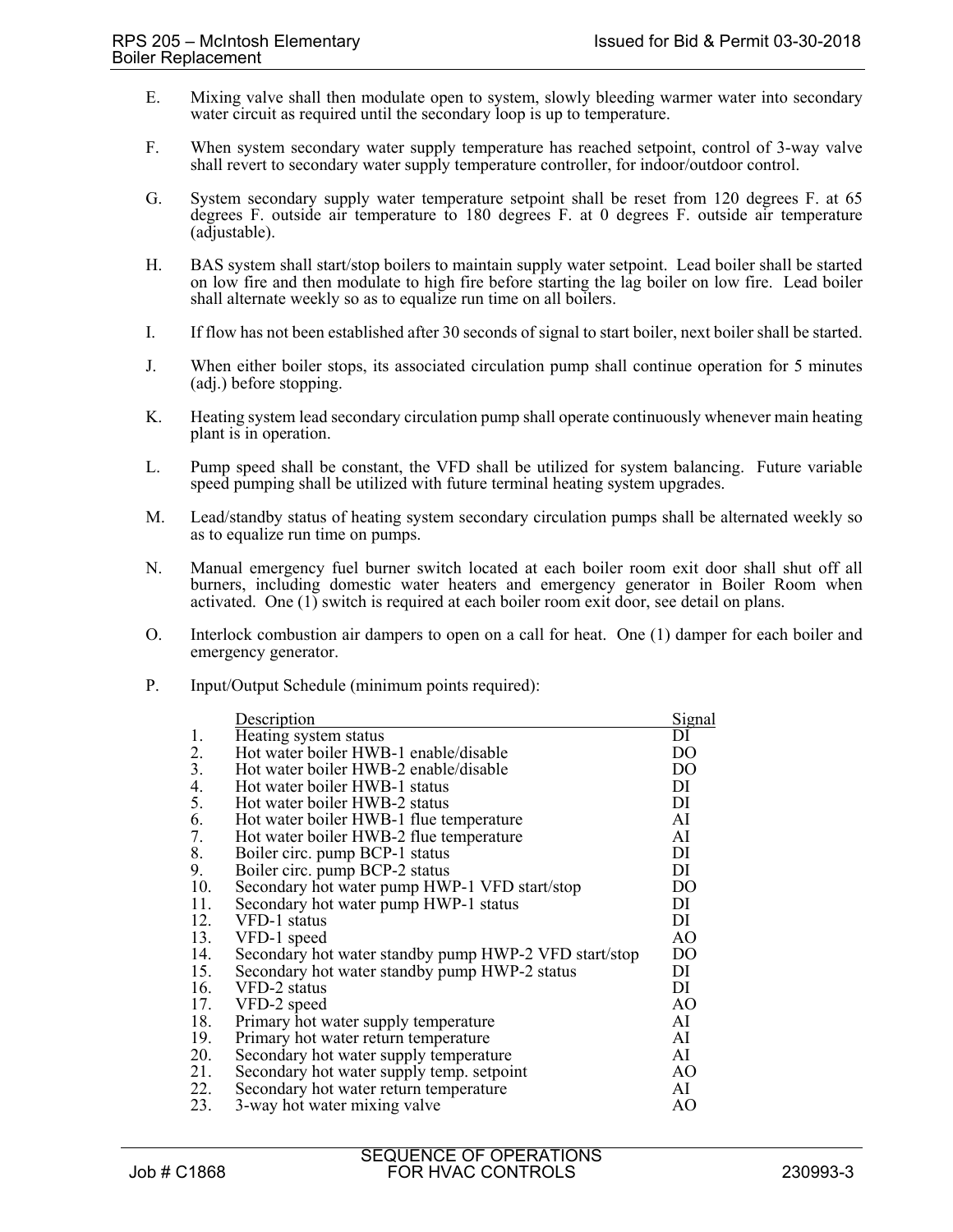E. Mixing valve shall then modulate open to system, slowly bleeding warmer water into secondary water circuit as required until the secondary loop is up to temperature.

F. When system secondary water supply temperature has reached setpoint, control of 3-way valve shall revert to secondary water supply temperature controller, for indoor/outdoor control.

G. System secondary supply water temperature setpoint shall be reset from 120 degrees F. at 65 degrees F. outside air temperature to 180 degrees F. at 0 degrees F. outside air temperature (adjustable).

H. BAS system shall start/stop boilers to maintain supply water setpoint. Lead boiler shall be started on low fire and then modulate to high fire before starting the lag boiler on low fire. Lead boiler shall alternate weekly so as to equalize run time on all boilers.

I. If flow has not been established after 30 seconds of signal to start boiler, next boiler shall be started.

J. When either boiler stops, its associated circulation pump shall continue operation for 5 minutes (adj.) before stopping.

K. Heating system lead secondary circulation pump shall operate continuously whenever main heating plant is in operation.

L. Pump speed shall be constant, the VFD shall be utilized for system balancing. Future variable speed pumping shall be utilized with future terminal heating system upgrades.

M. Lead/standby status of heating system secondary circulation pumps shall be alternated weekly so as to equalize run time on pumps.

N. Manual emergency fuel burner switch located at each boiler room exit door shall shut off all burners, including domestic water heaters and emergency generator in Boiler Room when activated. One (1) switch is required at each boiler room exit door, see detail on plans.

O. Interlock combustion air dampers to open on a call for heat. One (1) damper for each boiler and emergency generator.

P. Input/Output Schedule (minimum points required):

| | Description | Signal |
|---|---|---|
| 1. | Heating system status | DI |
| 2. | Hot water boiler HWB-1 enable/disable | DO |
| 3. | Hot water boiler HWB-2 enable/disable | DO |
| 4. | Hot water boiler HWB-1 status | DI |
| 5. | Hot water boiler HWB-2 status | DI |
| 6. | Hot water boiler HWB-1 flue temperature | AI |
| 7. | Hot water boiler HWB-2 flue temperature | AI |
| 8. | Boiler circ. pump BCP-1 status | DI |
| 9. | Boiler circ. pump BCP-2 status | DI |
| 10. | Secondary hot water pump HWP-1 VFD start/stop | DO |
| 11. | Secondary hot water pump HWP-1 status | DI |
| 12. | VFD-1 status | DI |
| 13. | VFD-1 speed | AO |
| 14. | Secondary hot water standby pump HWP-2 VFD start/stop | DO |
| 15. | Secondary hot water standby pump HWP-2 status | DI |
| 16. | VFD-2 status | DI |
| 17. | VFD-2 speed | AO |
| 18. | Primary hot water supply temperature | AI |
| 19. | Primary hot water return temperature | AI |
| 20. | Secondary hot water supply temperature | AI |
| 21. | Secondary hot water supply temp. setpoint | AO |
| 22. | Secondary hot water return temperature | AI |
| 23. | 3-way hot water mixing valve | AO |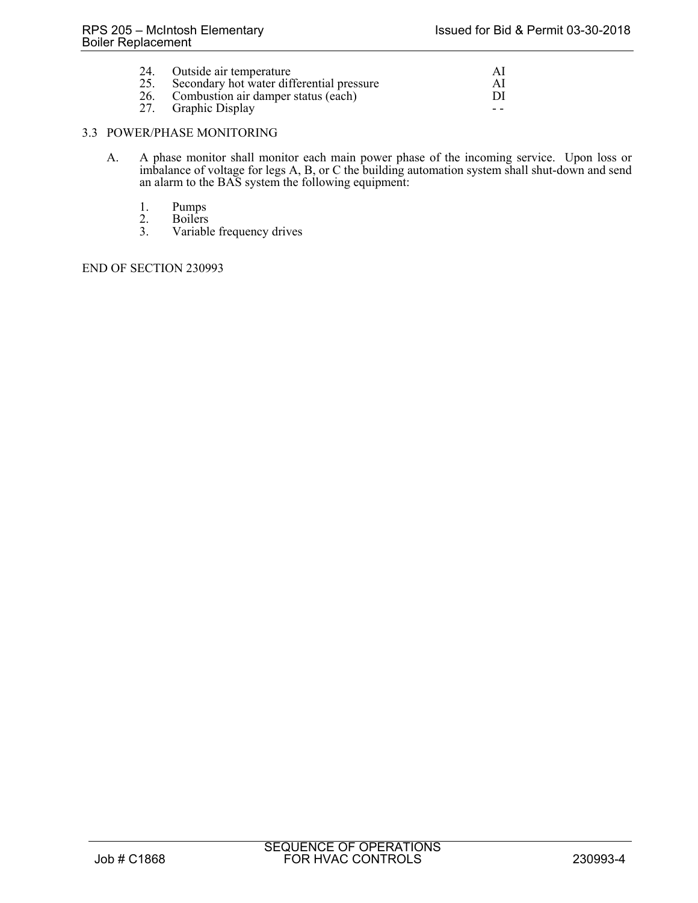24. Outside air temperature AI
25. Secondary hot water differential pressure AI
26. Combustion air damper status (each) DI
27. Graphic Display - -

## 3.3 POWER/PHASE MONITORING

A. A phase monitor shall monitor each main power phase of the incoming service. Upon loss or imbalance of voltage for legs A, B, or C the building automation system shall shut-down and send an alarm to the BAS system the following equipment:

1. Pumps
2. Boilers
3. Variable frequency drives

END OF SECTION 230993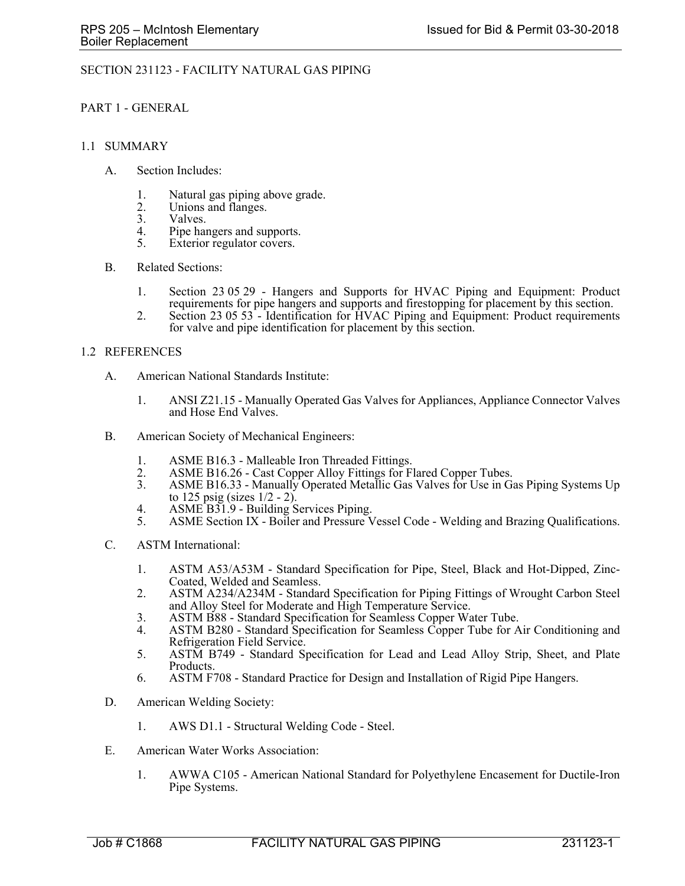# SECTION 231123 - FACILITY NATURAL GAS PIPING

## PART 1 - GENERAL

### 1.1 SUMMARY

A. Section Includes:

1. Natural gas piping above grade.
2. Unions and flanges.
3. Valves.
4. Pipe hangers and supports.
5. Exterior regulator covers.

B. Related Sections:

1. Section 23 05 29 - Hangers and Supports for HVAC Piping and Equipment: Product requirements for pipe hangers and supports and firestopping for placement by this section.
2. Section 23 05 53 - Identification for HVAC Piping and Equipment: Product requirements for valve and pipe identification for placement by this section.

### 1.2 REFERENCES

A. American National Standards Institute:

1. ANSI Z21.15 - Manually Operated Gas Valves for Appliances, Appliance Connector Valves and Hose End Valves.

B. American Society of Mechanical Engineers:

1. ASME B16.3 - Malleable Iron Threaded Fittings.
2. ASME B16.26 - Cast Copper Alloy Fittings for Flared Copper Tubes.
3. ASME B16.33 - Manually Operated Metallic Gas Valves for Use in Gas Piping Systems Up to 125 psig (sizes 1/2 - 2).
4. ASME B31.9 - Building Services Piping.
5. ASME Section IX - Boiler and Pressure Vessel Code - Welding and Brazing Qualifications.

C. ASTM International:

1. ASTM A53/A53M - Standard Specification for Pipe, Steel, Black and Hot-Dipped, Zinc-Coated, Welded and Seamless.
2. ASTM A234/A234M - Standard Specification for Piping Fittings of Wrought Carbon Steel and Alloy Steel for Moderate and High Temperature Service.
3. ASTM B88 - Standard Specification for Seamless Copper Water Tube.
4. ASTM B280 - Standard Specification for Seamless Copper Tube for Air Conditioning and Refrigeration Field Service.
5. ASTM B749 - Standard Specification for Lead and Lead Alloy Strip, Sheet, and Plate Products.
6. ASTM F708 - Standard Practice for Design and Installation of Rigid Pipe Hangers.

D. American Welding Society:

1. AWS D1.1 - Structural Welding Code - Steel.

E. American Water Works Association:

1. AWWA C105 - American National Standard for Polyethylene Encasement for Ductile-Iron Pipe Systems.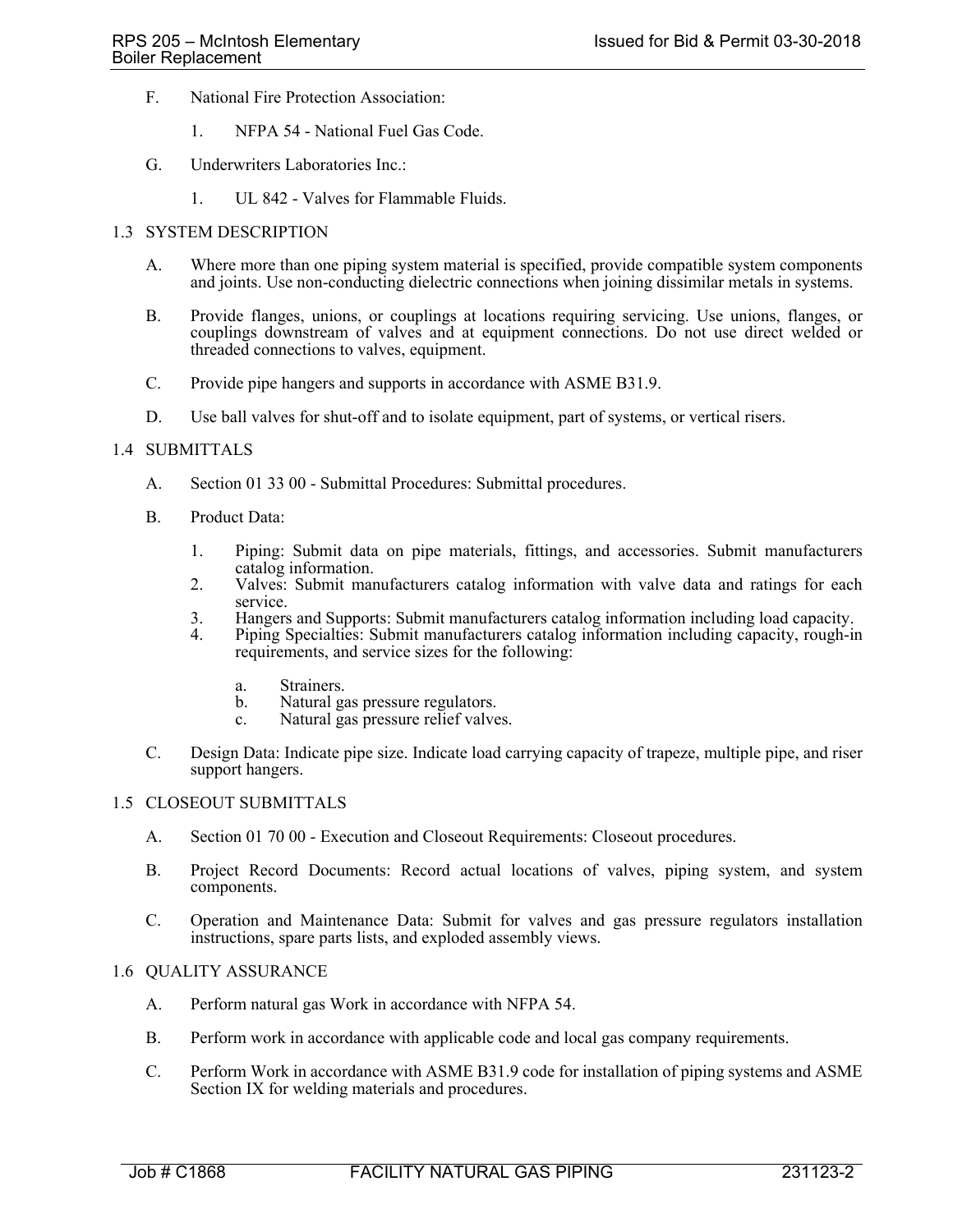F. National Fire Protection Association:

   1. NFPA 54 - National Fuel Gas Code.

G. Underwriters Laboratories Inc.:

   1. UL 842 - Valves for Flammable Fluids.

## 1.3 SYSTEM DESCRIPTION

A. Where more than one piping system material is specified, provide compatible system components and joints. Use non-conducting dielectric connections when joining dissimilar metals in systems.

B. Provide flanges, unions, or couplings at locations requiring servicing. Use unions, flanges, or couplings downstream of valves and at equipment connections. Do not use direct welded or threaded connections to valves, equipment.

C. Provide pipe hangers and supports in accordance with ASME B31.9.

D. Use ball valves for shut-off and to isolate equipment, part of systems, or vertical risers.

## 1.4 SUBMITTALS

A. Section 01 33 00 - Submittal Procedures: Submittal procedures.

B. Product Data:

   1. Piping: Submit data on pipe materials, fittings, and accessories. Submit manufacturers catalog information.
   2. Valves: Submit manufacturers catalog information with valve data and ratings for each service.
   3. Hangers and Supports: Submit manufacturers catalog information including load capacity.
   4. Piping Specialties: Submit manufacturers catalog information including capacity, rough-in requirements, and service sizes for the following:

      a. Strainers.
      b. Natural gas pressure regulators.
      c. Natural gas pressure relief valves.

C. Design Data: Indicate pipe size. Indicate load carrying capacity of trapeze, multiple pipe, and riser support hangers.

## 1.5 CLOSEOUT SUBMITTALS

A. Section 01 70 00 - Execution and Closeout Requirements: Closeout procedures.

B. Project Record Documents: Record actual locations of valves, piping system, and system components.

C. Operation and Maintenance Data: Submit for valves and gas pressure regulators installation instructions, spare parts lists, and exploded assembly views.

## 1.6 QUALITY ASSURANCE

A. Perform natural gas Work in accordance with NFPA 54.

B. Perform work in accordance with applicable code and local gas company requirements.

C. Perform Work in accordance with ASME B31.9 code for installation of piping systems and ASME Section IX for welding materials and procedures.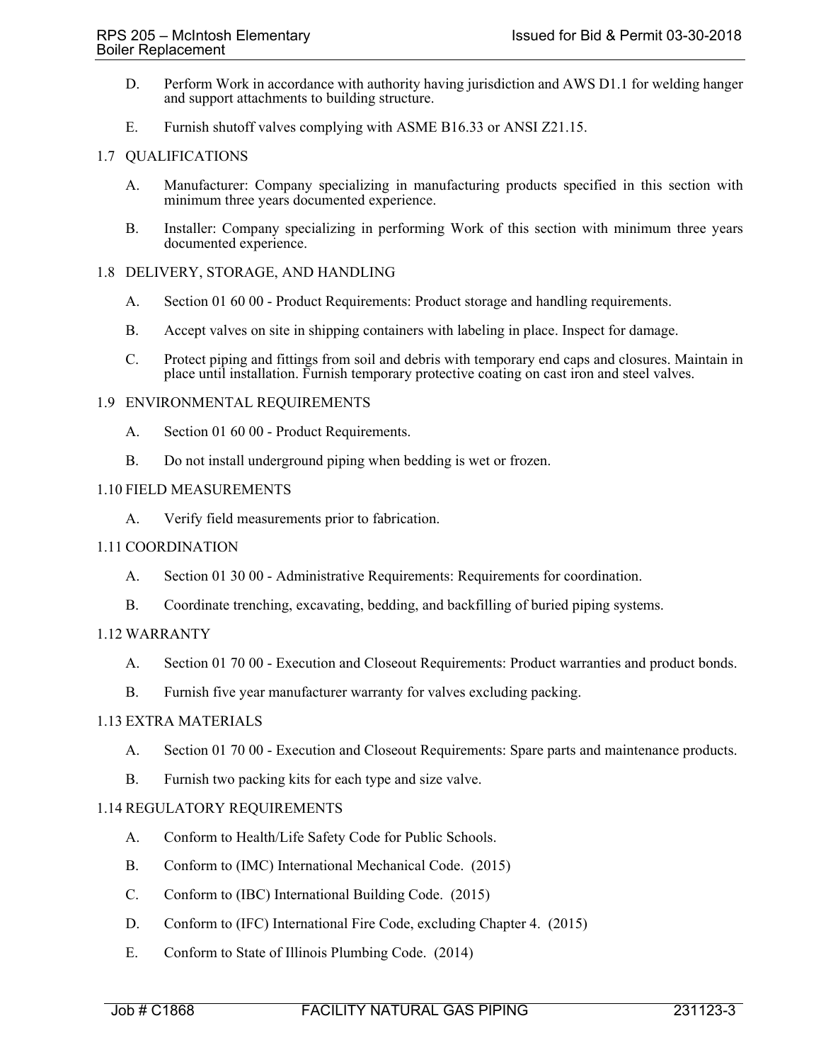D. Perform Work in accordance with authority having jurisdiction and AWS D1.1 for welding hanger and support attachments to building structure.

E. Furnish shutoff valves complying with ASME B16.33 or ANSI Z21.15.

## 1.7 QUALIFICATIONS

A. Manufacturer: Company specializing in manufacturing products specified in this section with minimum three years documented experience.

B. Installer: Company specializing in performing Work of this section with minimum three years documented experience.

## 1.8 DELIVERY, STORAGE, AND HANDLING

A. Section 01 60 00 - Product Requirements: Product storage and handling requirements.

B. Accept valves on site in shipping containers with labeling in place. Inspect for damage.

C. Protect piping and fittings from soil and debris with temporary end caps and closures. Maintain in place until installation. Furnish temporary protective coating on cast iron and steel valves.

## 1.9 ENVIRONMENTAL REQUIREMENTS

A. Section 01 60 00 - Product Requirements.

B. Do not install underground piping when bedding is wet or frozen.

## 1.10 FIELD MEASUREMENTS

A. Verify field measurements prior to fabrication.

## 1.11 COORDINATION

A. Section 01 30 00 - Administrative Requirements: Requirements for coordination.

B. Coordinate trenching, excavating, bedding, and backfilling of buried piping systems.

## 1.12 WARRANTY

A. Section 01 70 00 - Execution and Closeout Requirements: Product warranties and product bonds.

B. Furnish five year manufacturer warranty for valves excluding packing.

## 1.13 EXTRA MATERIALS

A. Section 01 70 00 - Execution and Closeout Requirements: Spare parts and maintenance products.

B. Furnish two packing kits for each type and size valve.

## 1.14 REGULATORY REQUIREMENTS

A. Conform to Health/Life Safety Code for Public Schools.

B. Conform to (IMC) International Mechanical Code. (2015)

C. Conform to (IBC) International Building Code. (2015)

D. Conform to (IFC) International Fire Code, excluding Chapter 4. (2015)

E. Conform to State of Illinois Plumbing Code. (2014)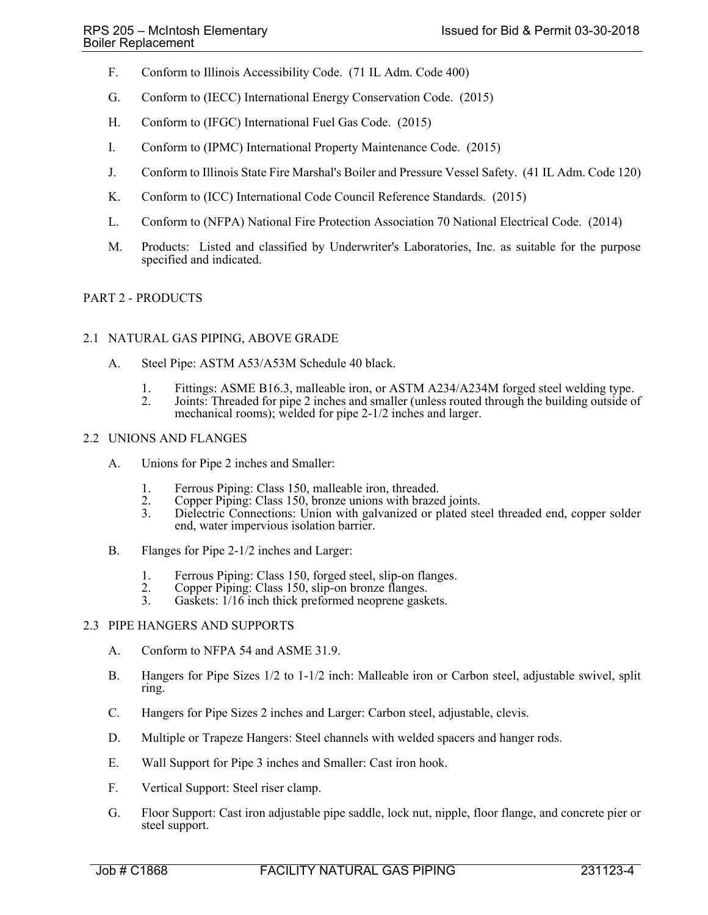F. Conform to Illinois Accessibility Code. (71 IL Adm. Code 400)

G. Conform to (IECC) International Energy Conservation Code. (2015)

H. Conform to (IFGC) International Fuel Gas Code. (2015)

I. Conform to (IPMC) International Property Maintenance Code. (2015)

J. Conform to Illinois State Fire Marshal's Boiler and Pressure Vessel Safety. (41 IL Adm. Code 120)

K. Conform to (ICC) International Code Council Reference Standards. (2015)

L. Conform to (NFPA) National Fire Protection Association 70 National Electrical Code. (2014)

M. Products: Listed and classified by Underwriter's Laboratories, Inc. as suitable for the purpose specified and indicated.

## PART 2 - PRODUCTS

### 2.1 NATURAL GAS PIPING, ABOVE GRADE

A. Steel Pipe: ASTM A53/A53M Schedule 40 black.

1. Fittings: ASME B16.3, malleable iron, or ASTM A234/A234M forged steel welding type.
2. Joints: Threaded for pipe 2 inches and smaller (unless routed through the building outside of mechanical rooms); welded for pipe 2-1/2 inches and larger.

### 2.2 UNIONS AND FLANGES

A. Unions for Pipe 2 inches and Smaller:

1. Ferrous Piping: Class 150, malleable iron, threaded.
2. Copper Piping: Class 150, bronze unions with brazed joints.
3. Dielectric Connections: Union with galvanized or plated steel threaded end, copper solder end, water impervious isolation barrier.

B. Flanges for Pipe 2-1/2 inches and Larger:

1. Ferrous Piping: Class 150, forged steel, slip-on flanges.
2. Copper Piping: Class 150, slip-on bronze flanges.
3. Gaskets: 1/16 inch thick preformed neoprene gaskets.

### 2.3 PIPE HANGERS AND SUPPORTS

A. Conform to NFPA 54 and ASME 31.9.

B. Hangers for Pipe Sizes 1/2 to 1-1/2 inch: Malleable iron or Carbon steel, adjustable swivel, split ring.

C. Hangers for Pipe Sizes 2 inches and Larger: Carbon steel, adjustable, clevis.

D. Multiple or Trapeze Hangers: Steel channels with welded spacers and hanger rods.

E. Wall Support for Pipe 3 inches and Smaller: Cast iron hook.

F. Vertical Support: Steel riser clamp.

G. Floor Support: Cast iron adjustable pipe saddle, lock nut, nipple, floor flange, and concrete pier or steel support.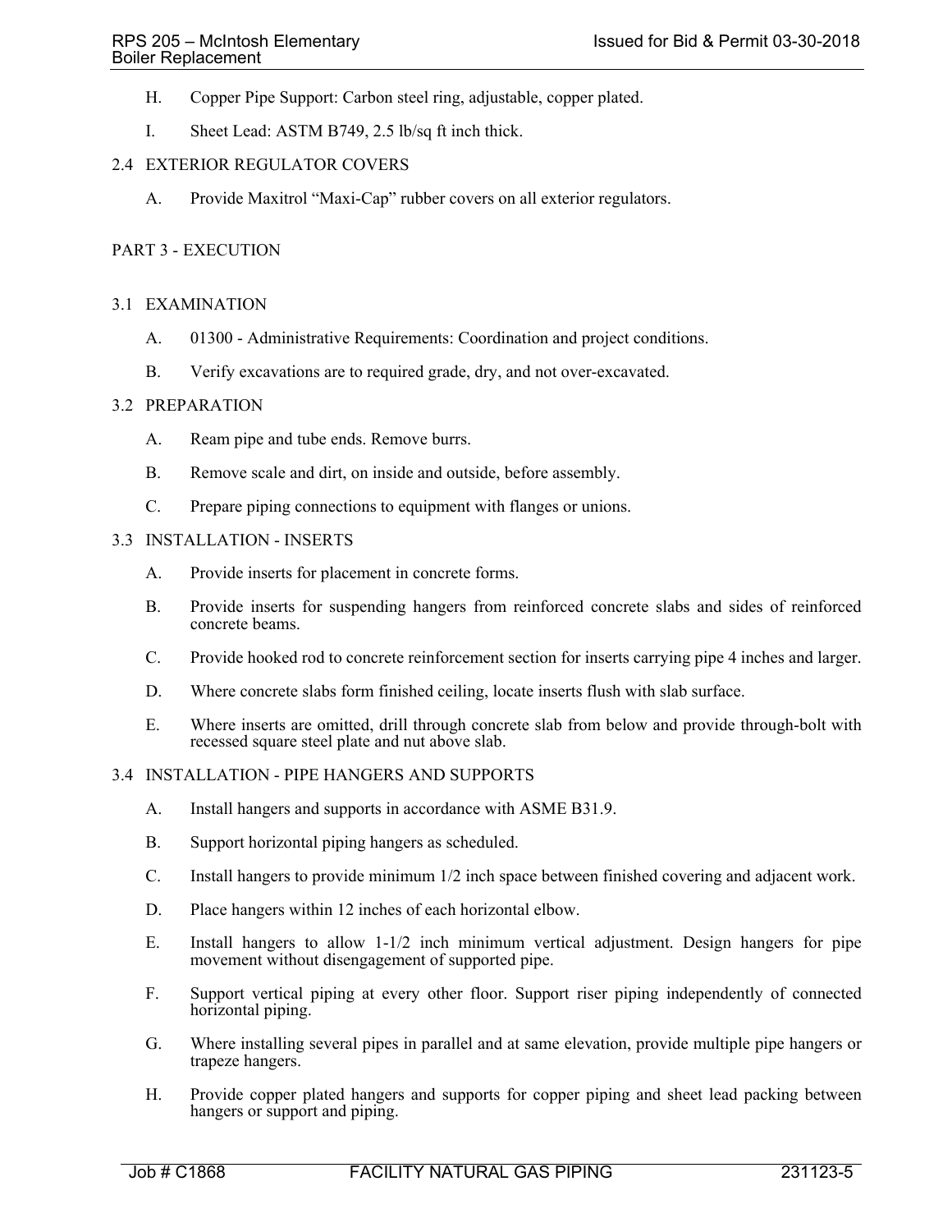H. Copper Pipe Support: Carbon steel ring, adjustable, copper plated.

I. Sheet Lead: ASTM B749, 2.5 lb/sq ft inch thick.

## 2.4 EXTERIOR REGULATOR COVERS

A. Provide Maxitrol “Maxi-Cap” rubber covers on all exterior regulators.

# PART 3 - EXECUTION

## 3.1 EXAMINATION

A. 01300 - Administrative Requirements: Coordination and project conditions.

B. Verify excavations are to required grade, dry, and not over-excavated.

## 3.2 PREPARATION

A. Ream pipe and tube ends. Remove burrs.

B. Remove scale and dirt, on inside and outside, before assembly.

C. Prepare piping connections to equipment with flanges or unions.

## 3.3 INSTALLATION - INSERTS

A. Provide inserts for placement in concrete forms.

B. Provide inserts for suspending hangers from reinforced concrete slabs and sides of reinforced concrete beams.

C. Provide hooked rod to concrete reinforcement section for inserts carrying pipe 4 inches and larger.

D. Where concrete slabs form finished ceiling, locate inserts flush with slab surface.

E. Where inserts are omitted, drill through concrete slab from below and provide through-bolt with recessed square steel plate and nut above slab.

## 3.4 INSTALLATION - PIPE HANGERS AND SUPPORTS

A. Install hangers and supports in accordance with ASME B31.9.

B. Support horizontal piping hangers as scheduled.

C. Install hangers to provide minimum 1/2 inch space between finished covering and adjacent work.

D. Place hangers within 12 inches of each horizontal elbow.

E. Install hangers to allow 1-1/2 inch minimum vertical adjustment. Design hangers for pipe movement without disengagement of supported pipe.

F. Support vertical piping at every other floor. Support riser piping independently of connected horizontal piping.

G. Where installing several pipes in parallel and at same elevation, provide multiple pipe hangers or trapeze hangers.

H. Provide copper plated hangers and supports for copper piping and sheet lead packing between hangers or support and piping.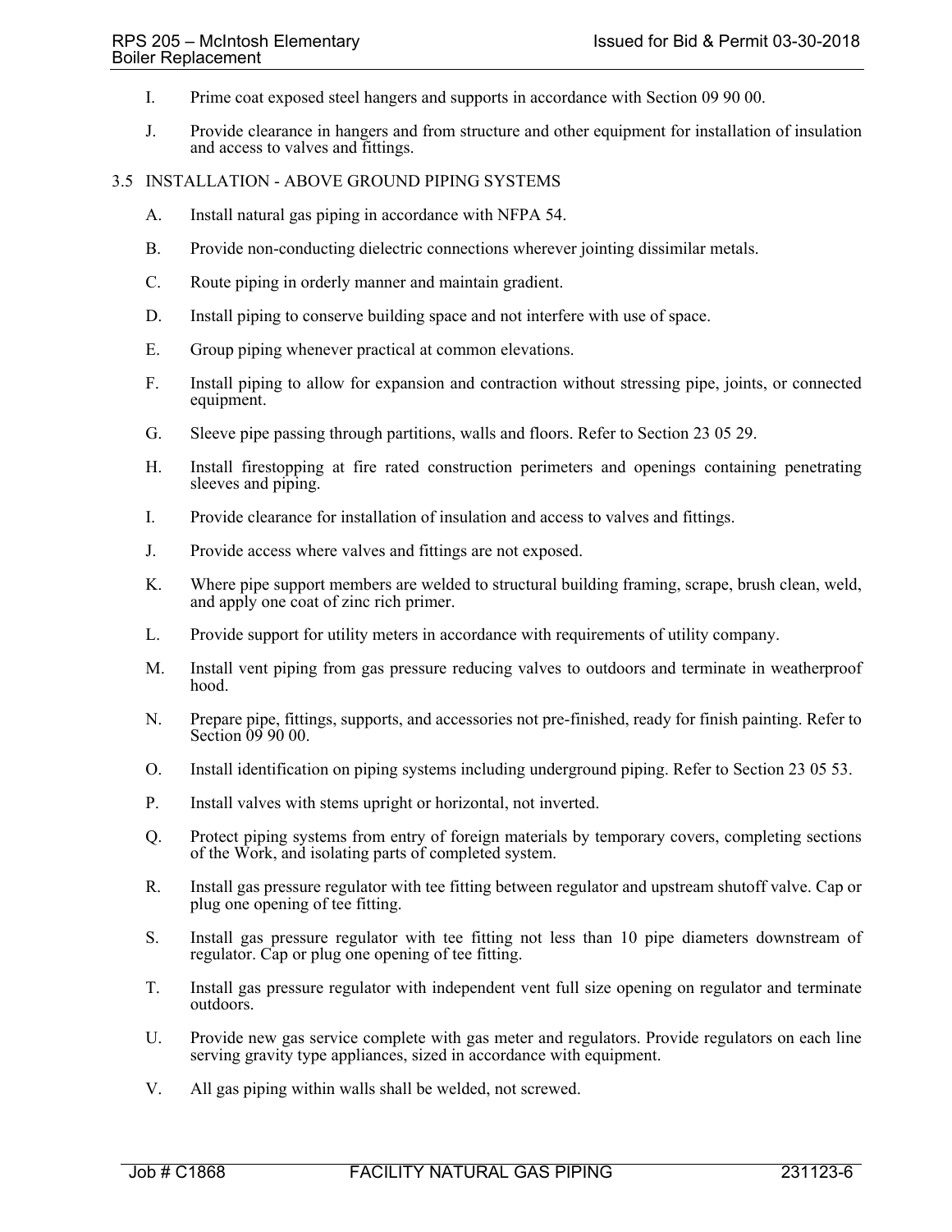I. Prime coat exposed steel hangers and supports in accordance with Section 09 90 00.

J. Provide clearance in hangers and from structure and other equipment for installation of insulation and access to valves and fittings.

## 3.5 INSTALLATION - ABOVE GROUND PIPING SYSTEMS

A. Install natural gas piping in accordance with NFPA 54.

B. Provide non-conducting dielectric connections wherever jointing dissimilar metals.

C. Route piping in orderly manner and maintain gradient.

D. Install piping to conserve building space and not interfere with use of space.

E. Group piping whenever practical at common elevations.

F. Install piping to allow for expansion and contraction without stressing pipe, joints, or connected equipment.

G. Sleeve pipe passing through partitions, walls and floors. Refer to Section 23 05 29.

H. Install firestopping at fire rated construction perimeters and openings containing penetrating sleeves and piping.

I. Provide clearance for installation of insulation and access to valves and fittings.

J. Provide access where valves and fittings are not exposed.

K. Where pipe support members are welded to structural building framing, scrape, brush clean, weld, and apply one coat of zinc rich primer.

L. Provide support for utility meters in accordance with requirements of utility company.

M. Install vent piping from gas pressure reducing valves to outdoors and terminate in weatherproof hood.

N. Prepare pipe, fittings, supports, and accessories not pre-finished, ready for finish painting. Refer to Section 09 90 00.

O. Install identification on piping systems including underground piping. Refer to Section 23 05 53.

P. Install valves with stems upright or horizontal, not inverted.

Q. Protect piping systems from entry of foreign materials by temporary covers, completing sections of the Work, and isolating parts of completed system.

R. Install gas pressure regulator with tee fitting between regulator and upstream shutoff valve. Cap or plug one opening of tee fitting.

S. Install gas pressure regulator with tee fitting not less than 10 pipe diameters downstream of regulator. Cap or plug one opening of tee fitting.

T. Install gas pressure regulator with independent vent full size opening on regulator and terminate outdoors.

U. Provide new gas service complete with gas meter and regulators. Provide regulators on each line serving gravity type appliances, sized in accordance with equipment.

V. All gas piping within walls shall be welded, not screwed.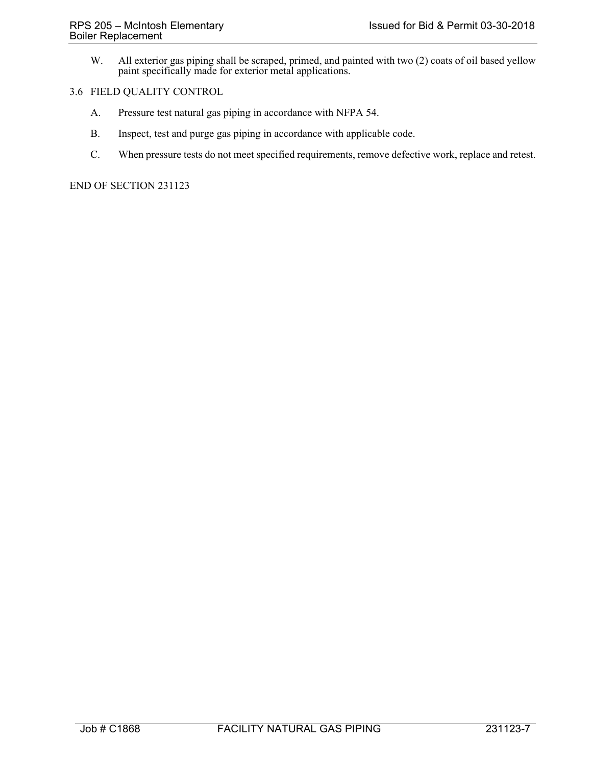W. All exterior gas piping shall be scraped, primed, and painted with two (2) coats of oil based yellow paint specifically made for exterior metal applications.

## 3.6 FIELD QUALITY CONTROL

A. Pressure test natural gas piping in accordance with NFPA 54.

B. Inspect, test and purge gas piping in accordance with applicable code.

C. When pressure tests do not meet specified requirements, remove defective work, replace and retest.

END OF SECTION 231123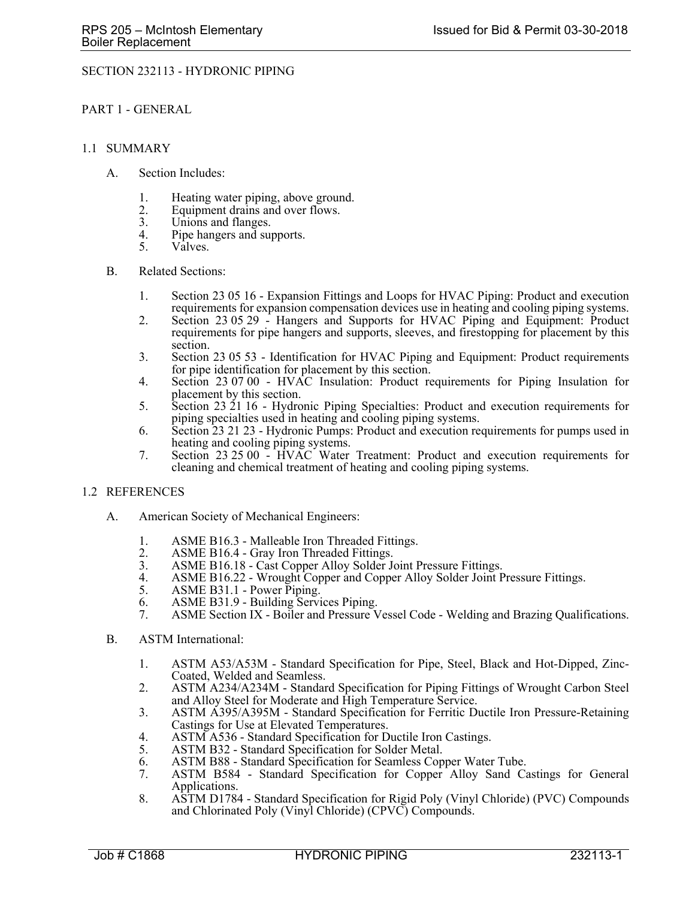# SECTION 232113 - HYDRONIC PIPING

## PART 1 - GENERAL

### 1.1 SUMMARY

A. Section Includes:

1. Heating water piping, above ground.
2. Equipment drains and over flows.
3. Unions and flanges.
4. Pipe hangers and supports.
5. Valves.

B. Related Sections:

1. Section 23 05 16 - Expansion Fittings and Loops for HVAC Piping: Product and execution requirements for expansion compensation devices use in heating and cooling piping systems.
2. Section 23 05 29 - Hangers and Supports for HVAC Piping and Equipment: Product requirements for pipe hangers and supports, sleeves, and firestopping for placement by this section.
3. Section 23 05 53 - Identification for HVAC Piping and Equipment: Product requirements for pipe identification for placement by this section.
4. Section 23 07 00 - HVAC Insulation: Product requirements for Piping Insulation for placement by this section.
5. Section 23 21 16 - Hydronic Piping Specialties: Product and execution requirements for piping specialties used in heating and cooling piping systems.
6. Section 23 21 23 - Hydronic Pumps: Product and execution requirements for pumps used in heating and cooling piping systems.
7. Section 23 25 00 - HVAC Water Treatment: Product and execution requirements for cleaning and chemical treatment of heating and cooling piping systems.

### 1.2 REFERENCES

A. American Society of Mechanical Engineers:

1. ASME B16.3 - Malleable Iron Threaded Fittings.
2. ASME B16.4 - Gray Iron Threaded Fittings.
3. ASME B16.18 - Cast Copper Alloy Solder Joint Pressure Fittings.
4. ASME B16.22 - Wrought Copper and Copper Alloy Solder Joint Pressure Fittings.
5. ASME B31.1 - Power Piping.
6. ASME B31.9 - Building Services Piping.
7. ASME Section IX - Boiler and Pressure Vessel Code - Welding and Brazing Qualifications.

B. ASTM International:

1. ASTM A53/A53M - Standard Specification for Pipe, Steel, Black and Hot-Dipped, Zinc-Coated, Welded and Seamless.
2. ASTM A234/A234M - Standard Specification for Piping Fittings of Wrought Carbon Steel and Alloy Steel for Moderate and High Temperature Service.
3. ASTM A395/A395M - Standard Specification for Ferritic Ductile Iron Pressure-Retaining Castings for Use at Elevated Temperatures.
4. ASTM A536 - Standard Specification for Ductile Iron Castings.
5. ASTM B32 - Standard Specification for Solder Metal.
6. ASTM B88 - Standard Specification for Seamless Copper Water Tube.
7. ASTM B584 - Standard Specification for Copper Alloy Sand Castings for General Applications.
8. ASTM D1784 - Standard Specification for Rigid Poly (Vinyl Chloride) (PVC) Compounds and Chlorinated Poly (Vinyl Chloride) (CPVC) Compounds.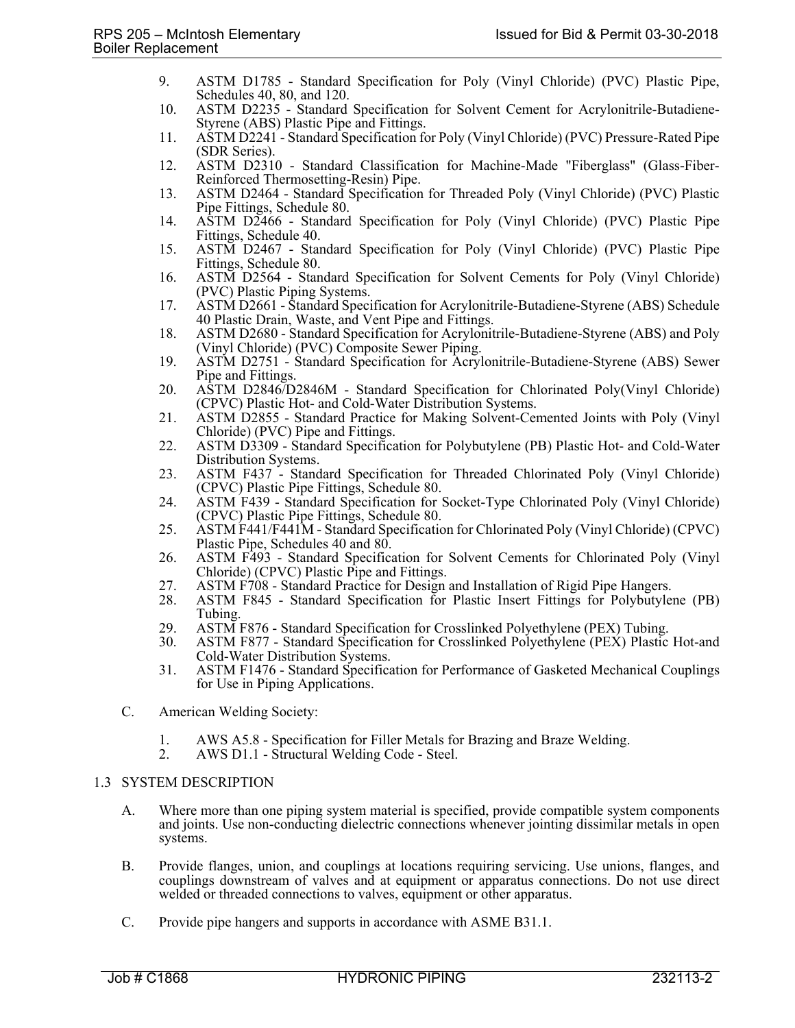9. ASTM D1785 - Standard Specification for Poly (Vinyl Chloride) (PVC) Plastic Pipe, Schedules 40, 80, and 120.
10. ASTM D2235 - Standard Specification for Solvent Cement for Acrylonitrile-Butadiene-Styrene (ABS) Plastic Pipe and Fittings.
11. ASTM D2241 - Standard Specification for Poly (Vinyl Chloride) (PVC) Pressure-Rated Pipe (SDR Series).
12. ASTM D2310 - Standard Classification for Machine-Made "Fiberglass" (Glass-Fiber-Reinforced Thermosetting-Resin) Pipe.
13. ASTM D2464 - Standard Specification for Threaded Poly (Vinyl Chloride) (PVC) Plastic Pipe Fittings, Schedule 80.
14. ASTM D2466 - Standard Specification for Poly (Vinyl Chloride) (PVC) Plastic Pipe Fittings, Schedule 40.
15. ASTM D2467 - Standard Specification for Poly (Vinyl Chloride) (PVC) Plastic Pipe Fittings, Schedule 80.
16. ASTM D2564 - Standard Specification for Solvent Cements for Poly (Vinyl Chloride) (PVC) Plastic Piping Systems.
17. ASTM D2661 - Standard Specification for Acrylonitrile-Butadiene-Styrene (ABS) Schedule 40 Plastic Drain, Waste, and Vent Pipe and Fittings.
18. ASTM D2680 - Standard Specification for Acrylonitrile-Butadiene-Styrene (ABS) and Poly (Vinyl Chloride) (PVC) Composite Sewer Piping.
19. ASTM D2751 - Standard Specification for Acrylonitrile-Butadiene-Styrene (ABS) Sewer Pipe and Fittings.
20. ASTM D2846/D2846M - Standard Specification for Chlorinated Poly(Vinyl Chloride) (CPVC) Plastic Hot- and Cold-Water Distribution Systems.
21. ASTM D2855 - Standard Practice for Making Solvent-Cemented Joints with Poly (Vinyl Chloride) (PVC) Pipe and Fittings.
22. ASTM D3309 - Standard Specification for Polybutylene (PB) Plastic Hot- and Cold-Water Distribution Systems.
23. ASTM F437 - Standard Specification for Threaded Chlorinated Poly (Vinyl Chloride) (CPVC) Plastic Pipe Fittings, Schedule 80.
24. ASTM F439 - Standard Specification for Socket-Type Chlorinated Poly (Vinyl Chloride) (CPVC) Plastic Pipe Fittings, Schedule 80.
25. ASTM F441/F441M - Standard Specification for Chlorinated Poly (Vinyl Chloride) (CPVC) Plastic Pipe, Schedules 40 and 80.
26. ASTM F493 - Standard Specification for Solvent Cements for Chlorinated Poly (Vinyl Chloride) (CPVC) Plastic Pipe and Fittings.
27. ASTM F708 - Standard Practice for Design and Installation of Rigid Pipe Hangers.
28. ASTM F845 - Standard Specification for Plastic Insert Fittings for Polybutylene (PB) Tubing.
29. ASTM F876 - Standard Specification for Crosslinked Polyethylene (PEX) Tubing.
30. ASTM F877 - Standard Specification for Crosslinked Polyethylene (PEX) Plastic Hot-and Cold-Water Distribution Systems.
31. ASTM F1476 - Standard Specification for Performance of Gasketed Mechanical Couplings for Use in Piping Applications.

C. American Welding Society:

1. AWS A5.8 - Specification for Filler Metals for Brazing and Braze Welding.
2. AWS D1.1 - Structural Welding Code - Steel.

## 1.3 SYSTEM DESCRIPTION

A. Where more than one piping system material is specified, provide compatible system components and joints. Use non-conducting dielectric connections whenever jointing dissimilar metals in open systems.

B. Provide flanges, union, and couplings at locations requiring servicing. Use unions, flanges, and couplings downstream of valves and at equipment or apparatus connections. Do not use direct welded or threaded connections to valves, equipment or other apparatus.

C. Provide pipe hangers and supports in accordance with ASME B31.1.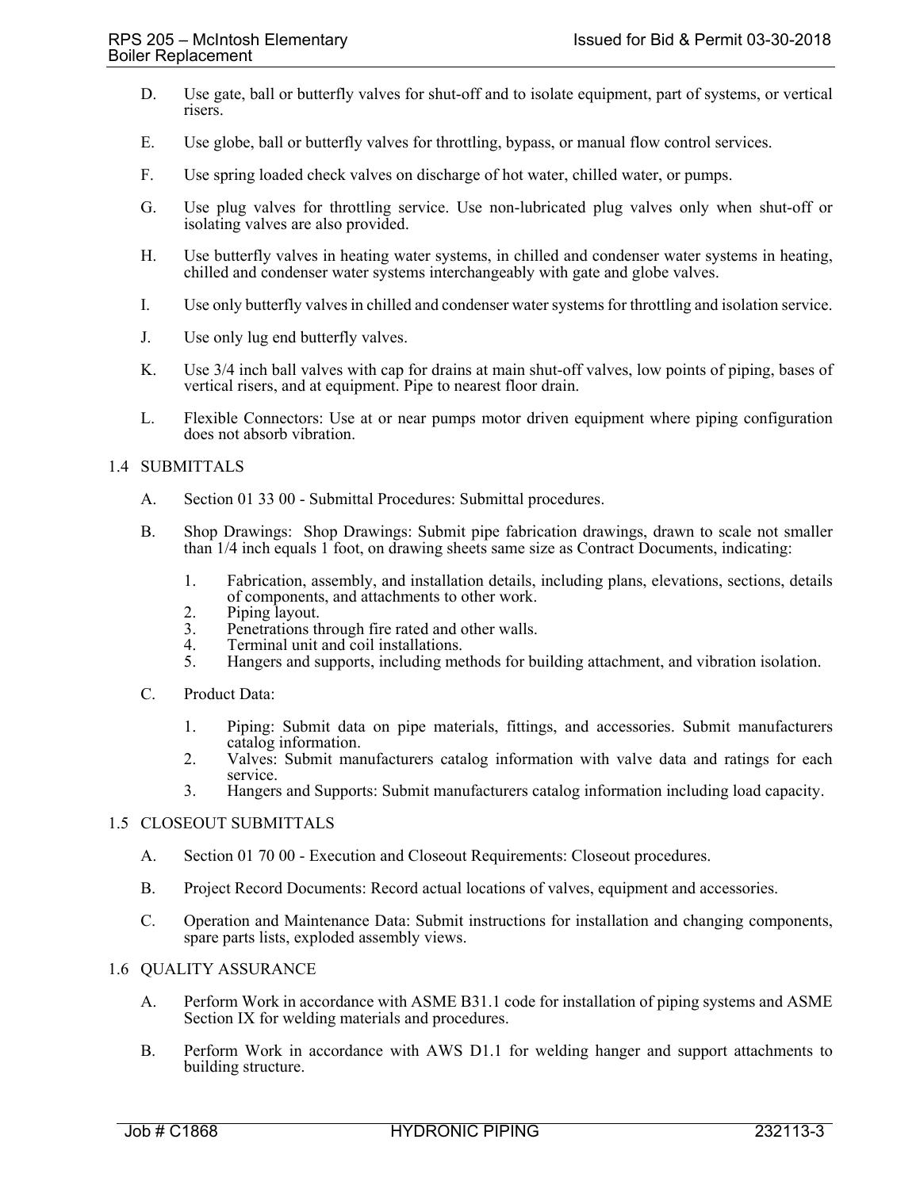D. Use gate, ball or butterfly valves for shut-off and to isolate equipment, part of systems, or vertical risers.

E. Use globe, ball or butterfly valves for throttling, bypass, or manual flow control services.

F. Use spring loaded check valves on discharge of hot water, chilled water, or pumps.

G. Use plug valves for throttling service. Use non-lubricated plug valves only when shut-off or isolating valves are also provided.

H. Use butterfly valves in heating water systems, in chilled and condenser water systems in heating, chilled and condenser water systems interchangeably with gate and globe valves.

I. Use only butterfly valves in chilled and condenser water systems for throttling and isolation service.

J. Use only lug end butterfly valves.

K. Use 3/4 inch ball valves with cap for drains at main shut-off valves, low points of piping, bases of vertical risers, and at equipment. Pipe to nearest floor drain.

L. Flexible Connectors: Use at or near pumps motor driven equipment where piping configuration does not absorb vibration.

## 1.4 SUBMITTALS

A. Section 01 33 00 - Submittal Procedures: Submittal procedures.

B. Shop Drawings: Shop Drawings: Submit pipe fabrication drawings, drawn to scale not smaller than 1/4 inch equals 1 foot, on drawing sheets same size as Contract Documents, indicating:

1. Fabrication, assembly, and installation details, including plans, elevations, sections, details of components, and attachments to other work.
2. Piping layout.
3. Penetrations through fire rated and other walls.
4. Terminal unit and coil installations.
5. Hangers and supports, including methods for building attachment, and vibration isolation.

C. Product Data:

1. Piping: Submit data on pipe materials, fittings, and accessories. Submit manufacturers catalog information.
2. Valves: Submit manufacturers catalog information with valve data and ratings for each service.
3. Hangers and Supports: Submit manufacturers catalog information including load capacity.

## 1.5 CLOSEOUT SUBMITTALS

A. Section 01 70 00 - Execution and Closeout Requirements: Closeout procedures.

B. Project Record Documents: Record actual locations of valves, equipment and accessories.

C. Operation and Maintenance Data: Submit instructions for installation and changing components, spare parts lists, exploded assembly views.

## 1.6 QUALITY ASSURANCE

A. Perform Work in accordance with ASME B31.1 code for installation of piping systems and ASME Section IX for welding materials and procedures.

B. Perform Work in accordance with AWS D1.1 for welding hanger and support attachments to building structure.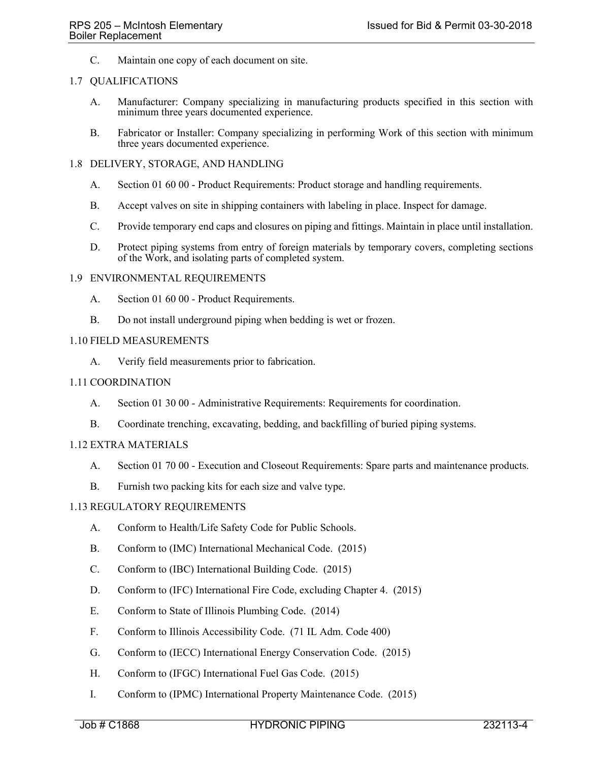C. Maintain one copy of each document on site.

## 1.7 QUALIFICATIONS

A. Manufacturer: Company specializing in manufacturing products specified in this section with minimum three years documented experience.

B. Fabricator or Installer: Company specializing in performing Work of this section with minimum three years documented experience.

## 1.8 DELIVERY, STORAGE, AND HANDLING

A. Section 01 60 00 - Product Requirements: Product storage and handling requirements.

B. Accept valves on site in shipping containers with labeling in place. Inspect for damage.

C. Provide temporary end caps and closures on piping and fittings. Maintain in place until installation.

D. Protect piping systems from entry of foreign materials by temporary covers, completing sections of the Work, and isolating parts of completed system.

## 1.9 ENVIRONMENTAL REQUIREMENTS

A. Section 01 60 00 - Product Requirements.

B. Do not install underground piping when bedding is wet or frozen.

## 1.10 FIELD MEASUREMENTS

A. Verify field measurements prior to fabrication.

## 1.11 COORDINATION

A. Section 01 30 00 - Administrative Requirements: Requirements for coordination.

B. Coordinate trenching, excavating, bedding, and backfilling of buried piping systems.

## 1.12 EXTRA MATERIALS

A. Section 01 70 00 - Execution and Closeout Requirements: Spare parts and maintenance products.

B. Furnish two packing kits for each size and valve type.

## 1.13 REGULATORY REQUIREMENTS

A. Conform to Health/Life Safety Code for Public Schools.

B. Conform to (IMC) International Mechanical Code. (2015)

C. Conform to (IBC) International Building Code. (2015)

D. Conform to (IFC) International Fire Code, excluding Chapter 4. (2015)

E. Conform to State of Illinois Plumbing Code. (2014)

F. Conform to Illinois Accessibility Code. (71 IL Adm. Code 400)

G. Conform to (IECC) International Energy Conservation Code. (2015)

H. Conform to (IFGC) International Fuel Gas Code. (2015)

I. Conform to (IPMC) International Property Maintenance Code. (2015)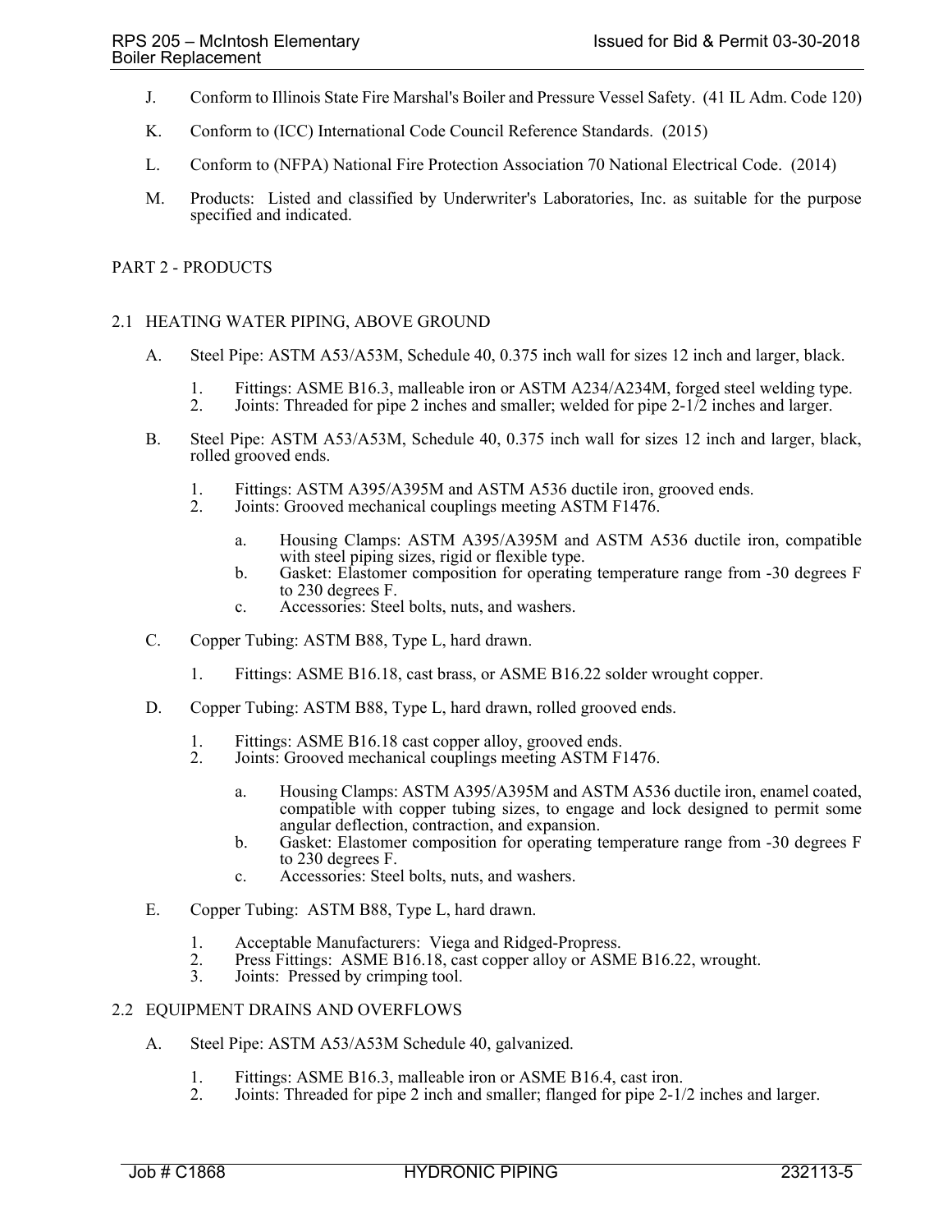J. Conform to Illinois State Fire Marshal's Boiler and Pressure Vessel Safety. (41 IL Adm. Code 120)

K. Conform to (ICC) International Code Council Reference Standards. (2015)

L. Conform to (NFPA) National Fire Protection Association 70 National Electrical Code. (2014)

M. Products: Listed and classified by Underwriter's Laboratories, Inc. as suitable for the purpose specified and indicated.

## PART 2 - PRODUCTS

### 2.1 HEATING WATER PIPING, ABOVE GROUND

A. Steel Pipe: ASTM A53/A53M, Schedule 40, 0.375 inch wall for sizes 12 inch and larger, black.

1. Fittings: ASME B16.3, malleable iron or ASTM A234/A234M, forged steel welding type.
2. Joints: Threaded for pipe 2 inches and smaller; welded for pipe 2-1/2 inches and larger.

B. Steel Pipe: ASTM A53/A53M, Schedule 40, 0.375 inch wall for sizes 12 inch and larger, black, rolled grooved ends.

1. Fittings: ASTM A395/A395M and ASTM A536 ductile iron, grooved ends.
2. Joints: Grooved mechanical couplings meeting ASTM F1476.
    a. Housing Clamps: ASTM A395/A395M and ASTM A536 ductile iron, compatible with steel piping sizes, rigid or flexible type.
    b. Gasket: Elastomer composition for operating temperature range from -30 degrees F to 230 degrees F.
    c. Accessories: Steel bolts, nuts, and washers.

C. Copper Tubing: ASTM B88, Type L, hard drawn.

1. Fittings: ASME B16.18, cast brass, or ASME B16.22 solder wrought copper.

D. Copper Tubing: ASTM B88, Type L, hard drawn, rolled grooved ends.

1. Fittings: ASME B16.18 cast copper alloy, grooved ends.
2. Joints: Grooved mechanical couplings meeting ASTM F1476.
    a. Housing Clamps: ASTM A395/A395M and ASTM A536 ductile iron, enamel coated, compatible with copper tubing sizes, to engage and lock designed to permit some angular deflection, contraction, and expansion.
    b. Gasket: Elastomer composition for operating temperature range from -30 degrees F to 230 degrees F.
    c. Accessories: Steel bolts, nuts, and washers.

E. Copper Tubing: ASTM B88, Type L, hard drawn.

1. Acceptable Manufacturers: Viega and Ridged-Propress.
2. Press Fittings: ASME B16.18, cast copper alloy or ASME B16.22, wrought.
3. Joints: Pressed by crimping tool.

### 2.2 EQUIPMENT DRAINS AND OVERFLOWS

A. Steel Pipe: ASTM A53/A53M Schedule 40, galvanized.

1. Fittings: ASME B16.3, malleable iron or ASME B16.4, cast iron.
2. Joints: Threaded for pipe 2 inch and smaller; flanged for pipe 2-1/2 inches and larger.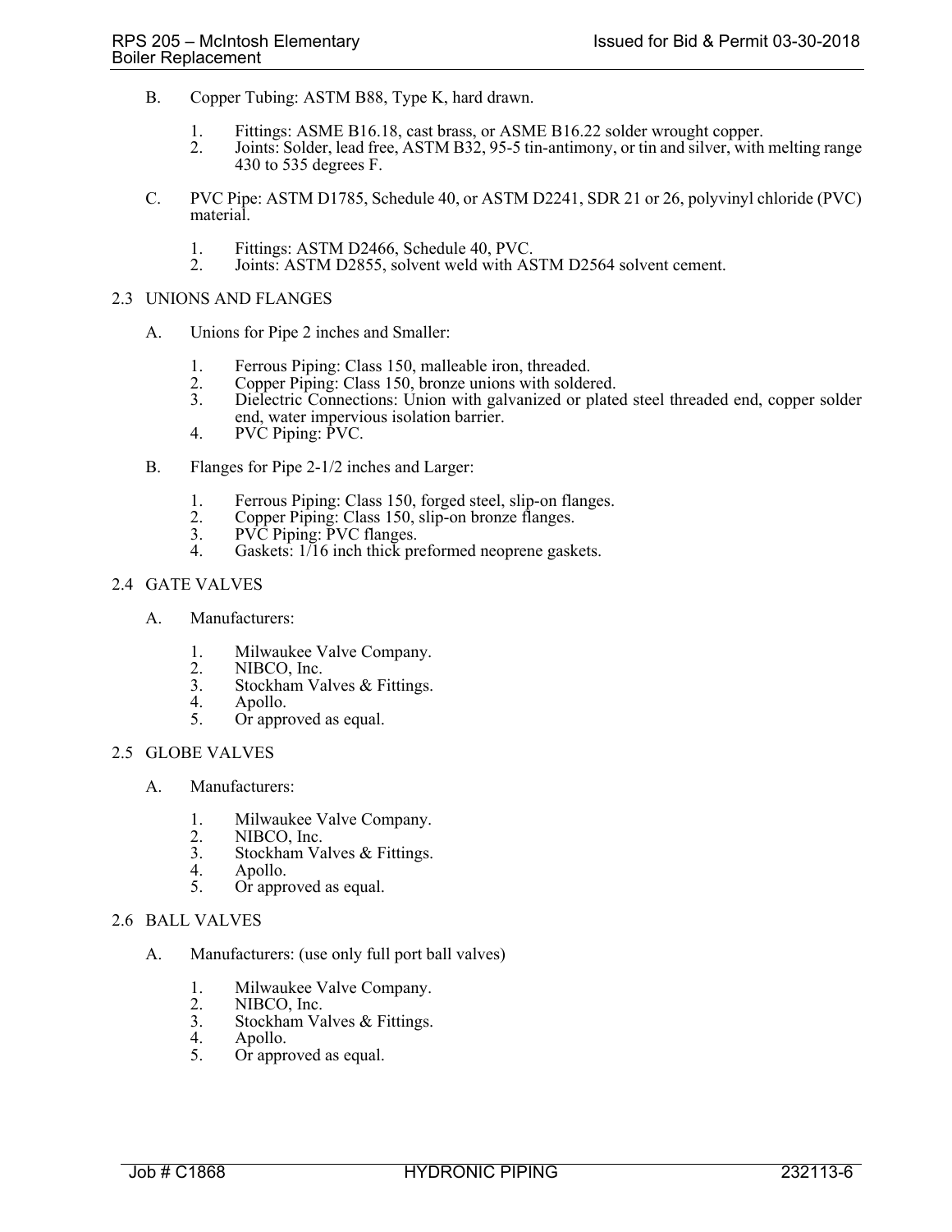B. Copper Tubing: ASTM B88, Type K, hard drawn.

   1. Fittings: ASME B16.18, cast brass, or ASME B16.22 solder wrought copper.
   2. Joints: Solder, lead free, ASTM B32, 95-5 tin-antimony, or tin and silver, with melting range 430 to 535 degrees F.

C. PVC Pipe: ASTM D1785, Schedule 40, or ASTM D2241, SDR 21 or 26, polyvinyl chloride (PVC) material.

   1. Fittings: ASTM D2466, Schedule 40, PVC.
   2. Joints: ASTM D2855, solvent weld with ASTM D2564 solvent cement.

## 2.3 UNIONS AND FLANGES

A. Unions for Pipe 2 inches and Smaller:

   1. Ferrous Piping: Class 150, malleable iron, threaded.
   2. Copper Piping: Class 150, bronze unions with soldered.
   3. Dielectric Connections: Union with galvanized or plated steel threaded end, copper solder end, water impervious isolation barrier.
   4. PVC Piping: PVC.

B. Flanges for Pipe 2-1/2 inches and Larger:

   1. Ferrous Piping: Class 150, forged steel, slip-on flanges.
   2. Copper Piping: Class 150, slip-on bronze flanges.
   3. PVC Piping: PVC flanges.
   4. Gaskets: 1/16 inch thick preformed neoprene gaskets.

## 2.4 GATE VALVES

A. Manufacturers:

   1. Milwaukee Valve Company.
   2. NIBCO, Inc.
   3. Stockham Valves & Fittings.
   4. Apollo.
   5. Or approved as equal.

## 2.5 GLOBE VALVES

A. Manufacturers:

   1. Milwaukee Valve Company.
   2. NIBCO, Inc.
   3. Stockham Valves & Fittings.
   4. Apollo.
   5. Or approved as equal.

## 2.6 BALL VALVES

A. Manufacturers: (use only full port ball valves)

   1. Milwaukee Valve Company.
   2. NIBCO, Inc.
   3. Stockham Valves & Fittings.
   4. Apollo.
   5. Or approved as equal.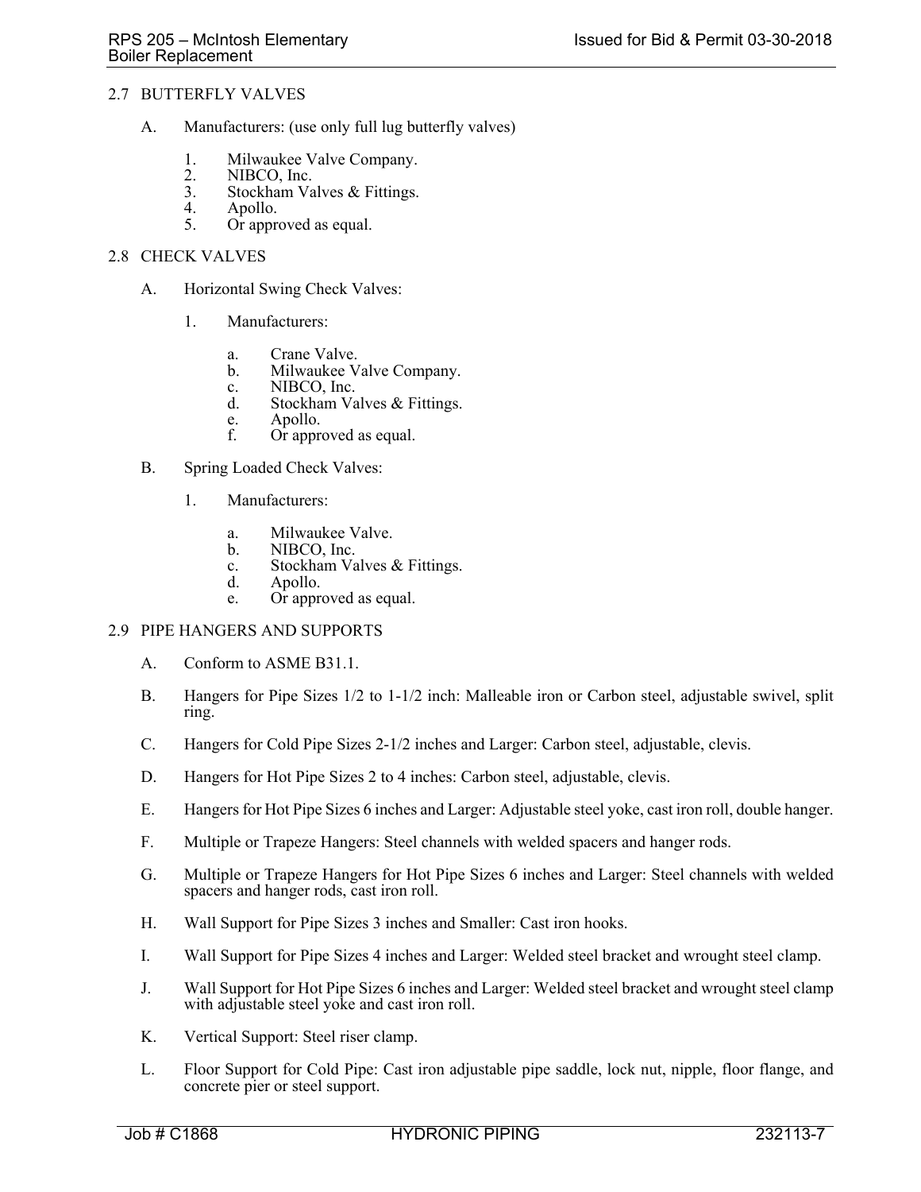## 2.7 BUTTERFLY VALVES

A. Manufacturers: (use only full lug butterfly valves)

   1. Milwaukee Valve Company.
   2. NIBCO, Inc.
   3. Stockham Valves & Fittings.
   4. Apollo.
   5. Or approved as equal.

## 2.8 CHECK VALVES

A. Horizontal Swing Check Valves:

   1. Manufacturers:

      a. Crane Valve.
      b. Milwaukee Valve Company.
      c. NIBCO, Inc.
      d. Stockham Valves & Fittings.
      e. Apollo.
      f. Or approved as equal.

B. Spring Loaded Check Valves:

   1. Manufacturers:

      a. Milwaukee Valve.
      b. NIBCO, Inc.
      c. Stockham Valves & Fittings.
      d. Apollo.
      e. Or approved as equal.

## 2.9 PIPE HANGERS AND SUPPORTS

A. Conform to ASME B31.1.

B. Hangers for Pipe Sizes 1/2 to 1-1/2 inch: Malleable iron or Carbon steel, adjustable swivel, split ring.

C. Hangers for Cold Pipe Sizes 2-1/2 inches and Larger: Carbon steel, adjustable, clevis.

D. Hangers for Hot Pipe Sizes 2 to 4 inches: Carbon steel, adjustable, clevis.

E. Hangers for Hot Pipe Sizes 6 inches and Larger: Adjustable steel yoke, cast iron roll, double hanger.

F. Multiple or Trapeze Hangers: Steel channels with welded spacers and hanger rods.

G. Multiple or Trapeze Hangers for Hot Pipe Sizes 6 inches and Larger: Steel channels with welded spacers and hanger rods, cast iron roll.

H. Wall Support for Pipe Sizes 3 inches and Smaller: Cast iron hooks.

I. Wall Support for Pipe Sizes 4 inches and Larger: Welded steel bracket and wrought steel clamp.

J. Wall Support for Hot Pipe Sizes 6 inches and Larger: Welded steel bracket and wrought steel clamp with adjustable steel yoke and cast iron roll.

K. Vertical Support: Steel riser clamp.

L. Floor Support for Cold Pipe: Cast iron adjustable pipe saddle, lock nut, nipple, floor flange, and concrete pier or steel support.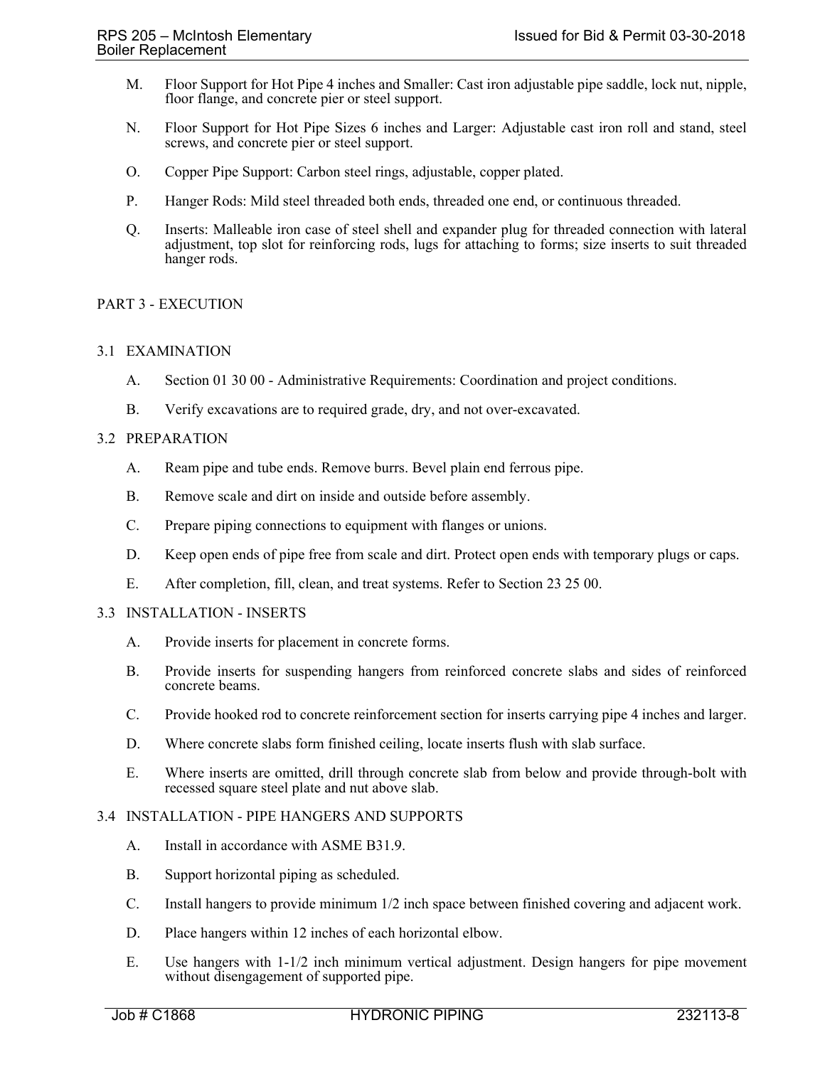M. Floor Support for Hot Pipe 4 inches and Smaller: Cast iron adjustable pipe saddle, lock nut, nipple, floor flange, and concrete pier or steel support.

N. Floor Support for Hot Pipe Sizes 6 inches and Larger: Adjustable cast iron roll and stand, steel screws, and concrete pier or steel support.

O. Copper Pipe Support: Carbon steel rings, adjustable, copper plated.

P. Hanger Rods: Mild steel threaded both ends, threaded one end, or continuous threaded.

Q. Inserts: Malleable iron case of steel shell and expander plug for threaded connection with lateral adjustment, top slot for reinforcing rods, lugs for attaching to forms; size inserts to suit threaded hanger rods.

## PART 3 - EXECUTION

### 3.1 EXAMINATION

A. Section 01 30 00 - Administrative Requirements: Coordination and project conditions.

B. Verify excavations are to required grade, dry, and not over-excavated.

### 3.2 PREPARATION

A. Ream pipe and tube ends. Remove burrs. Bevel plain end ferrous pipe.

B. Remove scale and dirt on inside and outside before assembly.

C. Prepare piping connections to equipment with flanges or unions.

D. Keep open ends of pipe free from scale and dirt. Protect open ends with temporary plugs or caps.

E. After completion, fill, clean, and treat systems. Refer to Section 23 25 00.

### 3.3 INSTALLATION - INSERTS

A. Provide inserts for placement in concrete forms.

B. Provide inserts for suspending hangers from reinforced concrete slabs and sides of reinforced concrete beams.

C. Provide hooked rod to concrete reinforcement section for inserts carrying pipe 4 inches and larger.

D. Where concrete slabs form finished ceiling, locate inserts flush with slab surface.

E. Where inserts are omitted, drill through concrete slab from below and provide through-bolt with recessed square steel plate and nut above slab.

### 3.4 INSTALLATION - PIPE HANGERS AND SUPPORTS

A. Install in accordance with ASME B31.9.

B. Support horizontal piping as scheduled.

C. Install hangers to provide minimum 1/2 inch space between finished covering and adjacent work.

D. Place hangers within 12 inches of each horizontal elbow.

E. Use hangers with 1-1/2 inch minimum vertical adjustment. Design hangers for pipe movement without disengagement of supported pipe.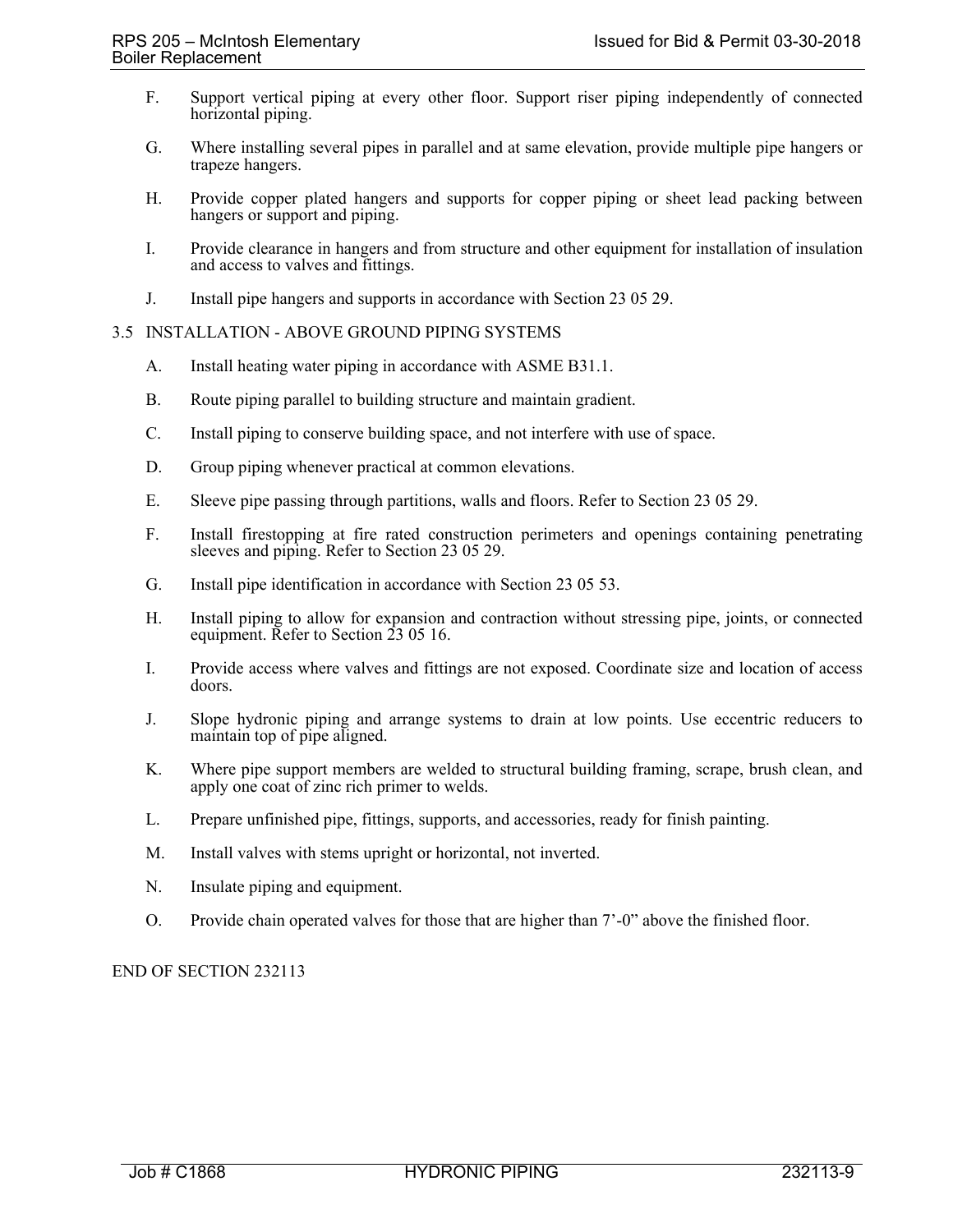F. Support vertical piping at every other floor. Support riser piping independently of connected horizontal piping.

G. Where installing several pipes in parallel and at same elevation, provide multiple pipe hangers or trapeze hangers.

H. Provide copper plated hangers and supports for copper piping or sheet lead packing between hangers or support and piping.

I. Provide clearance in hangers and from structure and other equipment for installation of insulation and access to valves and fittings.

J. Install pipe hangers and supports in accordance with Section 23 05 29.

## 3.5 INSTALLATION - ABOVE GROUND PIPING SYSTEMS

A. Install heating water piping in accordance with ASME B31.1.

B. Route piping parallel to building structure and maintain gradient.

C. Install piping to conserve building space, and not interfere with use of space.

D. Group piping whenever practical at common elevations.

E. Sleeve pipe passing through partitions, walls and floors. Refer to Section 23 05 29.

F. Install firestopping at fire rated construction perimeters and openings containing penetrating sleeves and piping. Refer to Section 23 05 29.

G. Install pipe identification in accordance with Section 23 05 53.

H. Install piping to allow for expansion and contraction without stressing pipe, joints, or connected equipment. Refer to Section 23 05 16.

I. Provide access where valves and fittings are not exposed. Coordinate size and location of access doors.

J. Slope hydronic piping and arrange systems to drain at low points. Use eccentric reducers to maintain top of pipe aligned.

K. Where pipe support members are welded to structural building framing, scrape, brush clean, and apply one coat of zinc rich primer to welds.

L. Prepare unfinished pipe, fittings, supports, and accessories, ready for finish painting.

M. Install valves with stems upright or horizontal, not inverted.

N. Insulate piping and equipment.

O. Provide chain operated valves for those that are higher than 7'-0" above the finished floor.

END OF SECTION 232113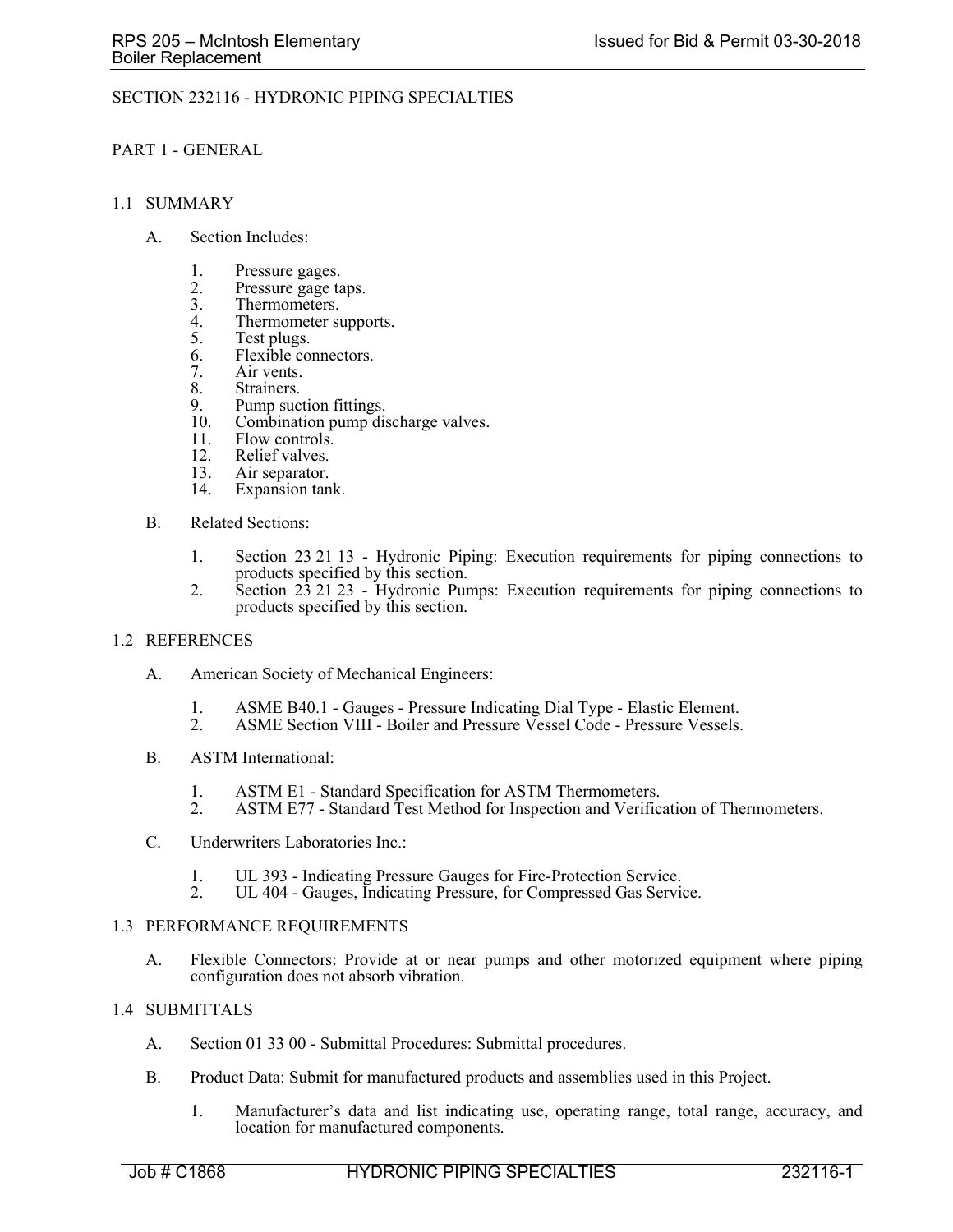# SECTION 232116 - HYDRONIC PIPING SPECIALTIES

## PART 1 - GENERAL

### 1.1 SUMMARY

A. Section Includes:

1. Pressure gages.
2. Pressure gage taps.
3. Thermometers.
4. Thermometer supports.
5. Test plugs.
6. Flexible connectors.
7. Air vents.
8. Strainers.
9. Pump suction fittings.
10. Combination pump discharge valves.
11. Flow controls.
12. Relief valves.
13. Air separator.
14. Expansion tank.

B. Related Sections:

1. Section 23 21 13 - Hydronic Piping: Execution requirements for piping connections to products specified by this section.
2. Section 23 21 23 - Hydronic Pumps: Execution requirements for piping connections to products specified by this section.

### 1.2 REFERENCES

A. American Society of Mechanical Engineers:

1. ASME B40.1 - Gauges - Pressure Indicating Dial Type - Elastic Element.
2. ASME Section VIII - Boiler and Pressure Vessel Code - Pressure Vessels.

B. ASTM International:

1. ASTM E1 - Standard Specification for ASTM Thermometers.
2. ASTM E77 - Standard Test Method for Inspection and Verification of Thermometers.

C. Underwriters Laboratories Inc.:

1. UL 393 - Indicating Pressure Gauges for Fire-Protection Service.
2. UL 404 - Gauges, Indicating Pressure, for Compressed Gas Service.

### 1.3 PERFORMANCE REQUIREMENTS

A. Flexible Connectors: Provide at or near pumps and other motorized equipment where piping configuration does not absorb vibration.

### 1.4 SUBMITTALS

A. Section 01 33 00 - Submittal Procedures: Submittal procedures.

B. Product Data: Submit for manufactured products and assemblies used in this Project.

1. Manufacturer's data and list indicating use, operating range, total range, accuracy, and location for manufactured components.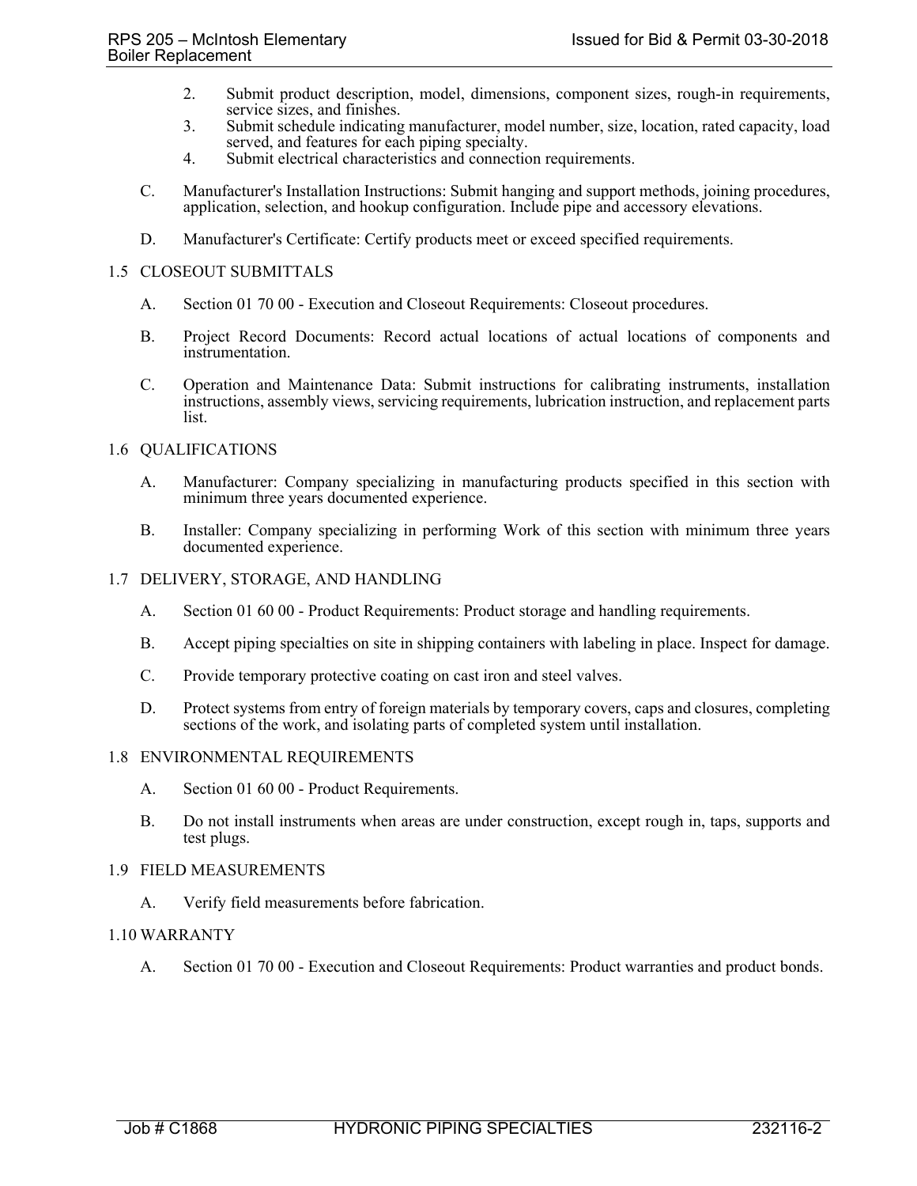2. Submit product description, model, dimensions, component sizes, rough-in requirements, service sizes, and finishes.
3. Submit schedule indicating manufacturer, model number, size, location, rated capacity, load served, and features for each piping specialty.
4. Submit electrical characteristics and connection requirements.

C. Manufacturer's Installation Instructions: Submit hanging and support methods, joining procedures, application, selection, and hookup configuration. Include pipe and accessory elevations.

D. Manufacturer's Certificate: Certify products meet or exceed specified requirements.

## 1.5 CLOSEOUT SUBMITTALS

A. Section 01 70 00 - Execution and Closeout Requirements: Closeout procedures.

B. Project Record Documents: Record actual locations of actual locations of components and instrumentation.

C. Operation and Maintenance Data: Submit instructions for calibrating instruments, installation instructions, assembly views, servicing requirements, lubrication instruction, and replacement parts list.

## 1.6 QUALIFICATIONS

A. Manufacturer: Company specializing in manufacturing products specified in this section with minimum three years documented experience.

B. Installer: Company specializing in performing Work of this section with minimum three years documented experience.

## 1.7 DELIVERY, STORAGE, AND HANDLING

A. Section 01 60 00 - Product Requirements: Product storage and handling requirements.

B. Accept piping specialties on site in shipping containers with labeling in place. Inspect for damage.

C. Provide temporary protective coating on cast iron and steel valves.

D. Protect systems from entry of foreign materials by temporary covers, caps and closures, completing sections of the work, and isolating parts of completed system until installation.

## 1.8 ENVIRONMENTAL REQUIREMENTS

A. Section 01 60 00 - Product Requirements.

B. Do not install instruments when areas are under construction, except rough in, taps, supports and test plugs.

## 1.9 FIELD MEASUREMENTS

A. Verify field measurements before fabrication.

## 1.10 WARRANTY

A. Section 01 70 00 - Execution and Closeout Requirements: Product warranties and product bonds.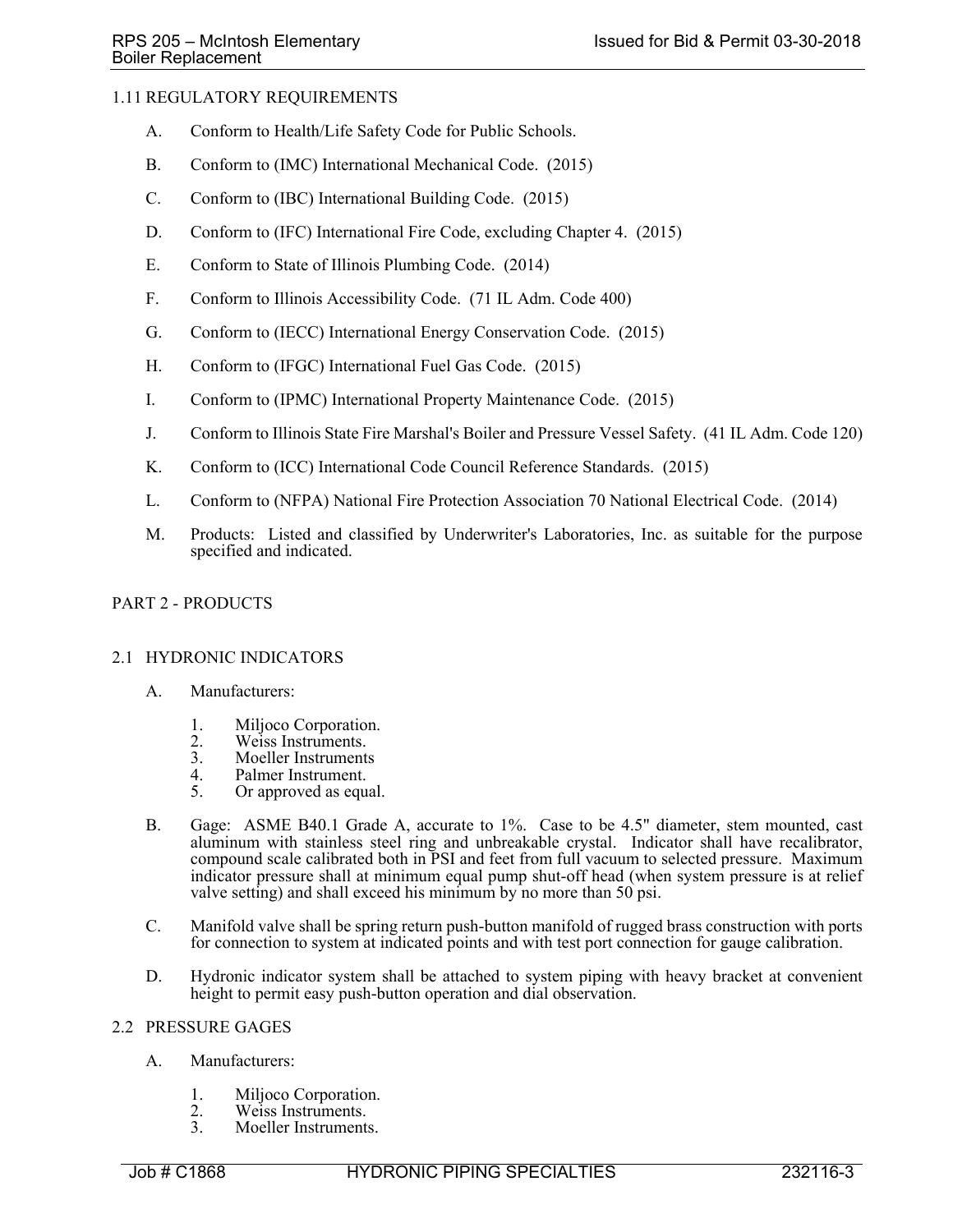## 1.11 REGULATORY REQUIREMENTS

A. Conform to Health/Life Safety Code for Public Schools.

B. Conform to (IMC) International Mechanical Code. (2015)

C. Conform to (IBC) International Building Code. (2015)

D. Conform to (IFC) International Fire Code, excluding Chapter 4. (2015)

E. Conform to State of Illinois Plumbing Code. (2014)

F. Conform to Illinois Accessibility Code. (71 IL Adm. Code 400)

G. Conform to (IECC) International Energy Conservation Code. (2015)

H. Conform to (IFGC) International Fuel Gas Code. (2015)

I. Conform to (IPMC) International Property Maintenance Code. (2015)

J. Conform to Illinois State Fire Marshal's Boiler and Pressure Vessel Safety. (41 IL Adm. Code 120)

K. Conform to (ICC) International Code Council Reference Standards. (2015)

L. Conform to (NFPA) National Fire Protection Association 70 National Electrical Code. (2014)

M. Products: Listed and classified by Underwriter's Laboratories, Inc. as suitable for the purpose specified and indicated.

# PART 2 - PRODUCTS

## 2.1 HYDRONIC INDICATORS

A. Manufacturers:

1. Miljoco Corporation.
2. Weiss Instruments.
3. Moeller Instruments
4. Palmer Instrument.
5. Or approved as equal.

B. Gage: ASME B40.1 Grade A, accurate to 1%. Case to be 4.5" diameter, stem mounted, cast aluminum with stainless steel ring and unbreakable crystal. Indicator shall have recalibrator, compound scale calibrated both in PSI and feet from full vacuum to selected pressure. Maximum indicator pressure shall at minimum equal pump shut-off head (when system pressure is at relief valve setting) and shall exceed his minimum by no more than 50 psi.

C. Manifold valve shall be spring return push-button manifold of rugged brass construction with ports for connection to system at indicated points and with test port connection for gauge calibration.

D. Hydronic indicator system shall be attached to system piping with heavy bracket at convenient height to permit easy push-button operation and dial observation.

## 2.2 PRESSURE GAGES

A. Manufacturers:

1. Miljoco Corporation.
2. Weiss Instruments.
3. Moeller Instruments.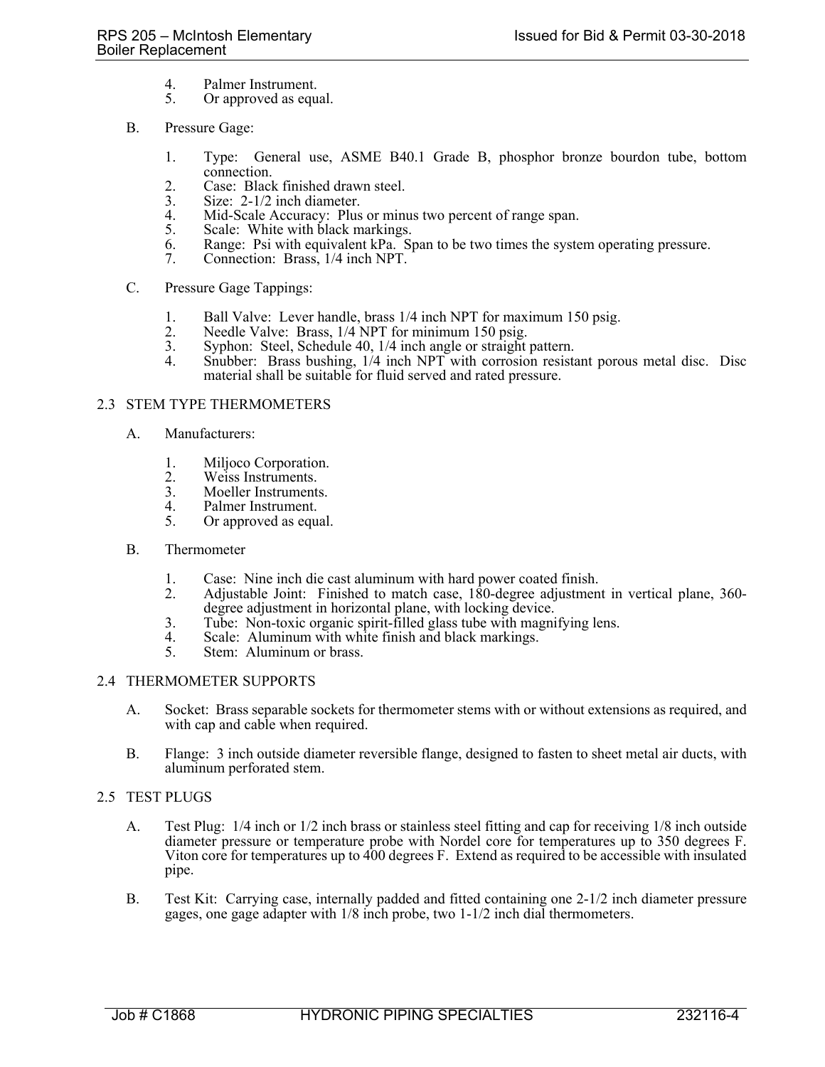4. Palmer Instrument.
5. Or approved as equal.

B. Pressure Gage:

1. Type: General use, ASME B40.1 Grade B, phosphor bronze bourdon tube, bottom connection.
2. Case: Black finished drawn steel.
3. Size: 2-1/2 inch diameter.
4. Mid-Scale Accuracy: Plus or minus two percent of range span.
5. Scale: White with black markings.
6. Range: Psi with equivalent kPa. Span to be two times the system operating pressure.
7. Connection: Brass, 1/4 inch NPT.

C. Pressure Gage Tappings:

1. Ball Valve: Lever handle, brass 1/4 inch NPT for maximum 150 psig.
2. Needle Valve: Brass, 1/4 NPT for minimum 150 psig.
3. Syphon: Steel, Schedule 40, 1/4 inch angle or straight pattern.
4. Snubber: Brass bushing, 1/4 inch NPT with corrosion resistant porous metal disc. Disc material shall be suitable for fluid served and rated pressure.

## 2.3 STEM TYPE THERMOMETERS

A. Manufacturers:

1. Miljoco Corporation.
2. Weiss Instruments.
3. Moeller Instruments.
4. Palmer Instrument.
5. Or approved as equal.

B. Thermometer

1. Case: Nine inch die cast aluminum with hard power coated finish.
2. Adjustable Joint: Finished to match case, 180-degree adjustment in vertical plane, 360-degree adjustment in horizontal plane, with locking device.
3. Tube: Non-toxic organic spirit-filled glass tube with magnifying lens.
4. Scale: Aluminum with white finish and black markings.
5. Stem: Aluminum or brass.

## 2.4 THERMOMETER SUPPORTS

A. Socket: Brass separable sockets for thermometer stems with or without extensions as required, and with cap and cable when required.

B. Flange: 3 inch outside diameter reversible flange, designed to fasten to sheet metal air ducts, with aluminum perforated stem.

## 2.5 TEST PLUGS

A. Test Plug: 1/4 inch or 1/2 inch brass or stainless steel fitting and cap for receiving 1/8 inch outside diameter pressure or temperature probe with Nordel core for temperatures up to 350 degrees F. Viton core for temperatures up to 400 degrees F. Extend as required to be accessible with insulated pipe.

B. Test Kit: Carrying case, internally padded and fitted containing one 2-1/2 inch diameter pressure gages, one gage adapter with 1/8 inch probe, two 1-1/2 inch dial thermometers.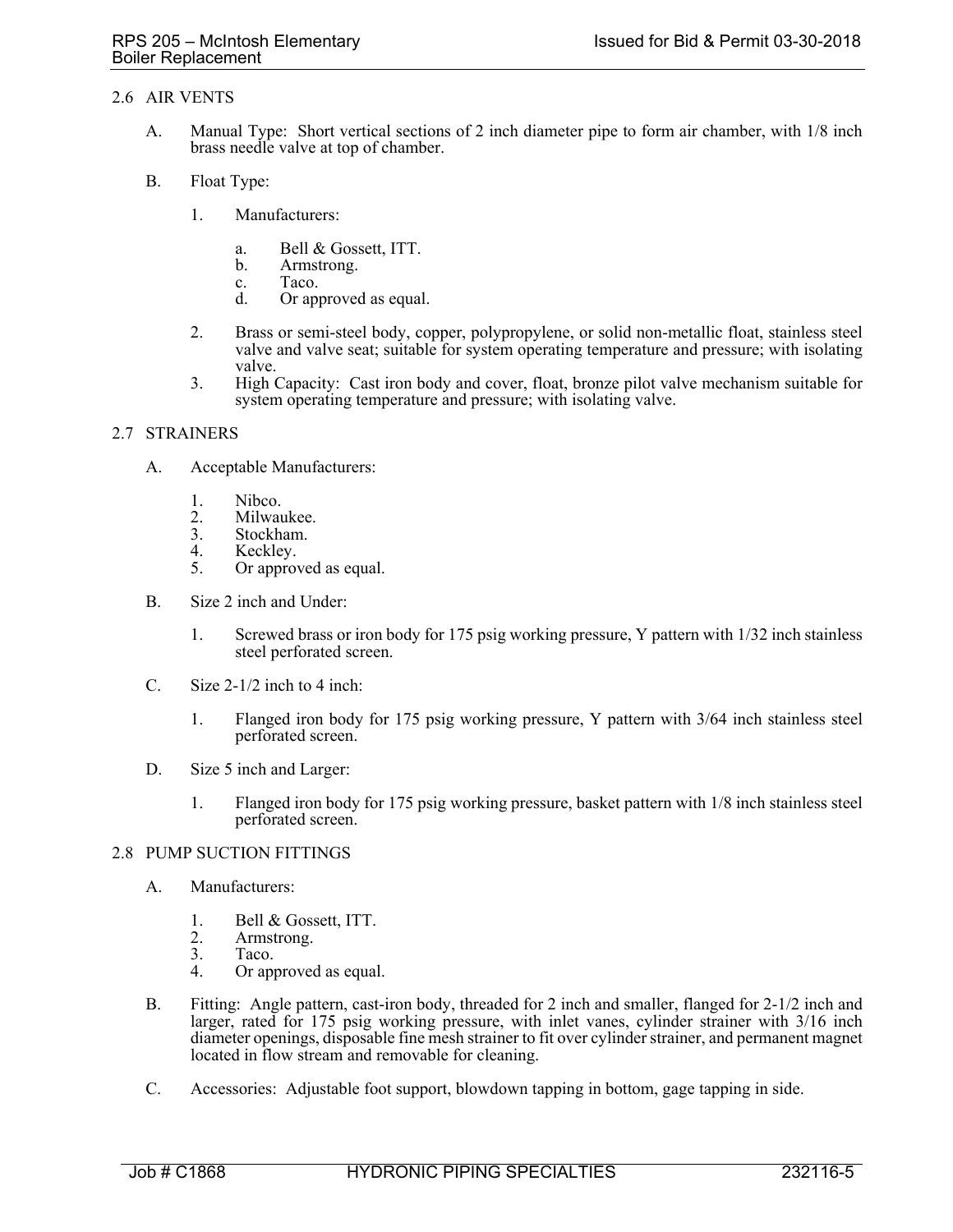## 2.6 AIR VENTS

A. Manual Type: Short vertical sections of 2 inch diameter pipe to form air chamber, with 1/8 inch brass needle valve at top of chamber.

B. Float Type:

1. Manufacturers:

    a. Bell & Gossett, ITT.
    b. Armstrong.
    c. Taco.
    d. Or approved as equal.

2. Brass or semi-steel body, copper, polypropylene, or solid non-metallic float, stainless steel valve and valve seat; suitable for system operating temperature and pressure; with isolating valve.
3. High Capacity: Cast iron body and cover, float, bronze pilot valve mechanism suitable for system operating temperature and pressure; with isolating valve.

## 2.7 STRAINERS

A. Acceptable Manufacturers:

1. Nibco.
2. Milwaukee.
3. Stockham.
4. Keckley.
5. Or approved as equal.

B. Size 2 inch and Under:

1. Screwed brass or iron body for 175 psig working pressure, Y pattern with 1/32 inch stainless steel perforated screen.

C. Size 2-1/2 inch to 4 inch:

1. Flanged iron body for 175 psig working pressure, Y pattern with 3/64 inch stainless steel perforated screen.

D. Size 5 inch and Larger:

1. Flanged iron body for 175 psig working pressure, basket pattern with 1/8 inch stainless steel perforated screen.

## 2.8 PUMP SUCTION FITTINGS

A. Manufacturers:

1. Bell & Gossett, ITT.
2. Armstrong.
3. Taco.
4. Or approved as equal.

B. Fitting: Angle pattern, cast-iron body, threaded for 2 inch and smaller, flanged for 2-1/2 inch and larger, rated for 175 psig working pressure, with inlet vanes, cylinder strainer with 3/16 inch diameter openings, disposable fine mesh strainer to fit over cylinder strainer, and permanent magnet located in flow stream and removable for cleaning.

C. Accessories: Adjustable foot support, blowdown tapping in bottom, gage tapping in side.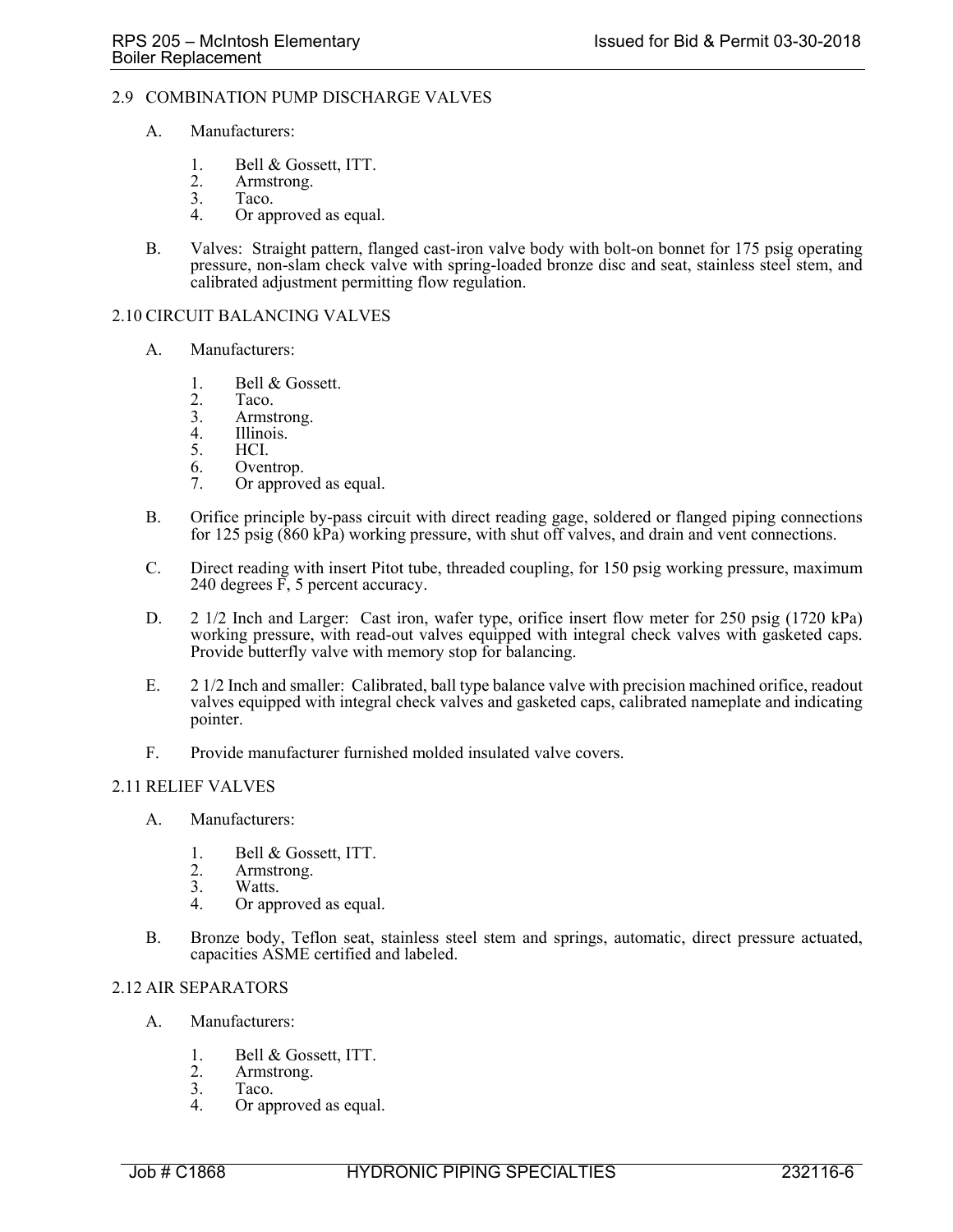## 2.9 COMBINATION PUMP DISCHARGE VALVES

A. Manufacturers:

1. Bell & Gossett, ITT.
2. Armstrong.
3. Taco.
4. Or approved as equal.

B. Valves: Straight pattern, flanged cast-iron valve body with bolt-on bonnet for 175 psig operating pressure, non-slam check valve with spring-loaded bronze disc and seat, stainless steel stem, and calibrated adjustment permitting flow regulation.

## 2.10 CIRCUIT BALANCING VALVES

A. Manufacturers:

1. Bell & Gossett.
2. Taco.
3. Armstrong.
4. Illinois.
5. HCI.
6. Oventrop.
7. Or approved as equal.

B. Orifice principle by-pass circuit with direct reading gage, soldered or flanged piping connections for 125 psig (860 kPa) working pressure, with shut off valves, and drain and vent connections.

C. Direct reading with insert Pitot tube, threaded coupling, for 150 psig working pressure, maximum 240 degrees F, 5 percent accuracy.

D. 2 1/2 Inch and Larger: Cast iron, wafer type, orifice insert flow meter for 250 psig (1720 kPa) working pressure, with read-out valves equipped with integral check valves with gasketed caps. Provide butterfly valve with memory stop for balancing.

E. 2 1/2 Inch and smaller: Calibrated, ball type balance valve with precision machined orifice, readout valves equipped with integral check valves and gasketed caps, calibrated nameplate and indicating pointer.

F. Provide manufacturer furnished molded insulated valve covers.

## 2.11 RELIEF VALVES

A. Manufacturers:

1. Bell & Gossett, ITT.
2. Armstrong.
3. Watts.
4. Or approved as equal.

B. Bronze body, Teflon seat, stainless steel stem and springs, automatic, direct pressure actuated, capacities ASME certified and labeled.

## 2.12 AIR SEPARATORS

A. Manufacturers:

1. Bell & Gossett, ITT.
2. Armstrong.
3. Taco.
4. Or approved as equal.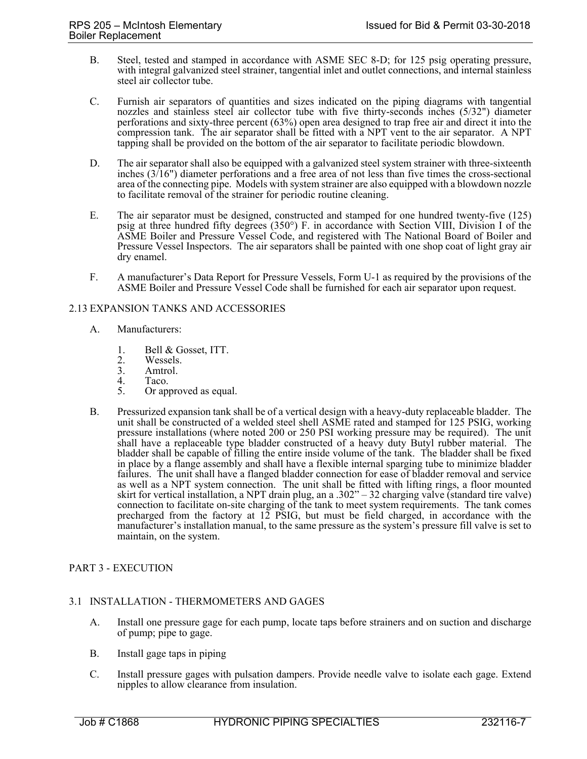B. Steel, tested and stamped in accordance with ASME SEC 8-D; for 125 psig operating pressure, with integral galvanized steel strainer, tangential inlet and outlet connections, and internal stainless steel air collector tube.

C. Furnish air separators of quantities and sizes indicated on the piping diagrams with tangential nozzles and stainless steel air collector tube with five thirty-seconds inches (5/32") diameter perforations and sixty-three percent (63%) open area designed to trap free air and direct it into the compression tank. The air separator shall be fitted with a NPT vent to the air separator. A NPT tapping shall be provided on the bottom of the air separator to facilitate periodic blowdown.

D. The air separator shall also be equipped with a galvanized steel system strainer with three-sixteenth inches (3/16") diameter perforations and a free area of not less than five times the cross-sectional area of the connecting pipe. Models with system strainer are also equipped with a blowdown nozzle to facilitate removal of the strainer for periodic routine cleaning.

E. The air separator must be designed, constructed and stamped for one hundred twenty-five (125) psig at three hundred fifty degrees (350°) F. in accordance with Section VIII, Division I of the ASME Boiler and Pressure Vessel Code, and registered with The National Board of Boiler and Pressure Vessel Inspectors. The air separators shall be painted with one shop coat of light gray air dry enamel.

F. A manufacturer's Data Report for Pressure Vessels, Form U-1 as required by the provisions of the ASME Boiler and Pressure Vessel Code shall be furnished for each air separator upon request.

## 2.13 EXPANSION TANKS AND ACCESSORIES

A. Manufacturers:

1. Bell & Gosset, ITT.
2. Wessels.
3. Amtrol.
4. Taco.
5. Or approved as equal.

B. Pressurized expansion tank shall be of a vertical design with a heavy-duty replaceable bladder. The unit shall be constructed of a welded steel shell ASME rated and stamped for 125 PSIG, working pressure installations (where noted 200 or 250 PSI working pressure may be required). The unit shall have a replaceable type bladder constructed of a heavy duty Butyl rubber material. The bladder shall be capable of filling the entire inside volume of the tank. The bladder shall be fixed in place by a flange assembly and shall have a flexible internal sparging tube to minimize bladder failures. The unit shall have a flanged bladder connection for ease of bladder removal and service as well as a NPT system connection. The unit shall be fitted with lifting rings, a floor mounted skirt for vertical installation, a NPT drain plug, an a .302" – 32 charging valve (standard tire valve) connection to facilitate on-site charging of the tank to meet system requirements. The tank comes precharged from the factory at 12 PSIG, but must be field charged, in accordance with the manufacturer's installation manual, to the same pressure as the system's pressure fill valve is set to maintain, on the system.

# PART 3 - EXECUTION

## 3.1 INSTALLATION - THERMOMETERS AND GAGES

A. Install one pressure gage for each pump, locate taps before strainers and on suction and discharge of pump; pipe to gage.

B. Install gage taps in piping

C. Install pressure gages with pulsation dampers. Provide needle valve to isolate each gage. Extend nipples to allow clearance from insulation.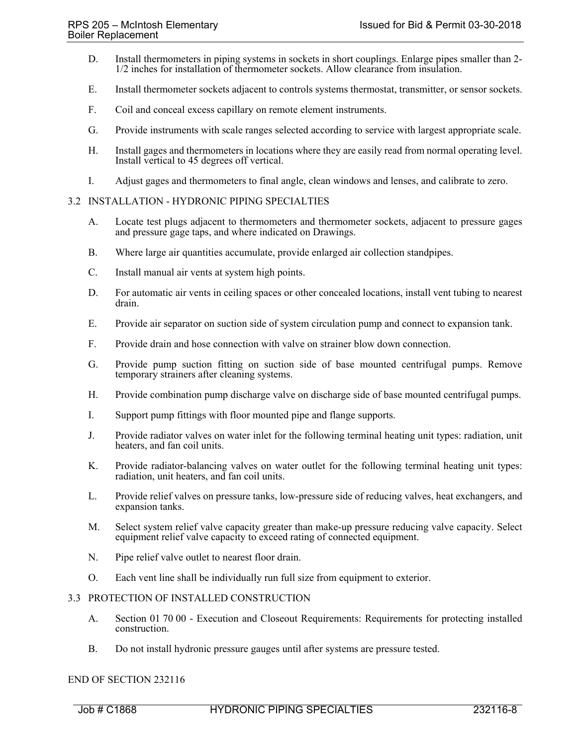D. Install thermometers in piping systems in sockets in short couplings. Enlarge pipes smaller than 2-1/2 inches for installation of thermometer sockets. Allow clearance from insulation.

E. Install thermometer sockets adjacent to controls systems thermostat, transmitter, or sensor sockets.

F. Coil and conceal excess capillary on remote element instruments.

G. Provide instruments with scale ranges selected according to service with largest appropriate scale.

H. Install gages and thermometers in locations where they are easily read from normal operating level. Install vertical to 45 degrees off vertical.

I. Adjust gages and thermometers to final angle, clean windows and lenses, and calibrate to zero.

## 3.2 INSTALLATION - HYDRONIC PIPING SPECIALTIES

A. Locate test plugs adjacent to thermometers and thermometer sockets, adjacent to pressure gages and pressure gage taps, and where indicated on Drawings.

B. Where large air quantities accumulate, provide enlarged air collection standpipes.

C. Install manual air vents at system high points.

D. For automatic air vents in ceiling spaces or other concealed locations, install vent tubing to nearest drain.

E. Provide air separator on suction side of system circulation pump and connect to expansion tank.

F. Provide drain and hose connection with valve on strainer blow down connection.

G. Provide pump suction fitting on suction side of base mounted centrifugal pumps. Remove temporary strainers after cleaning systems.

H. Provide combination pump discharge valve on discharge side of base mounted centrifugal pumps.

I. Support pump fittings with floor mounted pipe and flange supports.

J. Provide radiator valves on water inlet for the following terminal heating unit types: radiation, unit heaters, and fan coil units.

K. Provide radiator-balancing valves on water outlet for the following terminal heating unit types: radiation, unit heaters, and fan coil units.

L. Provide relief valves on pressure tanks, low-pressure side of reducing valves, heat exchangers, and expansion tanks.

M. Select system relief valve capacity greater than make-up pressure reducing valve capacity. Select equipment relief valve capacity to exceed rating of connected equipment.

N. Pipe relief valve outlet to nearest floor drain.

O. Each vent line shall be individually run full size from equipment to exterior.

## 3.3 PROTECTION OF INSTALLED CONSTRUCTION

A. Section 01 70 00 - Execution and Closeout Requirements: Requirements for protecting installed construction.

B. Do not install hydronic pressure gauges until after systems are pressure tested.

END OF SECTION 232116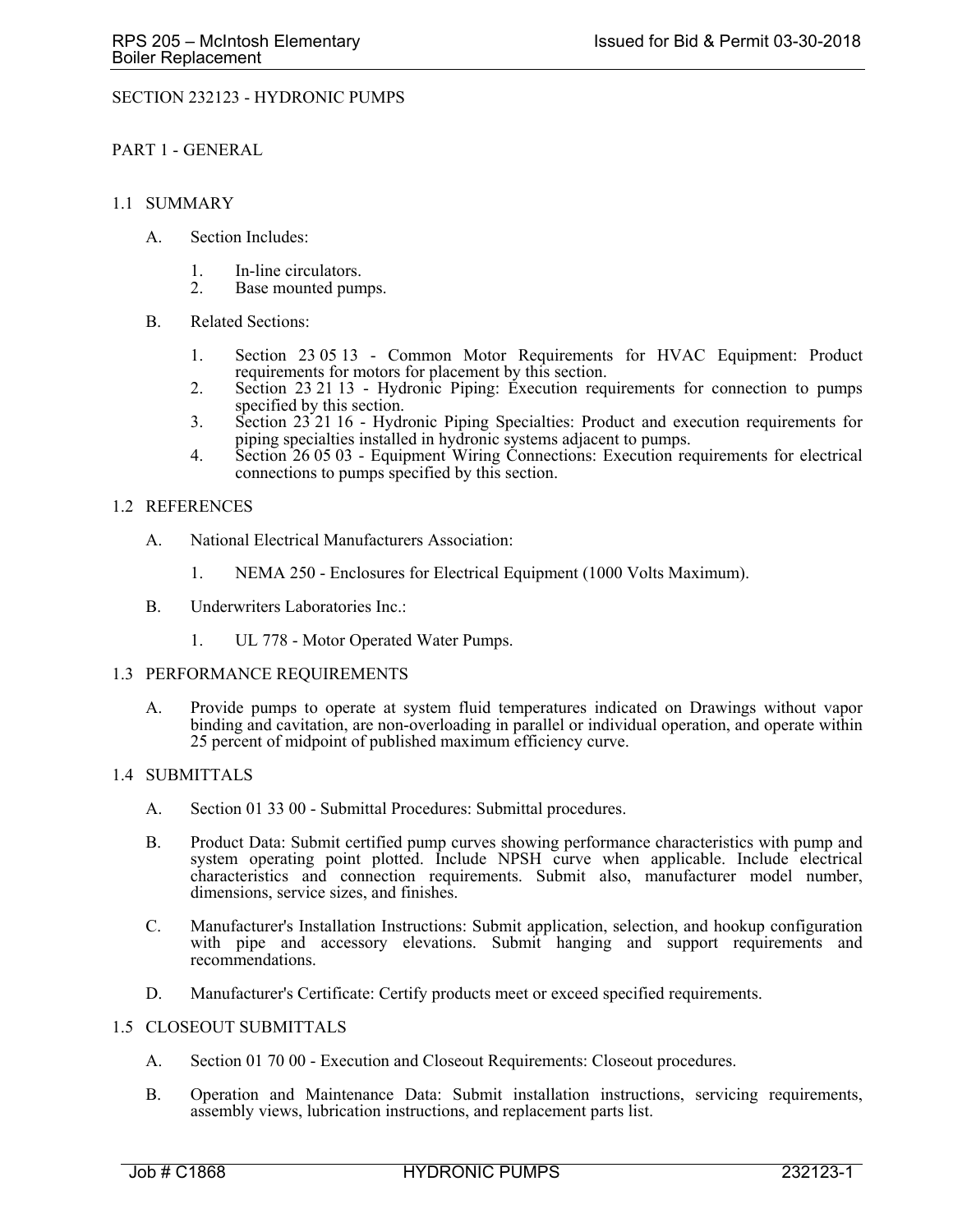# SECTION 232123 - HYDRONIC PUMPS

## PART 1 - GENERAL

### 1.1 SUMMARY

A. Section Includes:

1. In-line circulators.
2. Base mounted pumps.

B. Related Sections:

1. Section 23 05 13 - Common Motor Requirements for HVAC Equipment: Product requirements for motors for placement by this section.
2. Section 23 21 13 - Hydronic Piping: Execution requirements for connection to pumps specified by this section.
3. Section 23 21 16 - Hydronic Piping Specialties: Product and execution requirements for piping specialties installed in hydronic systems adjacent to pumps.
4. Section 26 05 03 - Equipment Wiring Connections: Execution requirements for electrical connections to pumps specified by this section.

### 1.2 REFERENCES

A. National Electrical Manufacturers Association:

1. NEMA 250 - Enclosures for Electrical Equipment (1000 Volts Maximum).

B. Underwriters Laboratories Inc.:

1. UL 778 - Motor Operated Water Pumps.

### 1.3 PERFORMANCE REQUIREMENTS

A. Provide pumps to operate at system fluid temperatures indicated on Drawings without vapor binding and cavitation, are non-overloading in parallel or individual operation, and operate within 25 percent of midpoint of published maximum efficiency curve.

### 1.4 SUBMITTALS

A. Section 01 33 00 - Submittal Procedures: Submittal procedures.

B. Product Data: Submit certified pump curves showing performance characteristics with pump and system operating point plotted. Include NPSH curve when applicable. Include electrical characteristics and connection requirements. Submit also, manufacturer model number, dimensions, service sizes, and finishes.

C. Manufacturer's Installation Instructions: Submit application, selection, and hookup configuration with pipe and accessory elevations. Submit hanging and support requirements and recommendations.

D. Manufacturer's Certificate: Certify products meet or exceed specified requirements.

### 1.5 CLOSEOUT SUBMITTALS

A. Section 01 70 00 - Execution and Closeout Requirements: Closeout procedures.

B. Operation and Maintenance Data: Submit installation instructions, servicing requirements, assembly views, lubrication instructions, and replacement parts list.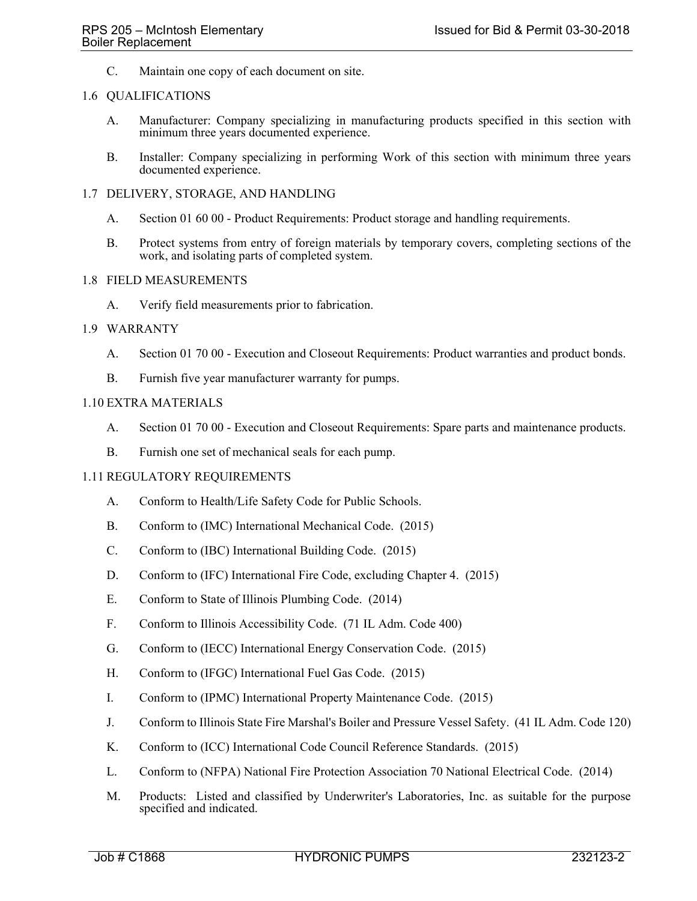C. Maintain one copy of each document on site.

## 1.6 QUALIFICATIONS

A. Manufacturer: Company specializing in manufacturing products specified in this section with minimum three years documented experience.

B. Installer: Company specializing in performing Work of this section with minimum three years documented experience.

## 1.7 DELIVERY, STORAGE, AND HANDLING

A. Section 01 60 00 - Product Requirements: Product storage and handling requirements.

B. Protect systems from entry of foreign materials by temporary covers, completing sections of the work, and isolating parts of completed system.

## 1.8 FIELD MEASUREMENTS

A. Verify field measurements prior to fabrication.

## 1.9 WARRANTY

A. Section 01 70 00 - Execution and Closeout Requirements: Product warranties and product bonds.

B. Furnish five year manufacturer warranty for pumps.

## 1.10 EXTRA MATERIALS

A. Section 01 70 00 - Execution and Closeout Requirements: Spare parts and maintenance products.

B. Furnish one set of mechanical seals for each pump.

## 1.11 REGULATORY REQUIREMENTS

A. Conform to Health/Life Safety Code for Public Schools.

B. Conform to (IMC) International Mechanical Code. (2015)

C. Conform to (IBC) International Building Code. (2015)

D. Conform to (IFC) International Fire Code, excluding Chapter 4. (2015)

E. Conform to State of Illinois Plumbing Code. (2014)

F. Conform to Illinois Accessibility Code. (71 IL Adm. Code 400)

G. Conform to (IECC) International Energy Conservation Code. (2015)

H. Conform to (IFGC) International Fuel Gas Code. (2015)

I. Conform to (IPMC) International Property Maintenance Code. (2015)

J. Conform to Illinois State Fire Marshal's Boiler and Pressure Vessel Safety. (41 IL Adm. Code 120)

K. Conform to (ICC) International Code Council Reference Standards. (2015)

L. Conform to (NFPA) National Fire Protection Association 70 National Electrical Code. (2014)

M. Products: Listed and classified by Underwriter's Laboratories, Inc. as suitable for the purpose specified and indicated.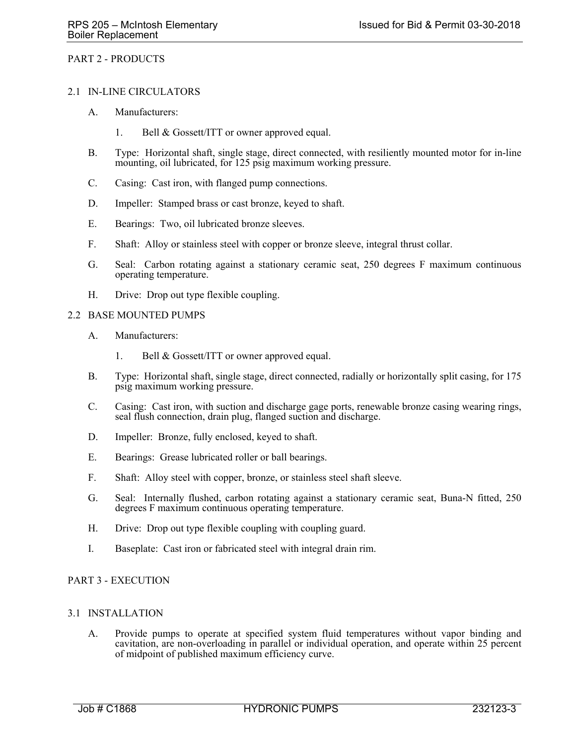## PART 2 - PRODUCTS

### 2.1 IN-LINE CIRCULATORS

A. Manufacturers:

1. Bell & Gossett/ITT or owner approved equal.

B. Type: Horizontal shaft, single stage, direct connected, with resiliently mounted motor for in-line mounting, oil lubricated, for 125 psig maximum working pressure.

C. Casing: Cast iron, with flanged pump connections.

D. Impeller: Stamped brass or cast bronze, keyed to shaft.

E. Bearings: Two, oil lubricated bronze sleeves.

F. Shaft: Alloy or stainless steel with copper or bronze sleeve, integral thrust collar.

G. Seal: Carbon rotating against a stationary ceramic seat, 250 degrees F maximum continuous operating temperature.

H. Drive: Drop out type flexible coupling.

### 2.2 BASE MOUNTED PUMPS

A. Manufacturers:

1. Bell & Gossett/ITT or owner approved equal.

B. Type: Horizontal shaft, single stage, direct connected, radially or horizontally split casing, for 175 psig maximum working pressure.

C. Casing: Cast iron, with suction and discharge gage ports, renewable bronze casing wearing rings, seal flush connection, drain plug, flanged suction and discharge.

D. Impeller: Bronze, fully enclosed, keyed to shaft.

E. Bearings: Grease lubricated roller or ball bearings.

F. Shaft: Alloy steel with copper, bronze, or stainless steel shaft sleeve.

G. Seal: Internally flushed, carbon rotating against a stationary ceramic seat, Buna-N fitted, 250 degrees F maximum continuous operating temperature.

H. Drive: Drop out type flexible coupling with coupling guard.

I. Baseplate: Cast iron or fabricated steel with integral drain rim.

## PART 3 - EXECUTION

### 3.1 INSTALLATION

A. Provide pumps to operate at specified system fluid temperatures without vapor binding and cavitation, are non-overloading in parallel or individual operation, and operate within 25 percent of midpoint of published maximum efficiency curve.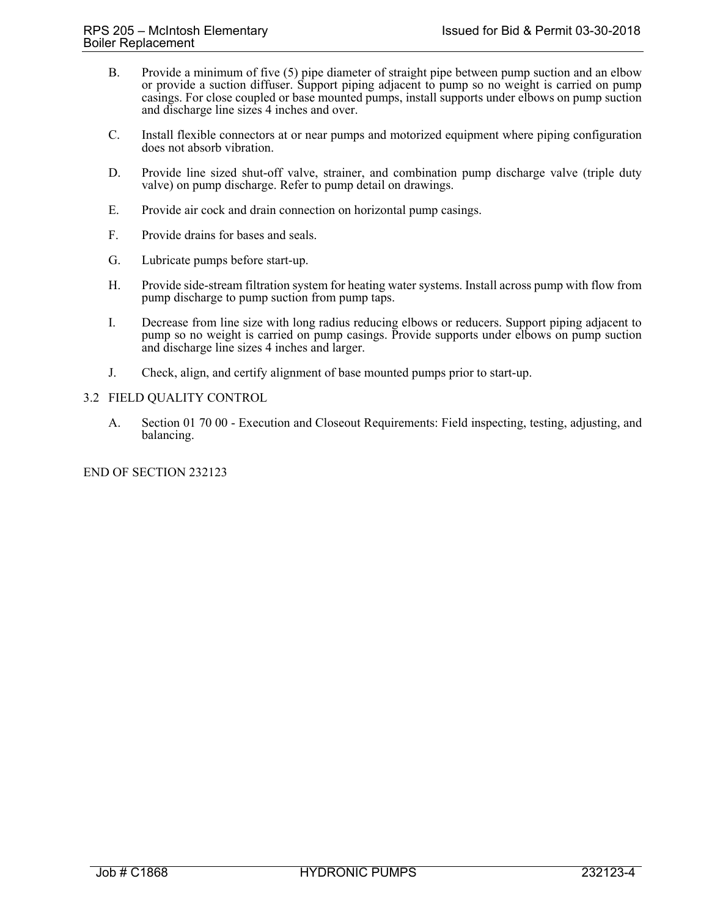B. Provide a minimum of five (5) pipe diameter of straight pipe between pump suction and an elbow or provide a suction diffuser. Support piping adjacent to pump so no weight is carried on pump casings. For close coupled or base mounted pumps, install supports under elbows on pump suction and discharge line sizes 4 inches and over.

C. Install flexible connectors at or near pumps and motorized equipment where piping configuration does not absorb vibration.

D. Provide line sized shut-off valve, strainer, and combination pump discharge valve (triple duty valve) on pump discharge. Refer to pump detail on drawings.

E. Provide air cock and drain connection on horizontal pump casings.

F. Provide drains for bases and seals.

G. Lubricate pumps before start-up.

H. Provide side-stream filtration system for heating water systems. Install across pump with flow from pump discharge to pump suction from pump taps.

I. Decrease from line size with long radius reducing elbows or reducers. Support piping adjacent to pump so no weight is carried on pump casings. Provide supports under elbows on pump suction and discharge line sizes 4 inches and larger.

J. Check, align, and certify alignment of base mounted pumps prior to start-up.

## 3.2 FIELD QUALITY CONTROL

A. Section 01 70 00 - Execution and Closeout Requirements: Field inspecting, testing, adjusting, and balancing.

END OF SECTION 232123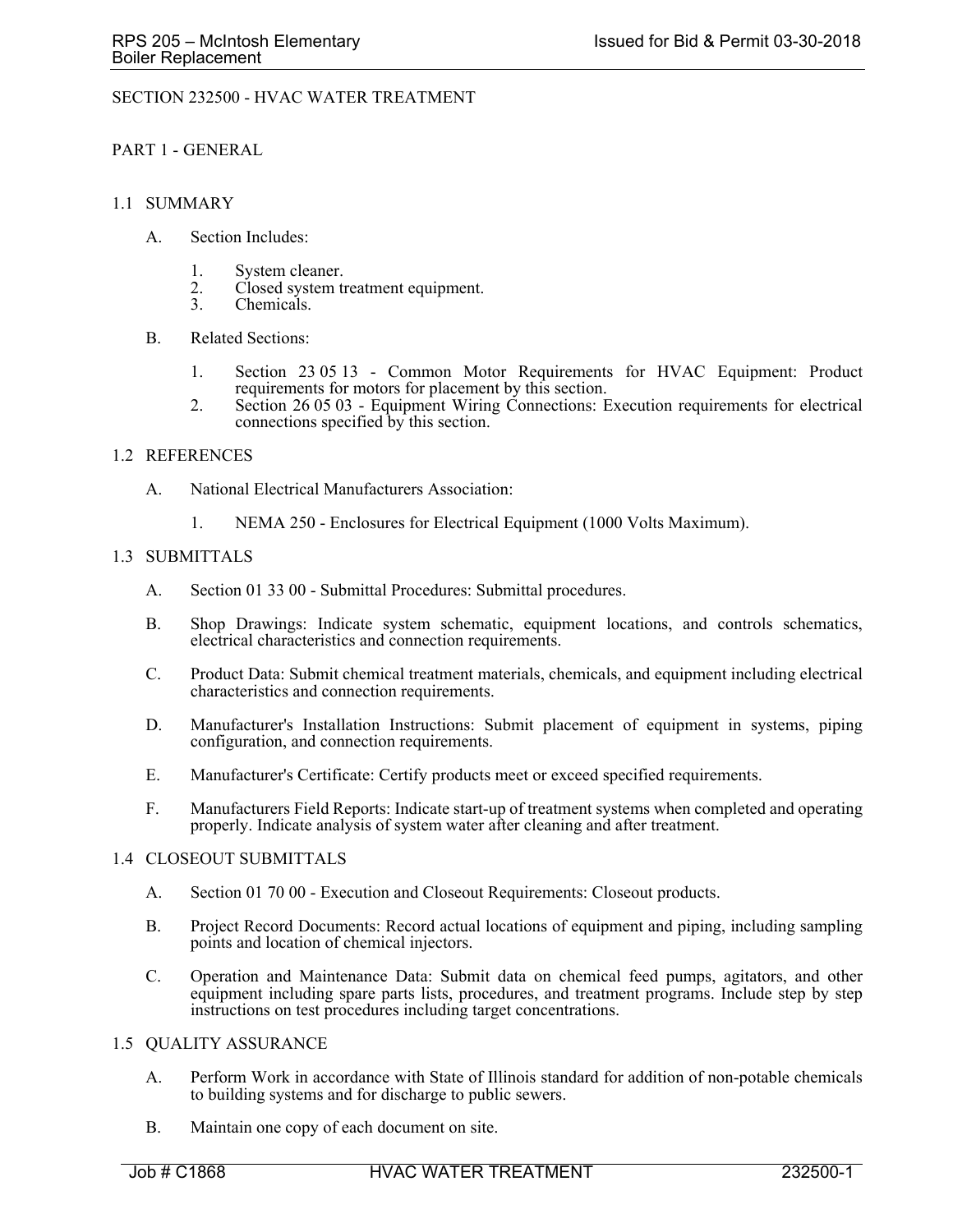# SECTION 232500 - HVAC WATER TREATMENT

## PART 1 - GENERAL

### 1.1 SUMMARY

A. Section Includes:

1. System cleaner.
2. Closed system treatment equipment.
3. Chemicals.

B. Related Sections:

1. Section 23 05 13 - Common Motor Requirements for HVAC Equipment: Product requirements for motors for placement by this section.
2. Section 26 05 03 - Equipment Wiring Connections: Execution requirements for electrical connections specified by this section.

### 1.2 REFERENCES

A. National Electrical Manufacturers Association:

1. NEMA 250 - Enclosures for Electrical Equipment (1000 Volts Maximum).

### 1.3 SUBMITTALS

A. Section 01 33 00 - Submittal Procedures: Submittal procedures.

B. Shop Drawings: Indicate system schematic, equipment locations, and controls schematics, electrical characteristics and connection requirements.

C. Product Data: Submit chemical treatment materials, chemicals, and equipment including electrical characteristics and connection requirements.

D. Manufacturer's Installation Instructions: Submit placement of equipment in systems, piping configuration, and connection requirements.

E. Manufacturer's Certificate: Certify products meet or exceed specified requirements.

F. Manufacturers Field Reports: Indicate start-up of treatment systems when completed and operating properly. Indicate analysis of system water after cleaning and after treatment.

### 1.4 CLOSEOUT SUBMITTALS

A. Section 01 70 00 - Execution and Closeout Requirements: Closeout products.

B. Project Record Documents: Record actual locations of equipment and piping, including sampling points and location of chemical injectors.

C. Operation and Maintenance Data: Submit data on chemical feed pumps, agitators, and other equipment including spare parts lists, procedures, and treatment programs. Include step by step instructions on test procedures including target concentrations.

### 1.5 QUALITY ASSURANCE

A. Perform Work in accordance with State of Illinois standard for addition of non-potable chemicals to building systems and for discharge to public sewers.

B. Maintain one copy of each document on site.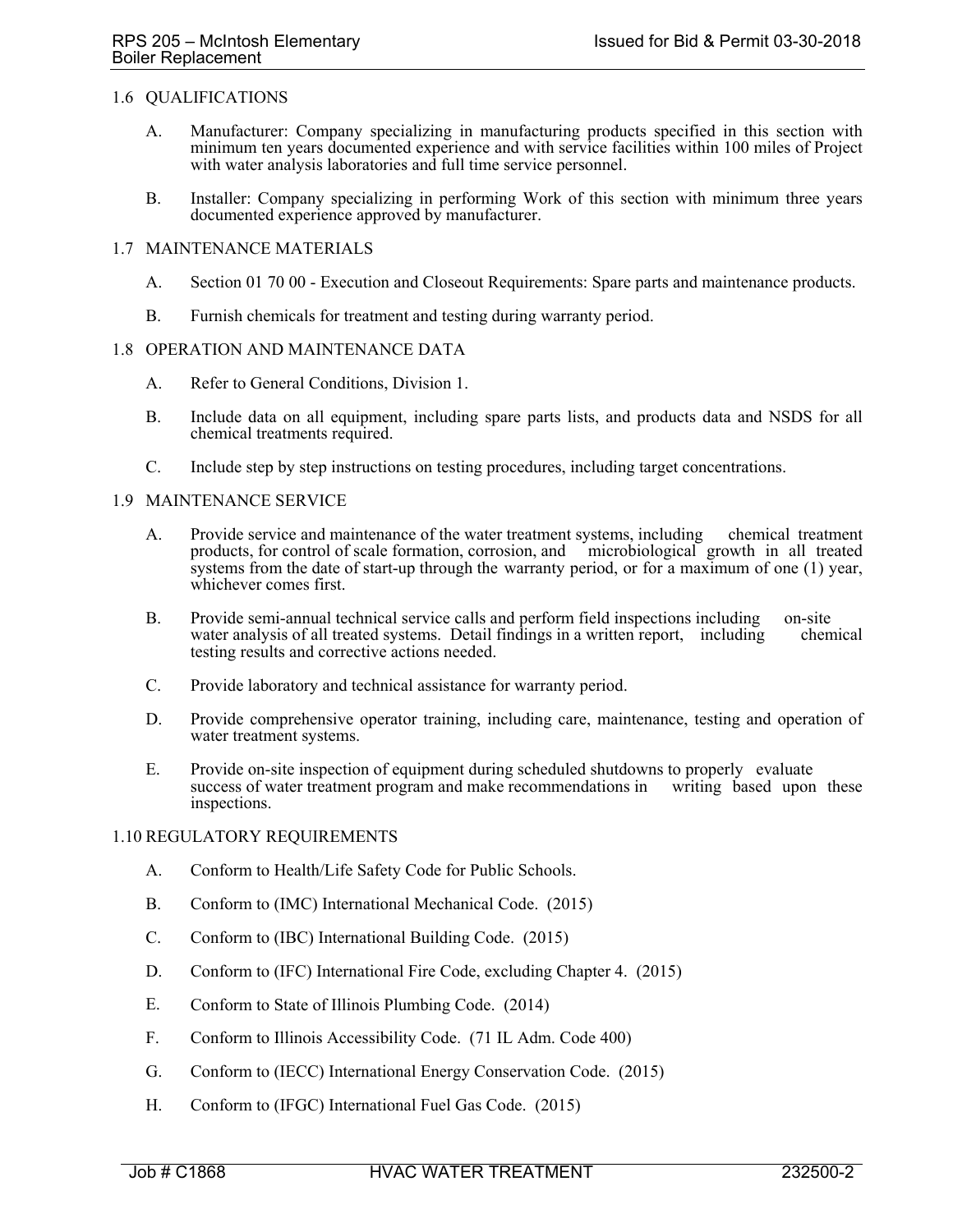## 1.6 QUALIFICATIONS

A. Manufacturer: Company specializing in manufacturing products specified in this section with minimum ten years documented experience and with service facilities within 100 miles of Project with water analysis laboratories and full time service personnel.

B. Installer: Company specializing in performing Work of this section with minimum three years documented experience approved by manufacturer.

## 1.7 MAINTENANCE MATERIALS

A. Section 01 70 00 - Execution and Closeout Requirements: Spare parts and maintenance products.

B. Furnish chemicals for treatment and testing during warranty period.

## 1.8 OPERATION AND MAINTENANCE DATA

A. Refer to General Conditions, Division 1.

B. Include data on all equipment, including spare parts lists, and products data and NSDS for all chemical treatments required.

C. Include step by step instructions on testing procedures, including target concentrations.

## 1.9 MAINTENANCE SERVICE

A. Provide service and maintenance of the water treatment systems, including chemical treatment products, for control of scale formation, corrosion, and microbiological growth in all treated systems from the date of start-up through the warranty period, or for a maximum of one (1) year, whichever comes first.

B. Provide semi-annual technical service calls and perform field inspections including on-site water analysis of all treated systems. Detail findings in a written report, including chemical testing results and corrective actions needed.

C. Provide laboratory and technical assistance for warranty period.

D. Provide comprehensive operator training, including care, maintenance, testing and operation of water treatment systems.

E. Provide on-site inspection of equipment during scheduled shutdowns to properly evaluate success of water treatment program and make recommendations in writing based upon these inspections.

## 1.10 REGULATORY REQUIREMENTS

A. Conform to Health/Life Safety Code for Public Schools.

B. Conform to (IMC) International Mechanical Code. (2015)

C. Conform to (IBC) International Building Code. (2015)

D. Conform to (IFC) International Fire Code, excluding Chapter 4. (2015)

E. Conform to State of Illinois Plumbing Code. (2014)

F. Conform to Illinois Accessibility Code. (71 IL Adm. Code 400)

G. Conform to (IECC) International Energy Conservation Code. (2015)

H. Conform to (IFGC) International Fuel Gas Code. (2015)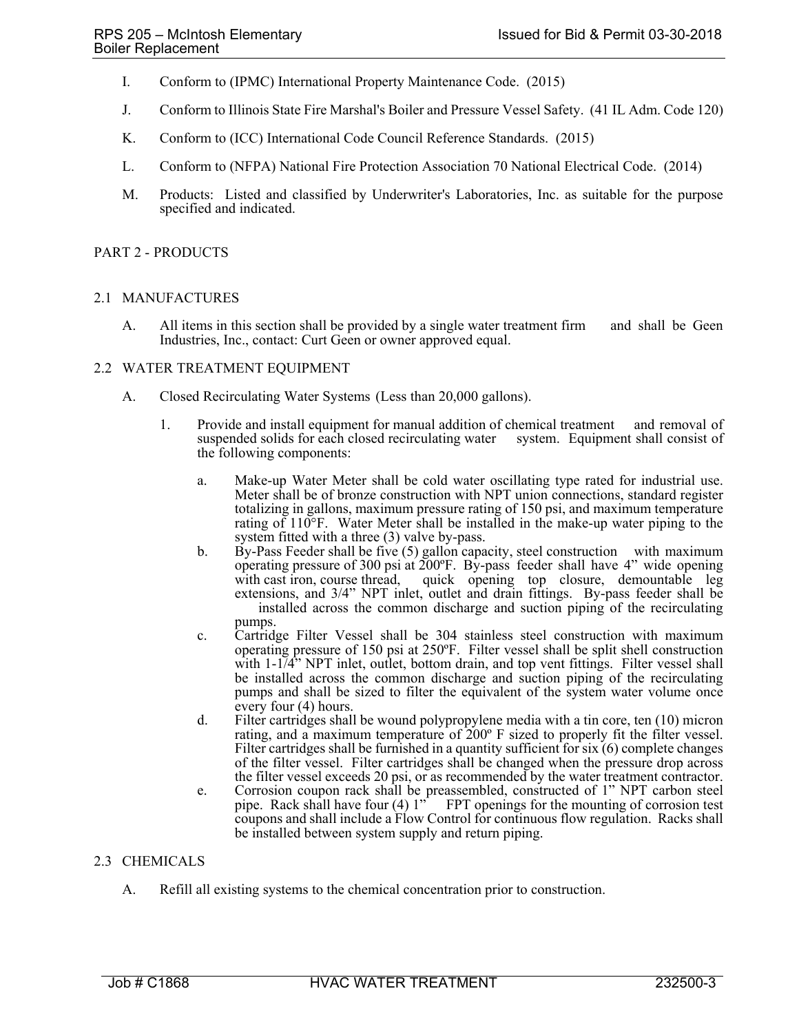I. Conform to (IPMC) International Property Maintenance Code. (2015)

J. Conform to Illinois State Fire Marshal's Boiler and Pressure Vessel Safety. (41 IL Adm. Code 120)

K. Conform to (ICC) International Code Council Reference Standards. (2015)

L. Conform to (NFPA) National Fire Protection Association 70 National Electrical Code. (2014)

M. Products: Listed and classified by Underwriter's Laboratories, Inc. as suitable for the purpose specified and indicated.

## PART 2 - PRODUCTS

### 2.1 MANUFACTURES

A. All items in this section shall be provided by a single water treatment firm and shall be Geen Industries, Inc., contact: Curt Geen or owner approved equal.

### 2.2 WATER TREATMENT EQUIPMENT

A. Closed Recirculating Water Systems (Less than 20,000 gallons).

1. Provide and install equipment for manual addition of chemical treatment and removal of suspended solids for each closed recirculating water system. Equipment shall consist of the following components:

    a. Make-up Water Meter shall be cold water oscillating type rated for industrial use. Meter shall be of bronze construction with NPT union connections, standard register totalizing in gallons, maximum pressure rating of 150 psi, and maximum temperature rating of 110°F. Water Meter shall be installed in the make-up water piping to the system fitted with a three (3) valve by-pass.

    b. By-Pass Feeder shall be five (5) gallon capacity, steel construction with maximum operating pressure of 300 psi at 200ºF. By-pass feeder shall have 4" wide opening with cast iron, course thread, quick opening top closure, demountable leg extensions, and 3/4" NPT inlet, outlet and drain fittings. By-pass feeder shall be installed across the common discharge and suction piping of the recirculating pumps.

    c. Cartridge Filter Vessel shall be 304 stainless steel construction with maximum operating pressure of 150 psi at 250ºF. Filter vessel shall be split shell construction with 1-1/4" NPT inlet, outlet, bottom drain, and top vent fittings. Filter vessel shall be installed across the common discharge and suction piping of the recirculating pumps and shall be sized to filter the equivalent of the system water volume once every four (4) hours.

    d. Filter cartridges shall be wound polypropylene media with a tin core, ten (10) micron rating, and a maximum temperature of 200º F sized to properly fit the filter vessel. Filter cartridges shall be furnished in a quantity sufficient for six (6) complete changes of the filter vessel. Filter cartridges shall be changed when the pressure drop across the filter vessel exceeds 20 psi, or as recommended by the water treatment contractor.

    e. Corrosion coupon rack shall be preassembled, constructed of 1" NPT carbon steel pipe. Rack shall have four (4) 1" FPT openings for the mounting of corrosion test coupons and shall include a Flow Control for continuous flow regulation. Racks shall be installed between system supply and return piping.

### 2.3 CHEMICALS

A. Refill all existing systems to the chemical concentration prior to construction.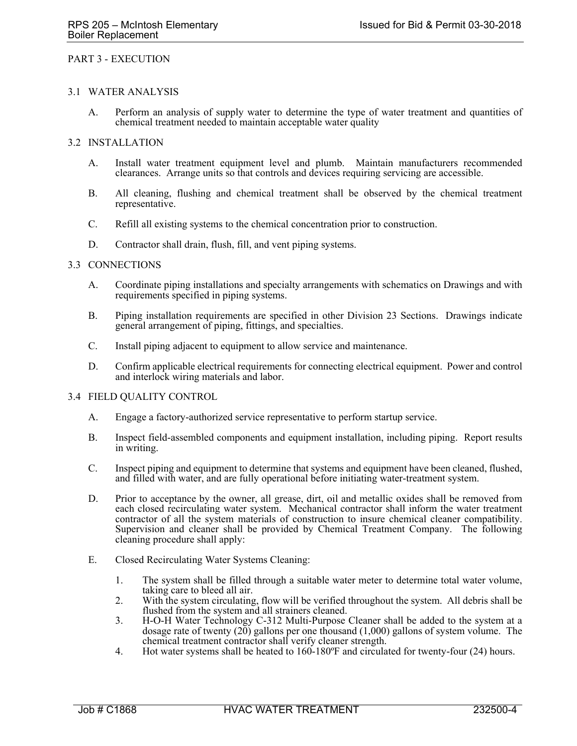PART 3 - EXECUTION

3.1 WATER ANALYSIS

A. Perform an analysis of supply water to determine the type of water treatment and quantities of chemical treatment needed to maintain acceptable water quality

3.2 INSTALLATION

A. Install water treatment equipment level and plumb. Maintain manufacturers recommended clearances. Arrange units so that controls and devices requiring servicing are accessible.

B. All cleaning, flushing and chemical treatment shall be observed by the chemical treatment representative.

C. Refill all existing systems to the chemical concentration prior to construction.

D. Contractor shall drain, flush, fill, and vent piping systems.

3.3 CONNECTIONS

A. Coordinate piping installations and specialty arrangements with schematics on Drawings and with requirements specified in piping systems.

B. Piping installation requirements are specified in other Division 23 Sections. Drawings indicate general arrangement of piping, fittings, and specialties.

C. Install piping adjacent to equipment to allow service and maintenance.

D. Confirm applicable electrical requirements for connecting electrical equipment. Power and control and interlock wiring materials and labor.

3.4 FIELD QUALITY CONTROL

A. Engage a factory-authorized service representative to perform startup service.

B. Inspect field-assembled components and equipment installation, including piping. Report results in writing.

C. Inspect piping and equipment to determine that systems and equipment have been cleaned, flushed, and filled with water, and are fully operational before initiating water-treatment system.

D. Prior to acceptance by the owner, all grease, dirt, oil and metallic oxides shall be removed from each closed recirculating water system. Mechanical contractor shall inform the water treatment contractor of all the system materials of construction to insure chemical cleaner compatibility. Supervision and cleaner shall be provided by Chemical Treatment Company. The following cleaning procedure shall apply:

E. Closed Recirculating Water Systems Cleaning:

1. The system shall be filled through a suitable water meter to determine total water volume, taking care to bleed all air.
2. With the system circulating, flow will be verified throughout the system. All debris shall be flushed from the system and all strainers cleaned.
3. H-O-H Water Technology C-312 Multi-Purpose Cleaner shall be added to the system at a dosage rate of twenty (20) gallons per one thousand (1,000) gallons of system volume. The chemical treatment contractor shall verify cleaner strength.
4. Hot water systems shall be heated to 160-180ºF and circulated for twenty-four (24) hours.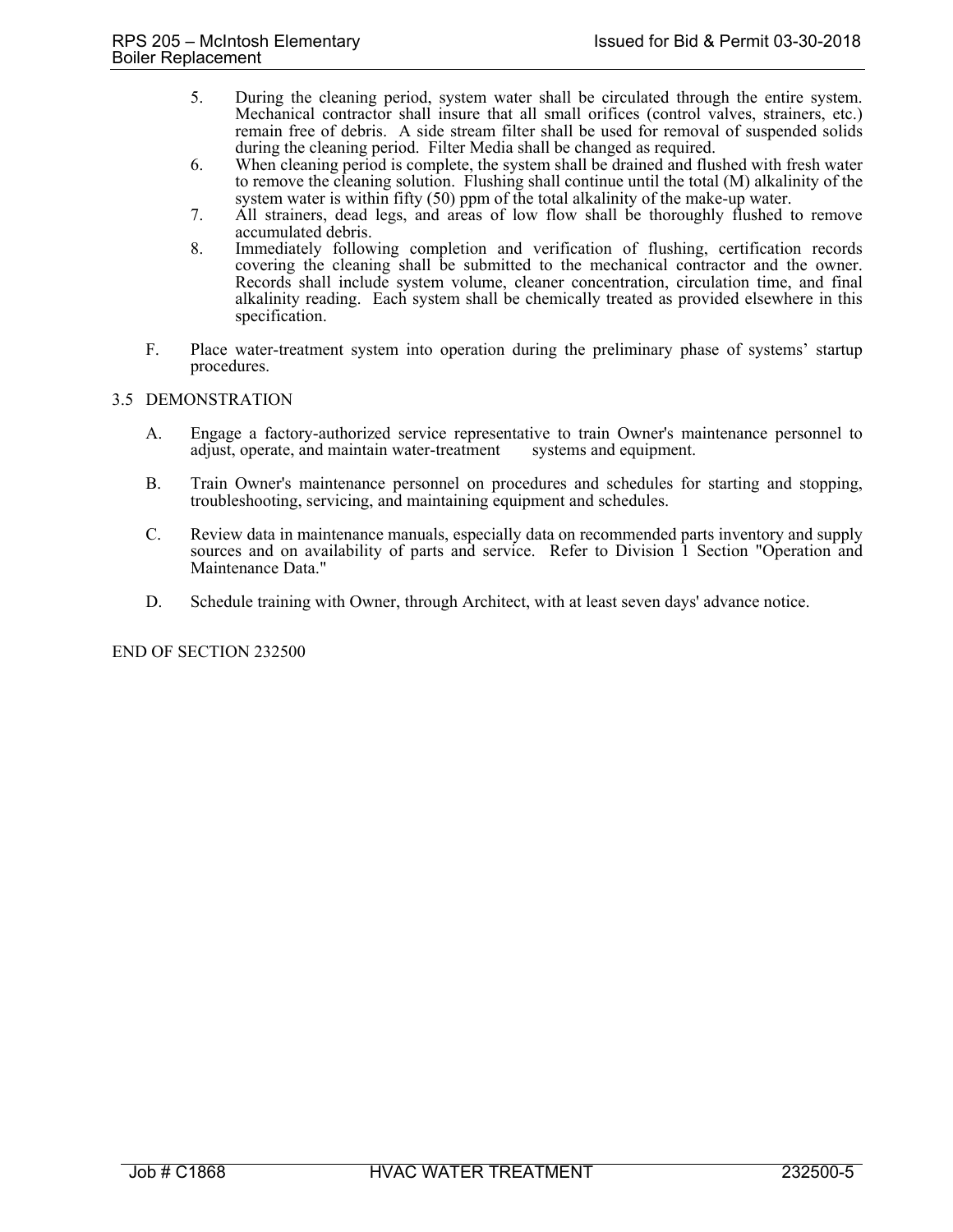5. During the cleaning period, system water shall be circulated through the entire system. Mechanical contractor shall insure that all small orifices (control valves, strainers, etc.) remain free of debris. A side stream filter shall be used for removal of suspended solids during the cleaning period. Filter Media shall be changed as required.
6. When cleaning period is complete, the system shall be drained and flushed with fresh water to remove the cleaning solution. Flushing shall continue until the total (M) alkalinity of the system water is within fifty (50) ppm of the total alkalinity of the make-up water.
7. All strainers, dead legs, and areas of low flow shall be thoroughly flushed to remove accumulated debris.
8. Immediately following completion and verification of flushing, certification records covering the cleaning shall be submitted to the mechanical contractor and the owner. Records shall include system volume, cleaner concentration, circulation time, and final alkalinity reading. Each system shall be chemically treated as provided elsewhere in this specification.

F. Place water-treatment system into operation during the preliminary phase of systems' startup procedures.

## 3.5 DEMONSTRATION

A. Engage a factory-authorized service representative to train Owner's maintenance personnel to adjust, operate, and maintain water-treatment systems and equipment.

B. Train Owner's maintenance personnel on procedures and schedules for starting and stopping, troubleshooting, servicing, and maintaining equipment and schedules.

C. Review data in maintenance manuals, especially data on recommended parts inventory and supply sources and on availability of parts and service. Refer to Division 1 Section "Operation and Maintenance Data."

D. Schedule training with Owner, through Architect, with at least seven days' advance notice.

END OF SECTION 232500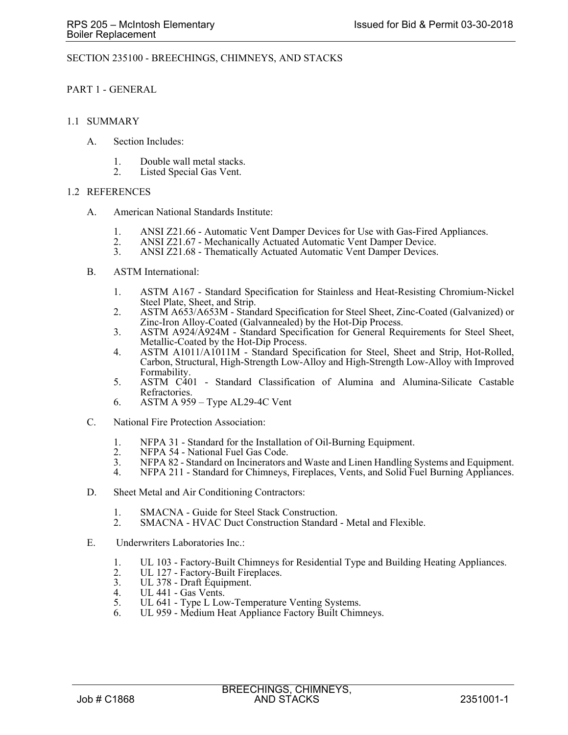# SECTION 235100 - BREECHINGS, CHIMNEYS, AND STACKS

## PART 1 - GENERAL

### 1.1 SUMMARY

A. Section Includes:

1. Double wall metal stacks.
2. Listed Special Gas Vent.

### 1.2 REFERENCES

A. American National Standards Institute:

1. ANSI Z21.66 - Automatic Vent Damper Devices for Use with Gas-Fired Appliances.
2. ANSI Z21.67 - Mechanically Actuated Automatic Vent Damper Device.
3. ANSI Z21.68 - Thematically Actuated Automatic Vent Damper Devices.

B. ASTM International:

1. ASTM A167 - Standard Specification for Stainless and Heat-Resisting Chromium-Nickel Steel Plate, Sheet, and Strip.
2. ASTM A653/A653M - Standard Specification for Steel Sheet, Zinc-Coated (Galvanized) or Zinc-Iron Alloy-Coated (Galvannealed) by the Hot-Dip Process.
3. ASTM A924/A924M - Standard Specification for General Requirements for Steel Sheet, Metallic-Coated by the Hot-Dip Process.
4. ASTM A1011/A1011M - Standard Specification for Steel, Sheet and Strip, Hot-Rolled, Carbon, Structural, High-Strength Low-Alloy and High-Strength Low-Alloy with Improved Formability.
5. ASTM C401 - Standard Classification of Alumina and Alumina-Silicate Castable Refractories.
6. ASTM A 959 – Type AL29-4C Vent

C. National Fire Protection Association:

1. NFPA 31 - Standard for the Installation of Oil-Burning Equipment.
2. NFPA 54 - National Fuel Gas Code.
3. NFPA 82 - Standard on Incinerators and Waste and Linen Handling Systems and Equipment.
4. NFPA 211 - Standard for Chimneys, Fireplaces, Vents, and Solid Fuel Burning Appliances.

D. Sheet Metal and Air Conditioning Contractors:

1. SMACNA - Guide for Steel Stack Construction.
2. SMACNA - HVAC Duct Construction Standard - Metal and Flexible.

E. Underwriters Laboratories Inc.:

1. UL 103 - Factory-Built Chimneys for Residential Type and Building Heating Appliances.
2. UL 127 - Factory-Built Fireplaces.
3. UL 378 - Draft Equipment.
4. UL 441 - Gas Vents.
5. UL 641 - Type L Low-Temperature Venting Systems.
6. UL 959 - Medium Heat Appliance Factory Built Chimneys.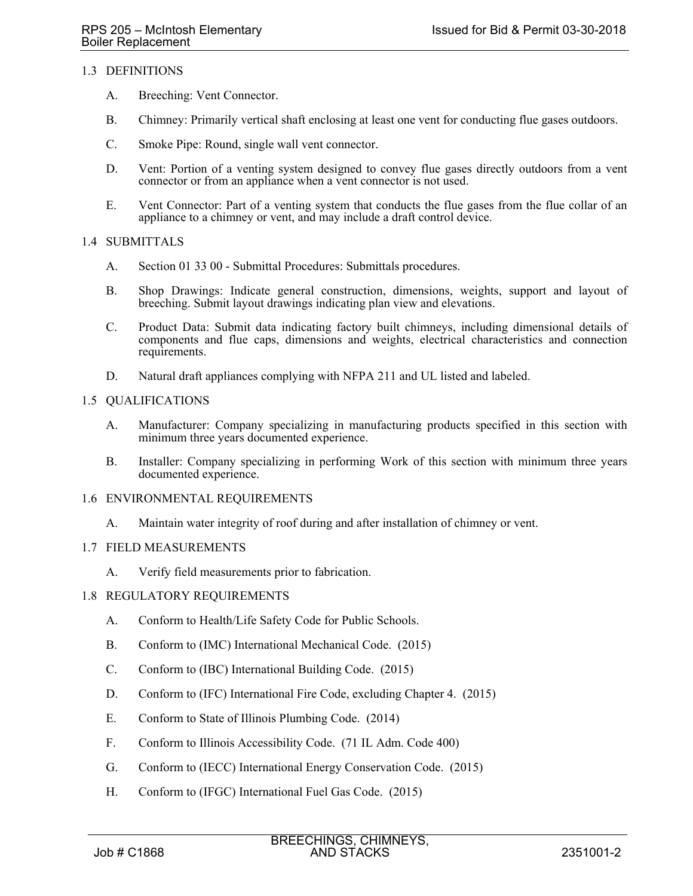## 1.3 DEFINITIONS

A. Breeching: Vent Connector.

B. Chimney: Primarily vertical shaft enclosing at least one vent for conducting flue gases outdoors.

C. Smoke Pipe: Round, single wall vent connector.

D. Vent: Portion of a venting system designed to convey flue gases directly outdoors from a vent connector or from an appliance when a vent connector is not used.

E. Vent Connector: Part of a venting system that conducts the flue gases from the flue collar of an appliance to a chimney or vent, and may include a draft control device.

## 1.4 SUBMITTALS

A. Section 01 33 00 - Submittal Procedures: Submittals procedures.

B. Shop Drawings: Indicate general construction, dimensions, weights, support and layout of breeching. Submit layout drawings indicating plan view and elevations.

C. Product Data: Submit data indicating factory built chimneys, including dimensional details of components and flue caps, dimensions and weights, electrical characteristics and connection requirements.

D. Natural draft appliances complying with NFPA 211 and UL listed and labeled.

## 1.5 QUALIFICATIONS

A. Manufacturer: Company specializing in manufacturing products specified in this section with minimum three years documented experience.

B. Installer: Company specializing in performing Work of this section with minimum three years documented experience.

## 1.6 ENVIRONMENTAL REQUIREMENTS

A. Maintain water integrity of roof during and after installation of chimney or vent.

## 1.7 FIELD MEASUREMENTS

A. Verify field measurements prior to fabrication.

## 1.8 REGULATORY REQUIREMENTS

A. Conform to Health/Life Safety Code for Public Schools.

B. Conform to (IMC) International Mechanical Code. (2015)

C. Conform to (IBC) International Building Code. (2015)

D. Conform to (IFC) International Fire Code, excluding Chapter 4. (2015)

E. Conform to State of Illinois Plumbing Code. (2014)

F. Conform to Illinois Accessibility Code. (71 IL Adm. Code 400)

G. Conform to (IECC) International Energy Conservation Code. (2015)

H. Conform to (IFGC) International Fuel Gas Code. (2015)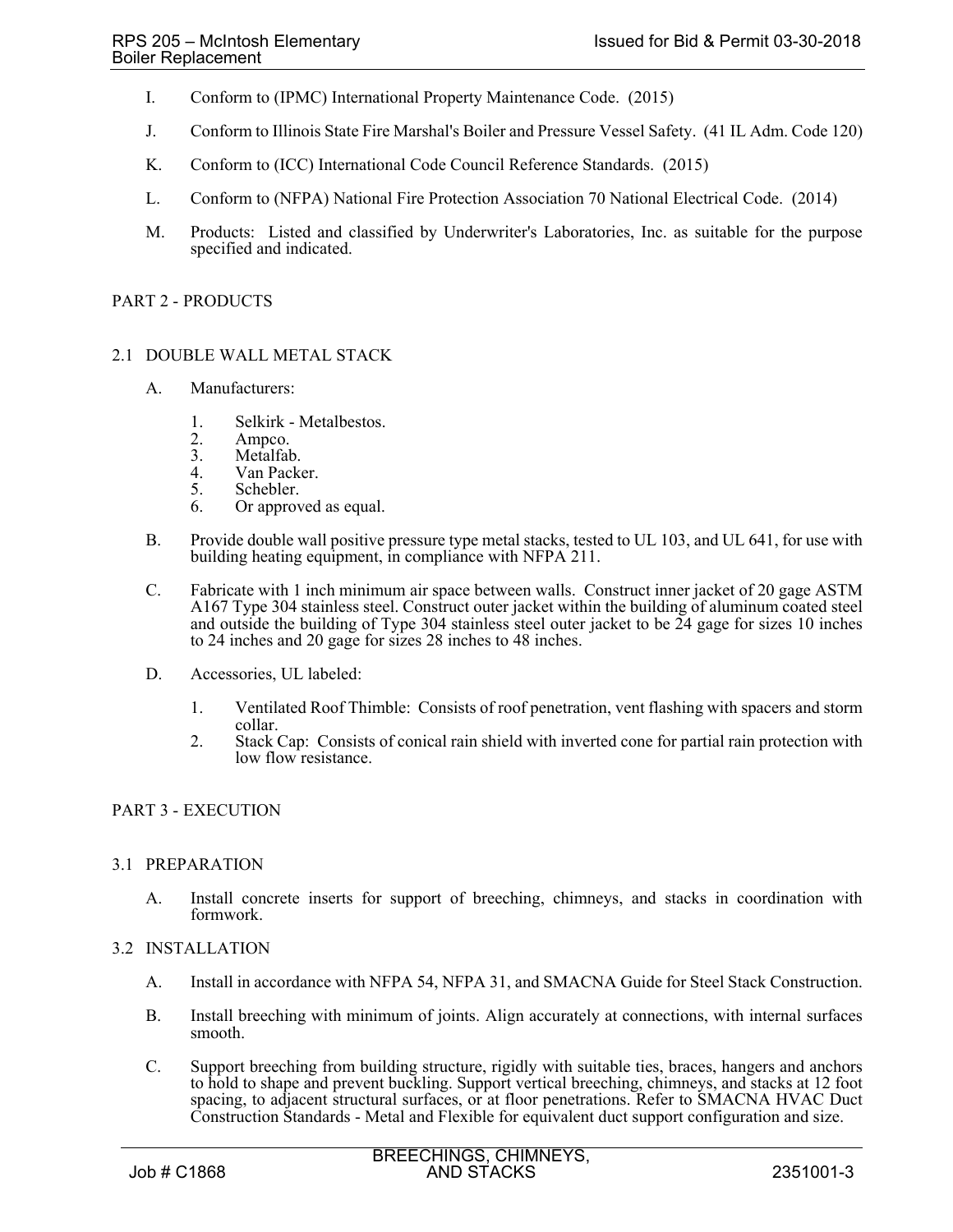I. Conform to (IPMC) International Property Maintenance Code. (2015)

J. Conform to Illinois State Fire Marshal's Boiler and Pressure Vessel Safety. (41 IL Adm. Code 120)

K. Conform to (ICC) International Code Council Reference Standards. (2015)

L. Conform to (NFPA) National Fire Protection Association 70 National Electrical Code. (2014)

M. Products: Listed and classified by Underwriter's Laboratories, Inc. as suitable for the purpose specified and indicated.

## PART 2 - PRODUCTS

### 2.1 DOUBLE WALL METAL STACK

A. Manufacturers:

1. Selkirk - Metalbestos.
2. Ampco.
3. Metalfab.
4. Van Packer.
5. Schebler.
6. Or approved as equal.

B. Provide double wall positive pressure type metal stacks, tested to UL 103, and UL 641, for use with building heating equipment, in compliance with NFPA 211.

C. Fabricate with 1 inch minimum air space between walls. Construct inner jacket of 20 gage ASTM A167 Type 304 stainless steel. Construct outer jacket within the building of aluminum coated steel and outside the building of Type 304 stainless steel outer jacket to be 24 gage for sizes 10 inches to 24 inches and 20 gage for sizes 28 inches to 48 inches.

D. Accessories, UL labeled:

1. Ventilated Roof Thimble: Consists of roof penetration, vent flashing with spacers and storm collar.
2. Stack Cap: Consists of conical rain shield with inverted cone for partial rain protection with low flow resistance.

## PART 3 - EXECUTION

### 3.1 PREPARATION

A. Install concrete inserts for support of breeching, chimneys, and stacks in coordination with formwork.

### 3.2 INSTALLATION

A. Install in accordance with NFPA 54, NFPA 31, and SMACNA Guide for Steel Stack Construction.

B. Install breeching with minimum of joints. Align accurately at connections, with internal surfaces smooth.

C. Support breeching from building structure, rigidly with suitable ties, braces, hangers and anchors to hold to shape and prevent buckling. Support vertical breeching, chimneys, and stacks at 12 foot spacing, to adjacent structural surfaces, or at floor penetrations. Refer to SMACNA HVAC Duct Construction Standards - Metal and Flexible for equivalent duct support configuration and size.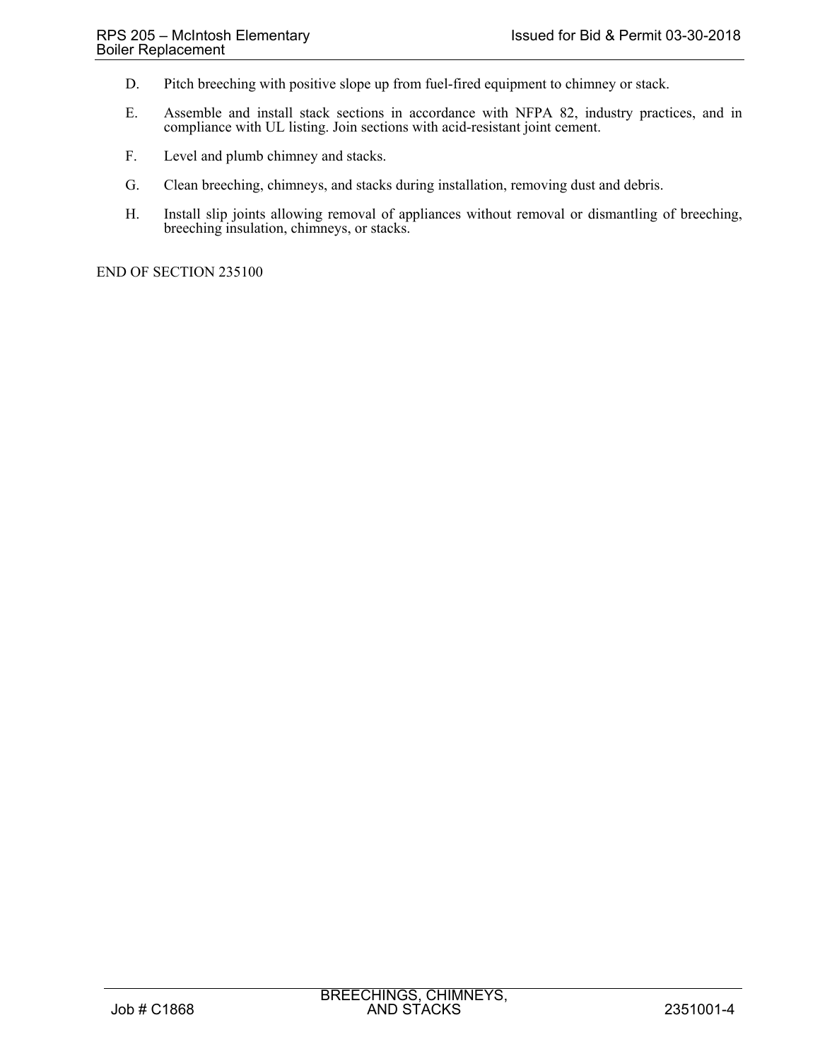D. Pitch breeching with positive slope up from fuel-fired equipment to chimney or stack.

E. Assemble and install stack sections in accordance with NFPA 82, industry practices, and in compliance with UL listing. Join sections with acid-resistant joint cement.

F. Level and plumb chimney and stacks.

G. Clean breeching, chimneys, and stacks during installation, removing dust and debris.

H. Install slip joints allowing removal of appliances without removal or dismantling of breeching, breeching insulation, chimneys, or stacks.

END OF SECTION 235100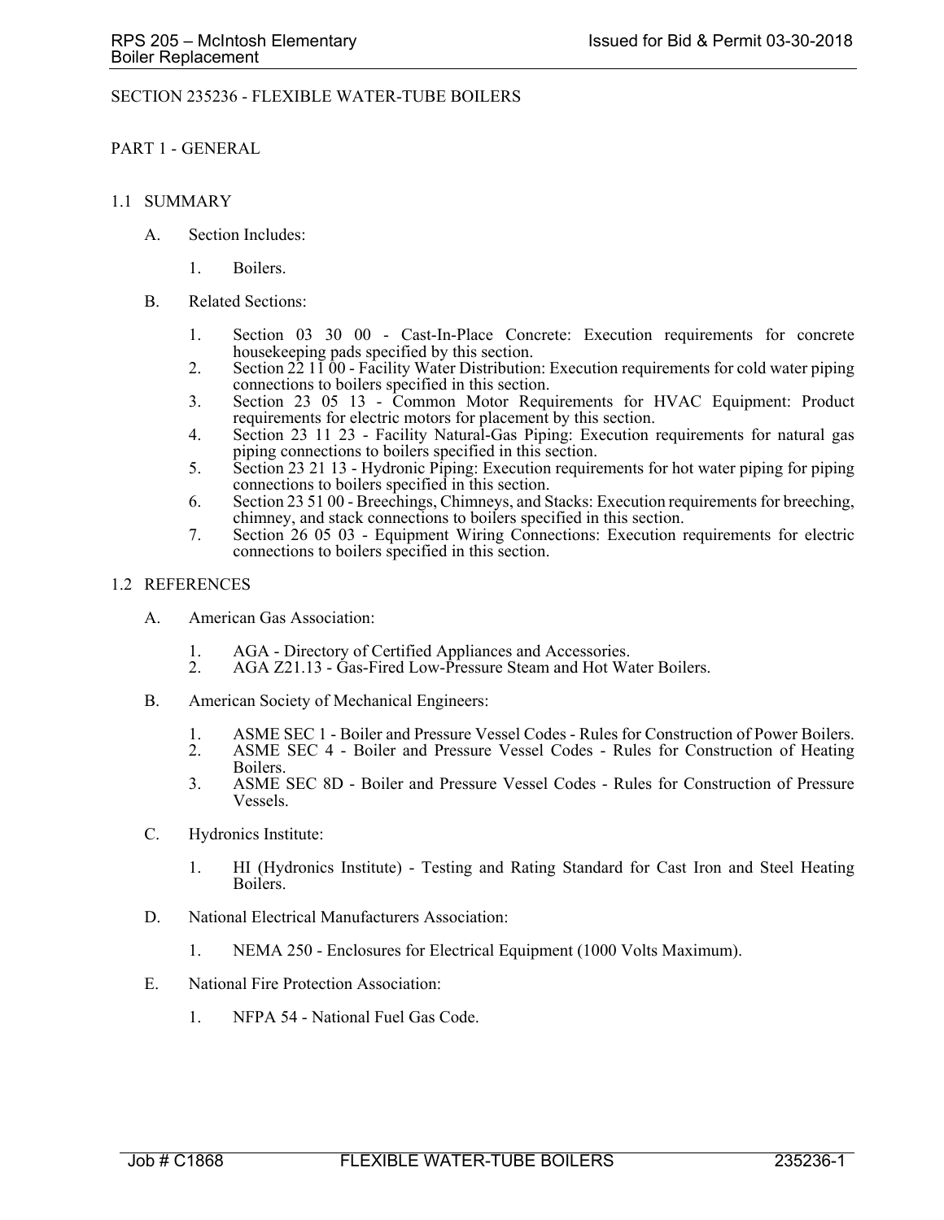SECTION 235236 - FLEXIBLE WATER-TUBE BOILERS

PART 1 - GENERAL

1.1 SUMMARY

A. Section Includes:

1. Boilers.

B. Related Sections:

1. Section 03 30 00 - Cast-In-Place Concrete: Execution requirements for concrete housekeeping pads specified by this section.
2. Section 22 11 00 - Facility Water Distribution: Execution requirements for cold water piping connections to boilers specified in this section.
3. Section 23 05 13 - Common Motor Requirements for HVAC Equipment: Product requirements for electric motors for placement by this section.
4. Section 23 11 23 - Facility Natural-Gas Piping: Execution requirements for natural gas piping connections to boilers specified in this section.
5. Section 23 21 13 - Hydronic Piping: Execution requirements for hot water piping for piping connections to boilers specified in this section.
6. Section 23 51 00 - Breechings, Chimneys, and Stacks: Execution requirements for breeching, chimney, and stack connections to boilers specified in this section.
7. Section 26 05 03 - Equipment Wiring Connections: Execution requirements for electric connections to boilers specified in this section.

1.2 REFERENCES

A. American Gas Association:

1. AGA - Directory of Certified Appliances and Accessories.
2. AGA Z21.13 - Gas-Fired Low-Pressure Steam and Hot Water Boilers.

B. American Society of Mechanical Engineers:

1. ASME SEC 1 - Boiler and Pressure Vessel Codes - Rules for Construction of Power Boilers.
2. ASME SEC 4 - Boiler and Pressure Vessel Codes - Rules for Construction of Heating Boilers.
3. ASME SEC 8D - Boiler and Pressure Vessel Codes - Rules for Construction of Pressure Vessels.

C. Hydronics Institute:

1. HI (Hydronics Institute) - Testing and Rating Standard for Cast Iron and Steel Heating Boilers.

D. National Electrical Manufacturers Association:

1. NEMA 250 - Enclosures for Electrical Equipment (1000 Volts Maximum).

E. National Fire Protection Association:

1. NFPA 54 - National Fuel Gas Code.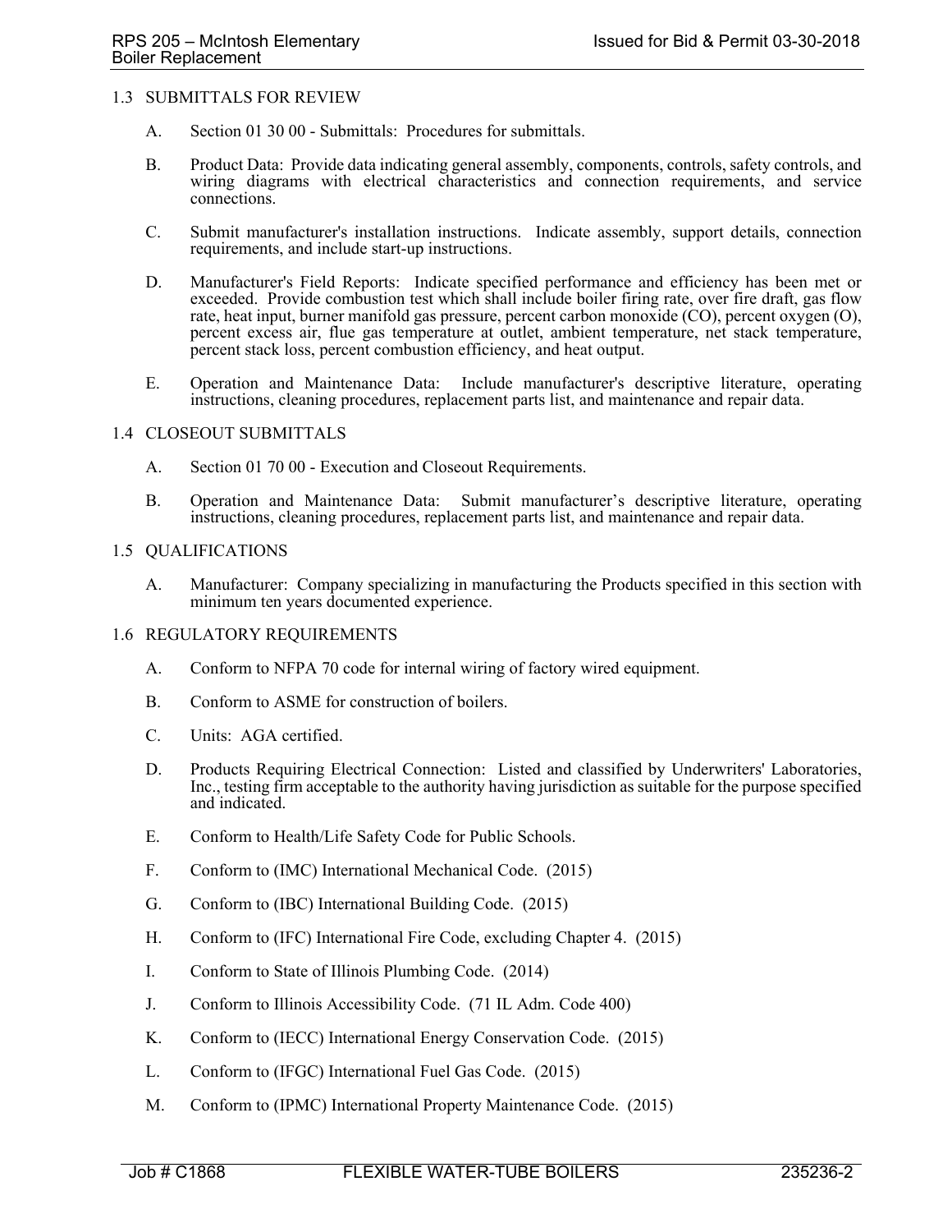## 1.3 SUBMITTALS FOR REVIEW

A. Section 01 30 00 - Submittals: Procedures for submittals.

B. Product Data: Provide data indicating general assembly, components, controls, safety controls, and wiring diagrams with electrical characteristics and connection requirements, and service connections.

C. Submit manufacturer's installation instructions. Indicate assembly, support details, connection requirements, and include start-up instructions.

D. Manufacturer's Field Reports: Indicate specified performance and efficiency has been met or exceeded. Provide combustion test which shall include boiler firing rate, over fire draft, gas flow rate, heat input, burner manifold gas pressure, percent carbon monoxide (CO), percent oxygen (O), percent excess air, flue gas temperature at outlet, ambient temperature, net stack temperature, percent stack loss, percent combustion efficiency, and heat output.

E. Operation and Maintenance Data: Include manufacturer's descriptive literature, operating instructions, cleaning procedures, replacement parts list, and maintenance and repair data.

## 1.4 CLOSEOUT SUBMITTALS

A. Section 01 70 00 - Execution and Closeout Requirements.

B. Operation and Maintenance Data: Submit manufacturer's descriptive literature, operating instructions, cleaning procedures, replacement parts list, and maintenance and repair data.

## 1.5 QUALIFICATIONS

A. Manufacturer: Company specializing in manufacturing the Products specified in this section with minimum ten years documented experience.

## 1.6 REGULATORY REQUIREMENTS

A. Conform to NFPA 70 code for internal wiring of factory wired equipment.

B. Conform to ASME for construction of boilers.

C. Units: AGA certified.

D. Products Requiring Electrical Connection: Listed and classified by Underwriters' Laboratories, Inc., testing firm acceptable to the authority having jurisdiction as suitable for the purpose specified and indicated.

E. Conform to Health/Life Safety Code for Public Schools.

F. Conform to (IMC) International Mechanical Code. (2015)

G. Conform to (IBC) International Building Code. (2015)

H. Conform to (IFC) International Fire Code, excluding Chapter 4. (2015)

I. Conform to State of Illinois Plumbing Code. (2014)

J. Conform to Illinois Accessibility Code. (71 IL Adm. Code 400)

K. Conform to (IECC) International Energy Conservation Code. (2015)

L. Conform to (IFGC) International Fuel Gas Code. (2015)

M. Conform to (IPMC) International Property Maintenance Code. (2015)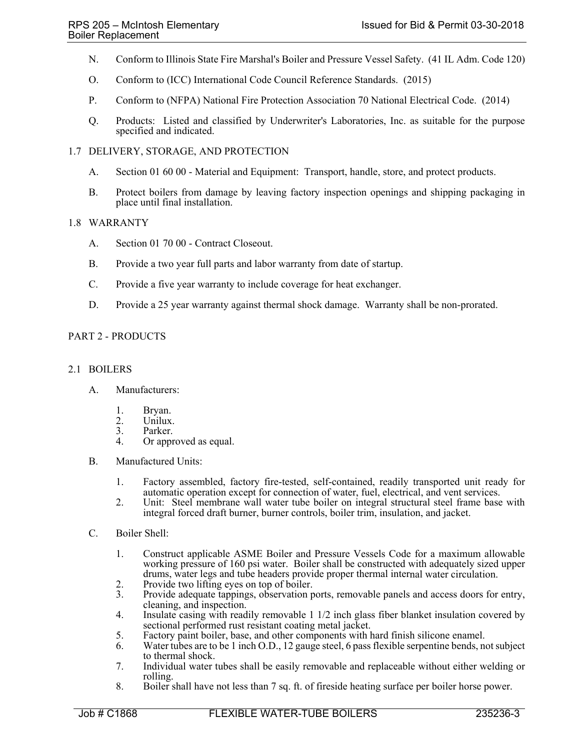N. Conform to Illinois State Fire Marshal's Boiler and Pressure Vessel Safety. (41 IL Adm. Code 120)

O. Conform to (ICC) International Code Council Reference Standards. (2015)

P. Conform to (NFPA) National Fire Protection Association 70 National Electrical Code. (2014)

Q. Products: Listed and classified by Underwriter's Laboratories, Inc. as suitable for the purpose specified and indicated.

## 1.7 DELIVERY, STORAGE, AND PROTECTION

A. Section 01 60 00 - Material and Equipment: Transport, handle, store, and protect products.

B. Protect boilers from damage by leaving factory inspection openings and shipping packaging in place until final installation.

## 1.8 WARRANTY

A. Section 01 70 00 - Contract Closeout.

B. Provide a two year full parts and labor warranty from date of startup.

C. Provide a five year warranty to include coverage for heat exchanger.

D. Provide a 25 year warranty against thermal shock damage. Warranty shall be non-prorated.

# PART 2 - PRODUCTS

## 2.1 BOILERS

A. Manufacturers:

1. Bryan.
2. Unilux.
3. Parker.
4. Or approved as equal.

B. Manufactured Units:

1. Factory assembled, factory fire-tested, self-contained, readily transported unit ready for automatic operation except for connection of water, fuel, electrical, and vent services.
2. Unit: Steel membrane wall water tube boiler on integral structural steel frame base with integral forced draft burner, burner controls, boiler trim, insulation, and jacket.

C. Boiler Shell:

1. Construct applicable ASME Boiler and Pressure Vessels Code for a maximum allowable working pressure of 160 psi water. Boiler shall be constructed with adequately sized upper drums, water legs and tube headers provide proper thermal internal water circulation.
2. Provide two lifting eyes on top of boiler.
3. Provide adequate tappings, observation ports, removable panels and access doors for entry, cleaning, and inspection.
4. Insulate casing with readily removable 1 1/2 inch glass fiber blanket insulation covered by sectional performed rust resistant coating metal jacket.
5. Factory paint boiler, base, and other components with hard finish silicone enamel.
6. Water tubes are to be 1 inch O.D., 12 gauge steel, 6 pass flexible serpentine bends, not subject to thermal shock.
7. Individual water tubes shall be easily removable and replaceable without either welding or rolling.
8. Boiler shall have not less than 7 sq. ft. of fireside heating surface per boiler horse power.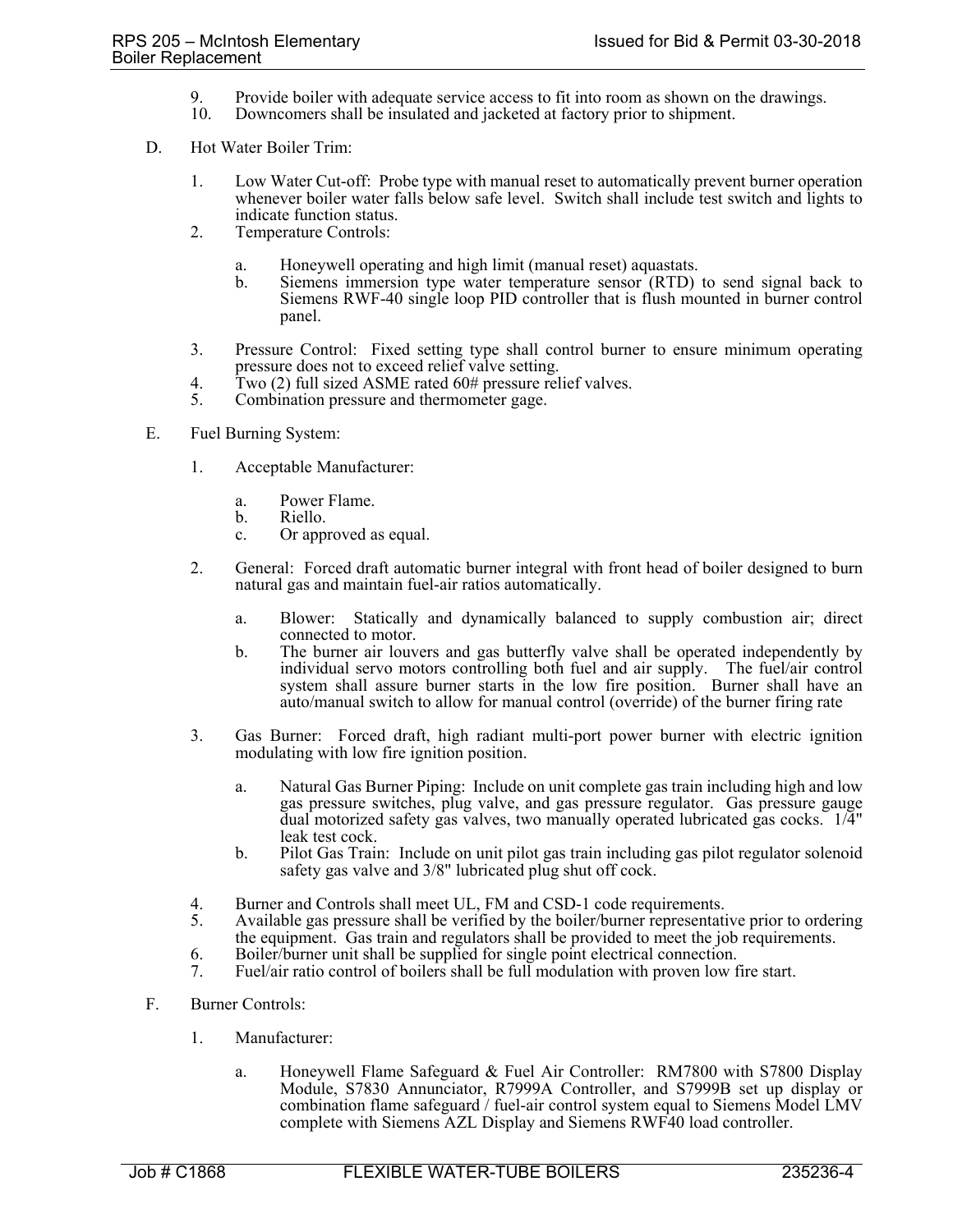9. Provide boiler with adequate service access to fit into room as shown on the drawings.
10. Downcomers shall be insulated and jacketed at factory prior to shipment.

D. Hot Water Boiler Trim:

1. Low Water Cut-off: Probe type with manual reset to automatically prevent burner operation whenever boiler water falls below safe level. Switch shall include test switch and lights to indicate function status.
2. Temperature Controls:

   a. Honeywell operating and high limit (manual reset) aquastats.
   b. Siemens immersion type water temperature sensor (RTD) to send signal back to Siemens RWF-40 single loop PID controller that is flush mounted in burner control panel.

3. Pressure Control: Fixed setting type shall control burner to ensure minimum operating pressure does not to exceed relief valve setting.
4. Two (2) full sized ASME rated 60# pressure relief valves.
5. Combination pressure and thermometer gage.

E. Fuel Burning System:

1. Acceptable Manufacturer:

   a. Power Flame.
   b. Riello.
   c. Or approved as equal.

2. General: Forced draft automatic burner integral with front head of boiler designed to burn natural gas and maintain fuel-air ratios automatically.

   a. Blower: Statically and dynamically balanced to supply combustion air; direct connected to motor.
   b. The burner air louvers and gas butterfly valve shall be operated independently by individual servo motors controlling both fuel and air supply. The fuel/air control system shall assure burner starts in the low fire position. Burner shall have an auto/manual switch to allow for manual control (override) of the burner firing rate

3. Gas Burner: Forced draft, high radiant multi-port power burner with electric ignition modulating with low fire ignition position.

   a. Natural Gas Burner Piping: Include on unit complete gas train including high and low gas pressure switches, plug valve, and gas pressure regulator. Gas pressure gauge dual motorized safety gas valves, two manually operated lubricated gas cocks. 1/4" leak test cock.
   b. Pilot Gas Train: Include on unit pilot gas train including gas pilot regulator solenoid safety gas valve and 3/8" lubricated plug shut off cock.

4. Burner and Controls shall meet UL, FM and CSD-1 code requirements.
5. Available gas pressure shall be verified by the boiler/burner representative prior to ordering the equipment. Gas train and regulators shall be provided to meet the job requirements.
6. Boiler/burner unit shall be supplied for single point electrical connection.
7. Fuel/air ratio control of boilers shall be full modulation with proven low fire start.

F. Burner Controls:

1. Manufacturer:

   a. Honeywell Flame Safeguard & Fuel Air Controller: RM7800 with S7800 Display Module, S7830 Annunciator, R7999A Controller, and S7999B set up display or combination flame safeguard / fuel-air control system equal to Siemens Model LMV complete with Siemens AZL Display and Siemens RWF40 load controller.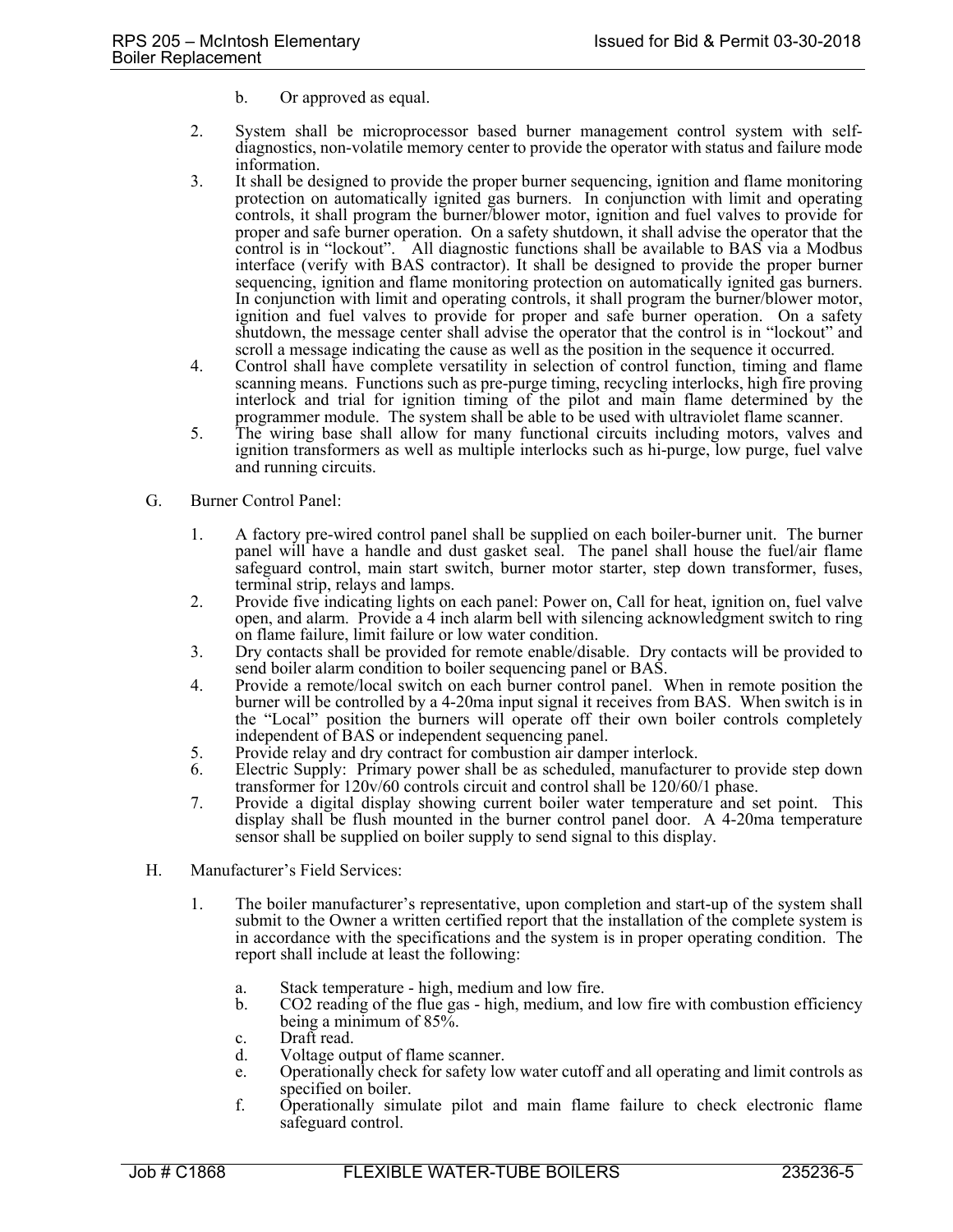b. Or approved as equal.

2. System shall be microprocessor based burner management control system with self-diagnostics, non-volatile memory center to provide the operator with status and failure mode information.
3. It shall be designed to provide the proper burner sequencing, ignition and flame monitoring protection on automatically ignited gas burners. In conjunction with limit and operating controls, it shall program the burner/blower motor, ignition and fuel valves to provide for proper and safe burner operation. On a safety shutdown, it shall advise the operator that the control is in "lockout". All diagnostic functions shall be available to BAS via a Modbus interface (verify with BAS contractor). It shall be designed to provide the proper burner sequencing, ignition and flame monitoring protection on automatically ignited gas burners. In conjunction with limit and operating controls, it shall program the burner/blower motor, ignition and fuel valves to provide for proper and safe burner operation. On a safety shutdown, the message center shall advise the operator that the control is in "lockout" and scroll a message indicating the cause as well as the position in the sequence it occurred.
4. Control shall have complete versatility in selection of control function, timing and flame scanning means. Functions such as pre-purge timing, recycling interlocks, high fire proving interlock and trial for ignition timing of the pilot and main flame determined by the programmer module. The system shall be able to be used with ultraviolet flame scanner.
5. The wiring base shall allow for many functional circuits including motors, valves and ignition transformers as well as multiple interlocks such as hi-purge, low purge, fuel valve and running circuits.

G. Burner Control Panel:

1. A factory pre-wired control panel shall be supplied on each boiler-burner unit. The burner panel will have a handle and dust gasket seal. The panel shall house the fuel/air flame safeguard control, main start switch, burner motor starter, step down transformer, fuses, terminal strip, relays and lamps.
2. Provide five indicating lights on each panel: Power on, Call for heat, ignition on, fuel valve open, and alarm. Provide a 4 inch alarm bell with silencing acknowledgment switch to ring on flame failure, limit failure or low water condition.
3. Dry contacts shall be provided for remote enable/disable. Dry contacts will be provided to send boiler alarm condition to boiler sequencing panel or BAS.
4. Provide a remote/local switch on each burner control panel. When in remote position the burner will be controlled by a 4-20ma input signal it receives from BAS. When switch is in the "Local" position the burners will operate off their own boiler controls completely independent of BAS or independent sequencing panel.
5. Provide relay and dry contract for combustion air damper interlock.
6. Electric Supply: Primary power shall be as scheduled, manufacturer to provide step down transformer for 120v/60 controls circuit and control shall be 120/60/1 phase.
7. Provide a digital display showing current boiler water temperature and set point. This display shall be flush mounted in the burner control panel door. A 4-20ma temperature sensor shall be supplied on boiler supply to send signal to this display.

H. Manufacturer's Field Services:

1. The boiler manufacturer's representative, upon completion and start-up of the system shall submit to the Owner a written certified report that the installation of the complete system is in accordance with the specifications and the system is in proper operating condition. The report shall include at least the following:

   a. Stack temperature - high, medium and low fire.
   b. $CO_2$ reading of the flue gas - high, medium, and low fire with combustion efficiency being a minimum of 85%.
   c. Draft read.
   d. Voltage output of flame scanner.
   e. Operationally check for safety low water cutoff and all operating and limit controls as specified on boiler.
   f. Operationally simulate pilot and main flame failure to check electronic flame safeguard control.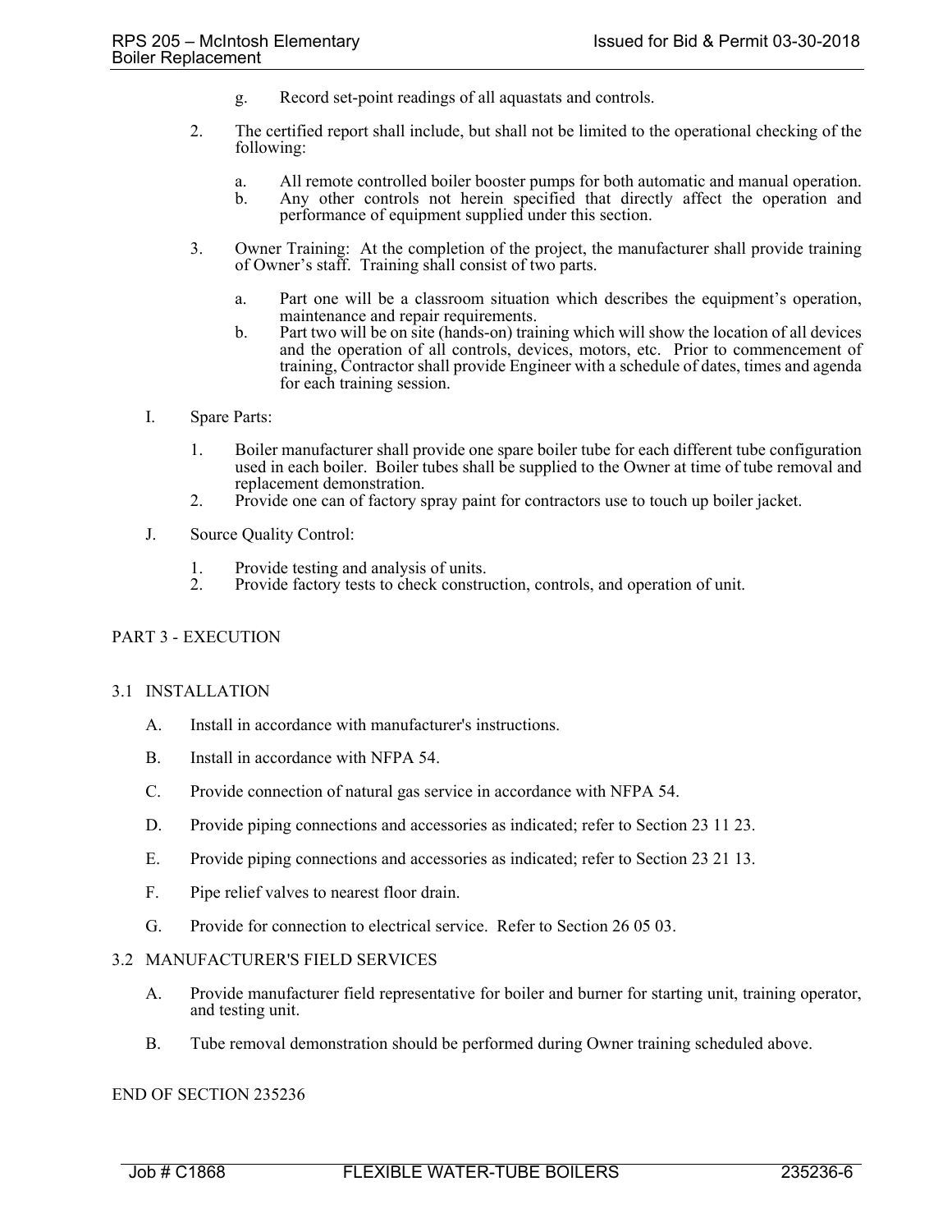g. Record set-point readings of all aquastats and controls.

2. The certified report shall include, but shall not be limited to the operational checking of the following:

   a. All remote controlled boiler booster pumps for both automatic and manual operation.
   b. Any other controls not herein specified that directly affect the operation and performance of equipment supplied under this section.

3. Owner Training: At the completion of the project, the manufacturer shall provide training of Owner's staff. Training shall consist of two parts.

   a. Part one will be a classroom situation which describes the equipment's operation, maintenance and repair requirements.
   b. Part two will be on site (hands-on) training which will show the location of all devices and the operation of all controls, devices, motors, etc. Prior to commencement of training, Contractor shall provide Engineer with a schedule of dates, times and agenda for each training session.

I. Spare Parts:

1. Boiler manufacturer shall provide one spare boiler tube for each different tube configuration used in each boiler. Boiler tubes shall be supplied to the Owner at time of tube removal and replacement demonstration.
2. Provide one can of factory spray paint for contractors use to touch up boiler jacket.

J. Source Quality Control:

1. Provide testing and analysis of units.
2. Provide factory tests to check construction, controls, and operation of unit.

## PART 3 - EXECUTION

### 3.1 INSTALLATION

A. Install in accordance with manufacturer's instructions.

B. Install in accordance with NFPA 54.

C. Provide connection of natural gas service in accordance with NFPA 54.

D. Provide piping connections and accessories as indicated; refer to Section 23 11 23.

E. Provide piping connections and accessories as indicated; refer to Section 23 21 13.

F. Pipe relief valves to nearest floor drain.

G. Provide for connection to electrical service. Refer to Section 26 05 03.

### 3.2 MANUFACTURER'S FIELD SERVICES

A. Provide manufacturer field representative for boiler and burner for starting unit, training operator, and testing unit.

B. Tube removal demonstration should be performed during Owner training scheduled above.

END OF SECTION 235236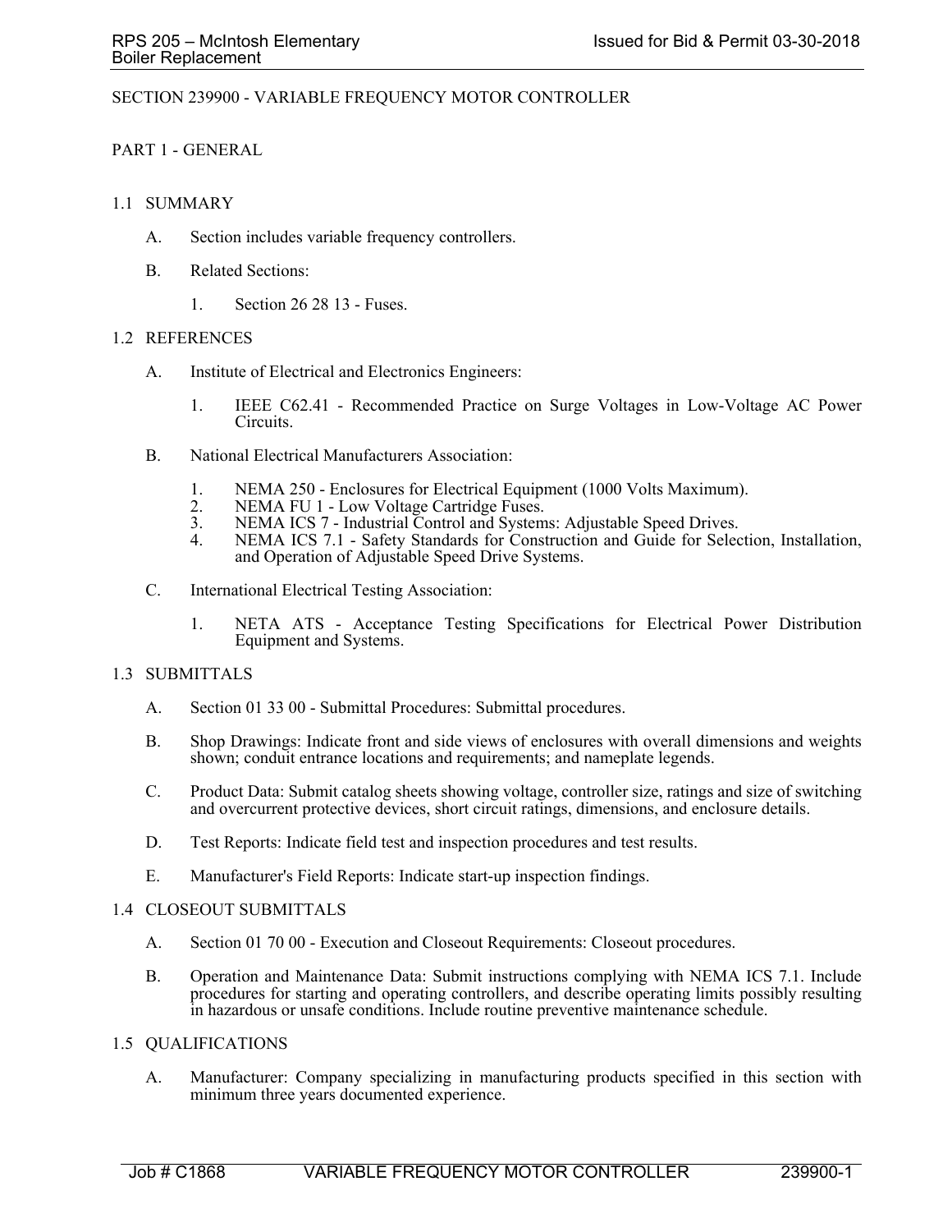# SECTION 239900 - VARIABLE FREQUENCY MOTOR CONTROLLER

## PART 1 - GENERAL

### 1.1 SUMMARY

A. Section includes variable frequency controllers.

B. Related Sections:

1. Section 26 28 13 - Fuses.

### 1.2 REFERENCES

A. Institute of Electrical and Electronics Engineers:

1. IEEE C62.41 - Recommended Practice on Surge Voltages in Low-Voltage AC Power Circuits.

B. National Electrical Manufacturers Association:

1. NEMA 250 - Enclosures for Electrical Equipment (1000 Volts Maximum).
2. NEMA FU 1 - Low Voltage Cartridge Fuses.
3. NEMA ICS 7 - Industrial Control and Systems: Adjustable Speed Drives.
4. NEMA ICS 7.1 - Safety Standards for Construction and Guide for Selection, Installation, and Operation of Adjustable Speed Drive Systems.

C. International Electrical Testing Association:

1. NETA ATS - Acceptance Testing Specifications for Electrical Power Distribution Equipment and Systems.

### 1.3 SUBMITTALS

A. Section 01 33 00 - Submittal Procedures: Submittal procedures.

B. Shop Drawings: Indicate front and side views of enclosures with overall dimensions and weights shown; conduit entrance locations and requirements; and nameplate legends.

C. Product Data: Submit catalog sheets showing voltage, controller size, ratings and size of switching and overcurrent protective devices, short circuit ratings, dimensions, and enclosure details.

D. Test Reports: Indicate field test and inspection procedures and test results.

E. Manufacturer's Field Reports: Indicate start-up inspection findings.

### 1.4 CLOSEOUT SUBMITTALS

A. Section 01 70 00 - Execution and Closeout Requirements: Closeout procedures.

B. Operation and Maintenance Data: Submit instructions complying with NEMA ICS 7.1. Include procedures for starting and operating controllers, and describe operating limits possibly resulting in hazardous or unsafe conditions. Include routine preventive maintenance schedule.

### 1.5 QUALIFICATIONS

A. Manufacturer: Company specializing in manufacturing products specified in this section with minimum three years documented experience.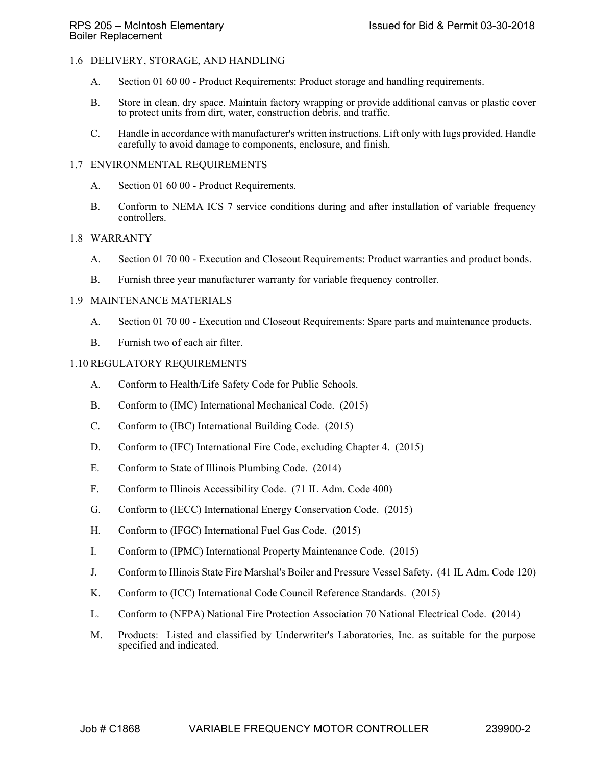## 1.6 DELIVERY, STORAGE, AND HANDLING

A. Section 01 60 00 - Product Requirements: Product storage and handling requirements.

B. Store in clean, dry space. Maintain factory wrapping or provide additional canvas or plastic cover to protect units from dirt, water, construction debris, and traffic.

C. Handle in accordance with manufacturer's written instructions. Lift only with lugs provided. Handle carefully to avoid damage to components, enclosure, and finish.

## 1.7 ENVIRONMENTAL REQUIREMENTS

A. Section 01 60 00 - Product Requirements.

B. Conform to NEMA ICS 7 service conditions during and after installation of variable frequency controllers.

## 1.8 WARRANTY

A. Section 01 70 00 - Execution and Closeout Requirements: Product warranties and product bonds.

B. Furnish three year manufacturer warranty for variable frequency controller.

## 1.9 MAINTENANCE MATERIALS

A. Section 01 70 00 - Execution and Closeout Requirements: Spare parts and maintenance products.

B. Furnish two of each air filter.

## 1.10 REGULATORY REQUIREMENTS

A. Conform to Health/Life Safety Code for Public Schools.

B. Conform to (IMC) International Mechanical Code. (2015)

C. Conform to (IBC) International Building Code. (2015)

D. Conform to (IFC) International Fire Code, excluding Chapter 4. (2015)

E. Conform to State of Illinois Plumbing Code. (2014)

F. Conform to Illinois Accessibility Code. (71 IL Adm. Code 400)

G. Conform to (IECC) International Energy Conservation Code. (2015)

H. Conform to (IFGC) International Fuel Gas Code. (2015)

I. Conform to (IPMC) International Property Maintenance Code. (2015)

J. Conform to Illinois State Fire Marshal's Boiler and Pressure Vessel Safety. (41 IL Adm. Code 120)

K. Conform to (ICC) International Code Council Reference Standards. (2015)

L. Conform to (NFPA) National Fire Protection Association 70 National Electrical Code. (2014)

M. Products: Listed and classified by Underwriter's Laboratories, Inc. as suitable for the purpose specified and indicated.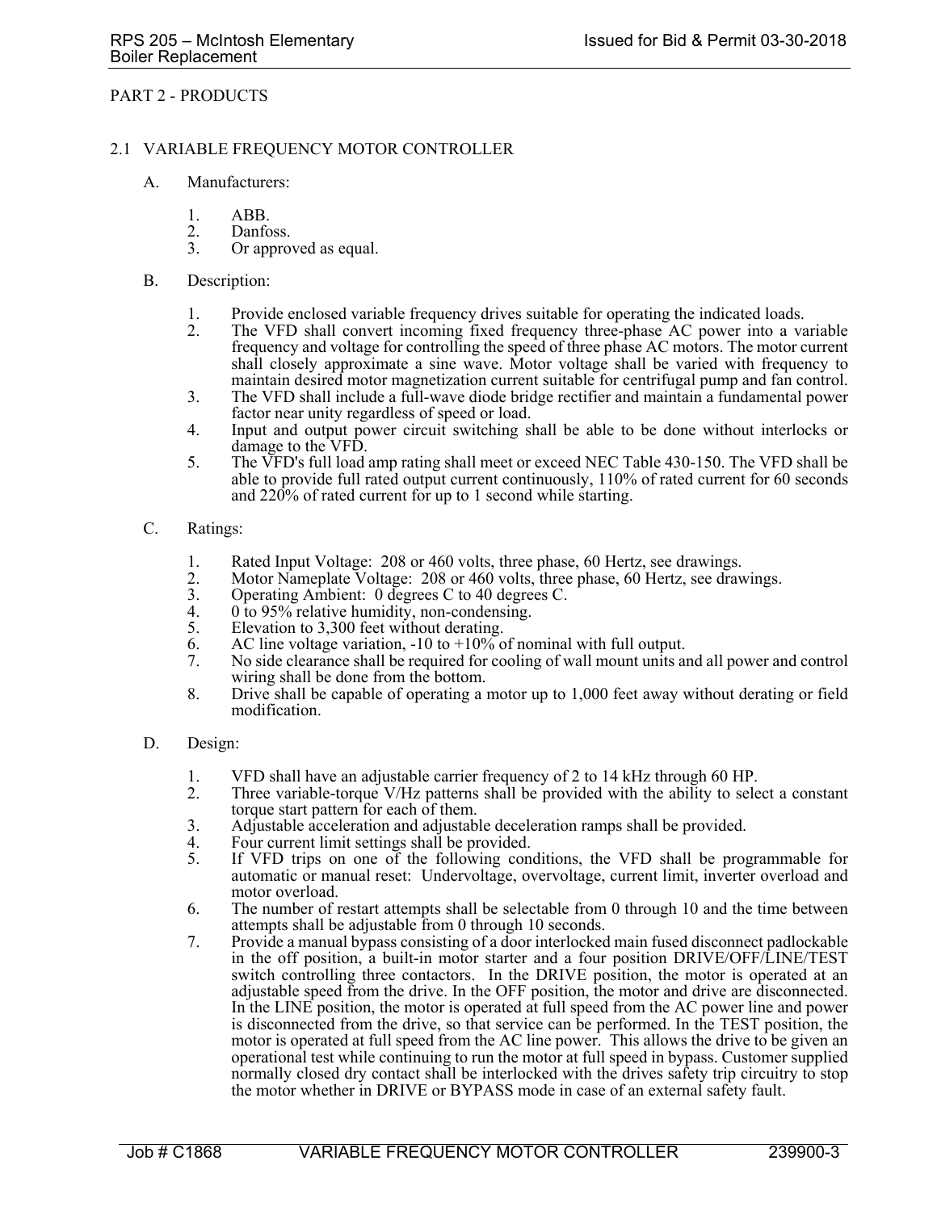## PART 2 - PRODUCTS

### 2.1 VARIABLE FREQUENCY MOTOR CONTROLLER

A. Manufacturers:

1. ABB.
2. Danfoss.
3. Or approved as equal.

B. Description:

1. Provide enclosed variable frequency drives suitable for operating the indicated loads.
2. The VFD shall convert incoming fixed frequency three-phase AC power into a variable frequency and voltage for controlling the speed of three phase AC motors. The motor current shall closely approximate a sine wave. Motor voltage shall be varied with frequency to maintain desired motor magnetization current suitable for centrifugal pump and fan control.
3. The VFD shall include a full-wave diode bridge rectifier and maintain a fundamental power factor near unity regardless of speed or load.
4. Input and output power circuit switching shall be able to be done without interlocks or damage to the VFD.
5. The VFD's full load amp rating shall meet or exceed NEC Table 430-150. The VFD shall be able to provide full rated output current continuously, 110% of rated current for 60 seconds and 220% of rated current for up to 1 second while starting.

C. Ratings:

1. Rated Input Voltage: 208 or 460 volts, three phase, 60 Hertz, see drawings.
2. Motor Nameplate Voltage: 208 or 460 volts, three phase, 60 Hertz, see drawings.
3. Operating Ambient: 0 degrees C to 40 degrees C.
4. 0 to 95% relative humidity, non-condensing.
5. Elevation to 3,300 feet without derating.
6. AC line voltage variation, -10 to +10% of nominal with full output.
7. No side clearance shall be required for cooling of wall mount units and all power and control wiring shall be done from the bottom.
8. Drive shall be capable of operating a motor up to 1,000 feet away without derating or field modification.

D. Design:

1. VFD shall have an adjustable carrier frequency of 2 to 14 kHz through 60 HP.
2. Three variable-torque V/Hz patterns shall be provided with the ability to select a constant torque start pattern for each of them.
3. Adjustable acceleration and adjustable deceleration ramps shall be provided.
4. Four current limit settings shall be provided.
5. If VFD trips on one of the following conditions, the VFD shall be programmable for automatic or manual reset: Undervoltage, overvoltage, current limit, inverter overload and motor overload.
6. The number of restart attempts shall be selectable from 0 through 10 and the time between attempts shall be adjustable from 0 through 10 seconds.
7. Provide a manual bypass consisting of a door interlocked main fused disconnect padlockable in the off position, a built-in motor starter and a four position DRIVE/OFF/LINE/TEST switch controlling three contactors. In the DRIVE position, the motor is operated at an adjustable speed from the drive. In the OFF position, the motor and drive are disconnected. In the LINE position, the motor is operated at full speed from the AC power line and power is disconnected from the drive, so that service can be performed. In the TEST position, the motor is operated at full speed from the AC line power. This allows the drive to be given an operational test while continuing to run the motor at full speed in bypass. Customer supplied normally closed dry contact shall be interlocked with the drives safety trip circuitry to stop the motor whether in DRIVE or BYPASS mode in case of an external safety fault.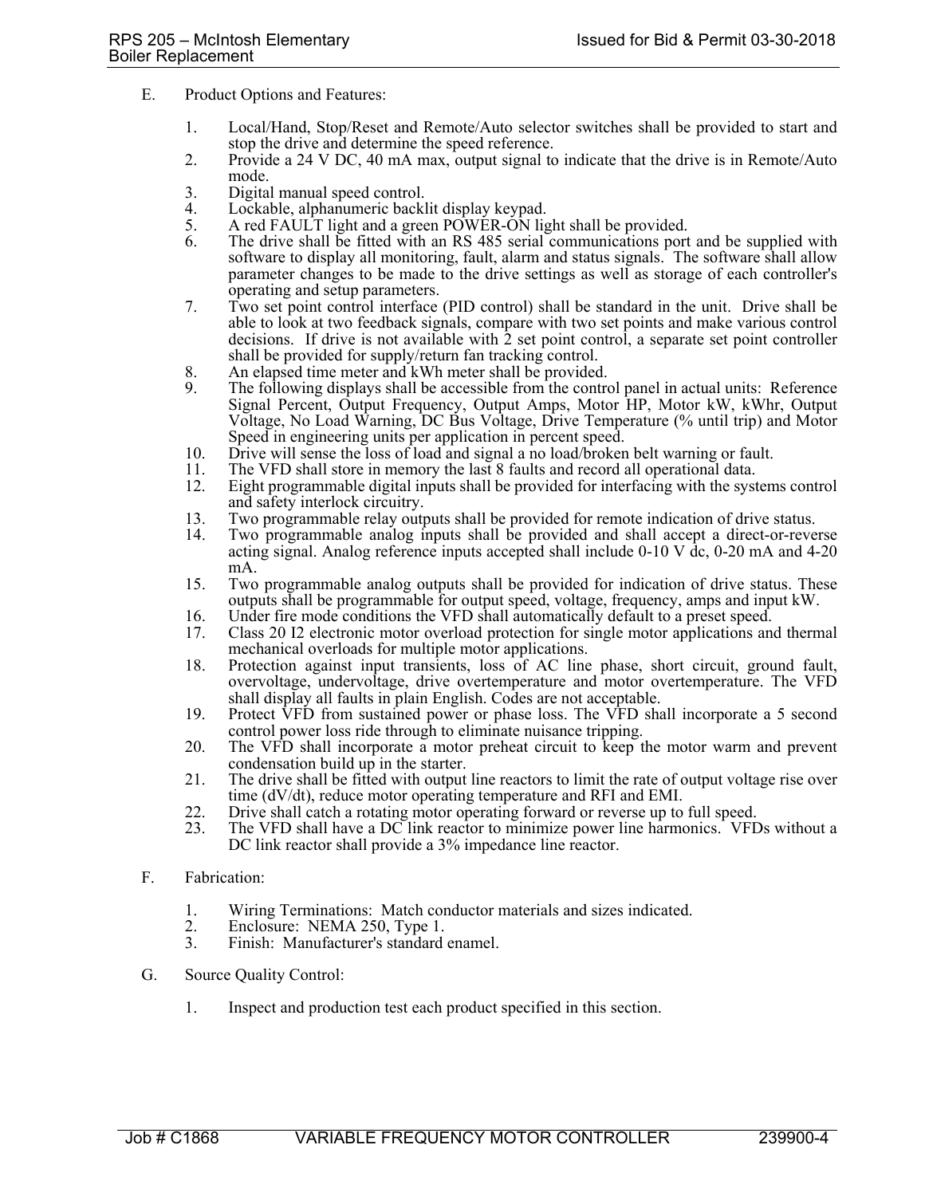E. Product Options and Features:

1. Local/Hand, Stop/Reset and Remote/Auto selector switches shall be provided to start and stop the drive and determine the speed reference.
2. Provide a 24 V DC, 40 mA max, output signal to indicate that the drive is in Remote/Auto mode.
3. Digital manual speed control.
4. Lockable, alphanumeric backlit display keypad.
5. A red FAULT light and a green POWER-ON light shall be provided.
6. The drive shall be fitted with an RS 485 serial communications port and be supplied with software to display all monitoring, fault, alarm and status signals. The software shall allow parameter changes to be made to the drive settings as well as storage of each controller's operating and setup parameters.
7. Two set point control interface (PID control) shall be standard in the unit. Drive shall be able to look at two feedback signals, compare with two set points and make various control decisions. If drive is not available with 2 set point control, a separate set point controller shall be provided for supply/return fan tracking control.
8. An elapsed time meter and kWh meter shall be provided.
9. The following displays shall be accessible from the control panel in actual units: Reference Signal Percent, Output Frequency, Output Amps, Motor HP, Motor kW, kWhr, Output Voltage, No Load Warning, DC Bus Voltage, Drive Temperature (% until trip) and Motor Speed in engineering units per application in percent speed.
10. Drive will sense the loss of load and signal a no load/broken belt warning or fault.
11. The VFD shall store in memory the last 8 faults and record all operational data.
12. Eight programmable digital inputs shall be provided for interfacing with the systems control and safety interlock circuitry.
13. Two programmable relay outputs shall be provided for remote indication of drive status.
14. Two programmable analog inputs shall be provided and shall accept a direct-or-reverse acting signal. Analog reference inputs accepted shall include 0-10 V dc, 0-20 mA and 4-20 mA.
15. Two programmable analog outputs shall be provided for indication of drive status. These outputs shall be programmable for output speed, voltage, frequency, amps and input kW.
16. Under fire mode conditions the VFD shall automatically default to a preset speed.
17. Class 20 I2 electronic motor overload protection for single motor applications and thermal mechanical overloads for multiple motor applications.
18. Protection against input transients, loss of AC line phase, short circuit, ground fault, overvoltage, undervoltage, drive overtemperature and motor overtemperature. The VFD shall display all faults in plain English. Codes are not acceptable.
19. Protect VFD from sustained power or phase loss. The VFD shall incorporate a 5 second control power loss ride through to eliminate nuisance tripping.
20. The VFD shall incorporate a motor preheat circuit to keep the motor warm and prevent condensation build up in the starter.
21. The drive shall be fitted with output line reactors to limit the rate of output voltage rise over time (dV/dt), reduce motor operating temperature and RFI and EMI.
22. Drive shall catch a rotating motor operating forward or reverse up to full speed.
23. The VFD shall have a DC link reactor to minimize power line harmonics. VFDs without a DC link reactor shall provide a 3% impedance line reactor.

F. Fabrication:

1. Wiring Terminations: Match conductor materials and sizes indicated.
2. Enclosure: NEMA 250, Type 1.
3. Finish: Manufacturer's standard enamel.

G. Source Quality Control:

1. Inspect and production test each product specified in this section.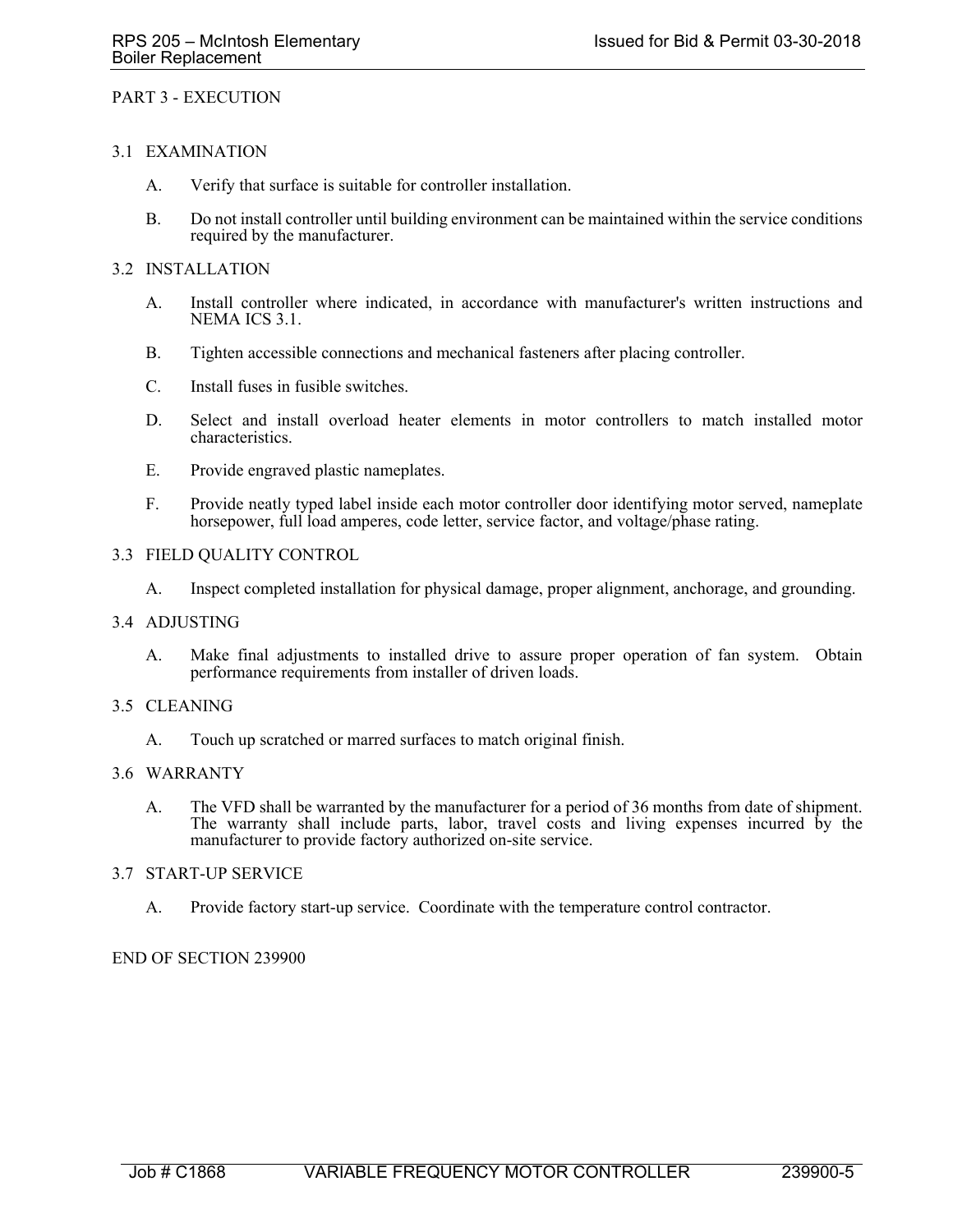## PART 3 - EXECUTION

### 3.1 EXAMINATION

A. Verify that surface is suitable for controller installation.

B. Do not install controller until building environment can be maintained within the service conditions required by the manufacturer.

### 3.2 INSTALLATION

A. Install controller where indicated, in accordance with manufacturer's written instructions and NEMA ICS 3.1.

B. Tighten accessible connections and mechanical fasteners after placing controller.

C. Install fuses in fusible switches.

D. Select and install overload heater elements in motor controllers to match installed motor characteristics.

E. Provide engraved plastic nameplates.

F. Provide neatly typed label inside each motor controller door identifying motor served, nameplate horsepower, full load amperes, code letter, service factor, and voltage/phase rating.

### 3.3 FIELD QUALITY CONTROL

A. Inspect completed installation for physical damage, proper alignment, anchorage, and grounding.

### 3.4 ADJUSTING

A. Make final adjustments to installed drive to assure proper operation of fan system. Obtain performance requirements from installer of driven loads.

### 3.5 CLEANING

A. Touch up scratched or marred surfaces to match original finish.

### 3.6 WARRANTY

A. The VFD shall be warranted by the manufacturer for a period of 36 months from date of shipment. The warranty shall include parts, labor, travel costs and living expenses incurred by the manufacturer to provide factory authorized on-site service.

### 3.7 START-UP SERVICE

A. Provide factory start-up service. Coordinate with the temperature control contractor.

END OF SECTION 239900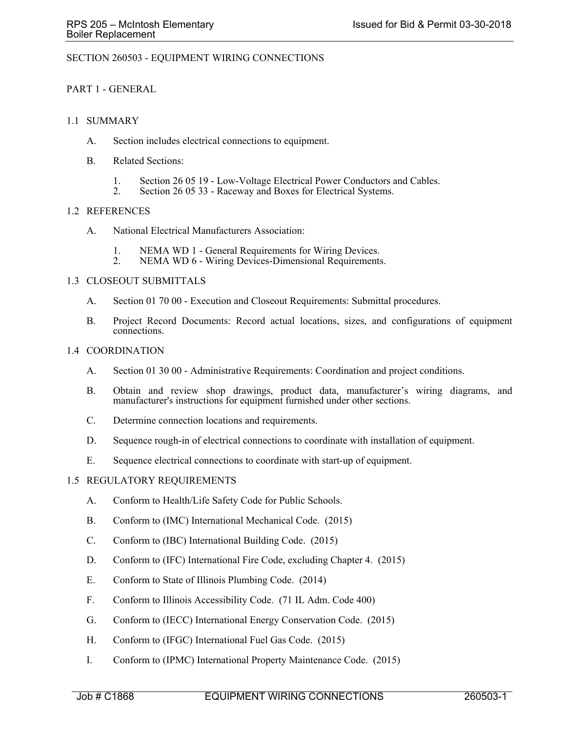# SECTION 260503 - EQUIPMENT WIRING CONNECTIONS

## PART 1 - GENERAL

### 1.1 SUMMARY

A. Section includes electrical connections to equipment.

B. Related Sections:

1. Section 26 05 19 - Low-Voltage Electrical Power Conductors and Cables.
2. Section 26 05 33 - Raceway and Boxes for Electrical Systems.

### 1.2 REFERENCES

A. National Electrical Manufacturers Association:

1. NEMA WD 1 - General Requirements for Wiring Devices.
2. NEMA WD 6 - Wiring Devices-Dimensional Requirements.

### 1.3 CLOSEOUT SUBMITTALS

A. Section 01 70 00 - Execution and Closeout Requirements: Submittal procedures.

B. Project Record Documents: Record actual locations, sizes, and configurations of equipment connections.

### 1.4 COORDINATION

A. Section 01 30 00 - Administrative Requirements: Coordination and project conditions.

B. Obtain and review shop drawings, product data, manufacturer's wiring diagrams, and manufacturer's instructions for equipment furnished under other sections.

C. Determine connection locations and requirements.

D. Sequence rough-in of electrical connections to coordinate with installation of equipment.

E. Sequence electrical connections to coordinate with start-up of equipment.

### 1.5 REGULATORY REQUIREMENTS

A. Conform to Health/Life Safety Code for Public Schools.

B. Conform to (IMC) International Mechanical Code. (2015)

C. Conform to (IBC) International Building Code. (2015)

D. Conform to (IFC) International Fire Code, excluding Chapter 4. (2015)

E. Conform to State of Illinois Plumbing Code. (2014)

F. Conform to Illinois Accessibility Code. (71 IL Adm. Code 400)

G. Conform to (IECC) International Energy Conservation Code. (2015)

H. Conform to (IFGC) International Fuel Gas Code. (2015)

I. Conform to (IPMC) International Property Maintenance Code. (2015)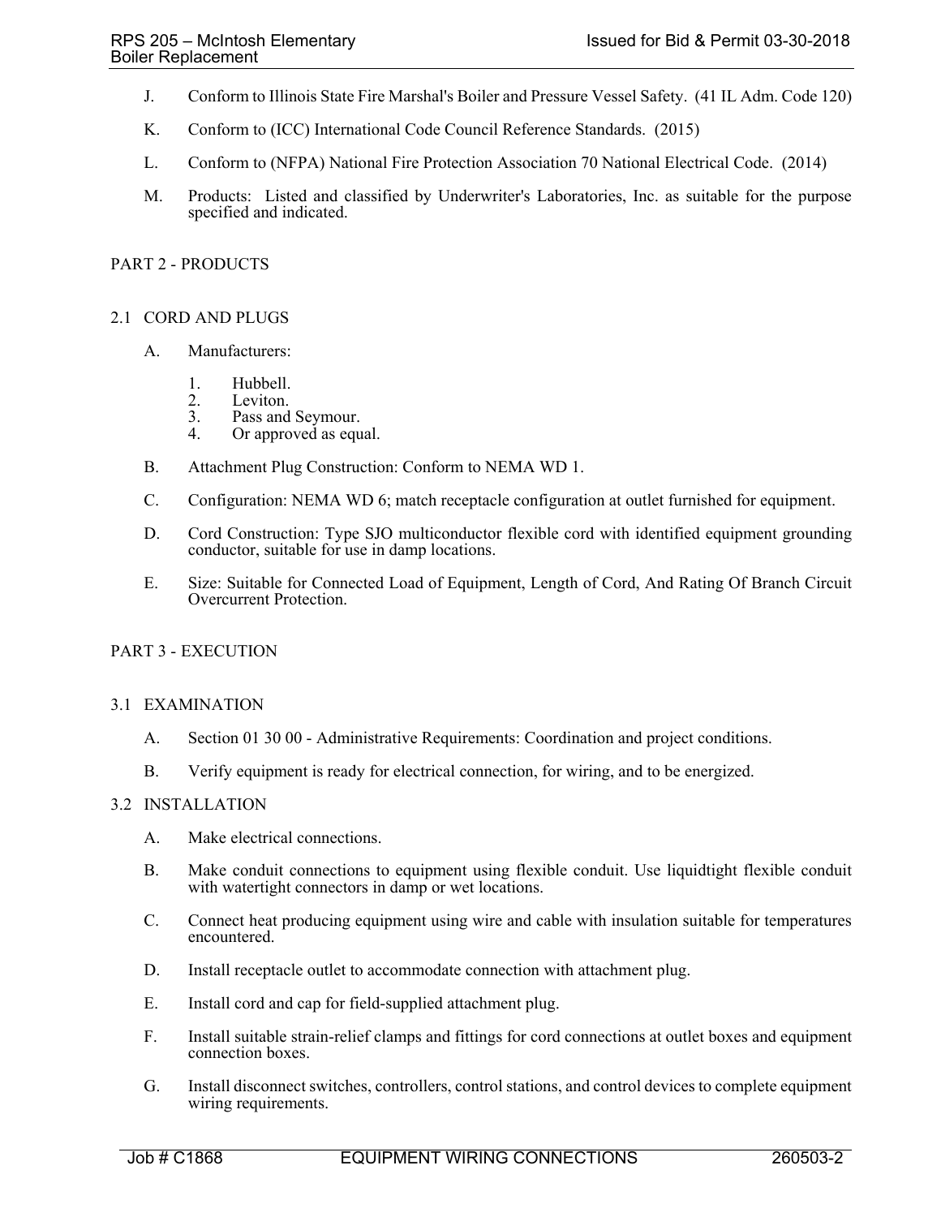J. Conform to Illinois State Fire Marshal's Boiler and Pressure Vessel Safety. (41 IL Adm. Code 120)

K. Conform to (ICC) International Code Council Reference Standards. (2015)

L. Conform to (NFPA) National Fire Protection Association 70 National Electrical Code. (2014)

M. Products: Listed and classified by Underwriter's Laboratories, Inc. as suitable for the purpose specified and indicated.

## PART 2 - PRODUCTS

### 2.1 CORD AND PLUGS

A. Manufacturers:

1. Hubbell.
2. Leviton.
3. Pass and Seymour.
4. Or approved as equal.

B. Attachment Plug Construction: Conform to NEMA WD 1.

C. Configuration: NEMA WD 6; match receptacle configuration at outlet furnished for equipment.

D. Cord Construction: Type SJO multiconductor flexible cord with identified equipment grounding conductor, suitable for use in damp locations.

E. Size: Suitable for Connected Load of Equipment, Length of Cord, And Rating Of Branch Circuit Overcurrent Protection.

## PART 3 - EXECUTION

### 3.1 EXAMINATION

A. Section 01 30 00 - Administrative Requirements: Coordination and project conditions.

B. Verify equipment is ready for electrical connection, for wiring, and to be energized.

### 3.2 INSTALLATION

A. Make electrical connections.

B. Make conduit connections to equipment using flexible conduit. Use liquidtight flexible conduit with watertight connectors in damp or wet locations.

C. Connect heat producing equipment using wire and cable with insulation suitable for temperatures encountered.

D. Install receptacle outlet to accommodate connection with attachment plug.

E. Install cord and cap for field-supplied attachment plug.

F. Install suitable strain-relief clamps and fittings for cord connections at outlet boxes and equipment connection boxes.

G. Install disconnect switches, controllers, control stations, and control devices to complete equipment wiring requirements.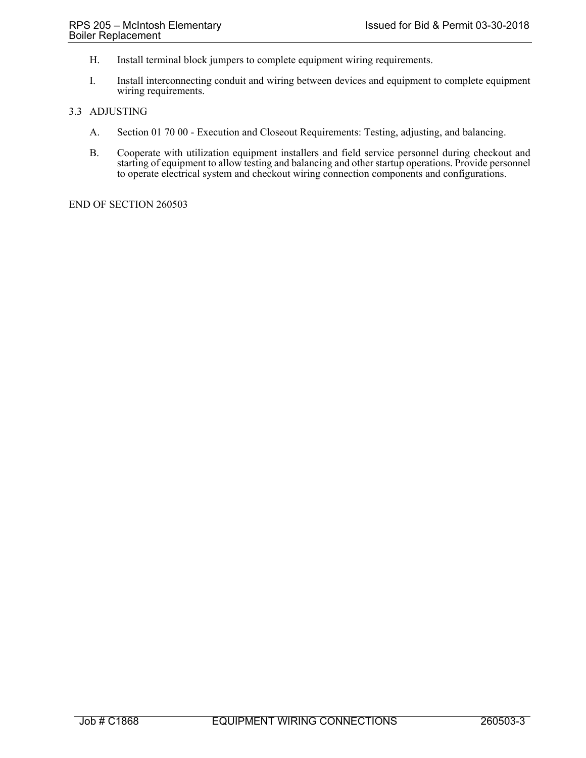H. Install terminal block jumpers to complete equipment wiring requirements.

I. Install interconnecting conduit and wiring between devices and equipment to complete equipment wiring requirements.

## 3.3 ADJUSTING

A. Section 01 70 00 - Execution and Closeout Requirements: Testing, adjusting, and balancing.

B. Cooperate with utilization equipment installers and field service personnel during checkout and starting of equipment to allow testing and balancing and other startup operations. Provide personnel to operate electrical system and checkout wiring connection components and configurations.

END OF SECTION 260503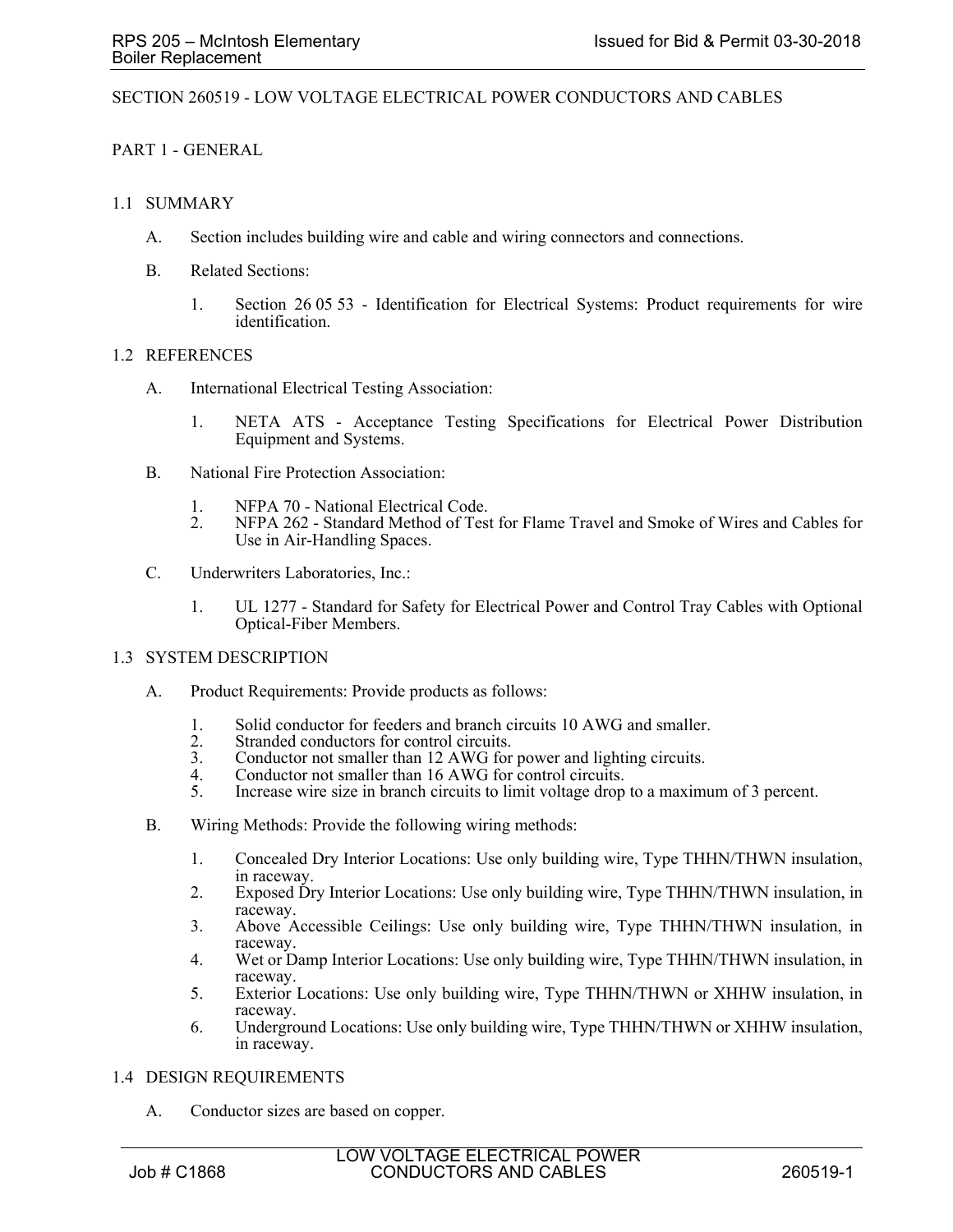# SECTION 260519 - LOW VOLTAGE ELECTRICAL POWER CONDUCTORS AND CABLES

## PART 1 - GENERAL

### 1.1 SUMMARY

A. Section includes building wire and cable and wiring connectors and connections.

B. Related Sections:

1. Section 26 05 53 - Identification for Electrical Systems: Product requirements for wire identification.

### 1.2 REFERENCES

A. International Electrical Testing Association:

1. NETA ATS - Acceptance Testing Specifications for Electrical Power Distribution Equipment and Systems.

B. National Fire Protection Association:

1. NFPA 70 - National Electrical Code.
2. NFPA 262 - Standard Method of Test for Flame Travel and Smoke of Wires and Cables for Use in Air-Handling Spaces.

C. Underwriters Laboratories, Inc.:

1. UL 1277 - Standard for Safety for Electrical Power and Control Tray Cables with Optional Optical-Fiber Members.

### 1.3 SYSTEM DESCRIPTION

A. Product Requirements: Provide products as follows:

1. Solid conductor for feeders and branch circuits 10 AWG and smaller.
2. Stranded conductors for control circuits.
3. Conductor not smaller than 12 AWG for power and lighting circuits.
4. Conductor not smaller than 16 AWG for control circuits.
5. Increase wire size in branch circuits to limit voltage drop to a maximum of 3 percent.

B. Wiring Methods: Provide the following wiring methods:

1. Concealed Dry Interior Locations: Use only building wire, Type THHN/THWN insulation, in raceway.
2. Exposed Dry Interior Locations: Use only building wire, Type THHN/THWN insulation, in raceway.
3. Above Accessible Ceilings: Use only building wire, Type THHN/THWN insulation, in raceway.
4. Wet or Damp Interior Locations: Use only building wire, Type THHN/THWN insulation, in raceway.
5. Exterior Locations: Use only building wire, Type THHN/THWN or XHHW insulation, in raceway.
6. Underground Locations: Use only building wire, Type THHN/THWN or XHHW insulation, in raceway.

### 1.4 DESIGN REQUIREMENTS

A. Conductor sizes are based on copper.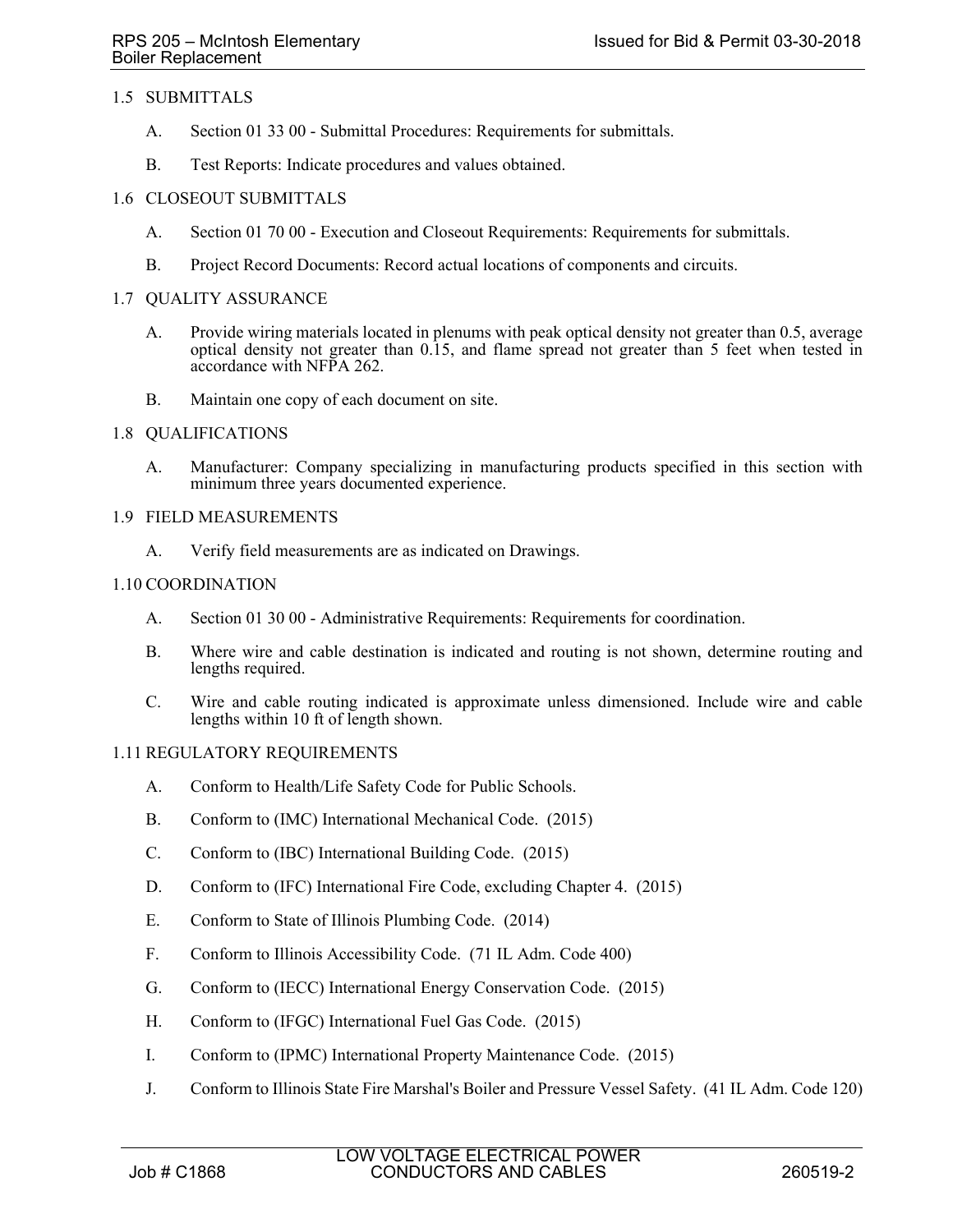## 1.5 SUBMITTALS

A. Section 01 33 00 - Submittal Procedures: Requirements for submittals.

B. Test Reports: Indicate procedures and values obtained.

## 1.6 CLOSEOUT SUBMITTALS

A. Section 01 70 00 - Execution and Closeout Requirements: Requirements for submittals.

B. Project Record Documents: Record actual locations of components and circuits.

## 1.7 QUALITY ASSURANCE

A. Provide wiring materials located in plenums with peak optical density not greater than 0.5, average optical density not greater than 0.15, and flame spread not greater than 5 feet when tested in accordance with NFPA 262.

B. Maintain one copy of each document on site.

## 1.8 QUALIFICATIONS

A. Manufacturer: Company specializing in manufacturing products specified in this section with minimum three years documented experience.

## 1.9 FIELD MEASUREMENTS

A. Verify field measurements are as indicated on Drawings.

## 1.10 COORDINATION

A. Section 01 30 00 - Administrative Requirements: Requirements for coordination.

B. Where wire and cable destination is indicated and routing is not shown, determine routing and lengths required.

C. Wire and cable routing indicated is approximate unless dimensioned. Include wire and cable lengths within 10 ft of length shown.

## 1.11 REGULATORY REQUIREMENTS

A. Conform to Health/Life Safety Code for Public Schools.

B. Conform to (IMC) International Mechanical Code. (2015)

C. Conform to (IBC) International Building Code. (2015)

D. Conform to (IFC) International Fire Code, excluding Chapter 4. (2015)

E. Conform to State of Illinois Plumbing Code. (2014)

F. Conform to Illinois Accessibility Code. (71 IL Adm. Code 400)

G. Conform to (IECC) International Energy Conservation Code. (2015)

H. Conform to (IFGC) International Fuel Gas Code. (2015)

I. Conform to (IPMC) International Property Maintenance Code. (2015)

J. Conform to Illinois State Fire Marshal's Boiler and Pressure Vessel Safety. (41 IL Adm. Code 120)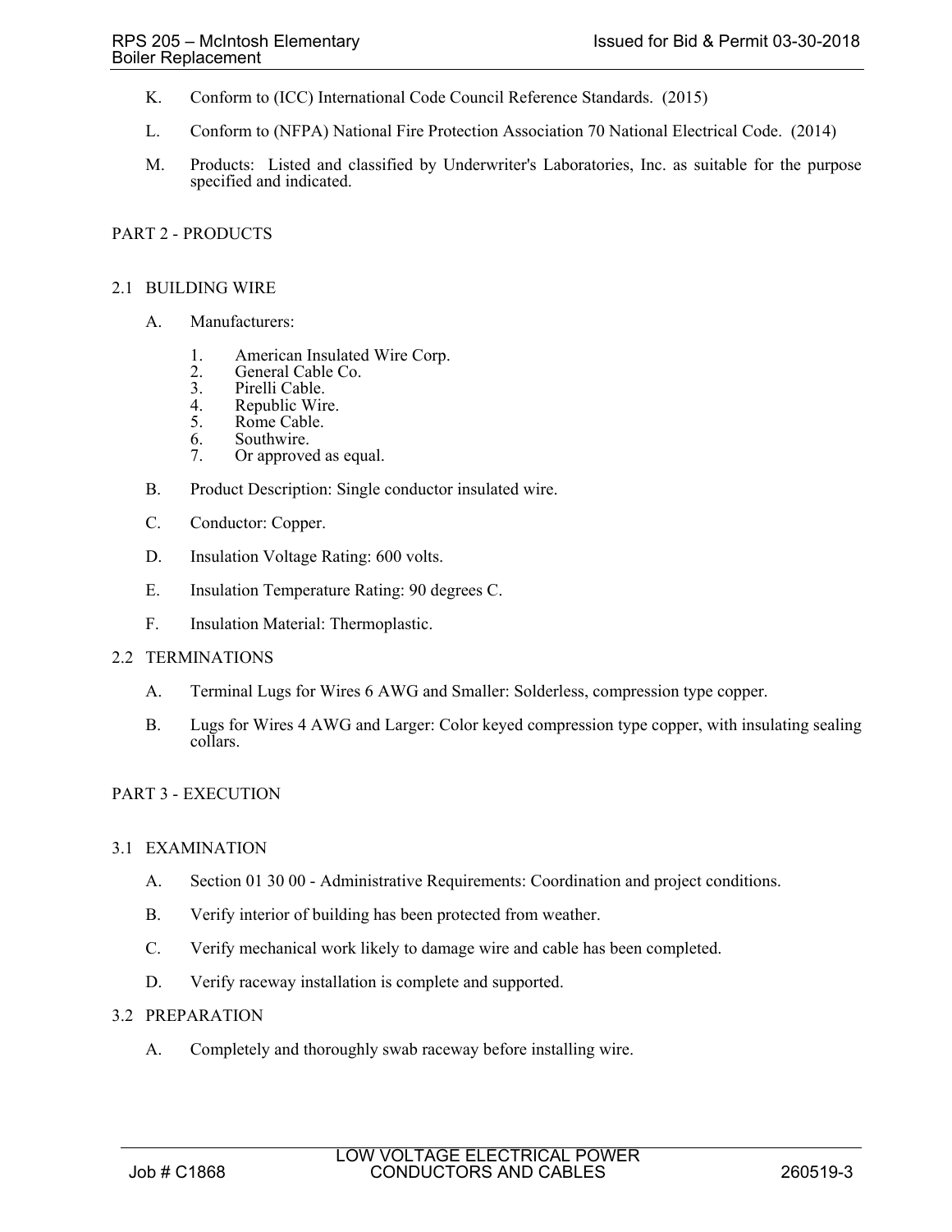K. Conform to (ICC) International Code Council Reference Standards. (2015)

L. Conform to (NFPA) National Fire Protection Association 70 National Electrical Code. (2014)

M. Products: Listed and classified by Underwriter's Laboratories, Inc. as suitable for the purpose specified and indicated.

## PART 2 - PRODUCTS

### 2.1 BUILDING WIRE

A. Manufacturers:

1. American Insulated Wire Corp.
2. General Cable Co.
3. Pirelli Cable.
4. Republic Wire.
5. Rome Cable.
6. Southwire.
7. Or approved as equal.

B. Product Description: Single conductor insulated wire.

C. Conductor: Copper.

D. Insulation Voltage Rating: 600 volts.

E. Insulation Temperature Rating: 90 degrees C.

F. Insulation Material: Thermoplastic.

### 2.2 TERMINATIONS

A. Terminal Lugs for Wires 6 AWG and Smaller: Solderless, compression type copper.

B. Lugs for Wires 4 AWG and Larger: Color keyed compression type copper, with insulating sealing collars.

## PART 3 - EXECUTION

### 3.1 EXAMINATION

A. Section 01 30 00 - Administrative Requirements: Coordination and project conditions.

B. Verify interior of building has been protected from weather.

C. Verify mechanical work likely to damage wire and cable has been completed.

D. Verify raceway installation is complete and supported.

### 3.2 PREPARATION

A. Completely and thoroughly swab raceway before installing wire.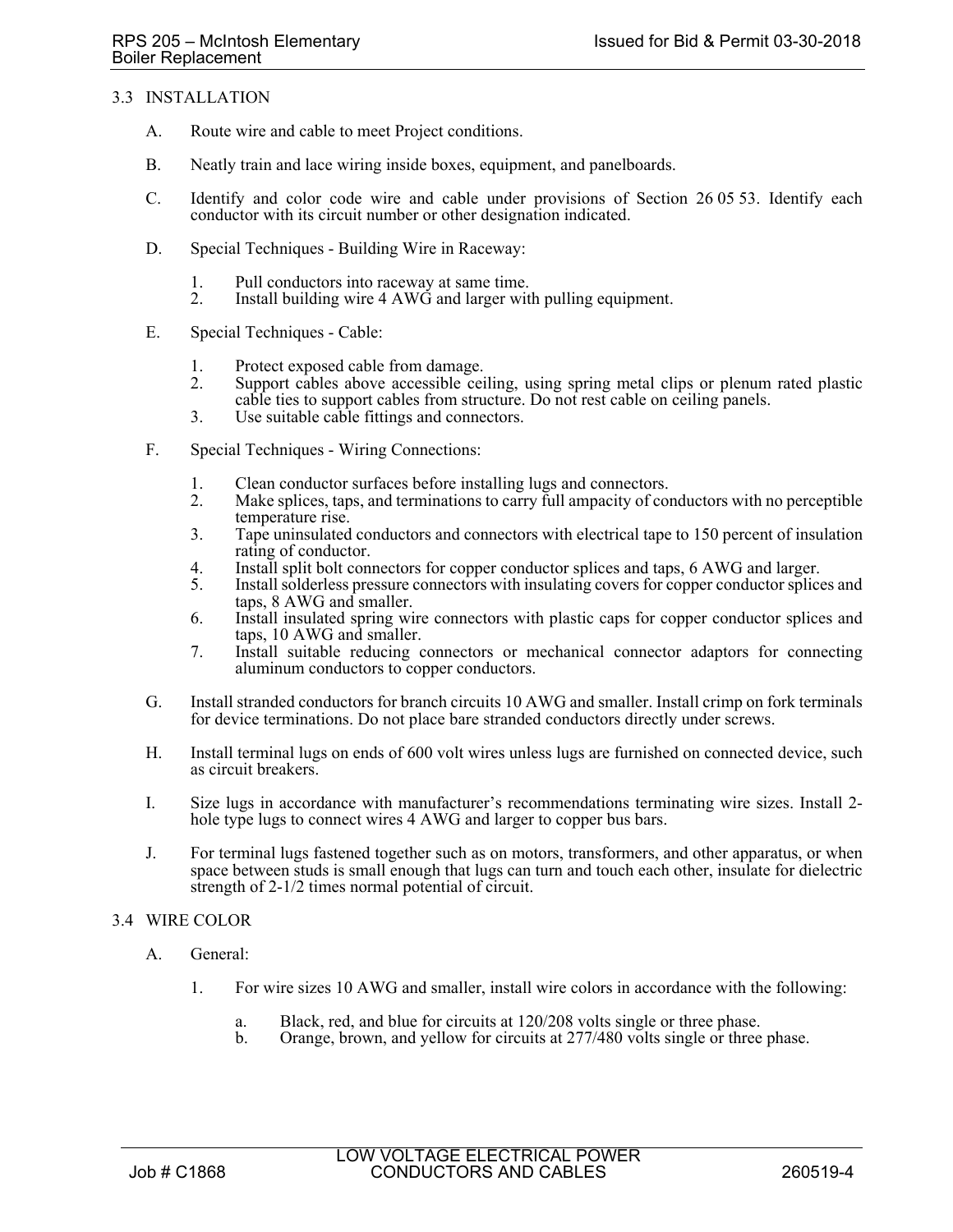## 3.3 INSTALLATION

A. Route wire and cable to meet Project conditions.

B. Neatly train and lace wiring inside boxes, equipment, and panelboards.

C. Identify and color code wire and cable under provisions of Section 26 05 53. Identify each conductor with its circuit number or other designation indicated.

D. Special Techniques - Building Wire in Raceway:

1. Pull conductors into raceway at same time.
2. Install building wire 4 AWG and larger with pulling equipment.

E. Special Techniques - Cable:

1. Protect exposed cable from damage.
2. Support cables above accessible ceiling, using spring metal clips or plenum rated plastic cable ties to support cables from structure. Do not rest cable on ceiling panels.
3. Use suitable cable fittings and connectors.

F. Special Techniques - Wiring Connections:

1. Clean conductor surfaces before installing lugs and connectors.
2. Make splices, taps, and terminations to carry full ampacity of conductors with no perceptible temperature rise.
3. Tape uninsulated conductors and connectors with electrical tape to 150 percent of insulation rating of conductor.
4. Install split bolt connectors for copper conductor splices and taps, 6 AWG and larger.
5. Install solderless pressure connectors with insulating covers for copper conductor splices and taps, 8 AWG and smaller.
6. Install insulated spring wire connectors with plastic caps for copper conductor splices and taps, 10 AWG and smaller.
7. Install suitable reducing connectors or mechanical connector adaptors for connecting aluminum conductors to copper conductors.

G. Install stranded conductors for branch circuits 10 AWG and smaller. Install crimp on fork terminals for device terminations. Do not place bare stranded conductors directly under screws.

H. Install terminal lugs on ends of 600 volt wires unless lugs are furnished on connected device, such as circuit breakers.

I. Size lugs in accordance with manufacturer's recommendations terminating wire sizes. Install 2-hole type lugs to connect wires 4 AWG and larger to copper bus bars.

J. For terminal lugs fastened together such as on motors, transformers, and other apparatus, or when space between studs is small enough that lugs can turn and touch each other, insulate for dielectric strength of 2-1/2 times normal potential of circuit.

## 3.4 WIRE COLOR

A. General:

1. For wire sizes 10 AWG and smaller, install wire colors in accordance with the following:

   a. Black, red, and blue for circuits at 120/208 volts single or three phase.
   b. Orange, brown, and yellow for circuits at 277/480 volts single or three phase.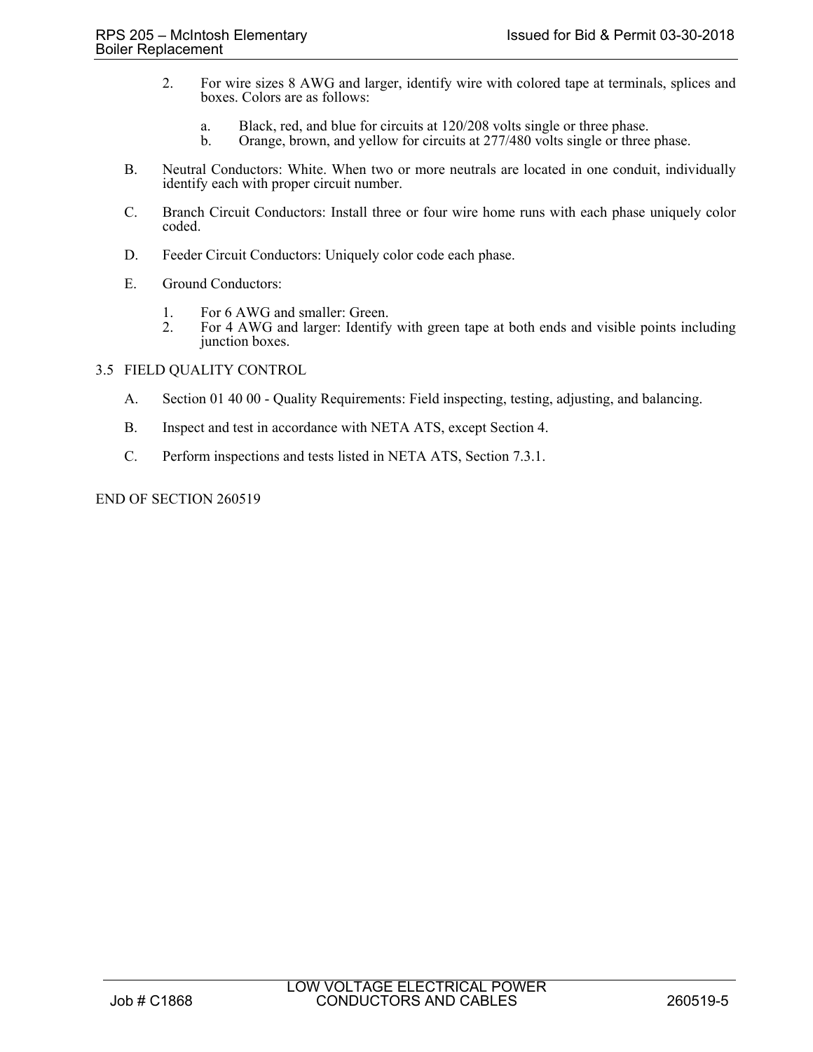2. For wire sizes 8 AWG and larger, identify wire with colored tape at terminals, splices and boxes. Colors are as follows:

   a. Black, red, and blue for circuits at 120/208 volts single or three phase.

   b. Orange, brown, and yellow for circuits at 277/480 volts single or three phase.

B. Neutral Conductors: White. When two or more neutrals are located in one conduit, individually identify each with proper circuit number.

C. Branch Circuit Conductors: Install three or four wire home runs with each phase uniquely color coded.

D. Feeder Circuit Conductors: Uniquely color code each phase.

E. Ground Conductors:

   1. For 6 AWG and smaller: Green.

   2. For 4 AWG and larger: Identify with green tape at both ends and visible points including junction boxes.

## 3.5 FIELD QUALITY CONTROL

A. Section 01 40 00 - Quality Requirements: Field inspecting, testing, adjusting, and balancing.

B. Inspect and test in accordance with NETA ATS, except Section 4.

C. Perform inspections and tests listed in NETA ATS, Section 7.3.1.

END OF SECTION 260519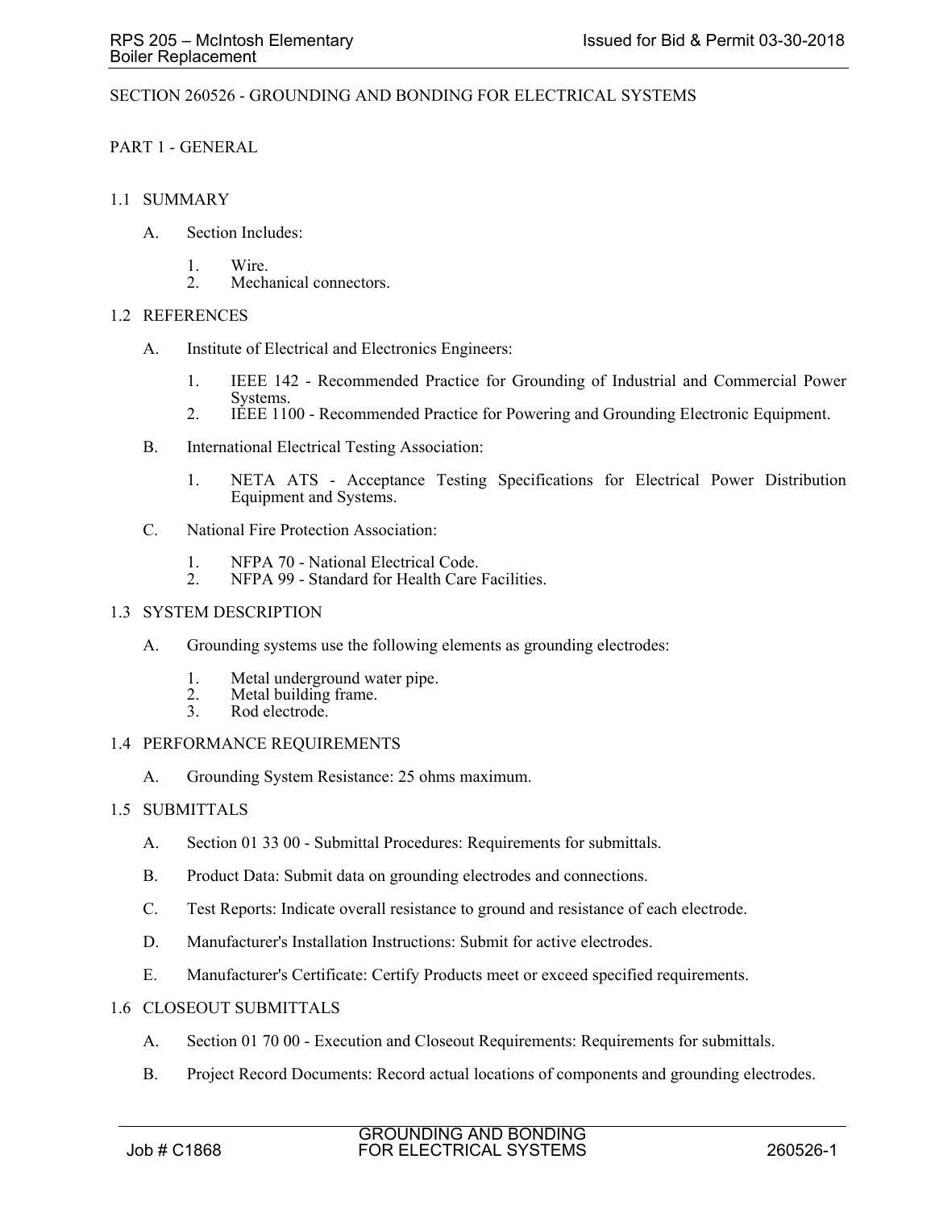# SECTION 260526 - GROUNDING AND BONDING FOR ELECTRICAL SYSTEMS

## PART 1 - GENERAL

### 1.1 SUMMARY

A. Section Includes:

1. Wire.
2. Mechanical connectors.

### 1.2 REFERENCES

A. Institute of Electrical and Electronics Engineers:

1. IEEE 142 - Recommended Practice for Grounding of Industrial and Commercial Power Systems.
2. IEEE 1100 - Recommended Practice for Powering and Grounding Electronic Equipment.

B. International Electrical Testing Association:

1. NETA ATS - Acceptance Testing Specifications for Electrical Power Distribution Equipment and Systems.

C. National Fire Protection Association:

1. NFPA 70 - National Electrical Code.
2. NFPA 99 - Standard for Health Care Facilities.

### 1.3 SYSTEM DESCRIPTION

A. Grounding systems use the following elements as grounding electrodes:

1. Metal underground water pipe.
2. Metal building frame.
3. Rod electrode.

### 1.4 PERFORMANCE REQUIREMENTS

A. Grounding System Resistance: 25 ohms maximum.

### 1.5 SUBMITTALS

A. Section 01 33 00 - Submittal Procedures: Requirements for submittals.

B. Product Data: Submit data on grounding electrodes and connections.

C. Test Reports: Indicate overall resistance to ground and resistance of each electrode.

D. Manufacturer's Installation Instructions: Submit for active electrodes.

E. Manufacturer's Certificate: Certify Products meet or exceed specified requirements.

### 1.6 CLOSEOUT SUBMITTALS

A. Section 01 70 00 - Execution and Closeout Requirements: Requirements for submittals.

B. Project Record Documents: Record actual locations of components and grounding electrodes.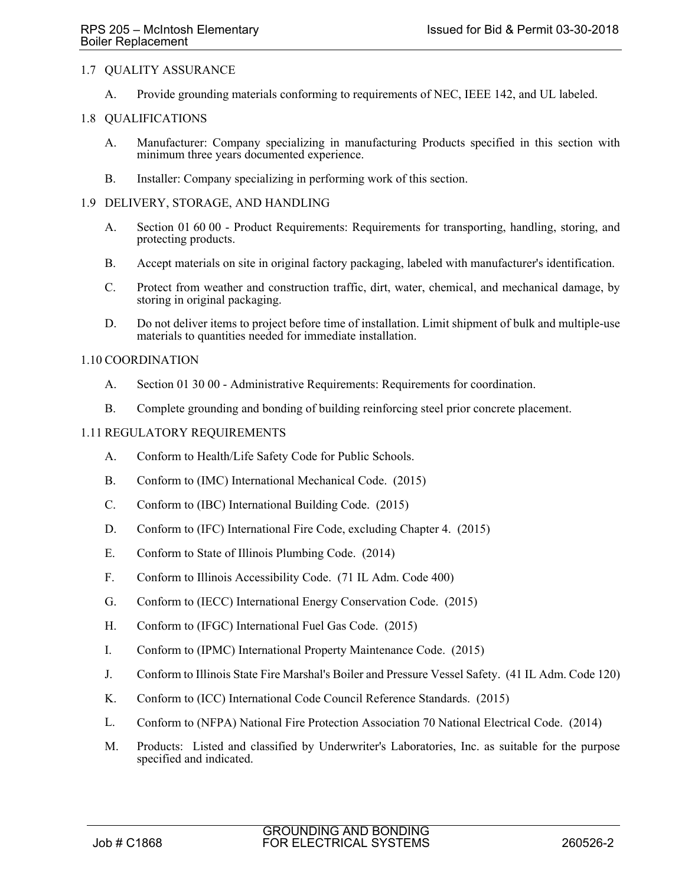## 1.7 QUALITY ASSURANCE

A. Provide grounding materials conforming to requirements of NEC, IEEE 142, and UL labeled.

## 1.8 QUALIFICATIONS

A. Manufacturer: Company specializing in manufacturing Products specified in this section with minimum three years documented experience.

B. Installer: Company specializing in performing work of this section.

## 1.9 DELIVERY, STORAGE, AND HANDLING

A. Section 01 60 00 - Product Requirements: Requirements for transporting, handling, storing, and protecting products.

B. Accept materials on site in original factory packaging, labeled with manufacturer's identification.

C. Protect from weather and construction traffic, dirt, water, chemical, and mechanical damage, by storing in original packaging.

D. Do not deliver items to project before time of installation. Limit shipment of bulk and multiple-use materials to quantities needed for immediate installation.

## 1.10 COORDINATION

A. Section 01 30 00 - Administrative Requirements: Requirements for coordination.

B. Complete grounding and bonding of building reinforcing steel prior concrete placement.

## 1.11 REGULATORY REQUIREMENTS

A. Conform to Health/Life Safety Code for Public Schools.

B. Conform to (IMC) International Mechanical Code. (2015)

C. Conform to (IBC) International Building Code. (2015)

D. Conform to (IFC) International Fire Code, excluding Chapter 4. (2015)

E. Conform to State of Illinois Plumbing Code. (2014)

F. Conform to Illinois Accessibility Code. (71 IL Adm. Code 400)

G. Conform to (IECC) International Energy Conservation Code. (2015)

H. Conform to (IFGC) International Fuel Gas Code. (2015)

I. Conform to (IPMC) International Property Maintenance Code. (2015)

J. Conform to Illinois State Fire Marshal's Boiler and Pressure Vessel Safety. (41 IL Adm. Code 120)

K. Conform to (ICC) International Code Council Reference Standards. (2015)

L. Conform to (NFPA) National Fire Protection Association 70 National Electrical Code. (2014)

M. Products: Listed and classified by Underwriter's Laboratories, Inc. as suitable for the purpose specified and indicated.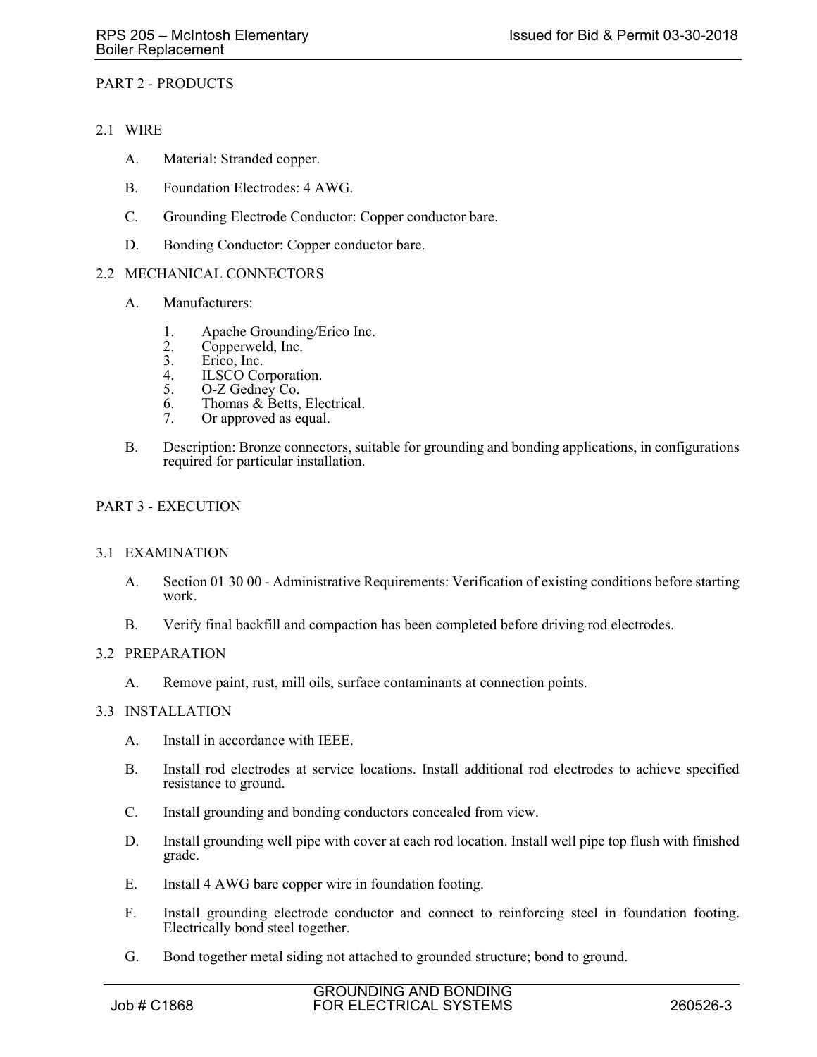## PART 2 - PRODUCTS

### 2.1 WIRE

A. Material: Stranded copper.

B. Foundation Electrodes: 4 AWG.

C. Grounding Electrode Conductor: Copper conductor bare.

D. Bonding Conductor: Copper conductor bare.

### 2.2 MECHANICAL CONNECTORS

A. Manufacturers:

1. Apache Grounding/Erico Inc.
2. Copperweld, Inc.
3. Erico, Inc.
4. ILSCO Corporation.
5. O-Z Gedney Co.
6. Thomas & Betts, Electrical.
7. Or approved as equal.

B. Description: Bronze connectors, suitable for grounding and bonding applications, in configurations required for particular installation.

## PART 3 - EXECUTION

### 3.1 EXAMINATION

A. Section 01 30 00 - Administrative Requirements: Verification of existing conditions before starting work.

B. Verify final backfill and compaction has been completed before driving rod electrodes.

### 3.2 PREPARATION

A. Remove paint, rust, mill oils, surface contaminants at connection points.

### 3.3 INSTALLATION

A. Install in accordance with IEEE.

B. Install rod electrodes at service locations. Install additional rod electrodes to achieve specified resistance to ground.

C. Install grounding and bonding conductors concealed from view.

D. Install grounding well pipe with cover at each rod location. Install well pipe top flush with finished grade.

E. Install 4 AWG bare copper wire in foundation footing.

F. Install grounding electrode conductor and connect to reinforcing steel in foundation footing. Electrically bond steel together.

G. Bond together metal siding not attached to grounded structure; bond to ground.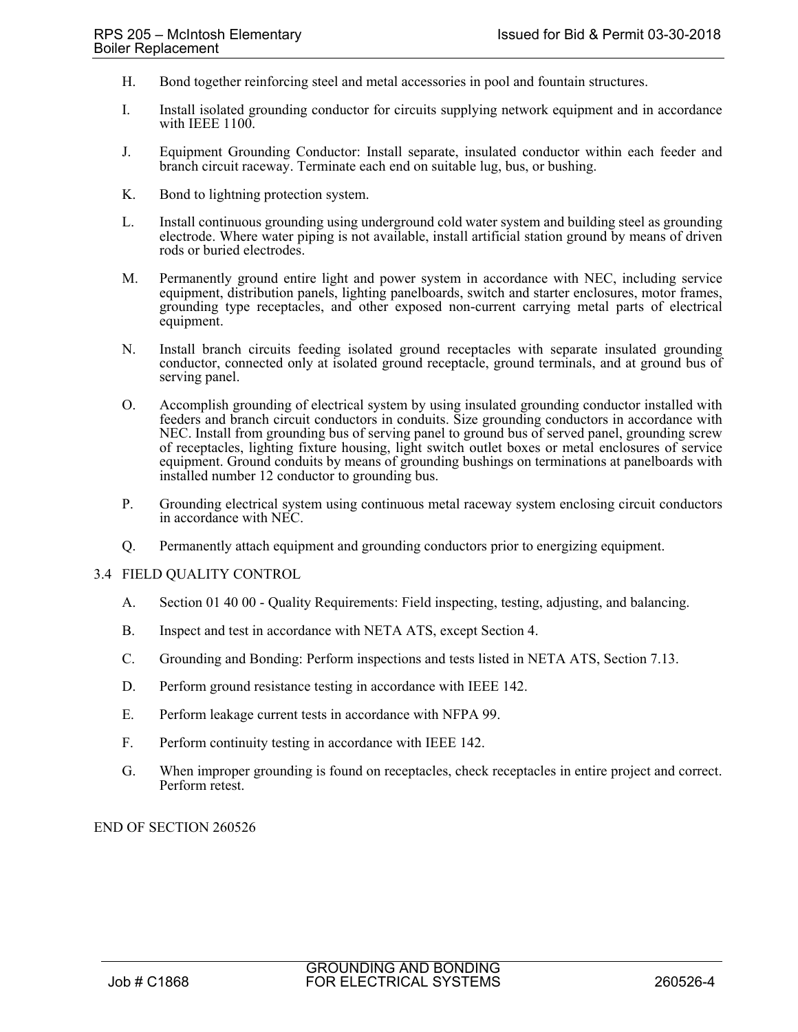H. Bond together reinforcing steel and metal accessories in pool and fountain structures.

I. Install isolated grounding conductor for circuits supplying network equipment and in accordance with IEEE 1100.

J. Equipment Grounding Conductor: Install separate, insulated conductor within each feeder and branch circuit raceway. Terminate each end on suitable lug, bus, or bushing.

K. Bond to lightning protection system.

L. Install continuous grounding using underground cold water system and building steel as grounding electrode. Where water piping is not available, install artificial station ground by means of driven rods or buried electrodes.

M. Permanently ground entire light and power system in accordance with NEC, including service equipment, distribution panels, lighting panelboards, switch and starter enclosures, motor frames, grounding type receptacles, and other exposed non-current carrying metal parts of electrical equipment.

N. Install branch circuits feeding isolated ground receptacles with separate insulated grounding conductor, connected only at isolated ground receptacle, ground terminals, and at ground bus of serving panel.

O. Accomplish grounding of electrical system by using insulated grounding conductor installed with feeders and branch circuit conductors in conduits. Size grounding conductors in accordance with NEC. Install from grounding bus of serving panel to ground bus of served panel, grounding screw of receptacles, lighting fixture housing, light switch outlet boxes or metal enclosures of service equipment. Ground conduits by means of grounding bushings on terminations at panelboards with installed number 12 conductor to grounding bus.

P. Grounding electrical system using continuous metal raceway system enclosing circuit conductors in accordance with NEC.

Q. Permanently attach equipment and grounding conductors prior to energizing equipment.

## 3.4 FIELD QUALITY CONTROL

A. Section 01 40 00 - Quality Requirements: Field inspecting, testing, adjusting, and balancing.

B. Inspect and test in accordance with NETA ATS, except Section 4.

C. Grounding and Bonding: Perform inspections and tests listed in NETA ATS, Section 7.13.

D. Perform ground resistance testing in accordance with IEEE 142.

E. Perform leakage current tests in accordance with NFPA 99.

F. Perform continuity testing in accordance with IEEE 142.

G. When improper grounding is found on receptacles, check receptacles in entire project and correct. Perform retest.

END OF SECTION 260526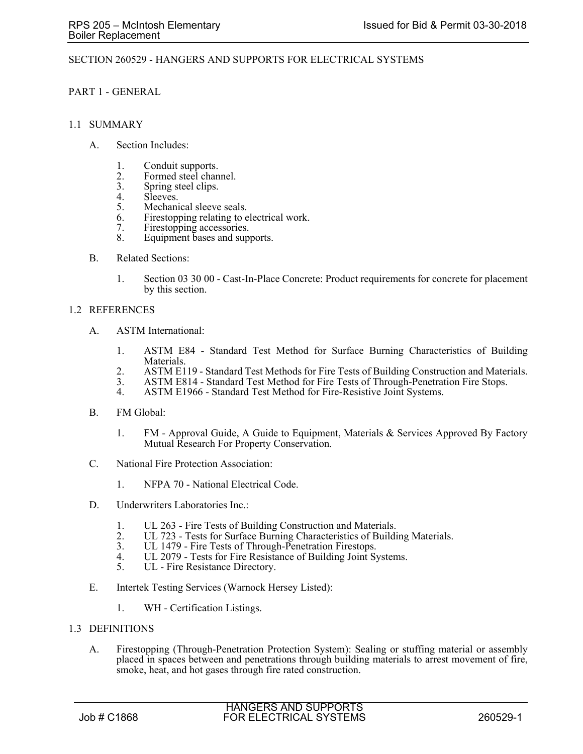# SECTION 260529 - HANGERS AND SUPPORTS FOR ELECTRICAL SYSTEMS

## PART 1 - GENERAL

### 1.1 SUMMARY

A. Section Includes:

1. Conduit supports.
2. Formed steel channel.
3. Spring steel clips.
4. Sleeves.
5. Mechanical sleeve seals.
6. Firestopping relating to electrical work.
7. Firestopping accessories.
8. Equipment bases and supports.

B. Related Sections:

1. Section 03 30 00 - Cast-In-Place Concrete: Product requirements for concrete for placement by this section.

### 1.2 REFERENCES

A. ASTM International:

1. ASTM E84 - Standard Test Method for Surface Burning Characteristics of Building Materials.
2. ASTM E119 - Standard Test Methods for Fire Tests of Building Construction and Materials.
3. ASTM E814 - Standard Test Method for Fire Tests of Through-Penetration Fire Stops.
4. ASTM E1966 - Standard Test Method for Fire-Resistive Joint Systems.

B. FM Global:

1. FM - Approval Guide, A Guide to Equipment, Materials & Services Approved By Factory Mutual Research For Property Conservation.

C. National Fire Protection Association:

1. NFPA 70 - National Electrical Code.

D. Underwriters Laboratories Inc.:

1. UL 263 - Fire Tests of Building Construction and Materials.
2. UL 723 - Tests for Surface Burning Characteristics of Building Materials.
3. UL 1479 - Fire Tests of Through-Penetration Firestops.
4. UL 2079 - Tests for Fire Resistance of Building Joint Systems.
5. UL - Fire Resistance Directory.

E. Intertek Testing Services (Warnock Hersey Listed):

1. WH - Certification Listings.

### 1.3 DEFINITIONS

A. Firestopping (Through-Penetration Protection System): Sealing or stuffing material or assembly placed in spaces between and penetrations through building materials to arrest movement of fire, smoke, heat, and hot gases through fire rated construction.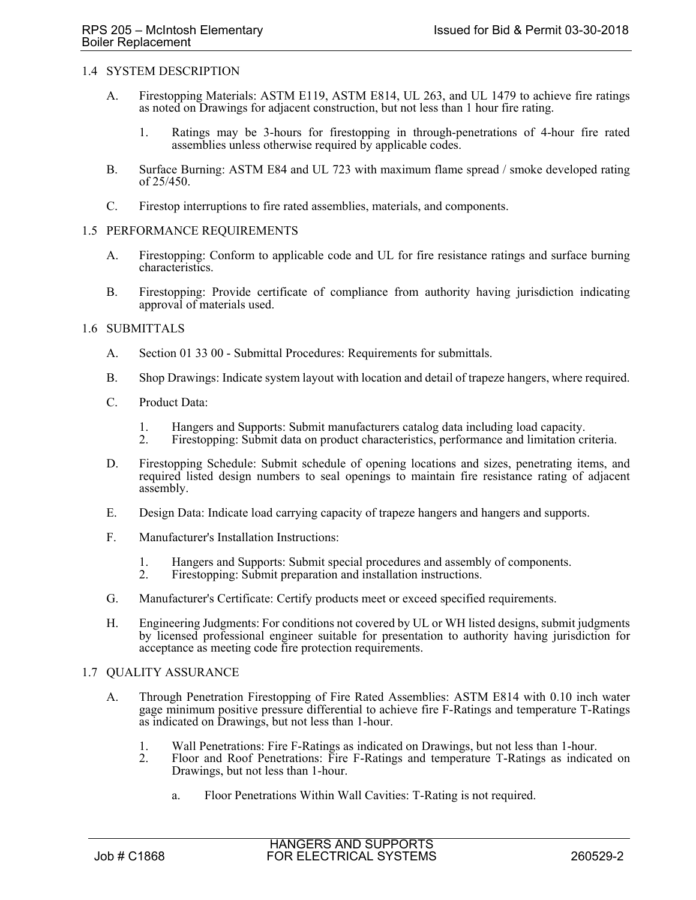## 1.4 SYSTEM DESCRIPTION

A. Firestopping Materials: ASTM E119, ASTM E814, UL 263, and UL 1479 to achieve fire ratings as noted on Drawings for adjacent construction, but not less than 1 hour fire rating.

1. Ratings may be 3-hours for firestopping in through-penetrations of 4-hour fire rated assemblies unless otherwise required by applicable codes.

B. Surface Burning: ASTM E84 and UL 723 with maximum flame spread / smoke developed rating of 25/450.

C. Firestop interruptions to fire rated assemblies, materials, and components.

## 1.5 PERFORMANCE REQUIREMENTS

A. Firestopping: Conform to applicable code and UL for fire resistance ratings and surface burning characteristics.

B. Firestopping: Provide certificate of compliance from authority having jurisdiction indicating approval of materials used.

## 1.6 SUBMITTALS

A. Section 01 33 00 - Submittal Procedures: Requirements for submittals.

B. Shop Drawings: Indicate system layout with location and detail of trapeze hangers, where required.

C. Product Data:

1. Hangers and Supports: Submit manufacturers catalog data including load capacity.
2. Firestopping: Submit data on product characteristics, performance and limitation criteria.

D. Firestopping Schedule: Submit schedule of opening locations and sizes, penetrating items, and required listed design numbers to seal openings to maintain fire resistance rating of adjacent assembly.

E. Design Data: Indicate load carrying capacity of trapeze hangers and hangers and supports.

F. Manufacturer's Installation Instructions:

1. Hangers and Supports: Submit special procedures and assembly of components.
2. Firestopping: Submit preparation and installation instructions.

G. Manufacturer's Certificate: Certify products meet or exceed specified requirements.

H. Engineering Judgments: For conditions not covered by UL or WH listed designs, submit judgments by licensed professional engineer suitable for presentation to authority having jurisdiction for acceptance as meeting code fire protection requirements.

## 1.7 QUALITY ASSURANCE

A. Through Penetration Firestopping of Fire Rated Assemblies: ASTM E814 with 0.10 inch water gage minimum positive pressure differential to achieve fire F-Ratings and temperature T-Ratings as indicated on Drawings, but not less than 1-hour.

1. Wall Penetrations: Fire F-Ratings as indicated on Drawings, but not less than 1-hour.
2. Floor and Roof Penetrations: Fire F-Ratings and temperature T-Ratings as indicated on Drawings, but not less than 1-hour.

   a. Floor Penetrations Within Wall Cavities: T-Rating is not required.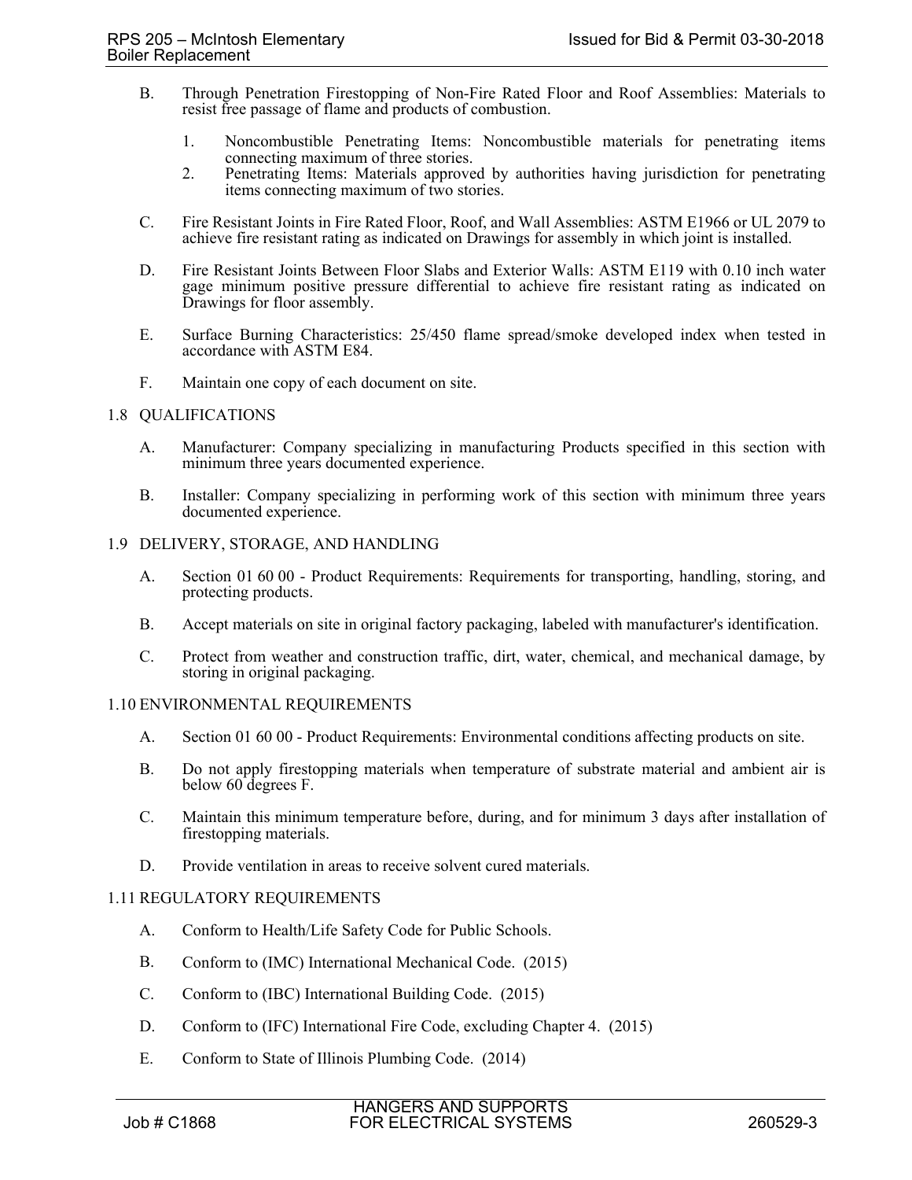B. Through Penetration Firestopping of Non-Fire Rated Floor and Roof Assemblies: Materials to resist free passage of flame and products of combustion.

   1. Noncombustible Penetrating Items: Noncombustible materials for penetrating items connecting maximum of three stories.
   2. Penetrating Items: Materials approved by authorities having jurisdiction for penetrating items connecting maximum of two stories.

C. Fire Resistant Joints in Fire Rated Floor, Roof, and Wall Assemblies: ASTM E1966 or UL 2079 to achieve fire resistant rating as indicated on Drawings for assembly in which joint is installed.

D. Fire Resistant Joints Between Floor Slabs and Exterior Walls: ASTM E119 with 0.10 inch water gage minimum positive pressure differential to achieve fire resistant rating as indicated on Drawings for floor assembly.

E. Surface Burning Characteristics: 25/450 flame spread/smoke developed index when tested in accordance with ASTM E84.

F. Maintain one copy of each document on site.

## 1.8 QUALIFICATIONS

A. Manufacturer: Company specializing in manufacturing Products specified in this section with minimum three years documented experience.

B. Installer: Company specializing in performing work of this section with minimum three years documented experience.

## 1.9 DELIVERY, STORAGE, AND HANDLING

A. Section 01 60 00 - Product Requirements: Requirements for transporting, handling, storing, and protecting products.

B. Accept materials on site in original factory packaging, labeled with manufacturer's identification.

C. Protect from weather and construction traffic, dirt, water, chemical, and mechanical damage, by storing in original packaging.

## 1.10 ENVIRONMENTAL REQUIREMENTS

A. Section 01 60 00 - Product Requirements: Environmental conditions affecting products on site.

B. Do not apply firestopping materials when temperature of substrate material and ambient air is below 60 degrees F.

C. Maintain this minimum temperature before, during, and for minimum 3 days after installation of firestopping materials.

D. Provide ventilation in areas to receive solvent cured materials.

## 1.11 REGULATORY REQUIREMENTS

A. Conform to Health/Life Safety Code for Public Schools.

B. Conform to (IMC) International Mechanical Code. (2015)

C. Conform to (IBC) International Building Code. (2015)

D. Conform to (IFC) International Fire Code, excluding Chapter 4. (2015)

E. Conform to State of Illinois Plumbing Code. (2014)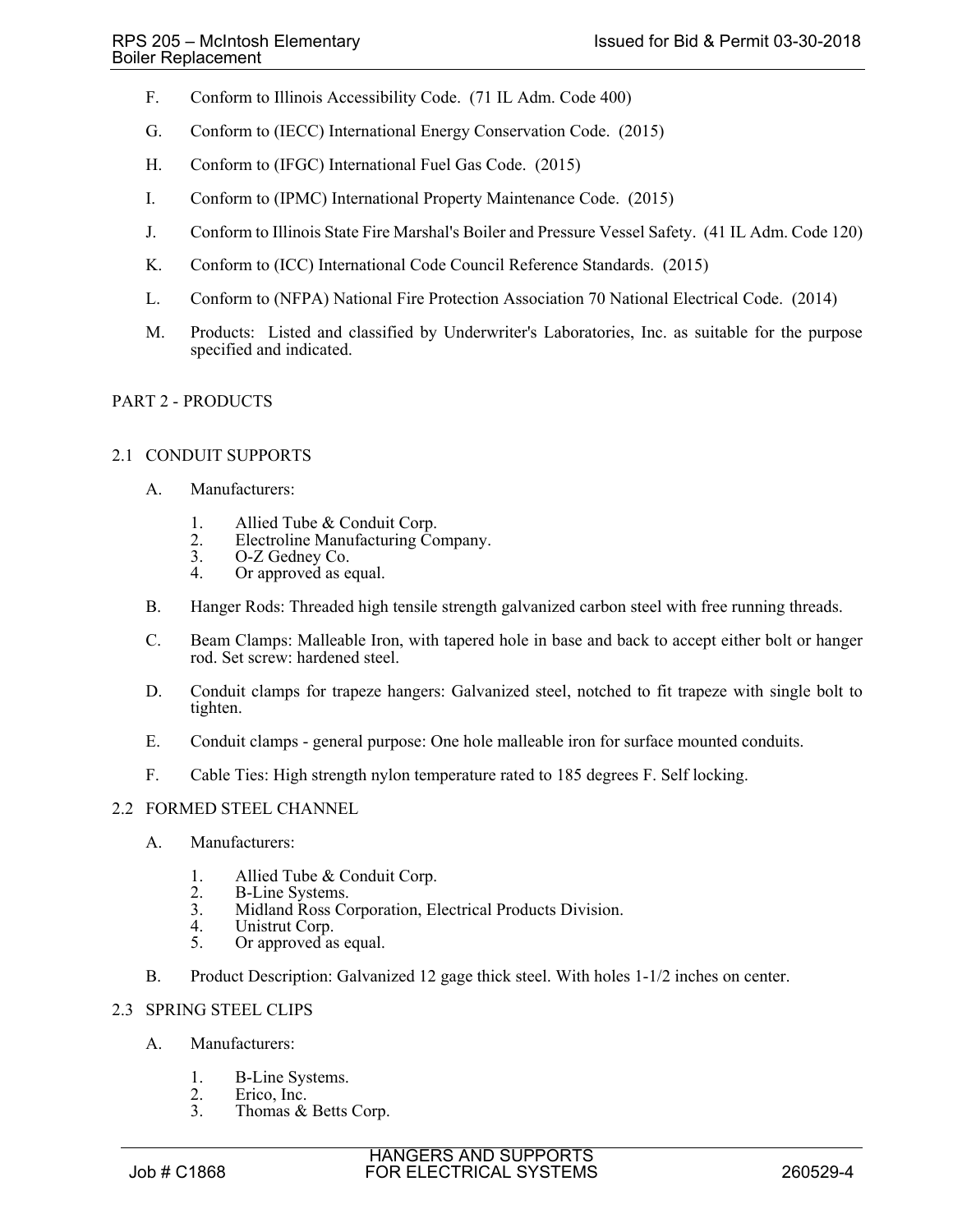F. Conform to Illinois Accessibility Code. (71 IL Adm. Code 400)

G. Conform to (IECC) International Energy Conservation Code. (2015)

H. Conform to (IFGC) International Fuel Gas Code. (2015)

I. Conform to (IPMC) International Property Maintenance Code. (2015)

J. Conform to Illinois State Fire Marshal's Boiler and Pressure Vessel Safety. (41 IL Adm. Code 120)

K. Conform to (ICC) International Code Council Reference Standards. (2015)

L. Conform to (NFPA) National Fire Protection Association 70 National Electrical Code. (2014)

M. Products: Listed and classified by Underwriter's Laboratories, Inc. as suitable for the purpose specified and indicated.

## PART 2 - PRODUCTS

### 2.1 CONDUIT SUPPORTS

A. Manufacturers:

1. Allied Tube & Conduit Corp.
2. Electroline Manufacturing Company.
3. O-Z Gedney Co.
4. Or approved as equal.

B. Hanger Rods: Threaded high tensile strength galvanized carbon steel with free running threads.

C. Beam Clamps: Malleable Iron, with tapered hole in base and back to accept either bolt or hanger rod. Set screw: hardened steel.

D. Conduit clamps for trapeze hangers: Galvanized steel, notched to fit trapeze with single bolt to tighten.

E. Conduit clamps - general purpose: One hole malleable iron for surface mounted conduits.

F. Cable Ties: High strength nylon temperature rated to 185 degrees F. Self locking.

### 2.2 FORMED STEEL CHANNEL

A. Manufacturers:

1. Allied Tube & Conduit Corp.
2. B-Line Systems.
3. Midland Ross Corporation, Electrical Products Division.
4. Unistrut Corp.
5. Or approved as equal.

B. Product Description: Galvanized 12 gage thick steel. With holes 1-1/2 inches on center.

### 2.3 SPRING STEEL CLIPS

A. Manufacturers:

1. B-Line Systems.
2. Erico, Inc.
3. Thomas & Betts Corp.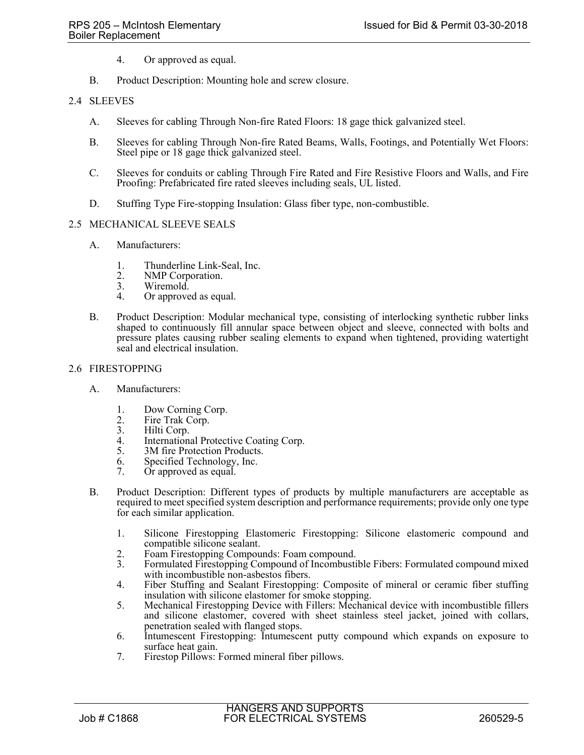4. Or approved as equal.

B. Product Description: Mounting hole and screw closure.

## 2.4 SLEEVES

A. Sleeves for cabling Through Non-fire Rated Floors: 18 gage thick galvanized steel.

B. Sleeves for cabling Through Non-fire Rated Beams, Walls, Footings, and Potentially Wet Floors: Steel pipe or 18 gage thick galvanized steel.

C. Sleeves for conduits or cabling Through Fire Rated and Fire Resistive Floors and Walls, and Fire Proofing: Prefabricated fire rated sleeves including seals, UL listed.

D. Stuffing Type Fire-stopping Insulation: Glass fiber type, non-combustible.

## 2.5 MECHANICAL SLEEVE SEALS

A. Manufacturers:

1. Thunderline Link-Seal, Inc.
2. NMP Corporation.
3. Wiremold.
4. Or approved as equal.

B. Product Description: Modular mechanical type, consisting of interlocking synthetic rubber links shaped to continuously fill annular space between object and sleeve, connected with bolts and pressure plates causing rubber sealing elements to expand when tightened, providing watertight seal and electrical insulation.

## 2.6 FIRESTOPPING

A. Manufacturers:

1. Dow Corning Corp.
2. Fire Trak Corp.
3. Hilti Corp.
4. International Protective Coating Corp.
5. 3M fire Protection Products.
6. Specified Technology, Inc.
7. Or approved as equal.

B. Product Description: Different types of products by multiple manufacturers are acceptable as required to meet specified system description and performance requirements; provide only one type for each similar application.

1. Silicone Firestopping Elastomeric Firestopping: Silicone elastomeric compound and compatible silicone sealant.
2. Foam Firestopping Compounds: Foam compound.
3. Formulated Firestopping Compound of Incombustible Fibers: Formulated compound mixed with incombustible non-asbestos fibers.
4. Fiber Stuffing and Sealant Firestopping: Composite of mineral or ceramic fiber stuffing insulation with silicone elastomer for smoke stopping.
5. Mechanical Firestopping Device with Fillers: Mechanical device with incombustible fillers and silicone elastomer, covered with sheet stainless steel jacket, joined with collars, penetration sealed with flanged stops.
6. Intumescent Firestopping: Intumescent putty compound which expands on exposure to surface heat gain.
7. Firestop Pillows: Formed mineral fiber pillows.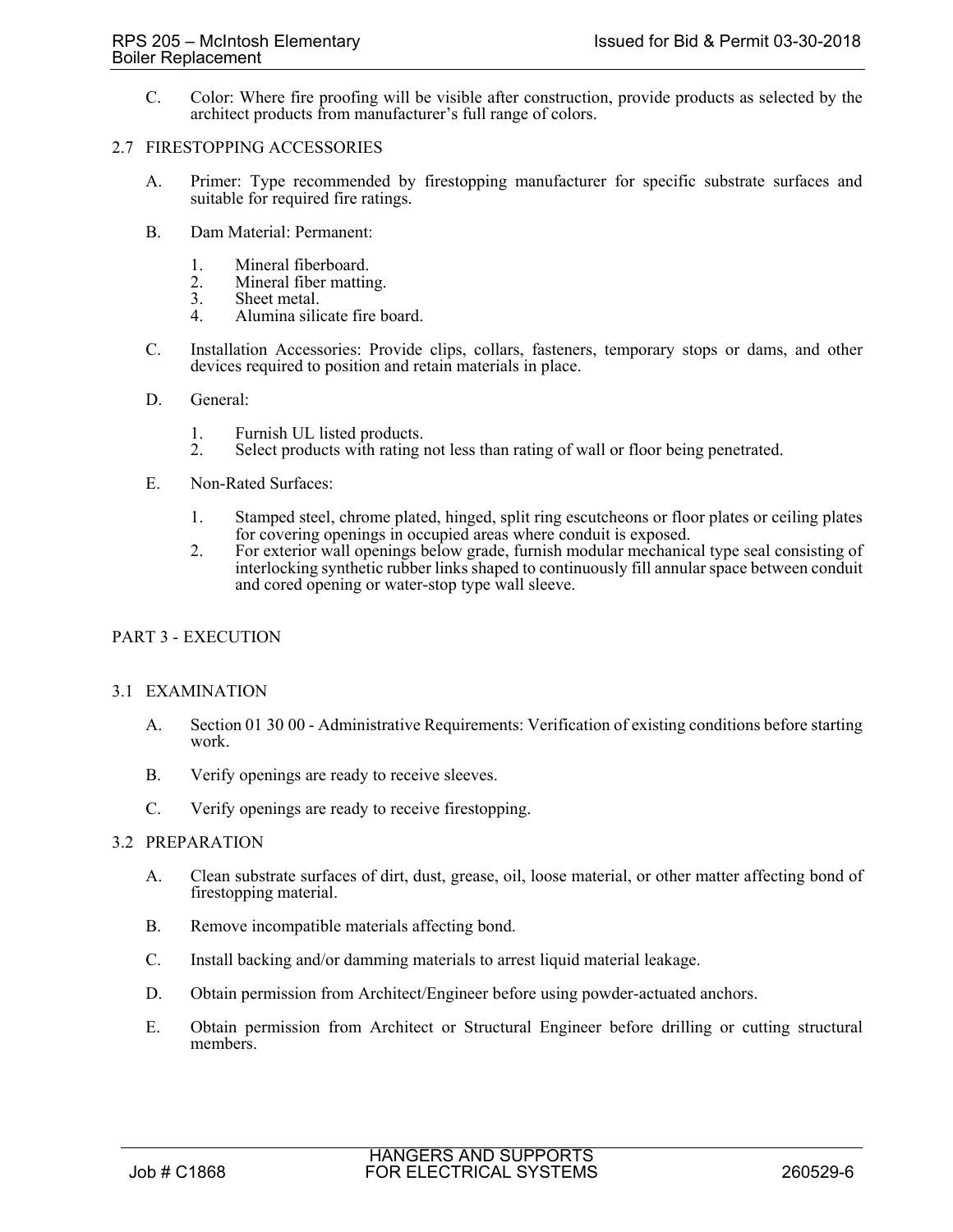C. Color: Where fire proofing will be visible after construction, provide products as selected by the architect products from manufacturer's full range of colors.

## 2.7 FIRESTOPPING ACCESSORIES

A. Primer: Type recommended by firestopping manufacturer for specific substrate surfaces and suitable for required fire ratings.

B. Dam Material: Permanent:

1. Mineral fiberboard.
2. Mineral fiber matting.
3. Sheet metal.
4. Alumina silicate fire board.

C. Installation Accessories: Provide clips, collars, fasteners, temporary stops or dams, and other devices required to position and retain materials in place.

D. General:

1. Furnish UL listed products.
2. Select products with rating not less than rating of wall or floor being penetrated.

E. Non-Rated Surfaces:

1. Stamped steel, chrome plated, hinged, split ring escutcheons or floor plates or ceiling plates for covering openings in occupied areas where conduit is exposed.
2. For exterior wall openings below grade, furnish modular mechanical type seal consisting of interlocking synthetic rubber links shaped to continuously fill annular space between conduit and cored opening or water-stop type wall sleeve.

# PART 3 - EXECUTION

## 3.1 EXAMINATION

A. Section 01 30 00 - Administrative Requirements: Verification of existing conditions before starting work.

B. Verify openings are ready to receive sleeves.

C. Verify openings are ready to receive firestopping.

## 3.2 PREPARATION

A. Clean substrate surfaces of dirt, dust, grease, oil, loose material, or other matter affecting bond of firestopping material.

B. Remove incompatible materials affecting bond.

C. Install backing and/or damming materials to arrest liquid material leakage.

D. Obtain permission from Architect/Engineer before using powder-actuated anchors.

E. Obtain permission from Architect or Structural Engineer before drilling or cutting structural members.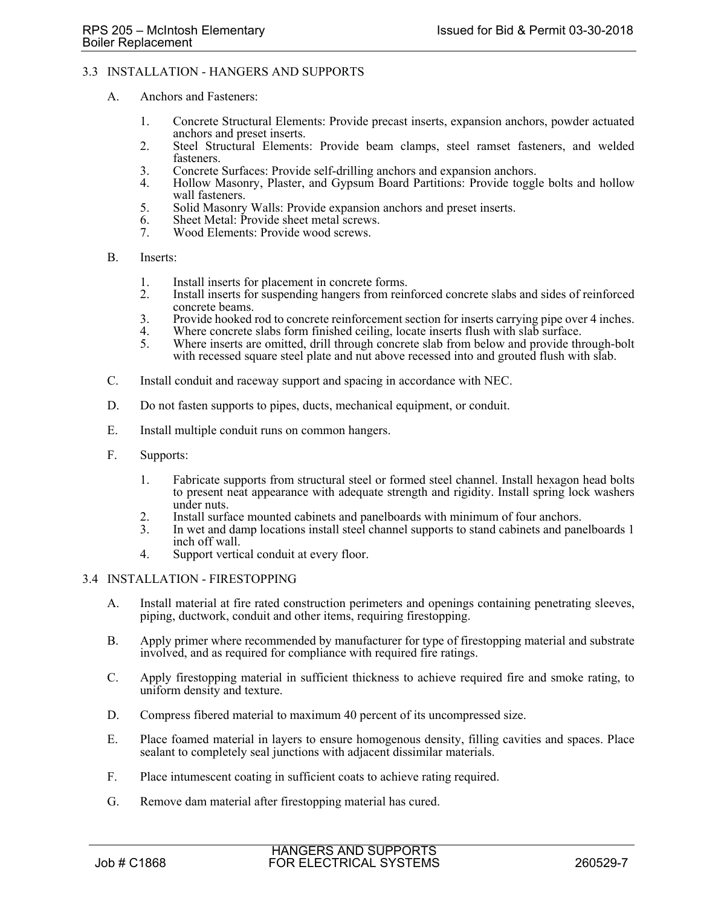## 3.3 INSTALLATION - HANGERS AND SUPPORTS

A. Anchors and Fasteners:

1. Concrete Structural Elements: Provide precast inserts, expansion anchors, powder actuated anchors and preset inserts.
2. Steel Structural Elements: Provide beam clamps, steel ramset fasteners, and welded fasteners.
3. Concrete Surfaces: Provide self-drilling anchors and expansion anchors.
4. Hollow Masonry, Plaster, and Gypsum Board Partitions: Provide toggle bolts and hollow wall fasteners.
5. Solid Masonry Walls: Provide expansion anchors and preset inserts.
6. Sheet Metal: Provide sheet metal screws.
7. Wood Elements: Provide wood screws.

B. Inserts:

1. Install inserts for placement in concrete forms.
2. Install inserts for suspending hangers from reinforced concrete slabs and sides of reinforced concrete beams.
3. Provide hooked rod to concrete reinforcement section for inserts carrying pipe over 4 inches.
4. Where concrete slabs form finished ceiling, locate inserts flush with slab surface.
5. Where inserts are omitted, drill through concrete slab from below and provide through-bolt with recessed square steel plate and nut above recessed into and grouted flush with slab.

C. Install conduit and raceway support and spacing in accordance with NEC.

D. Do not fasten supports to pipes, ducts, mechanical equipment, or conduit.

E. Install multiple conduit runs on common hangers.

F. Supports:

1. Fabricate supports from structural steel or formed steel channel. Install hexagon head bolts to present neat appearance with adequate strength and rigidity. Install spring lock washers under nuts.
2. Install surface mounted cabinets and panelboards with minimum of four anchors.
3. In wet and damp locations install steel channel supports to stand cabinets and panelboards 1 inch off wall.
4. Support vertical conduit at every floor.

## 3.4 INSTALLATION - FIRESTOPPING

A. Install material at fire rated construction perimeters and openings containing penetrating sleeves, piping, ductwork, conduit and other items, requiring firestopping.

B. Apply primer where recommended by manufacturer for type of firestopping material and substrate involved, and as required for compliance with required fire ratings.

C. Apply firestopping material in sufficient thickness to achieve required fire and smoke rating, to uniform density and texture.

D. Compress fibered material to maximum 40 percent of its uncompressed size.

E. Place foamed material in layers to ensure homogenous density, filling cavities and spaces. Place sealant to completely seal junctions with adjacent dissimilar materials.

F. Place intumescent coating in sufficient coats to achieve rating required.

G. Remove dam material after firestopping material has cured.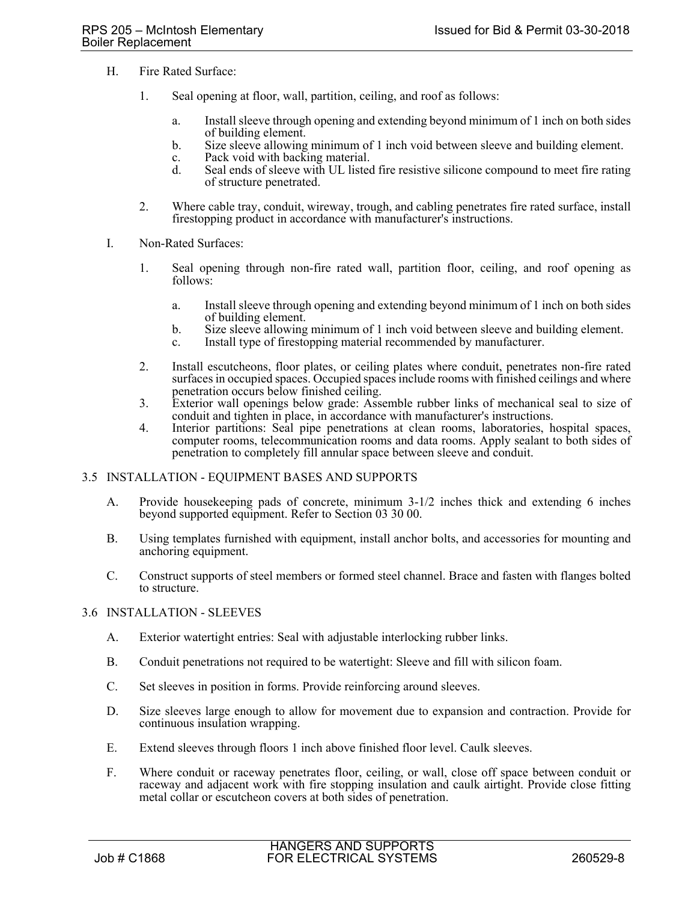H. Fire Rated Surface:

1. Seal opening at floor, wall, partition, ceiling, and roof as follows:

   a. Install sleeve through opening and extending beyond minimum of 1 inch on both sides of building element.
   b. Size sleeve allowing minimum of 1 inch void between sleeve and building element.
   c. Pack void with backing material.
   d. Seal ends of sleeve with UL listed fire resistive silicone compound to meet fire rating of structure penetrated.

2. Where cable tray, conduit, wireway, trough, and cabling penetrates fire rated surface, install firestopping product in accordance with manufacturer's instructions.

I. Non-Rated Surfaces:

1. Seal opening through non-fire rated wall, partition floor, ceiling, and roof opening as follows:

   a. Install sleeve through opening and extending beyond minimum of 1 inch on both sides of building element.
   b. Size sleeve allowing minimum of 1 inch void between sleeve and building element.
   c. Install type of firestopping material recommended by manufacturer.

2. Install escutcheons, floor plates, or ceiling plates where conduit, penetrates non-fire rated surfaces in occupied spaces. Occupied spaces include rooms with finished ceilings and where penetration occurs below finished ceiling.
3. Exterior wall openings below grade: Assemble rubber links of mechanical seal to size of conduit and tighten in place, in accordance with manufacturer's instructions.
4. Interior partitions: Seal pipe penetrations at clean rooms, laboratories, hospital spaces, computer rooms, telecommunication rooms and data rooms. Apply sealant to both sides of penetration to completely fill annular space between sleeve and conduit.

## 3.5 INSTALLATION - EQUIPMENT BASES AND SUPPORTS

A. Provide housekeeping pads of concrete, minimum 3-1/2 inches thick and extending 6 inches beyond supported equipment. Refer to Section 03 30 00.

B. Using templates furnished with equipment, install anchor bolts, and accessories for mounting and anchoring equipment.

C. Construct supports of steel members or formed steel channel. Brace and fasten with flanges bolted to structure.

## 3.6 INSTALLATION - SLEEVES

A. Exterior watertight entries: Seal with adjustable interlocking rubber links.

B. Conduit penetrations not required to be watertight: Sleeve and fill with silicon foam.

C. Set sleeves in position in forms. Provide reinforcing around sleeves.

D. Size sleeves large enough to allow for movement due to expansion and contraction. Provide for continuous insulation wrapping.

E. Extend sleeves through floors 1 inch above finished floor level. Caulk sleeves.

F. Where conduit or raceway penetrates floor, ceiling, or wall, close off space between conduit or raceway and adjacent work with fire stopping insulation and caulk airtight. Provide close fitting metal collar or escutcheon covers at both sides of penetration.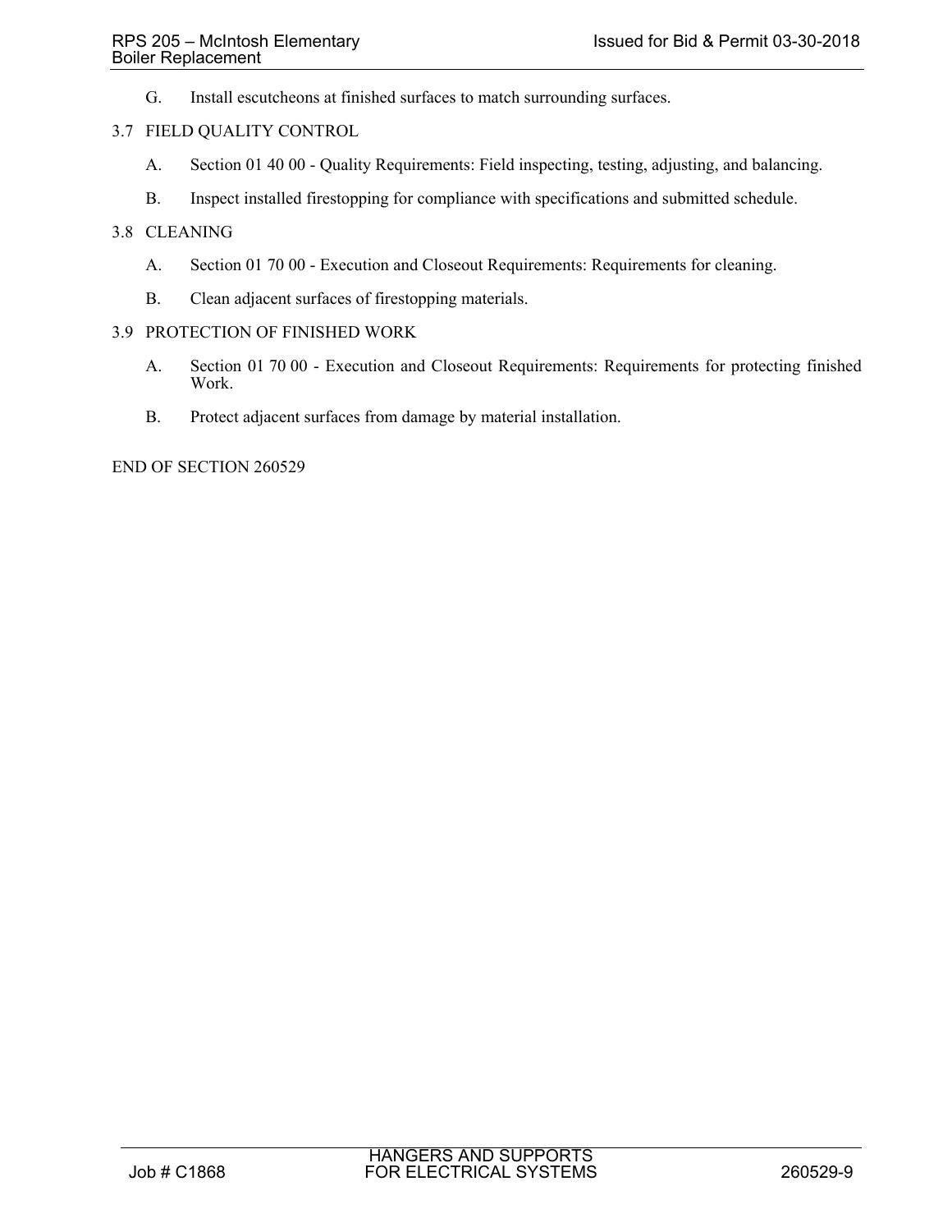G. Install escutcheons at finished surfaces to match surrounding surfaces.

## 3.7 FIELD QUALITY CONTROL

A. Section 01 40 00 - Quality Requirements: Field inspecting, testing, adjusting, and balancing.

B. Inspect installed firestopping for compliance with specifications and submitted schedule.

## 3.8 CLEANING

A. Section 01 70 00 - Execution and Closeout Requirements: Requirements for cleaning.

B. Clean adjacent surfaces of firestopping materials.

## 3.9 PROTECTION OF FINISHED WORK

A. Section 01 70 00 - Execution and Closeout Requirements: Requirements for protecting finished Work.

B. Protect adjacent surfaces from damage by material installation.

END OF SECTION 260529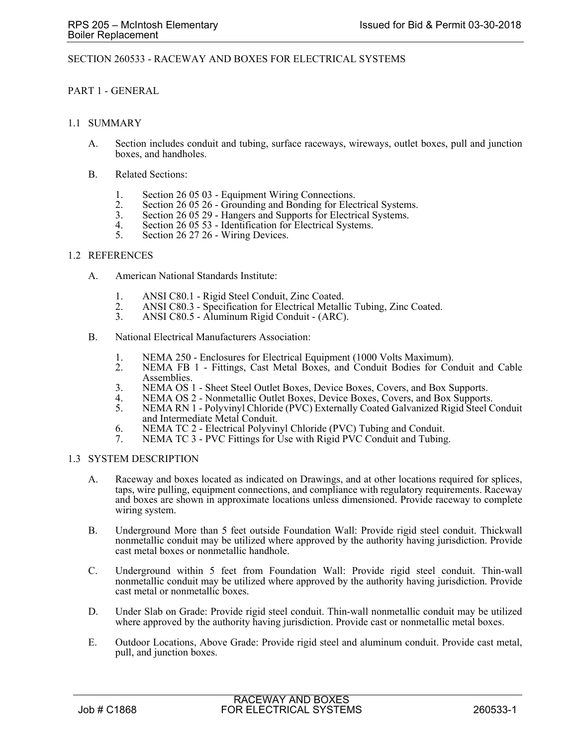## SECTION 260533 - RACEWAY AND BOXES FOR ELECTRICAL SYSTEMS

### PART 1 - GENERAL

#### 1.1 SUMMARY

A. Section includes conduit and tubing, surface raceways, wireways, outlet boxes, pull and junction boxes, and handholes.

B. Related Sections:

1. Section 26 05 03 - Equipment Wiring Connections.
2. Section 26 05 26 - Grounding and Bonding for Electrical Systems.
3. Section 26 05 29 - Hangers and Supports for Electrical Systems.
4. Section 26 05 53 - Identification for Electrical Systems.
5. Section 26 27 26 - Wiring Devices.

#### 1.2 REFERENCES

A. American National Standards Institute:

1. ANSI C80.1 - Rigid Steel Conduit, Zinc Coated.
2. ANSI C80.3 - Specification for Electrical Metallic Tubing, Zinc Coated.
3. ANSI C80.5 - Aluminum Rigid Conduit - (ARC).

B. National Electrical Manufacturers Association:

1. NEMA 250 - Enclosures for Electrical Equipment (1000 Volts Maximum).
2. NEMA FB 1 - Fittings, Cast Metal Boxes, and Conduit Bodies for Conduit and Cable Assemblies.
3. NEMA OS 1 - Sheet Steel Outlet Boxes, Device Boxes, Covers, and Box Supports.
4. NEMA OS 2 - Nonmetallic Outlet Boxes, Device Boxes, Covers, and Box Supports.
5. NEMA RN 1 - Polyvinyl Chloride (PVC) Externally Coated Galvanized Rigid Steel Conduit and Intermediate Metal Conduit.
6. NEMA TC 2 - Electrical Polyvinyl Chloride (PVC) Tubing and Conduit.
7. NEMA TC 3 - PVC Fittings for Use with Rigid PVC Conduit and Tubing.

#### 1.3 SYSTEM DESCRIPTION

A. Raceway and boxes located as indicated on Drawings, and at other locations required for splices, taps, wire pulling, equipment connections, and compliance with regulatory requirements. Raceway and boxes are shown in approximate locations unless dimensioned. Provide raceway to complete wiring system.

B. Underground More than 5 feet outside Foundation Wall: Provide rigid steel conduit. Thickwall nonmetallic conduit may be utilized where approved by the authority having jurisdiction. Provide cast metal boxes or nonmetallic handhole.

C. Underground within 5 feet from Foundation Wall: Provide rigid steel conduit. Thin-wall nonmetallic conduit may be utilized where approved by the authority having jurisdiction. Provide cast metal or nonmetallic boxes.

D. Under Slab on Grade: Provide rigid steel conduit. Thin-wall nonmetallic conduit may be utilized where approved by the authority having jurisdiction. Provide cast or nonmetallic metal boxes.

E. Outdoor Locations, Above Grade: Provide rigid steel and aluminum conduit. Provide cast metal, pull, and junction boxes.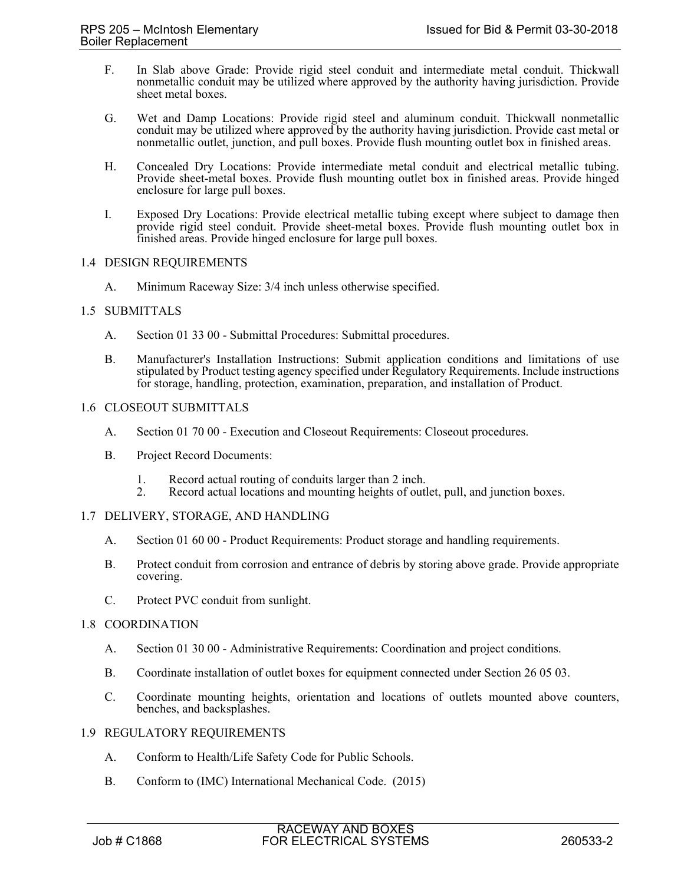F. In Slab above Grade: Provide rigid steel conduit and intermediate metal conduit. Thickwall nonmetallic conduit may be utilized where approved by the authority having jurisdiction. Provide sheet metal boxes.

G. Wet and Damp Locations: Provide rigid steel and aluminum conduit. Thickwall nonmetallic conduit may be utilized where approved by the authority having jurisdiction. Provide cast metal or nonmetallic outlet, junction, and pull boxes. Provide flush mounting outlet box in finished areas.

H. Concealed Dry Locations: Provide intermediate metal conduit and electrical metallic tubing. Provide sheet-metal boxes. Provide flush mounting outlet box in finished areas. Provide hinged enclosure for large pull boxes.

I. Exposed Dry Locations: Provide electrical metallic tubing except where subject to damage then provide rigid steel conduit. Provide sheet-metal boxes. Provide flush mounting outlet box in finished areas. Provide hinged enclosure for large pull boxes.

## 1.4 DESIGN REQUIREMENTS

A. Minimum Raceway Size: 3/4 inch unless otherwise specified.

## 1.5 SUBMITTALS

A. Section 01 33 00 - Submittal Procedures: Submittal procedures.

B. Manufacturer's Installation Instructions: Submit application conditions and limitations of use stipulated by Product testing agency specified under Regulatory Requirements. Include instructions for storage, handling, protection, examination, preparation, and installation of Product.

## 1.6 CLOSEOUT SUBMITTALS

A. Section 01 70 00 - Execution and Closeout Requirements: Closeout procedures.

B. Project Record Documents:

1. Record actual routing of conduits larger than 2 inch.
2. Record actual locations and mounting heights of outlet, pull, and junction boxes.

## 1.7 DELIVERY, STORAGE, AND HANDLING

A. Section 01 60 00 - Product Requirements: Product storage and handling requirements.

B. Protect conduit from corrosion and entrance of debris by storing above grade. Provide appropriate covering.

C. Protect PVC conduit from sunlight.

## 1.8 COORDINATION

A. Section 01 30 00 - Administrative Requirements: Coordination and project conditions.

B. Coordinate installation of outlet boxes for equipment connected under Section 26 05 03.

C. Coordinate mounting heights, orientation and locations of outlets mounted above counters, benches, and backsplashes.

## 1.9 REGULATORY REQUIREMENTS

A. Conform to Health/Life Safety Code for Public Schools.

B. Conform to (IMC) International Mechanical Code. (2015)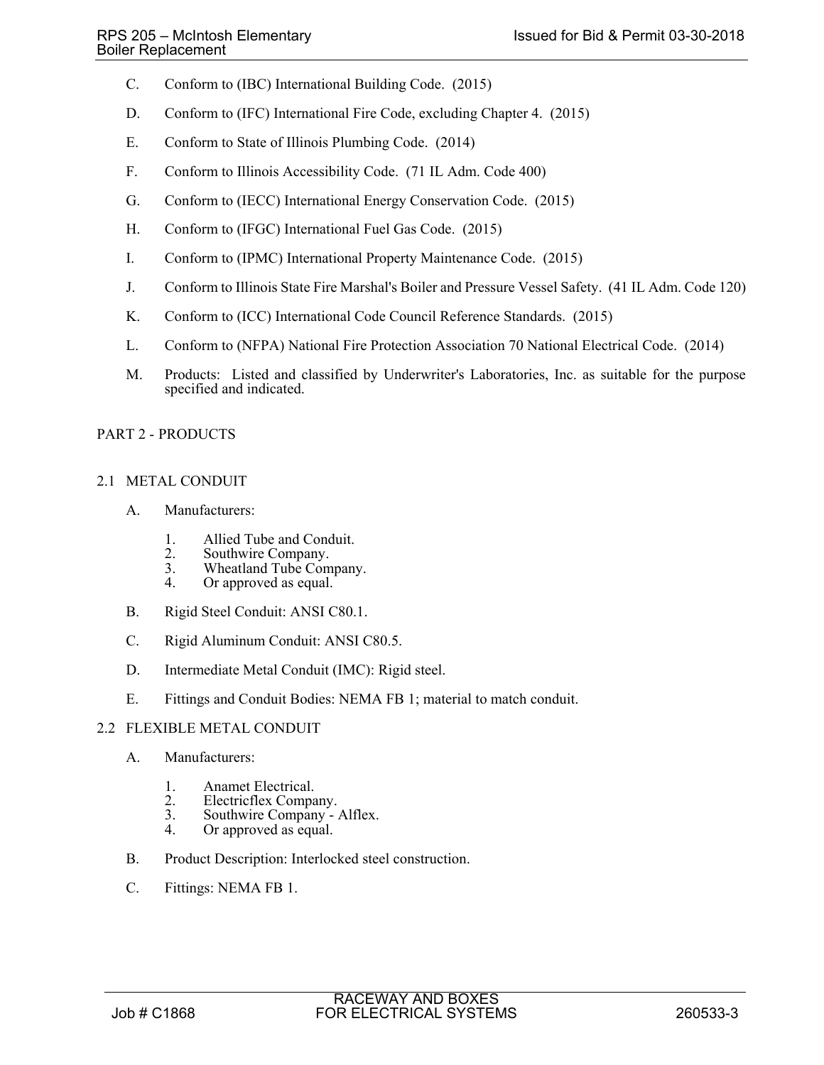C. Conform to (IBC) International Building Code. (2015)

D. Conform to (IFC) International Fire Code, excluding Chapter 4. (2015)

E. Conform to State of Illinois Plumbing Code. (2014)

F. Conform to Illinois Accessibility Code. (71 IL Adm. Code 400)

G. Conform to (IECC) International Energy Conservation Code. (2015)

H. Conform to (IFGC) International Fuel Gas Code. (2015)

I. Conform to (IPMC) International Property Maintenance Code. (2015)

J. Conform to Illinois State Fire Marshal's Boiler and Pressure Vessel Safety. (41 IL Adm. Code 120)

K. Conform to (ICC) International Code Council Reference Standards. (2015)

L. Conform to (NFPA) National Fire Protection Association 70 National Electrical Code. (2014)

M. Products: Listed and classified by Underwriter's Laboratories, Inc. as suitable for the purpose specified and indicated.

## PART 2 - PRODUCTS

### 2.1 METAL CONDUIT

A. Manufacturers:

1. Allied Tube and Conduit.
2. Southwire Company.
3. Wheatland Tube Company.
4. Or approved as equal.

B. Rigid Steel Conduit: ANSI C80.1.

C. Rigid Aluminum Conduit: ANSI C80.5.

D. Intermediate Metal Conduit (IMC): Rigid steel.

E. Fittings and Conduit Bodies: NEMA FB 1; material to match conduit.

### 2.2 FLEXIBLE METAL CONDUIT

A. Manufacturers:

1. Anamet Electrical.
2. Electricflex Company.
3. Southwire Company - Alflex.
4. Or approved as equal.

B. Product Description: Interlocked steel construction.

C. Fittings: NEMA FB 1.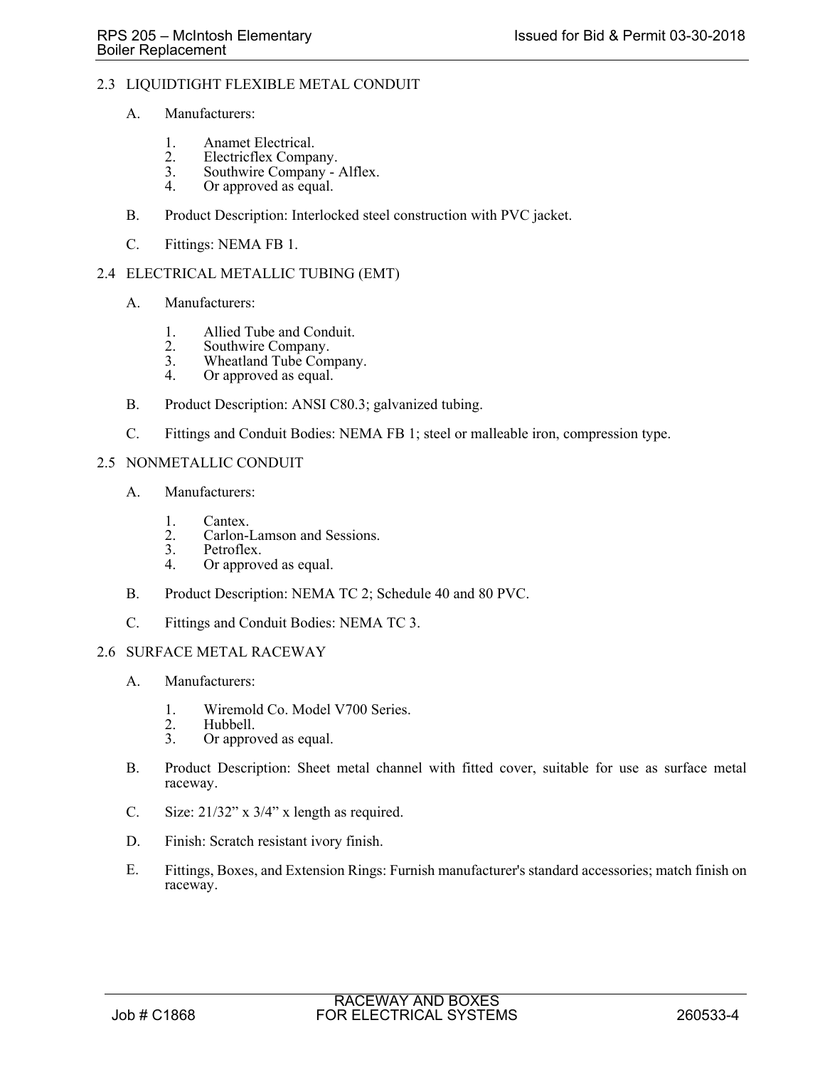## 2.3 LIQUIDTIGHT FLEXIBLE METAL CONDUIT

A. Manufacturers:

1. Anamet Electrical.
2. Electricflex Company.
3. Southwire Company - Alflex.
4. Or approved as equal.

B. Product Description: Interlocked steel construction with PVC jacket.

C. Fittings: NEMA FB 1.

## 2.4 ELECTRICAL METALLIC TUBING (EMT)

A. Manufacturers:

1. Allied Tube and Conduit.
2. Southwire Company.
3. Wheatland Tube Company.
4. Or approved as equal.

B. Product Description: ANSI C80.3; galvanized tubing.

C. Fittings and Conduit Bodies: NEMA FB 1; steel or malleable iron, compression type.

## 2.5 NONMETALLIC CONDUIT

A. Manufacturers:

1. Cantex.
2. Carlon-Lamson and Sessions.
3. Petroflex.
4. Or approved as equal.

B. Product Description: NEMA TC 2; Schedule 40 and 80 PVC.

C. Fittings and Conduit Bodies: NEMA TC 3.

## 2.6 SURFACE METAL RACEWAY

A. Manufacturers:

1. Wiremold Co. Model V700 Series.
2. Hubbell.
3. Or approved as equal.

B. Product Description: Sheet metal channel with fitted cover, suitable for use as surface metal raceway.

C. Size: 21/32" x 3/4" x length as required.

D. Finish: Scratch resistant ivory finish.

E. Fittings, Boxes, and Extension Rings: Furnish manufacturer's standard accessories; match finish on raceway.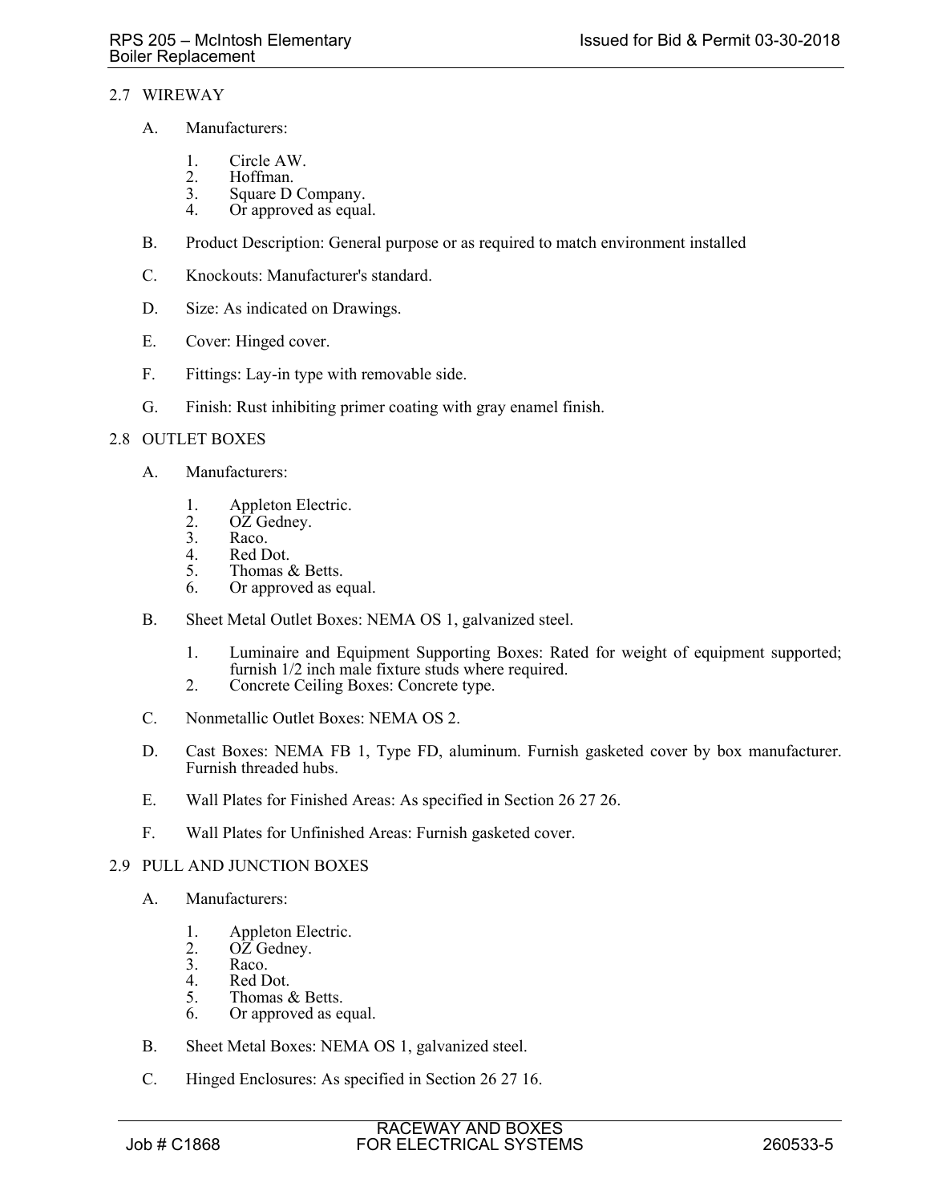## 2.7 WIREWAY

A. Manufacturers:

1. Circle AW.
2. Hoffman.
3. Square D Company.
4. Or approved as equal.

B. Product Description: General purpose or as required to match environment installed

C. Knockouts: Manufacturer's standard.

D. Size: As indicated on Drawings.

E. Cover: Hinged cover.

F. Fittings: Lay-in type with removable side.

G. Finish: Rust inhibiting primer coating with gray enamel finish.

## 2.8 OUTLET BOXES

A. Manufacturers:

1. Appleton Electric.
2. OZ Gedney.
3. Raco.
4. Red Dot.
5. Thomas & Betts.
6. Or approved as equal.

B. Sheet Metal Outlet Boxes: NEMA OS 1, galvanized steel.

1. Luminaire and Equipment Supporting Boxes: Rated for weight of equipment supported; furnish 1/2 inch male fixture studs where required.
2. Concrete Ceiling Boxes: Concrete type.

C. Nonmetallic Outlet Boxes: NEMA OS 2.

D. Cast Boxes: NEMA FB 1, Type FD, aluminum. Furnish gasketed cover by box manufacturer. Furnish threaded hubs.

E. Wall Plates for Finished Areas: As specified in Section 26 27 26.

F. Wall Plates for Unfinished Areas: Furnish gasketed cover.

## 2.9 PULL AND JUNCTION BOXES

A. Manufacturers:

1. Appleton Electric.
2. OZ Gedney.
3. Raco.
4. Red Dot.
5. Thomas & Betts.
6. Or approved as equal.

B. Sheet Metal Boxes: NEMA OS 1, galvanized steel.

C. Hinged Enclosures: As specified in Section 26 27 16.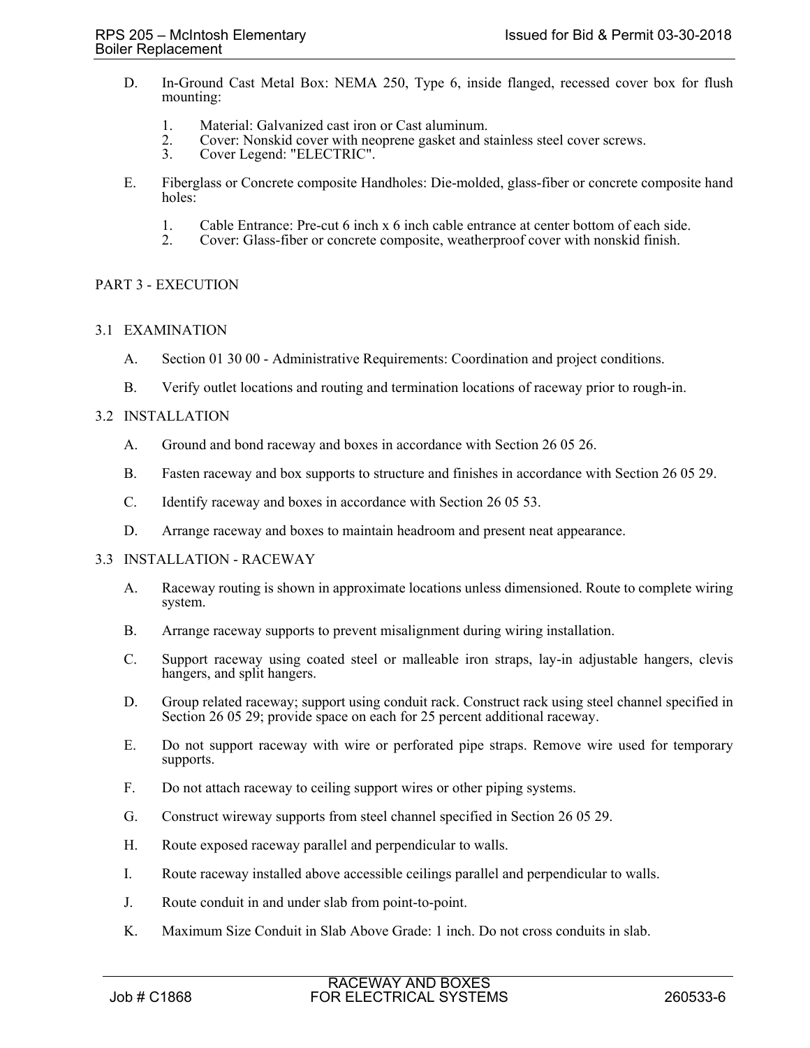D. In-Ground Cast Metal Box: NEMA 250, Type 6, inside flanged, recessed cover box for flush mounting:

   1. Material: Galvanized cast iron or Cast aluminum.
   2. Cover: Nonskid cover with neoprene gasket and stainless steel cover screws.
   3. Cover Legend: "ELECTRIC".

E. Fiberglass or Concrete composite Handholes: Die-molded, glass-fiber or concrete composite hand holes:

   1. Cable Entrance: Pre-cut 6 inch x 6 inch cable entrance at center bottom of each side.
   2. Cover: Glass-fiber or concrete composite, weatherproof cover with nonskid finish.

## PART 3 - EXECUTION

### 3.1 EXAMINATION

A. Section 01 30 00 - Administrative Requirements: Coordination and project conditions.

B. Verify outlet locations and routing and termination locations of raceway prior to rough-in.

### 3.2 INSTALLATION

A. Ground and bond raceway and boxes in accordance with Section 26 05 26.

B. Fasten raceway and box supports to structure and finishes in accordance with Section 26 05 29.

C. Identify raceway and boxes in accordance with Section 26 05 53.

D. Arrange raceway and boxes to maintain headroom and present neat appearance.

### 3.3 INSTALLATION - RACEWAY

A. Raceway routing is shown in approximate locations unless dimensioned. Route to complete wiring system.

B. Arrange raceway supports to prevent misalignment during wiring installation.

C. Support raceway using coated steel or malleable iron straps, lay-in adjustable hangers, clevis hangers, and split hangers.

D. Group related raceway; support using conduit rack. Construct rack using steel channel specified in Section 26 05 29; provide space on each for 25 percent additional raceway.

E. Do not support raceway with wire or perforated pipe straps. Remove wire used for temporary supports.

F. Do not attach raceway to ceiling support wires or other piping systems.

G. Construct wireway supports from steel channel specified in Section 26 05 29.

H. Route exposed raceway parallel and perpendicular to walls.

I. Route raceway installed above accessible ceilings parallel and perpendicular to walls.

J. Route conduit in and under slab from point-to-point.

K. Maximum Size Conduit in Slab Above Grade: 1 inch. Do not cross conduits in slab.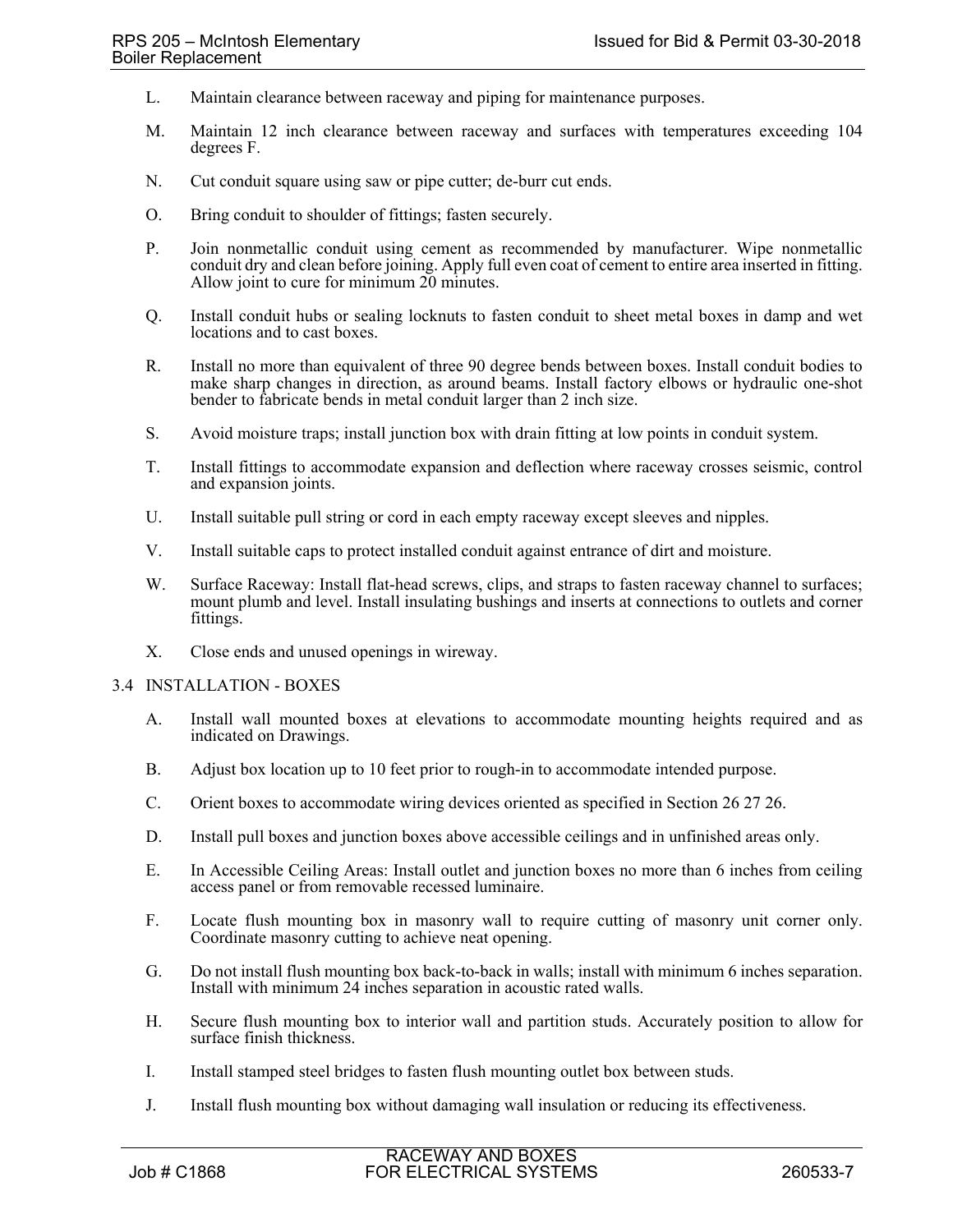L. Maintain clearance between raceway and piping for maintenance purposes.

M. Maintain 12 inch clearance between raceway and surfaces with temperatures exceeding 104 degrees F.

N. Cut conduit square using saw or pipe cutter; de-burr cut ends.

O. Bring conduit to shoulder of fittings; fasten securely.

P. Join nonmetallic conduit using cement as recommended by manufacturer. Wipe nonmetallic conduit dry and clean before joining. Apply full even coat of cement to entire area inserted in fitting. Allow joint to cure for minimum 20 minutes.

Q. Install conduit hubs or sealing locknuts to fasten conduit to sheet metal boxes in damp and wet locations and to cast boxes.

R. Install no more than equivalent of three 90 degree bends between boxes. Install conduit bodies to make sharp changes in direction, as around beams. Install factory elbows or hydraulic one-shot bender to fabricate bends in metal conduit larger than 2 inch size.

S. Avoid moisture traps; install junction box with drain fitting at low points in conduit system.

T. Install fittings to accommodate expansion and deflection where raceway crosses seismic, control and expansion joints.

U. Install suitable pull string or cord in each empty raceway except sleeves and nipples.

V. Install suitable caps to protect installed conduit against entrance of dirt and moisture.

W. Surface Raceway: Install flat-head screws, clips, and straps to fasten raceway channel to surfaces; mount plumb and level. Install insulating bushings and inserts at connections to outlets and corner fittings.

X. Close ends and unused openings in wireway.

## 3.4 INSTALLATION - BOXES

A. Install wall mounted boxes at elevations to accommodate mounting heights required and as indicated on Drawings.

B. Adjust box location up to 10 feet prior to rough-in to accommodate intended purpose.

C. Orient boxes to accommodate wiring devices oriented as specified in Section 26 27 26.

D. Install pull boxes and junction boxes above accessible ceilings and in unfinished areas only.

E. In Accessible Ceiling Areas: Install outlet and junction boxes no more than 6 inches from ceiling access panel or from removable recessed luminaire.

F. Locate flush mounting box in masonry wall to require cutting of masonry unit corner only. Coordinate masonry cutting to achieve neat opening.

G. Do not install flush mounting box back-to-back in walls; install with minimum 6 inches separation. Install with minimum 24 inches separation in acoustic rated walls.

H. Secure flush mounting box to interior wall and partition studs. Accurately position to allow for surface finish thickness.

I. Install stamped steel bridges to fasten flush mounting outlet box between studs.

J. Install flush mounting box without damaging wall insulation or reducing its effectiveness.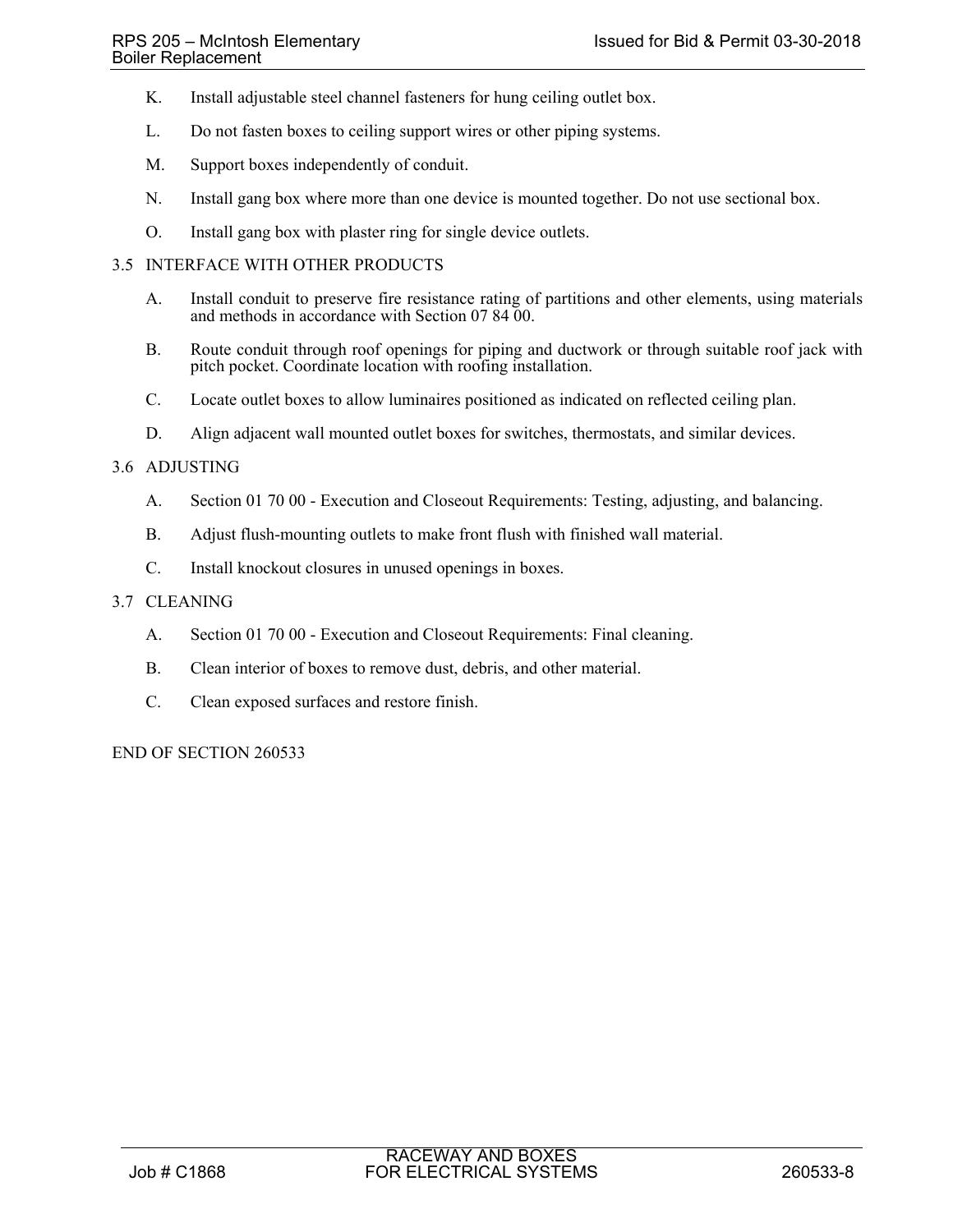K. Install adjustable steel channel fasteners for hung ceiling outlet box.

L. Do not fasten boxes to ceiling support wires or other piping systems.

M. Support boxes independently of conduit.

N. Install gang box where more than one device is mounted together. Do not use sectional box.

O. Install gang box with plaster ring for single device outlets.

## 3.5 INTERFACE WITH OTHER PRODUCTS

A. Install conduit to preserve fire resistance rating of partitions and other elements, using materials and methods in accordance with Section 07 84 00.

B. Route conduit through roof openings for piping and ductwork or through suitable roof jack with pitch pocket. Coordinate location with roofing installation.

C. Locate outlet boxes to allow luminaires positioned as indicated on reflected ceiling plan.

D. Align adjacent wall mounted outlet boxes for switches, thermostats, and similar devices.

## 3.6 ADJUSTING

A. Section 01 70 00 - Execution and Closeout Requirements: Testing, adjusting, and balancing.

B. Adjust flush-mounting outlets to make front flush with finished wall material.

C. Install knockout closures in unused openings in boxes.

## 3.7 CLEANING

A. Section 01 70 00 - Execution and Closeout Requirements: Final cleaning.

B. Clean interior of boxes to remove dust, debris, and other material.

C. Clean exposed surfaces and restore finish.

END OF SECTION 260533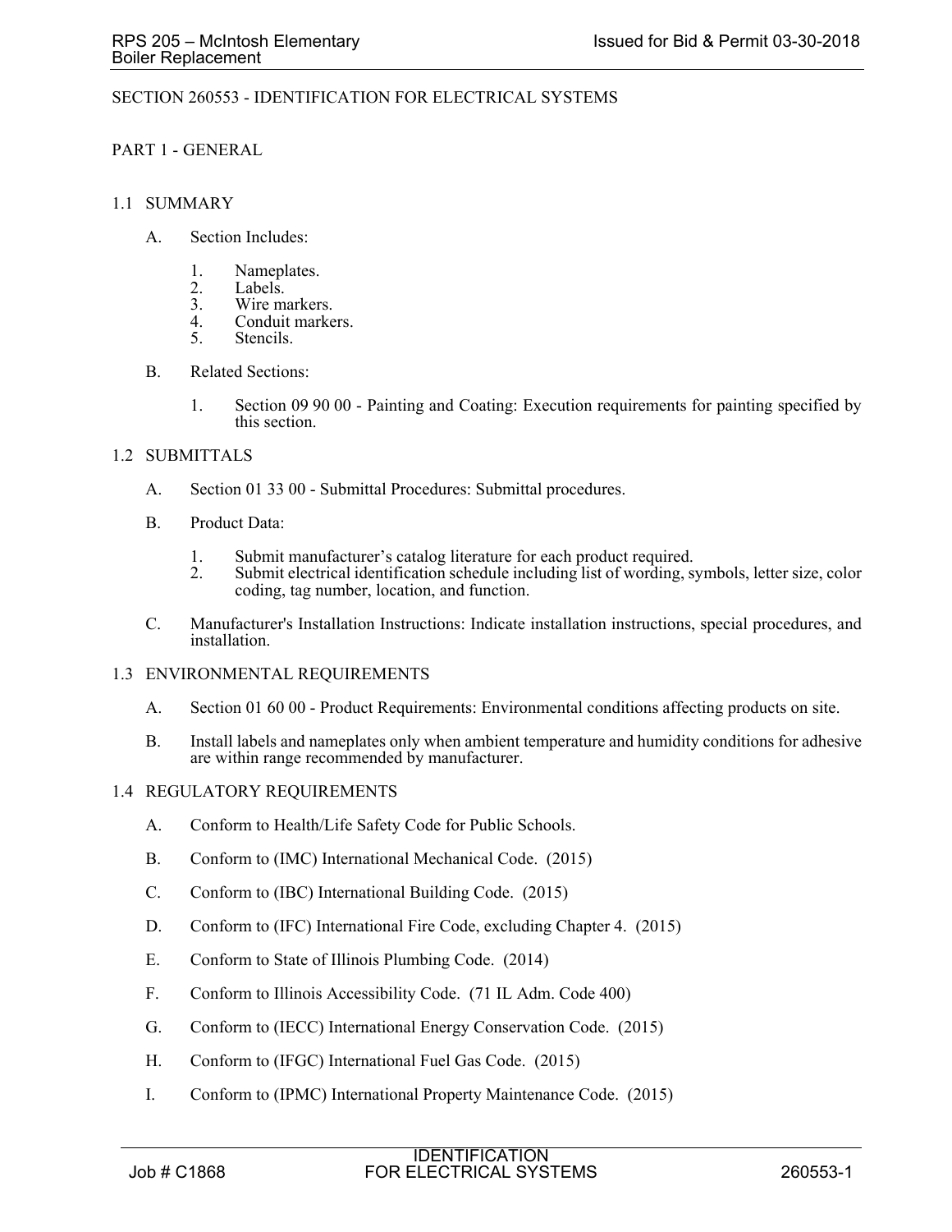# SECTION 260553 - IDENTIFICATION FOR ELECTRICAL SYSTEMS

## PART 1 - GENERAL

### 1.1 SUMMARY

A. Section Includes:

1. Nameplates.
2. Labels.
3. Wire markers.
4. Conduit markers.
5. Stencils.

B. Related Sections:

1. Section 09 90 00 - Painting and Coating: Execution requirements for painting specified by this section.

### 1.2 SUBMITTALS

A. Section 01 33 00 - Submittal Procedures: Submittal procedures.

B. Product Data:

1. Submit manufacturer's catalog literature for each product required.
2. Submit electrical identification schedule including list of wording, symbols, letter size, color coding, tag number, location, and function.

C. Manufacturer's Installation Instructions: Indicate installation instructions, special procedures, and installation.

### 1.3 ENVIRONMENTAL REQUIREMENTS

A. Section 01 60 00 - Product Requirements: Environmental conditions affecting products on site.

B. Install labels and nameplates only when ambient temperature and humidity conditions for adhesive are within range recommended by manufacturer.

### 1.4 REGULATORY REQUIREMENTS

A. Conform to Health/Life Safety Code for Public Schools.

B. Conform to (IMC) International Mechanical Code. (2015)

C. Conform to (IBC) International Building Code. (2015)

D. Conform to (IFC) International Fire Code, excluding Chapter 4. (2015)

E. Conform to State of Illinois Plumbing Code. (2014)

F. Conform to Illinois Accessibility Code. (71 IL Adm. Code 400)

G. Conform to (IECC) International Energy Conservation Code. (2015)

H. Conform to (IFGC) International Fuel Gas Code. (2015)

I. Conform to (IPMC) International Property Maintenance Code. (2015)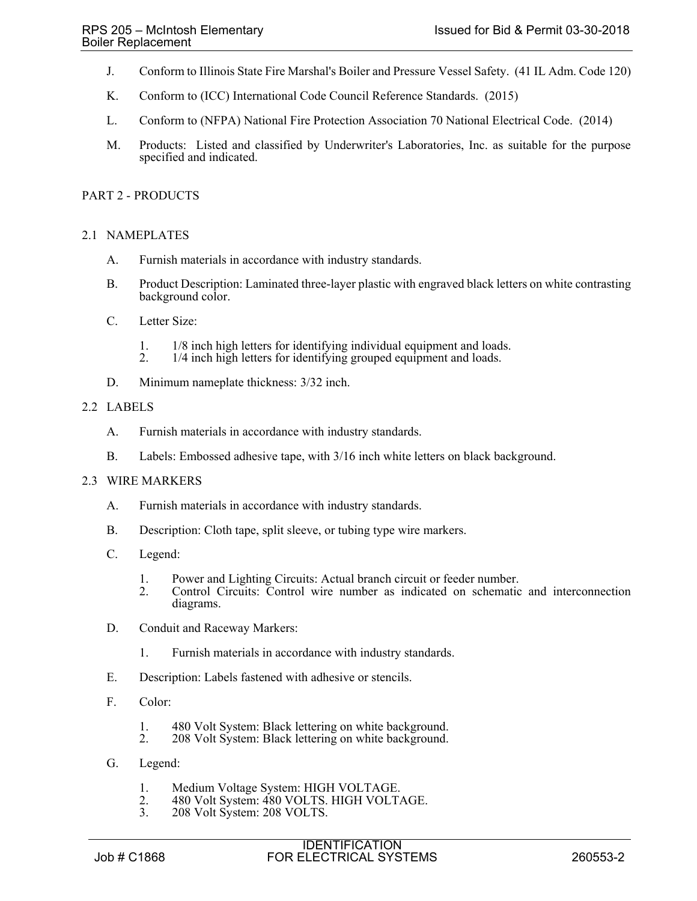J. Conform to Illinois State Fire Marshal's Boiler and Pressure Vessel Safety. (41 IL Adm. Code 120)

K. Conform to (ICC) International Code Council Reference Standards. (2015)

L. Conform to (NFPA) National Fire Protection Association 70 National Electrical Code. (2014)

M. Products: Listed and classified by Underwriter's Laboratories, Inc. as suitable for the purpose specified and indicated.

## PART 2 - PRODUCTS

### 2.1 NAMEPLATES

A. Furnish materials in accordance with industry standards.

B. Product Description: Laminated three-layer plastic with engraved black letters on white contrasting background color.

C. Letter Size:

1. 1/8 inch high letters for identifying individual equipment and loads.
2. 1/4 inch high letters for identifying grouped equipment and loads.

D. Minimum nameplate thickness: 3/32 inch.

### 2.2 LABELS

A. Furnish materials in accordance with industry standards.

B. Labels: Embossed adhesive tape, with 3/16 inch white letters on black background.

### 2.3 WIRE MARKERS

A. Furnish materials in accordance with industry standards.

B. Description: Cloth tape, split sleeve, or tubing type wire markers.

C. Legend:

1. Power and Lighting Circuits: Actual branch circuit or feeder number.
2. Control Circuits: Control wire number as indicated on schematic and interconnection diagrams.

D. Conduit and Raceway Markers:

1. Furnish materials in accordance with industry standards.

E. Description: Labels fastened with adhesive or stencils.

F. Color:

1. 480 Volt System: Black lettering on white background.
2. 208 Volt System: Black lettering on white background.

G. Legend:

1. Medium Voltage System: HIGH VOLTAGE.
2. 480 Volt System: 480 VOLTS. HIGH VOLTAGE.
3. 208 Volt System: 208 VOLTS.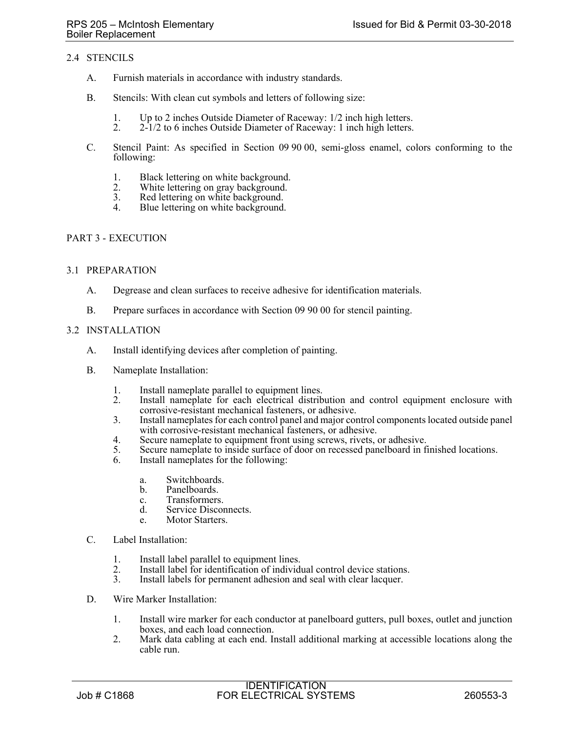## 2.4 STENCILS

A. Furnish materials in accordance with industry standards.

B. Stencils: With clean cut symbols and letters of following size:

1. Up to 2 inches Outside Diameter of Raceway: 1/2 inch high letters.
2. 2-1/2 to 6 inches Outside Diameter of Raceway: 1 inch high letters.

C. Stencil Paint: As specified in Section 09 90 00, semi-gloss enamel, colors conforming to the following:

1. Black lettering on white background.
2. White lettering on gray background.
3. Red lettering on white background.
4. Blue lettering on white background.

# PART 3 - EXECUTION

## 3.1 PREPARATION

A. Degrease and clean surfaces to receive adhesive for identification materials.

B. Prepare surfaces in accordance with Section 09 90 00 for stencil painting.

## 3.2 INSTALLATION

A. Install identifying devices after completion of painting.

B. Nameplate Installation:

1. Install nameplate parallel to equipment lines.
2. Install nameplate for each electrical distribution and control equipment enclosure with corrosive-resistant mechanical fasteners, or adhesive.
3. Install nameplates for each control panel and major control components located outside panel with corrosive-resistant mechanical fasteners, or adhesive.
4. Secure nameplate to equipment front using screws, rivets, or adhesive.
5. Secure nameplate to inside surface of door on recessed panelboard in finished locations.
6. Install nameplates for the following:
   a. Switchboards.
   b. Panelboards.
   c. Transformers.
   d. Service Disconnects.
   e. Motor Starters.

C. Label Installation:

1. Install label parallel to equipment lines.
2. Install label for identification of individual control device stations.
3. Install labels for permanent adhesion and seal with clear lacquer.

D. Wire Marker Installation:

1. Install wire marker for each conductor at panelboard gutters, pull boxes, outlet and junction boxes, and each load connection.
2. Mark data cabling at each end. Install additional marking at accessible locations along the cable run.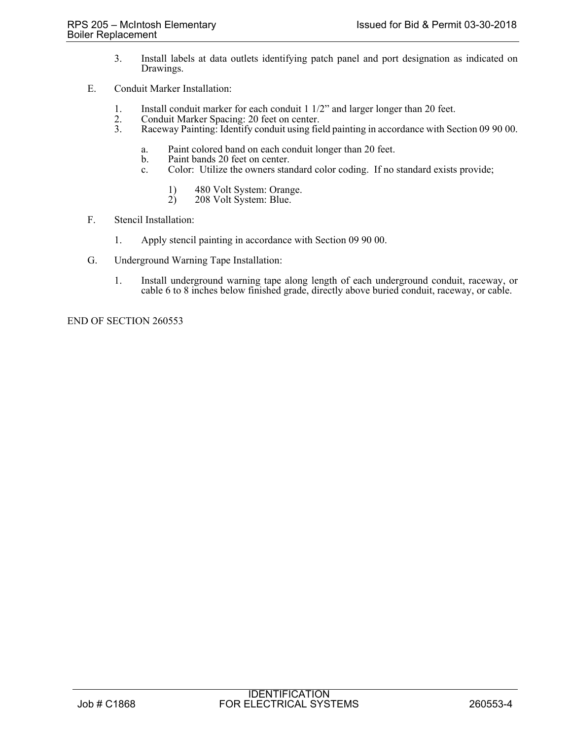3. Install labels at data outlets identifying patch panel and port designation as indicated on Drawings.

E. Conduit Marker Installation:

1. Install conduit marker for each conduit 1 1/2” and larger longer than 20 feet.
2. Conduit Marker Spacing: 20 feet on center.
3. Raceway Painting: Identify conduit using field painting in accordance with Section 09 90 00.

   a. Paint colored band on each conduit longer than 20 feet.
   b. Paint bands 20 feet on center.
   c. Color: Utilize the owners standard color coding. If no standard exists provide;

      1) 480 Volt System: Orange.
      2) 208 Volt System: Blue.

F. Stencil Installation:

1. Apply stencil painting in accordance with Section 09 90 00.

G. Underground Warning Tape Installation:

1. Install underground warning tape along length of each underground conduit, raceway, or cable 6 to 8 inches below finished grade, directly above buried conduit, raceway, or cable.

END OF SECTION 260553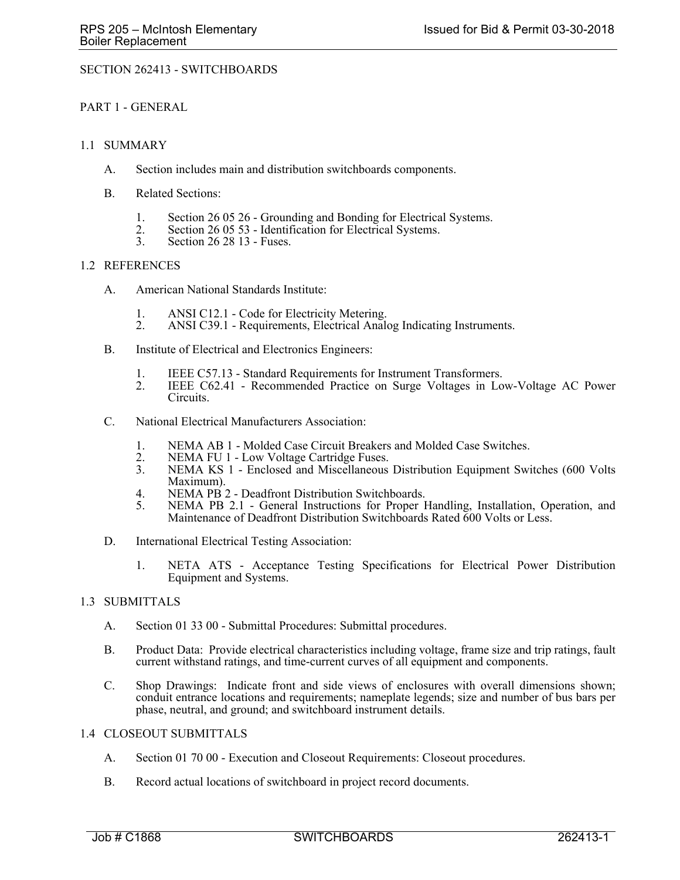# SECTION 262413 - SWITCHBOARDS

## PART 1 - GENERAL

### 1.1 SUMMARY

A. Section includes main and distribution switchboards components.

B. Related Sections:

1. Section 26 05 26 - Grounding and Bonding for Electrical Systems.
2. Section 26 05 53 - Identification for Electrical Systems.
3. Section 26 28 13 - Fuses.

### 1.2 REFERENCES

A. American National Standards Institute:

1. ANSI C12.1 - Code for Electricity Metering.
2. ANSI C39.1 - Requirements, Electrical Analog Indicating Instruments.

B. Institute of Electrical and Electronics Engineers:

1. IEEE C57.13 - Standard Requirements for Instrument Transformers.
2. IEEE C62.41 - Recommended Practice on Surge Voltages in Low-Voltage AC Power Circuits.

C. National Electrical Manufacturers Association:

1. NEMA AB 1 - Molded Case Circuit Breakers and Molded Case Switches.
2. NEMA FU 1 - Low Voltage Cartridge Fuses.
3. NEMA KS 1 - Enclosed and Miscellaneous Distribution Equipment Switches (600 Volts Maximum).
4. NEMA PB 2 - Deadfront Distribution Switchboards.
5. NEMA PB 2.1 - General Instructions for Proper Handling, Installation, Operation, and Maintenance of Deadfront Distribution Switchboards Rated 600 Volts or Less.

D. International Electrical Testing Association:

1. NETA ATS - Acceptance Testing Specifications for Electrical Power Distribution Equipment and Systems.

### 1.3 SUBMITTALS

A. Section 01 33 00 - Submittal Procedures: Submittal procedures.

B. Product Data: Provide electrical characteristics including voltage, frame size and trip ratings, fault current withstand ratings, and time-current curves of all equipment and components.

C. Shop Drawings: Indicate front and side views of enclosures with overall dimensions shown; conduit entrance locations and requirements; nameplate legends; size and number of bus bars per phase, neutral, and ground; and switchboard instrument details.

### 1.4 CLOSEOUT SUBMITTALS

A. Section 01 70 00 - Execution and Closeout Requirements: Closeout procedures.

B. Record actual locations of switchboard in project record documents.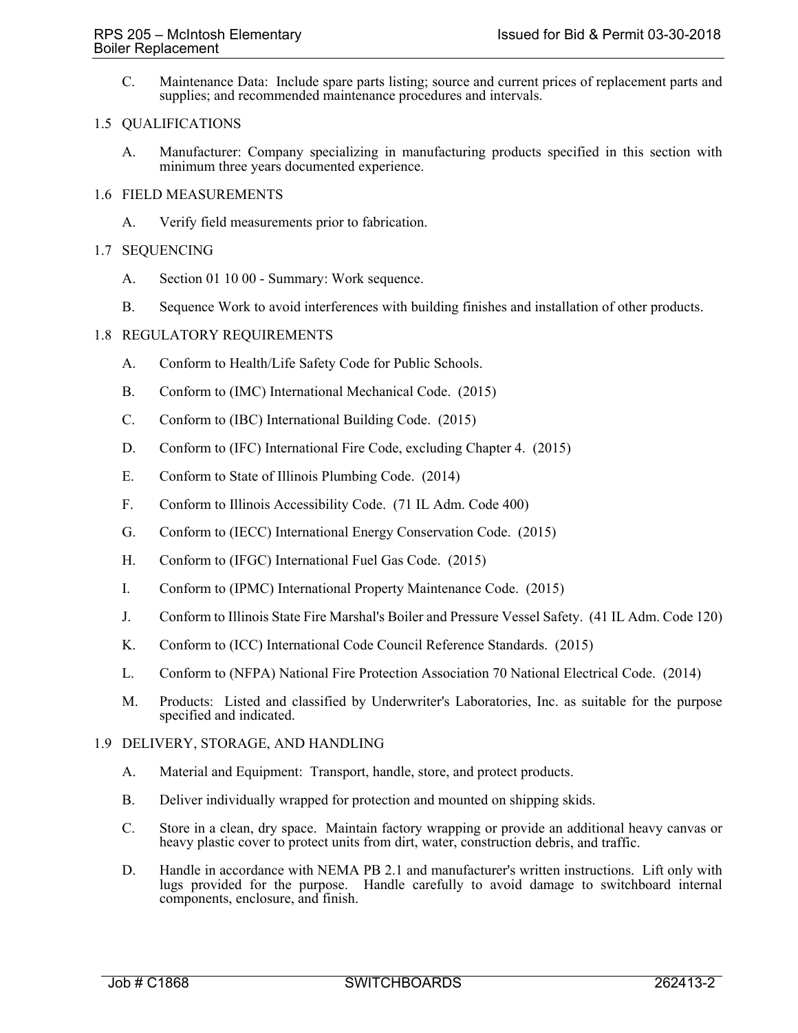C. Maintenance Data: Include spare parts listing; source and current prices of replacement parts and supplies; and recommended maintenance procedures and intervals.

## 1.5 QUALIFICATIONS

A. Manufacturer: Company specializing in manufacturing products specified in this section with minimum three years documented experience.

## 1.6 FIELD MEASUREMENTS

A. Verify field measurements prior to fabrication.

## 1.7 SEQUENCING

A. Section 01 10 00 - Summary: Work sequence.

B. Sequence Work to avoid interferences with building finishes and installation of other products.

## 1.8 REGULATORY REQUIREMENTS

A. Conform to Health/Life Safety Code for Public Schools.

B. Conform to (IMC) International Mechanical Code. (2015)

C. Conform to (IBC) International Building Code. (2015)

D. Conform to (IFC) International Fire Code, excluding Chapter 4. (2015)

E. Conform to State of Illinois Plumbing Code. (2014)

F. Conform to Illinois Accessibility Code. (71 IL Adm. Code 400)

G. Conform to (IECC) International Energy Conservation Code. (2015)

H. Conform to (IFGC) International Fuel Gas Code. (2015)

I. Conform to (IPMC) International Property Maintenance Code. (2015)

J. Conform to Illinois State Fire Marshal's Boiler and Pressure Vessel Safety. (41 IL Adm. Code 120)

K. Conform to (ICC) International Code Council Reference Standards. (2015)

L. Conform to (NFPA) National Fire Protection Association 70 National Electrical Code. (2014)

M. Products: Listed and classified by Underwriter's Laboratories, Inc. as suitable for the purpose specified and indicated.

## 1.9 DELIVERY, STORAGE, AND HANDLING

A. Material and Equipment: Transport, handle, store, and protect products.

B. Deliver individually wrapped for protection and mounted on shipping skids.

C. Store in a clean, dry space. Maintain factory wrapping or provide an additional heavy canvas or heavy plastic cover to protect units from dirt, water, construction debris, and traffic.

D. Handle in accordance with NEMA PB 2.1 and manufacturer's written instructions. Lift only with lugs provided for the purpose. Handle carefully to avoid damage to switchboard internal components, enclosure, and finish.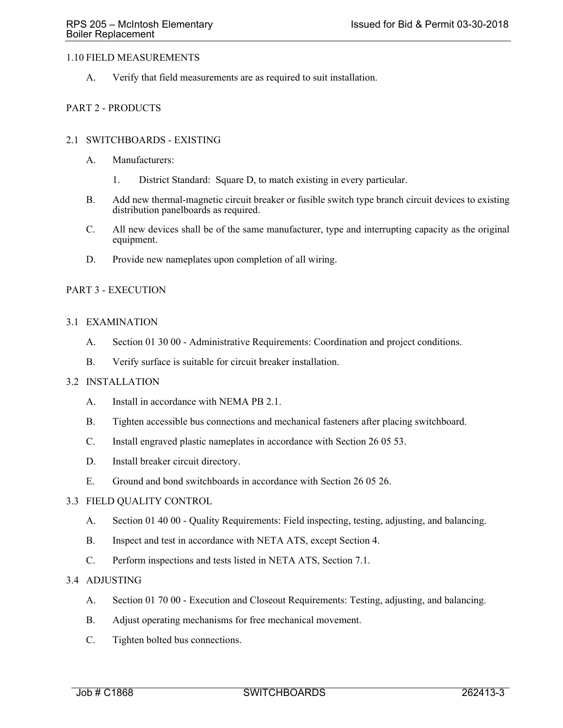## 1.10 FIELD MEASUREMENTS

A. Verify that field measurements are as required to suit installation.

# PART 2 - PRODUCTS

## 2.1 SWITCHBOARDS - EXISTING

A. Manufacturers:

1. District Standard: Square D, to match existing in every particular.

B. Add new thermal-magnetic circuit breaker or fusible switch type branch circuit devices to existing distribution panelboards as required.

C. All new devices shall be of the same manufacturer, type and interrupting capacity as the original equipment.

D. Provide new nameplates upon completion of all wiring.

# PART 3 - EXECUTION

## 3.1 EXAMINATION

A. Section 01 30 00 - Administrative Requirements: Coordination and project conditions.

B. Verify surface is suitable for circuit breaker installation.

## 3.2 INSTALLATION

A. Install in accordance with NEMA PB 2.1.

B. Tighten accessible bus connections and mechanical fasteners after placing switchboard.

C. Install engraved plastic nameplates in accordance with Section 26 05 53.

D. Install breaker circuit directory.

E. Ground and bond switchboards in accordance with Section 26 05 26.

## 3.3 FIELD QUALITY CONTROL

A. Section 01 40 00 - Quality Requirements: Field inspecting, testing, adjusting, and balancing.

B. Inspect and test in accordance with NETA ATS, except Section 4.

C. Perform inspections and tests listed in NETA ATS, Section 7.1.

## 3.4 ADJUSTING

A. Section 01 70 00 - Execution and Closeout Requirements: Testing, adjusting, and balancing.

B. Adjust operating mechanisms for free mechanical movement.

C. Tighten bolted bus connections.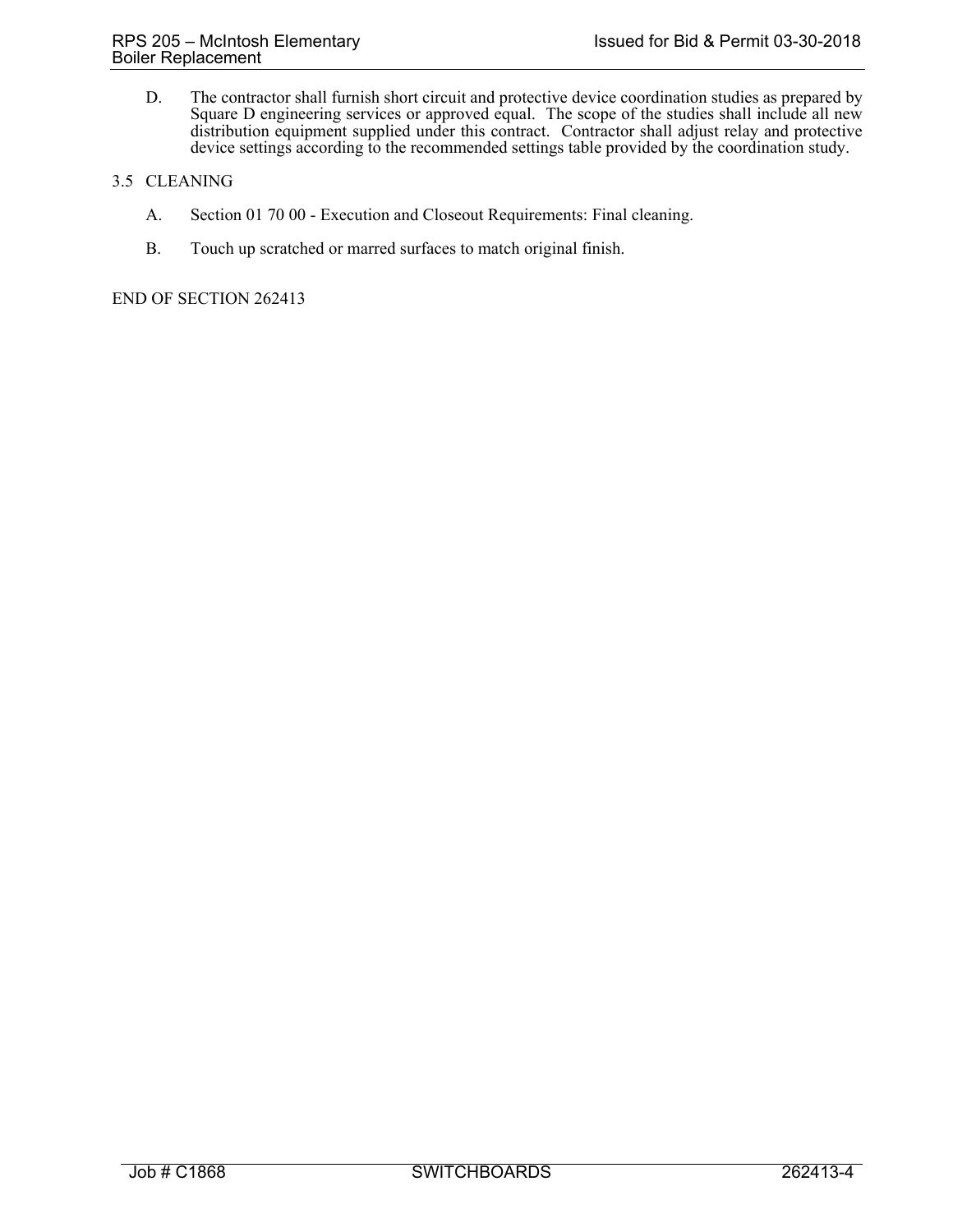D. The contractor shall furnish short circuit and protective device coordination studies as prepared by Square D engineering services or approved equal. The scope of the studies shall include all new distribution equipment supplied under this contract. Contractor shall adjust relay and protective device settings according to the recommended settings table provided by the coordination study.

## 3.5 CLEANING

A. Section 01 70 00 - Execution and Closeout Requirements: Final cleaning.

B. Touch up scratched or marred surfaces to match original finish.

END OF SECTION 262413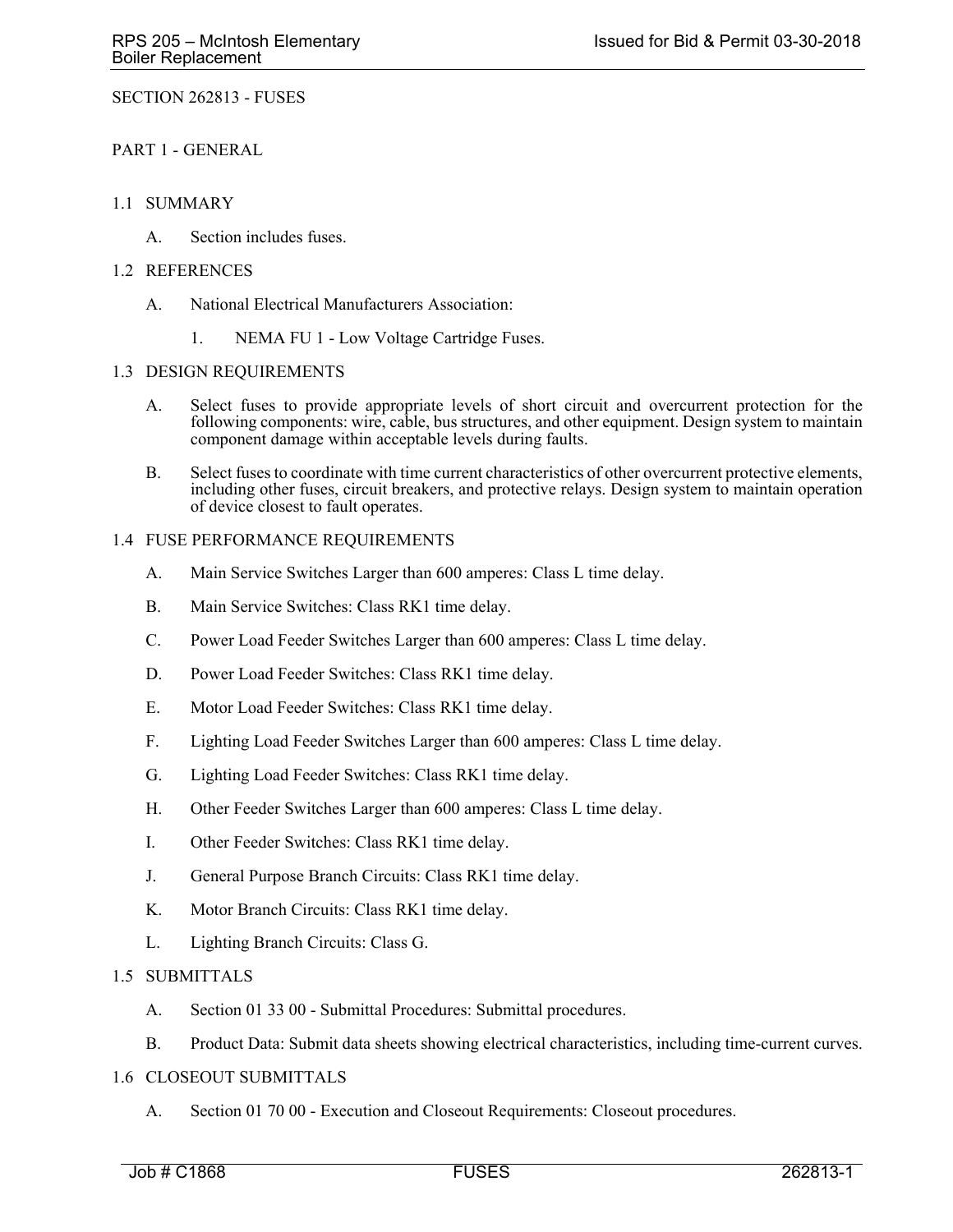SECTION 262813 - FUSES

PART 1 - GENERAL

1.1 SUMMARY

A. Section includes fuses.

1.2 REFERENCES

A. National Electrical Manufacturers Association:

1. NEMA FU 1 - Low Voltage Cartridge Fuses.

1.3 DESIGN REQUIREMENTS

A. Select fuses to provide appropriate levels of short circuit and overcurrent protection for the following components: wire, cable, bus structures, and other equipment. Design system to maintain component damage within acceptable levels during faults.

B. Select fuses to coordinate with time current characteristics of other overcurrent protective elements, including other fuses, circuit breakers, and protective relays. Design system to maintain operation of device closest to fault operates.

1.4 FUSE PERFORMANCE REQUIREMENTS

A. Main Service Switches Larger than 600 amperes: Class L time delay.

B. Main Service Switches: Class RK1 time delay.

C. Power Load Feeder Switches Larger than 600 amperes: Class L time delay.

D. Power Load Feeder Switches: Class RK1 time delay.

E. Motor Load Feeder Switches: Class RK1 time delay.

F. Lighting Load Feeder Switches Larger than 600 amperes: Class L time delay.

G. Lighting Load Feeder Switches: Class RK1 time delay.

H. Other Feeder Switches Larger than 600 amperes: Class L time delay.

I. Other Feeder Switches: Class RK1 time delay.

J. General Purpose Branch Circuits: Class RK1 time delay.

K. Motor Branch Circuits: Class RK1 time delay.

L. Lighting Branch Circuits: Class G.

1.5 SUBMITTALS

A. Section 01 33 00 - Submittal Procedures: Submittal procedures.

B. Product Data: Submit data sheets showing electrical characteristics, including time-current curves.

1.6 CLOSEOUT SUBMITTALS

A. Section 01 70 00 - Execution and Closeout Requirements: Closeout procedures.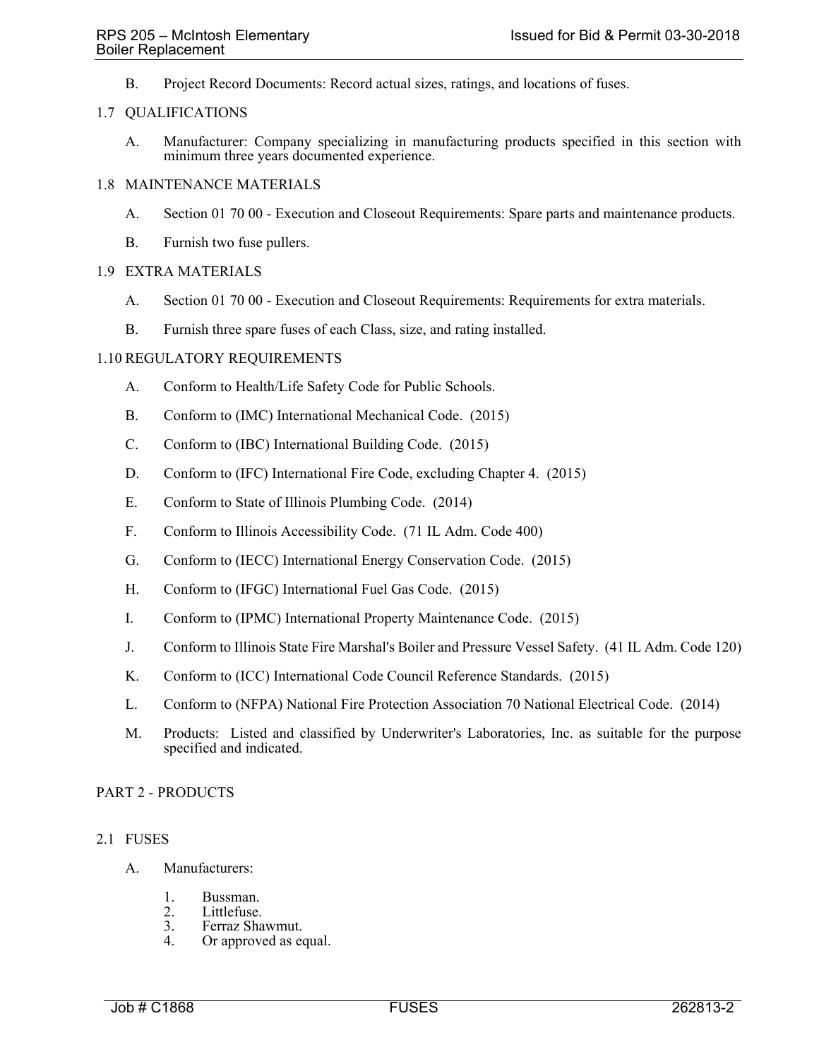B. Project Record Documents: Record actual sizes, ratings, and locations of fuses.

## 1.7 QUALIFICATIONS

A. Manufacturer: Company specializing in manufacturing products specified in this section with minimum three years documented experience.

## 1.8 MAINTENANCE MATERIALS

A. Section 01 70 00 - Execution and Closeout Requirements: Spare parts and maintenance products.

B. Furnish two fuse pullers.

## 1.9 EXTRA MATERIALS

A. Section 01 70 00 - Execution and Closeout Requirements: Requirements for extra materials.

B. Furnish three spare fuses of each Class, size, and rating installed.

## 1.10 REGULATORY REQUIREMENTS

A. Conform to Health/Life Safety Code for Public Schools.

B. Conform to (IMC) International Mechanical Code. (2015)

C. Conform to (IBC) International Building Code. (2015)

D. Conform to (IFC) International Fire Code, excluding Chapter 4. (2015)

E. Conform to State of Illinois Plumbing Code. (2014)

F. Conform to Illinois Accessibility Code. (71 IL Adm. Code 400)

G. Conform to (IECC) International Energy Conservation Code. (2015)

H. Conform to (IFGC) International Fuel Gas Code. (2015)

I. Conform to (IPMC) International Property Maintenance Code. (2015)

J. Conform to Illinois State Fire Marshal's Boiler and Pressure Vessel Safety. (41 IL Adm. Code 120)

K. Conform to (ICC) International Code Council Reference Standards. (2015)

L. Conform to (NFPA) National Fire Protection Association 70 National Electrical Code. (2014)

M. Products: Listed and classified by Underwriter's Laboratories, Inc. as suitable for the purpose specified and indicated.

# PART 2 - PRODUCTS

## 2.1 FUSES

A. Manufacturers:

1. Bussman.
2. Littlefuse.
3. Ferraz Shawmut.
4. Or approved as equal.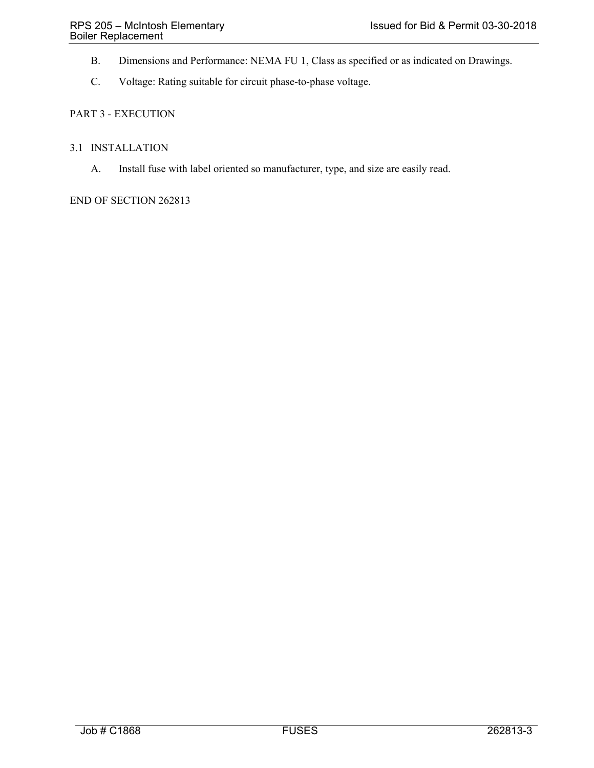B. Dimensions and Performance: NEMA FU 1, Class as specified or as indicated on Drawings.

C. Voltage: Rating suitable for circuit phase-to-phase voltage.

## PART 3 - EXECUTION

### 3.1 INSTALLATION

A. Install fuse with label oriented so manufacturer, type, and size are easily read.

END OF SECTION 262813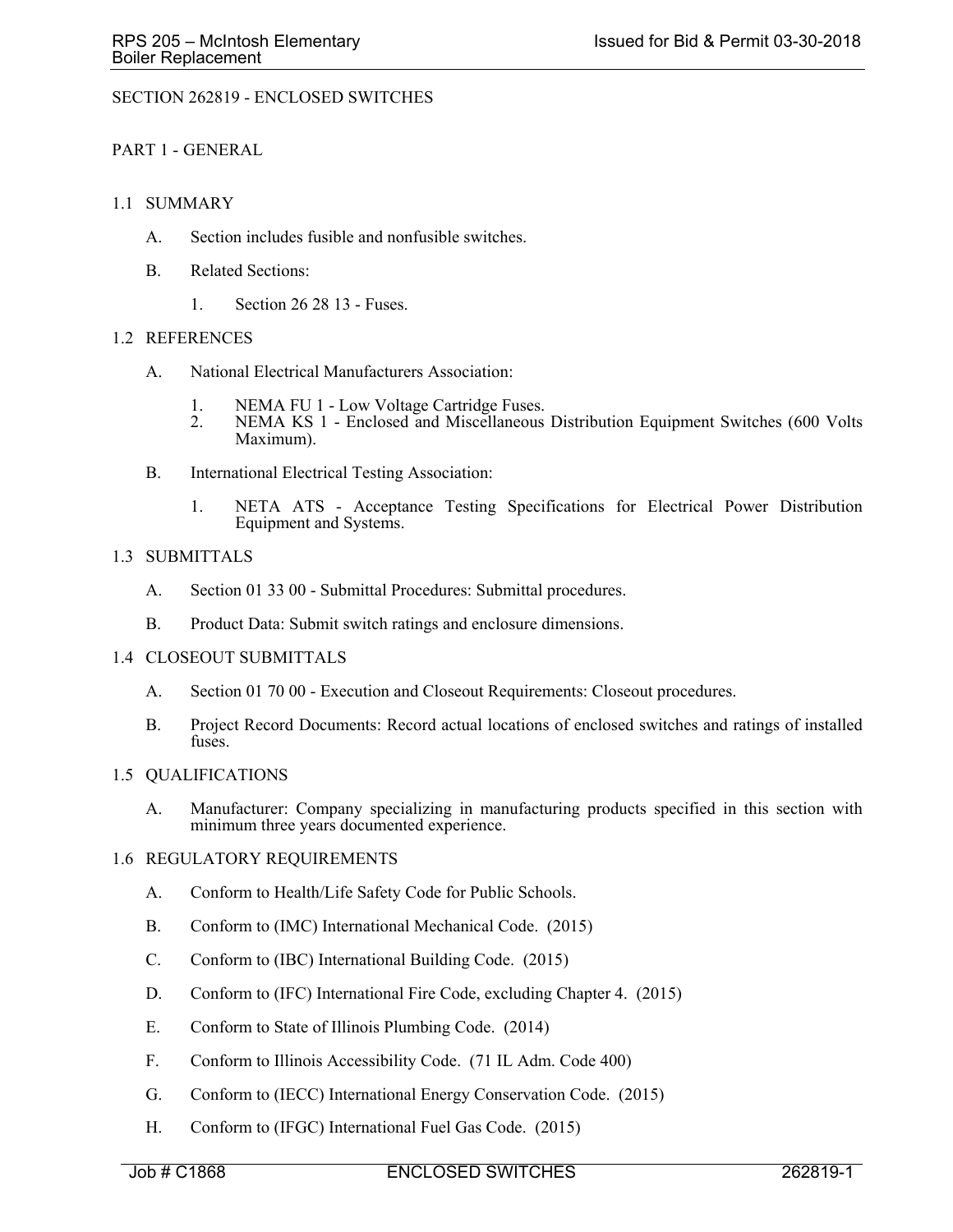# SECTION 262819 - ENCLOSED SWITCHES

## PART 1 - GENERAL

### 1.1 SUMMARY

A. Section includes fusible and nonfusible switches.

B. Related Sections:

1. Section 26 28 13 - Fuses.

### 1.2 REFERENCES

A. National Electrical Manufacturers Association:

1. NEMA FU 1 - Low Voltage Cartridge Fuses.
2. NEMA KS 1 - Enclosed and Miscellaneous Distribution Equipment Switches (600 Volts Maximum).

B. International Electrical Testing Association:

1. NETA ATS - Acceptance Testing Specifications for Electrical Power Distribution Equipment and Systems.

### 1.3 SUBMITTALS

A. Section 01 33 00 - Submittal Procedures: Submittal procedures.

B. Product Data: Submit switch ratings and enclosure dimensions.

### 1.4 CLOSEOUT SUBMITTALS

A. Section 01 70 00 - Execution and Closeout Requirements: Closeout procedures.

B. Project Record Documents: Record actual locations of enclosed switches and ratings of installed fuses.

### 1.5 QUALIFICATIONS

A. Manufacturer: Company specializing in manufacturing products specified in this section with minimum three years documented experience.

### 1.6 REGULATORY REQUIREMENTS

A. Conform to Health/Life Safety Code for Public Schools.

B. Conform to (IMC) International Mechanical Code. (2015)

C. Conform to (IBC) International Building Code. (2015)

D. Conform to (IFC) International Fire Code, excluding Chapter 4. (2015)

E. Conform to State of Illinois Plumbing Code. (2014)

F. Conform to Illinois Accessibility Code. (71 IL Adm. Code 400)

G. Conform to (IECC) International Energy Conservation Code. (2015)

H. Conform to (IFGC) International Fuel Gas Code. (2015)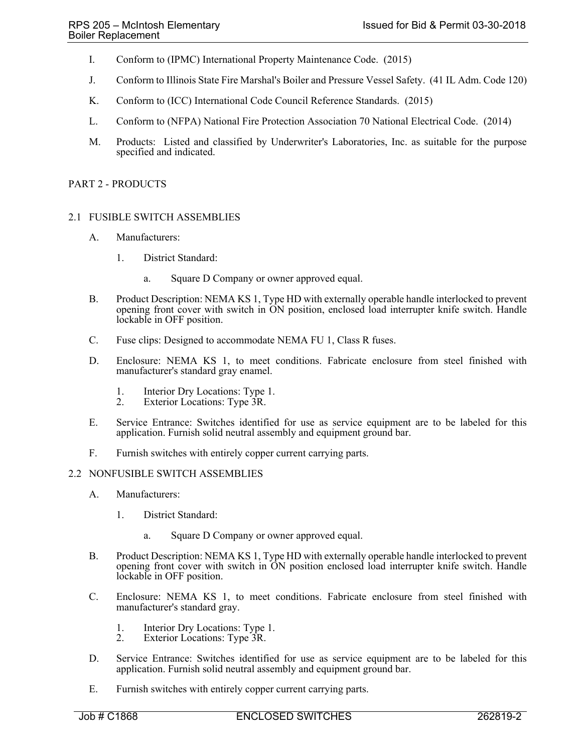I. Conform to (IPMC) International Property Maintenance Code. (2015)

J. Conform to Illinois State Fire Marshal's Boiler and Pressure Vessel Safety. (41 IL Adm. Code 120)

K. Conform to (ICC) International Code Council Reference Standards. (2015)

L. Conform to (NFPA) National Fire Protection Association 70 National Electrical Code. (2014)

M. Products: Listed and classified by Underwriter's Laboratories, Inc. as suitable for the purpose specified and indicated.

## PART 2 - PRODUCTS

### 2.1 FUSIBLE SWITCH ASSEMBLIES

A. Manufacturers:

1. District Standard:

   a. Square D Company or owner approved equal.

B. Product Description: NEMA KS 1, Type HD with externally operable handle interlocked to prevent opening front cover with switch in ON position, enclosed load interrupter knife switch. Handle lockable in OFF position.

C. Fuse clips: Designed to accommodate NEMA FU 1, Class R fuses.

D. Enclosure: NEMA KS 1, to meet conditions. Fabricate enclosure from steel finished with manufacturer's standard gray enamel.

1. Interior Dry Locations: Type 1.
2. Exterior Locations: Type 3R.

E. Service Entrance: Switches identified for use as service equipment are to be labeled for this application. Furnish solid neutral assembly and equipment ground bar.

F. Furnish switches with entirely copper current carrying parts.

### 2.2 NONFUSIBLE SWITCH ASSEMBLIES

A. Manufacturers:

1. District Standard:

   a. Square D Company or owner approved equal.

B. Product Description: NEMA KS 1, Type HD with externally operable handle interlocked to prevent opening front cover with switch in ON position enclosed load interrupter knife switch. Handle lockable in OFF position.

C. Enclosure: NEMA KS 1, to meet conditions. Fabricate enclosure from steel finished with manufacturer's standard gray.

1. Interior Dry Locations: Type 1.
2. Exterior Locations: Type 3R.

D. Service Entrance: Switches identified for use as service equipment are to be labeled for this application. Furnish solid neutral assembly and equipment ground bar.

E. Furnish switches with entirely copper current carrying parts.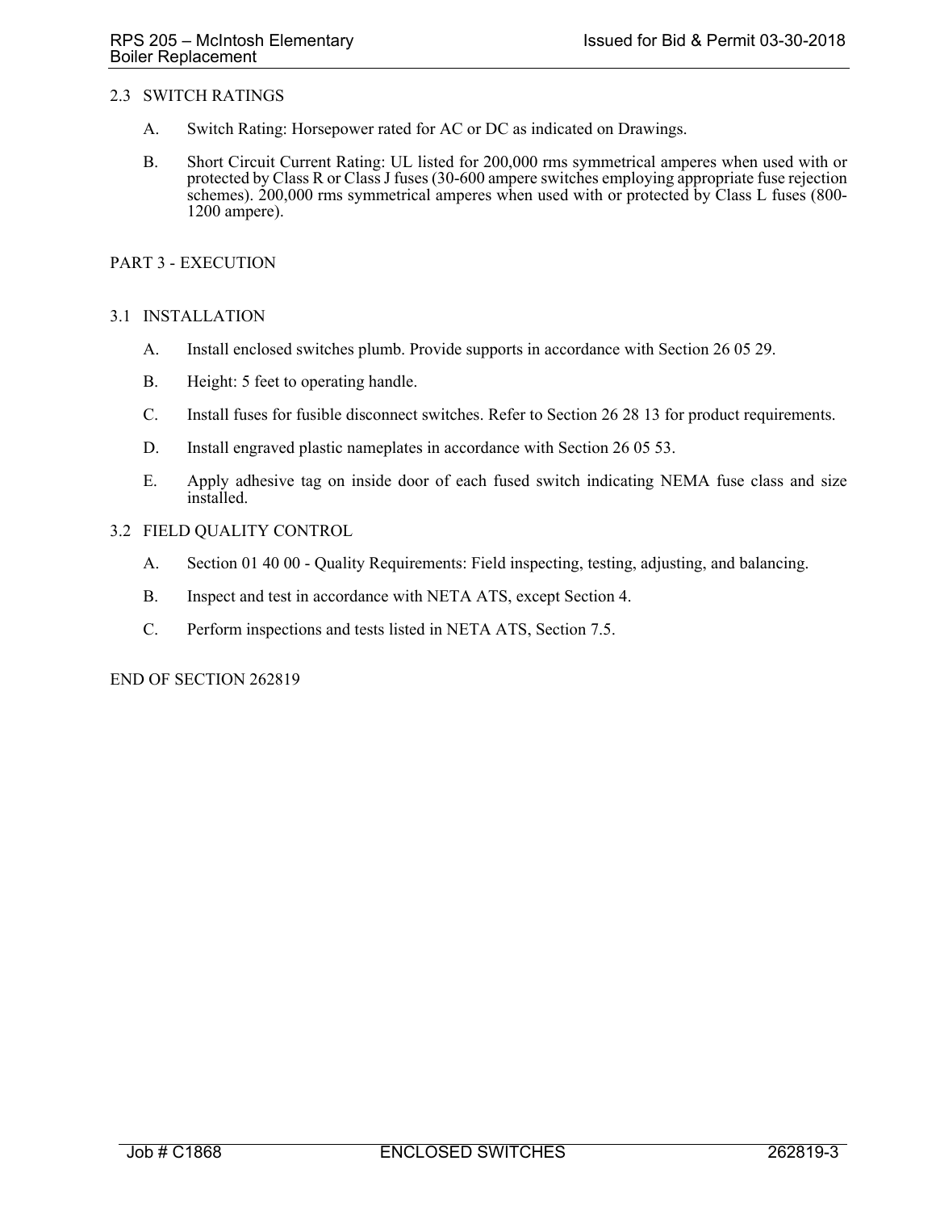## 2.3 SWITCH RATINGS

A. Switch Rating: Horsepower rated for AC or DC as indicated on Drawings.

B. Short Circuit Current Rating: UL listed for 200,000 rms symmetrical amperes when used with or protected by Class R or Class J fuses (30-600 ampere switches employing appropriate fuse rejection schemes). 200,000 rms symmetrical amperes when used with or protected by Class L fuses (800-1200 ampere).

# PART 3 - EXECUTION

## 3.1 INSTALLATION

A. Install enclosed switches plumb. Provide supports in accordance with Section 26 05 29.

B. Height: 5 feet to operating handle.

C. Install fuses for fusible disconnect switches. Refer to Section 26 28 13 for product requirements.

D. Install engraved plastic nameplates in accordance with Section 26 05 53.

E. Apply adhesive tag on inside door of each fused switch indicating NEMA fuse class and size installed.

## 3.2 FIELD QUALITY CONTROL

A. Section 01 40 00 - Quality Requirements: Field inspecting, testing, adjusting, and balancing.

B. Inspect and test in accordance with NETA ATS, except Section 4.

C. Perform inspections and tests listed in NETA ATS, Section 7.5.

END OF SECTION 262819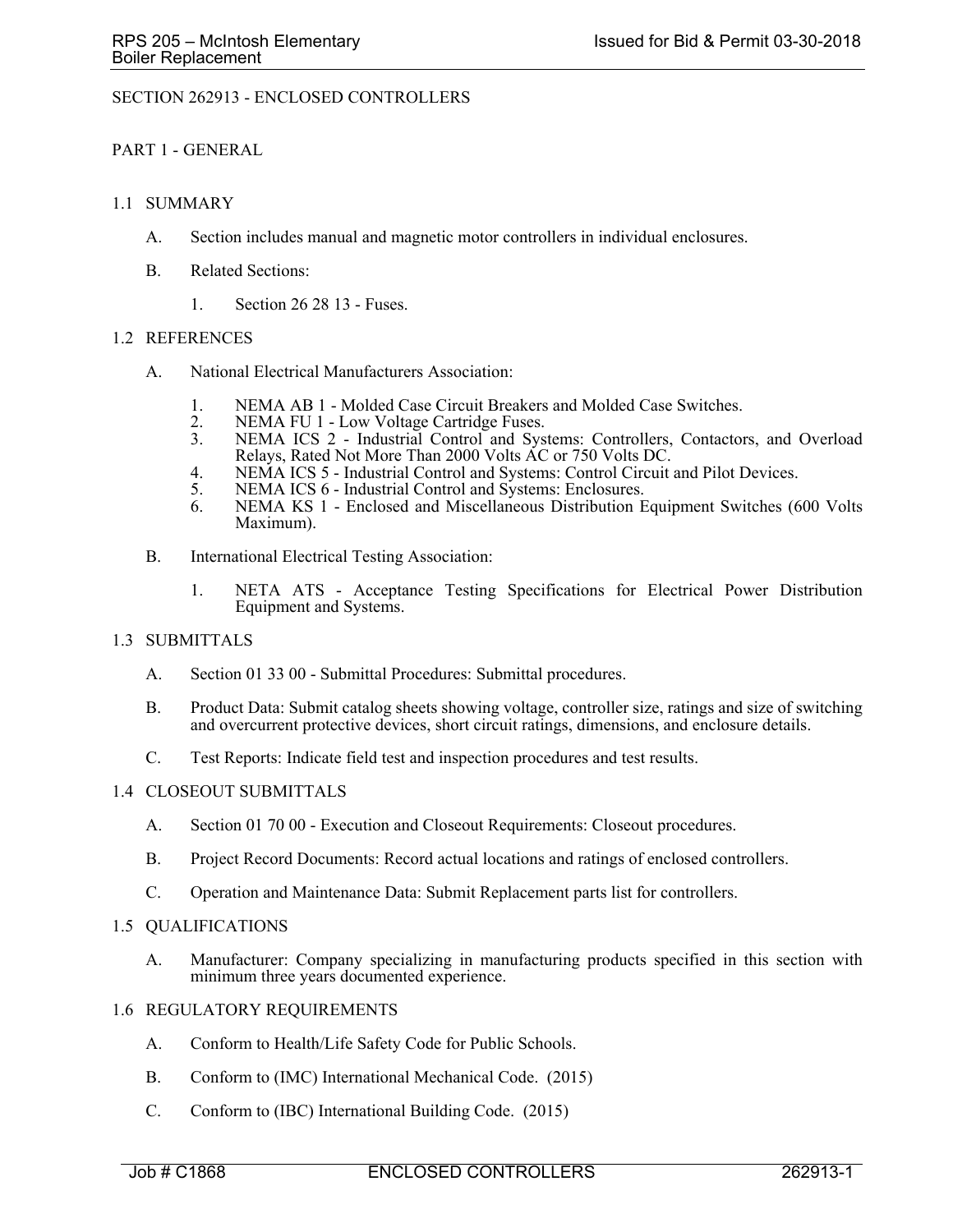SECTION 262913 - ENCLOSED CONTROLLERS

PART 1 - GENERAL

1.1 SUMMARY

A. Section includes manual and magnetic motor controllers in individual enclosures.

B. Related Sections:

1. Section 26 28 13 - Fuses.

1.2 REFERENCES

A. National Electrical Manufacturers Association:

1. NEMA AB 1 - Molded Case Circuit Breakers and Molded Case Switches.
2. NEMA FU 1 - Low Voltage Cartridge Fuses.
3. NEMA ICS 2 - Industrial Control and Systems: Controllers, Contactors, and Overload Relays, Rated Not More Than 2000 Volts AC or 750 Volts DC.
4. NEMA ICS 5 - Industrial Control and Systems: Control Circuit and Pilot Devices.
5. NEMA ICS 6 - Industrial Control and Systems: Enclosures.
6. NEMA KS 1 - Enclosed and Miscellaneous Distribution Equipment Switches (600 Volts Maximum).

B. International Electrical Testing Association:

1. NETA ATS - Acceptance Testing Specifications for Electrical Power Distribution Equipment and Systems.

1.3 SUBMITTALS

A. Section 01 33 00 - Submittal Procedures: Submittal procedures.

B. Product Data: Submit catalog sheets showing voltage, controller size, ratings and size of switching and overcurrent protective devices, short circuit ratings, dimensions, and enclosure details.

C. Test Reports: Indicate field test and inspection procedures and test results.

1.4 CLOSEOUT SUBMITTALS

A. Section 01 70 00 - Execution and Closeout Requirements: Closeout procedures.

B. Project Record Documents: Record actual locations and ratings of enclosed controllers.

C. Operation and Maintenance Data: Submit Replacement parts list for controllers.

1.5 QUALIFICATIONS

A. Manufacturer: Company specializing in manufacturing products specified in this section with minimum three years documented experience.

1.6 REGULATORY REQUIREMENTS

A. Conform to Health/Life Safety Code for Public Schools.

B. Conform to (IMC) International Mechanical Code. (2015)

C. Conform to (IBC) International Building Code. (2015)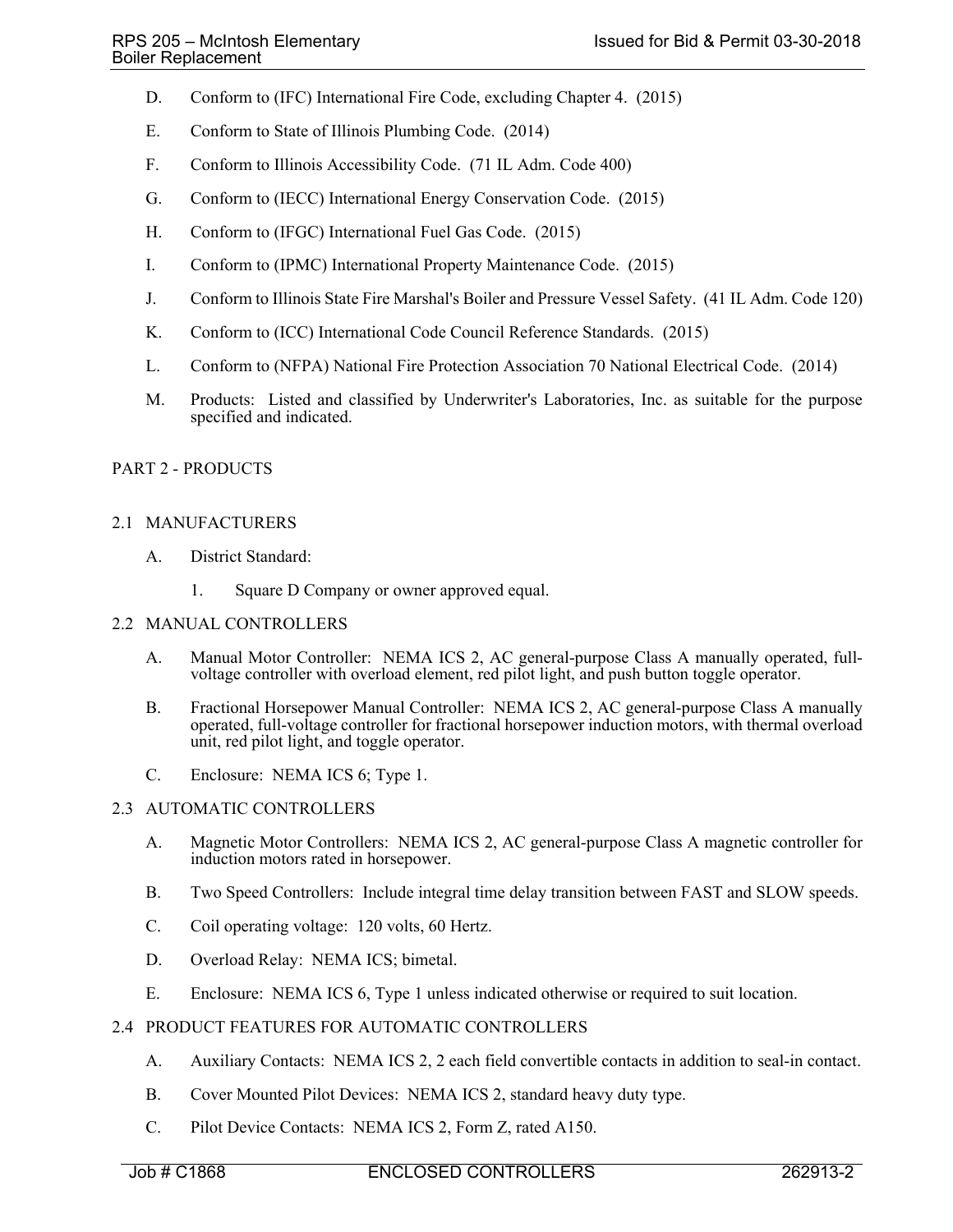D. Conform to (IFC) International Fire Code, excluding Chapter 4. (2015)

E. Conform to State of Illinois Plumbing Code. (2014)

F. Conform to Illinois Accessibility Code. (71 IL Adm. Code 400)

G. Conform to (IECC) International Energy Conservation Code. (2015)

H. Conform to (IFGC) International Fuel Gas Code. (2015)

I. Conform to (IPMC) International Property Maintenance Code. (2015)

J. Conform to Illinois State Fire Marshal's Boiler and Pressure Vessel Safety. (41 IL Adm. Code 120)

K. Conform to (ICC) International Code Council Reference Standards. (2015)

L. Conform to (NFPA) National Fire Protection Association 70 National Electrical Code. (2014)

M. Products: Listed and classified by Underwriter's Laboratories, Inc. as suitable for the purpose specified and indicated.

## PART 2 - PRODUCTS

### 2.1 MANUFACTURERS

A. District Standard:

1. Square D Company or owner approved equal.

### 2.2 MANUAL CONTROLLERS

A. Manual Motor Controller: NEMA ICS 2, AC general-purpose Class A manually operated, full-voltage controller with overload element, red pilot light, and push button toggle operator.

B. Fractional Horsepower Manual Controller: NEMA ICS 2, AC general-purpose Class A manually operated, full-voltage controller for fractional horsepower induction motors, with thermal overload unit, red pilot light, and toggle operator.

C. Enclosure: NEMA ICS 6; Type 1.

### 2.3 AUTOMATIC CONTROLLERS

A. Magnetic Motor Controllers: NEMA ICS 2, AC general-purpose Class A magnetic controller for induction motors rated in horsepower.

B. Two Speed Controllers: Include integral time delay transition between FAST and SLOW speeds.

C. Coil operating voltage: 120 volts, 60 Hertz.

D. Overload Relay: NEMA ICS; bimetal.

E. Enclosure: NEMA ICS 6, Type 1 unless indicated otherwise or required to suit location.

### 2.4 PRODUCT FEATURES FOR AUTOMATIC CONTROLLERS

A. Auxiliary Contacts: NEMA ICS 2, 2 each field convertible contacts in addition to seal-in contact.

B. Cover Mounted Pilot Devices: NEMA ICS 2, standard heavy duty type.

C. Pilot Device Contacts: NEMA ICS 2, Form Z, rated A150.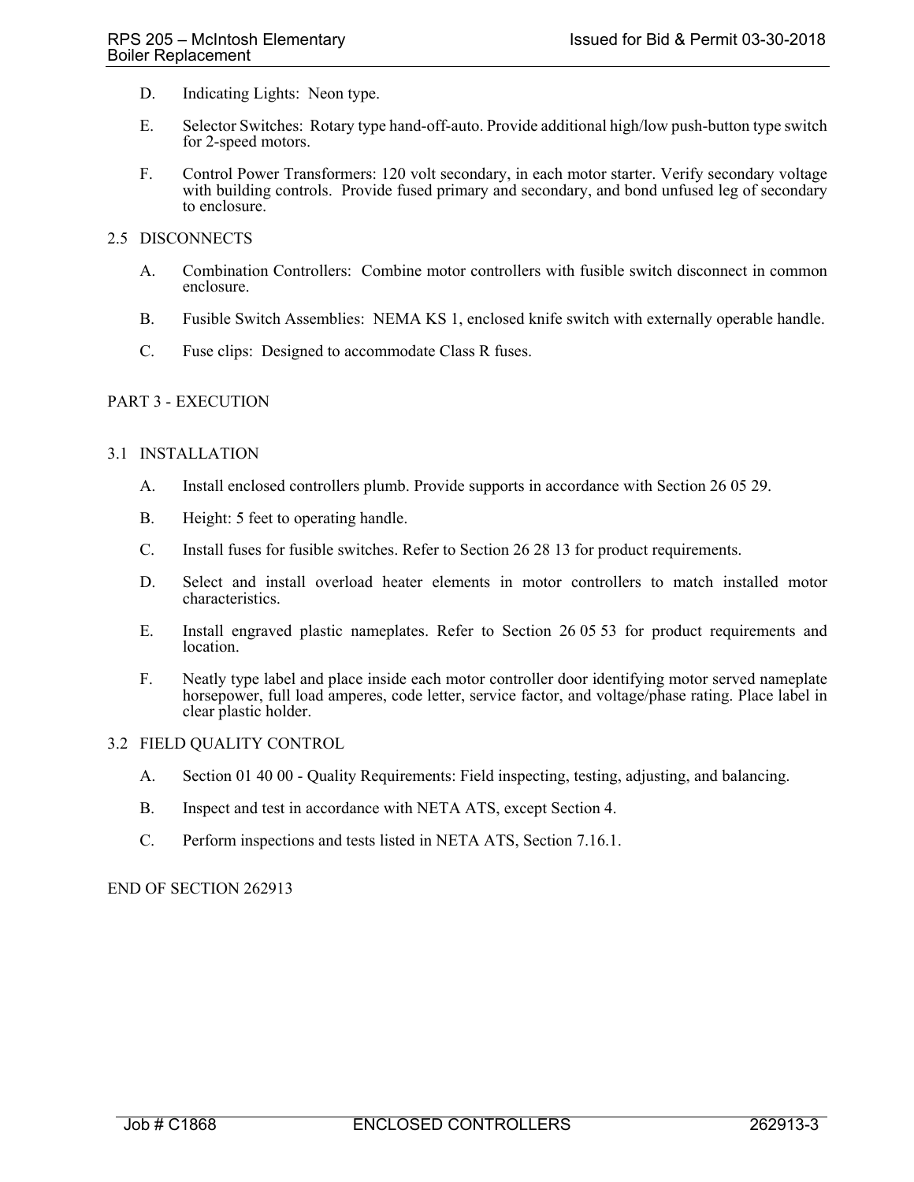D. Indicating Lights: Neon type.

E. Selector Switches: Rotary type hand-off-auto. Provide additional high/low push-button type switch for 2-speed motors.

F. Control Power Transformers: 120 volt secondary, in each motor starter. Verify secondary voltage with building controls. Provide fused primary and secondary, and bond unfused leg of secondary to enclosure.

## 2.5 DISCONNECTS

A. Combination Controllers: Combine motor controllers with fusible switch disconnect in common enclosure.

B. Fusible Switch Assemblies: NEMA KS 1, enclosed knife switch with externally operable handle.

C. Fuse clips: Designed to accommodate Class R fuses.

# PART 3 - EXECUTION

## 3.1 INSTALLATION

A. Install enclosed controllers plumb. Provide supports in accordance with Section 26 05 29.

B. Height: 5 feet to operating handle.

C. Install fuses for fusible switches. Refer to Section 26 28 13 for product requirements.

D. Select and install overload heater elements in motor controllers to match installed motor characteristics.

E. Install engraved plastic nameplates. Refer to Section 26 05 53 for product requirements and location.

F. Neatly type label and place inside each motor controller door identifying motor served nameplate horsepower, full load amperes, code letter, service factor, and voltage/phase rating. Place label in clear plastic holder.

## 3.2 FIELD QUALITY CONTROL

A. Section 01 40 00 - Quality Requirements: Field inspecting, testing, adjusting, and balancing.

B. Inspect and test in accordance with NETA ATS, except Section 4.

C. Perform inspections and tests listed in NETA ATS, Section 7.16.1.

END OF SECTION 262913